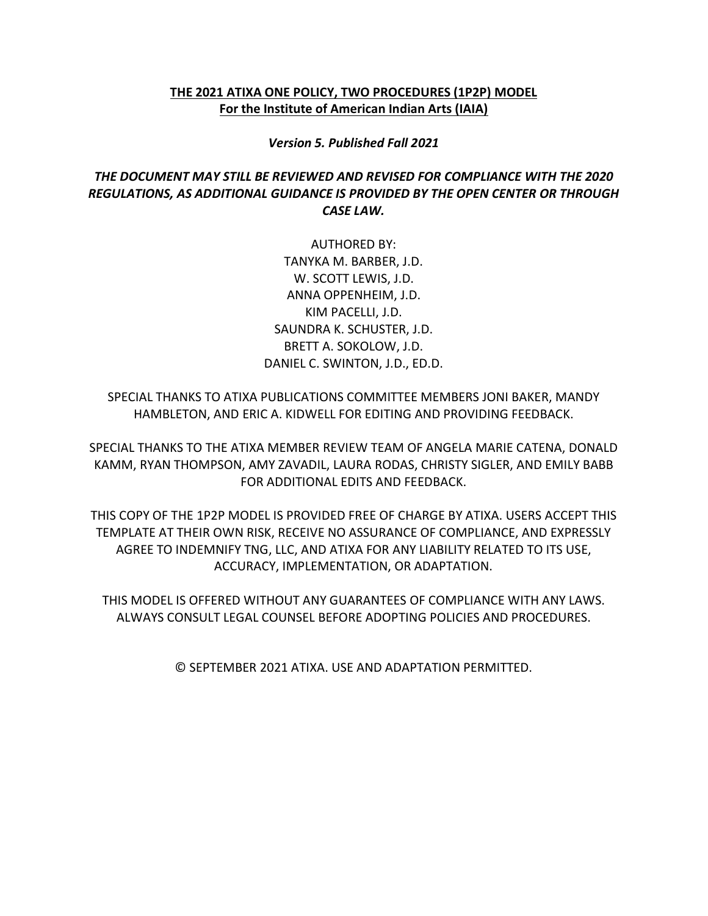# THE 2021 ATIXA ONE POLICY, TWO PROCEDURES (1P2P) MODEL
## For the Institute of American Indian Arts (IAIA)

***Version 5. Published Fall 2021***

***THE DOCUMENT MAY STILL BE REVIEWED AND REVISED FOR COMPLIANCE WITH THE 2020 REGULATIONS, AS ADDITIONAL GUIDANCE IS PROVIDED BY THE OPEN CENTER OR THROUGH CASE LAW.***

AUTHORED BY:
TANYKA M. BARBER, J.D.
W. SCOTT LEWIS, J.D.
ANNA OPPENHEIM, J.D.
KIM PACELLI, J.D.
SAUNDRA K. SCHUSTER, J.D.
BRETT A. SOKOLOW, J.D.
DANIEL C. SWINTON, J.D., ED.D.

SPECIAL THANKS TO ATIXA PUBLICATIONS COMMITTEE MEMBERS JONI BAKER, MANDY HAMBLETON, AND ERIC A. KIDWELL FOR EDITING AND PROVIDING FEEDBACK.

SPECIAL THANKS TO THE ATIXA MEMBER REVIEW TEAM OF ANGELA MARIE CATENA, DONALD KAMM, RYAN THOMPSON, AMY ZAVADIL, LAURA RODAS, CHRISTY SIGLER, AND EMILY BABB FOR ADDITIONAL EDITS AND FEEDBACK.

THIS COPY OF THE 1P2P MODEL IS PROVIDED FREE OF CHARGE BY ATIXA. USERS ACCEPT THIS TEMPLATE AT THEIR OWN RISK, RECEIVE NO ASSURANCE OF COMPLIANCE, AND EXPRESSLY AGREE TO INDEMNIFY TNG, LLC, AND ATIXA FOR ANY LIABILITY RELATED TO ITS USE, ACCURACY, IMPLEMENTATION, OR ADAPTATION.

THIS MODEL IS OFFERED WITHOUT ANY GUARANTEES OF COMPLIANCE WITH ANY LAWS. ALWAYS CONSULT LEGAL COUNSEL BEFORE ADOPTING POLICIES AND PROCEDURES.

© SEPTEMBER 2021 ATIXA. USE AND ADAPTATION PERMITTED.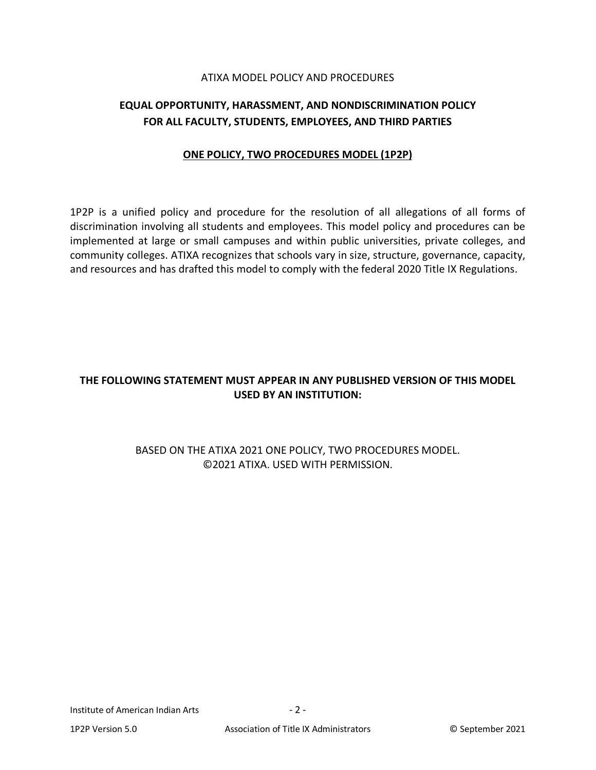ATIXA MODEL POLICY AND PROCEDURES

# EQUAL OPPORTUNITY, HARASSMENT, AND NONDISCRIMINATION POLICY FOR ALL FACULTY, STUDENTS, EMPLOYEES, AND THIRD PARTIES

## ONE POLICY, TWO PROCEDURES MODEL (1P2P)

1P2P is a unified policy and procedure for the resolution of all allegations of all forms of discrimination involving all students and employees. This model policy and procedures can be implemented at large or small campuses and within public universities, private colleges, and community colleges. ATIXA recognizes that schools vary in size, structure, governance, capacity, and resources and has drafted this model to comply with the federal 2020 Title IX Regulations.

**THE FOLLOWING STATEMENT MUST APPEAR IN ANY PUBLISHED VERSION OF THIS MODEL USED BY AN INSTITUTION:**

BASED ON THE ATIXA 2021 ONE POLICY, TWO PROCEDURES MODEL.
©2021 ATIXA. USED WITH PERMISSION.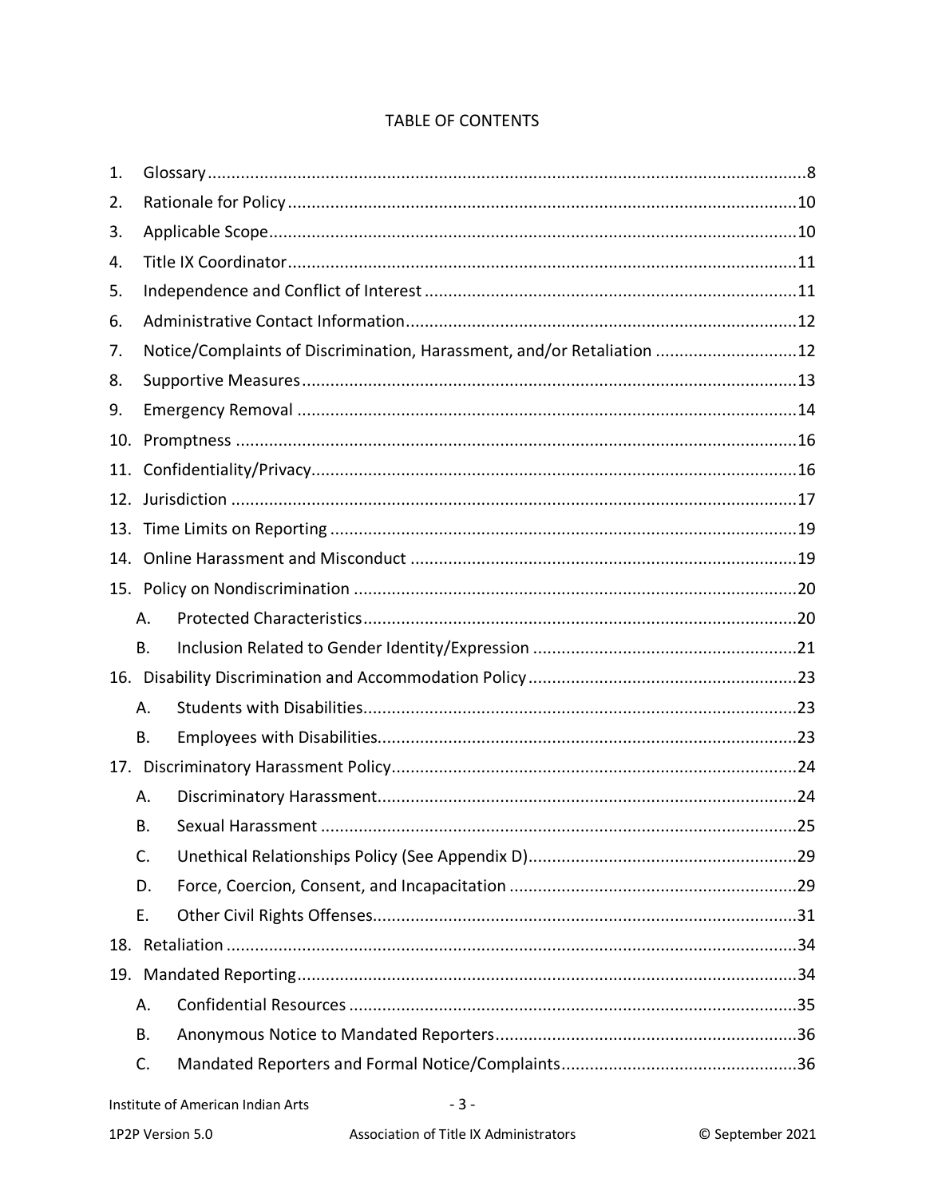# TABLE OF CONTENTS

1. Glossary ..... 8
2. Rationale for Policy ..... 10
3. Applicable Scope ..... 10
4. Title IX Coordinator ..... 11
5. Independence and Conflict of Interest ..... 11
6. Administrative Contact Information ..... 12
7. Notice/Complaints of Discrimination, Harassment, and/or Retaliation ..... 12
8. Supportive Measures ..... 13
9. Emergency Removal ..... 14
10. Promptness ..... 16
11. Confidentiality/Privacy ..... 16
12. Jurisdiction ..... 17
13. Time Limits on Reporting ..... 19
14. Online Harassment and Misconduct ..... 19
15. Policy on Nondiscrimination ..... 20
    - A. Protected Characteristics ..... 20
    - B. Inclusion Related to Gender Identity/Expression ..... 21
16. Disability Discrimination and Accommodation Policy ..... 23
    - A. Students with Disabilities ..... 23
    - B. Employees with Disabilities ..... 23
17. Discriminatory Harassment Policy ..... 24
    - A. Discriminatory Harassment ..... 24
    - B. Sexual Harassment ..... 25
    - C. Unethical Relationships Policy (See Appendix D) ..... 29
    - D. Force, Coercion, Consent, and Incapacitation ..... 29
    - E. Other Civil Rights Offenses ..... 31
18. Retaliation ..... 34
19. Mandated Reporting ..... 34
    - A. Confidential Resources ..... 35
    - B. Anonymous Notice to Mandated Reporters ..... 36
    - C. Mandated Reporters and Formal Notice/Complaints ..... 36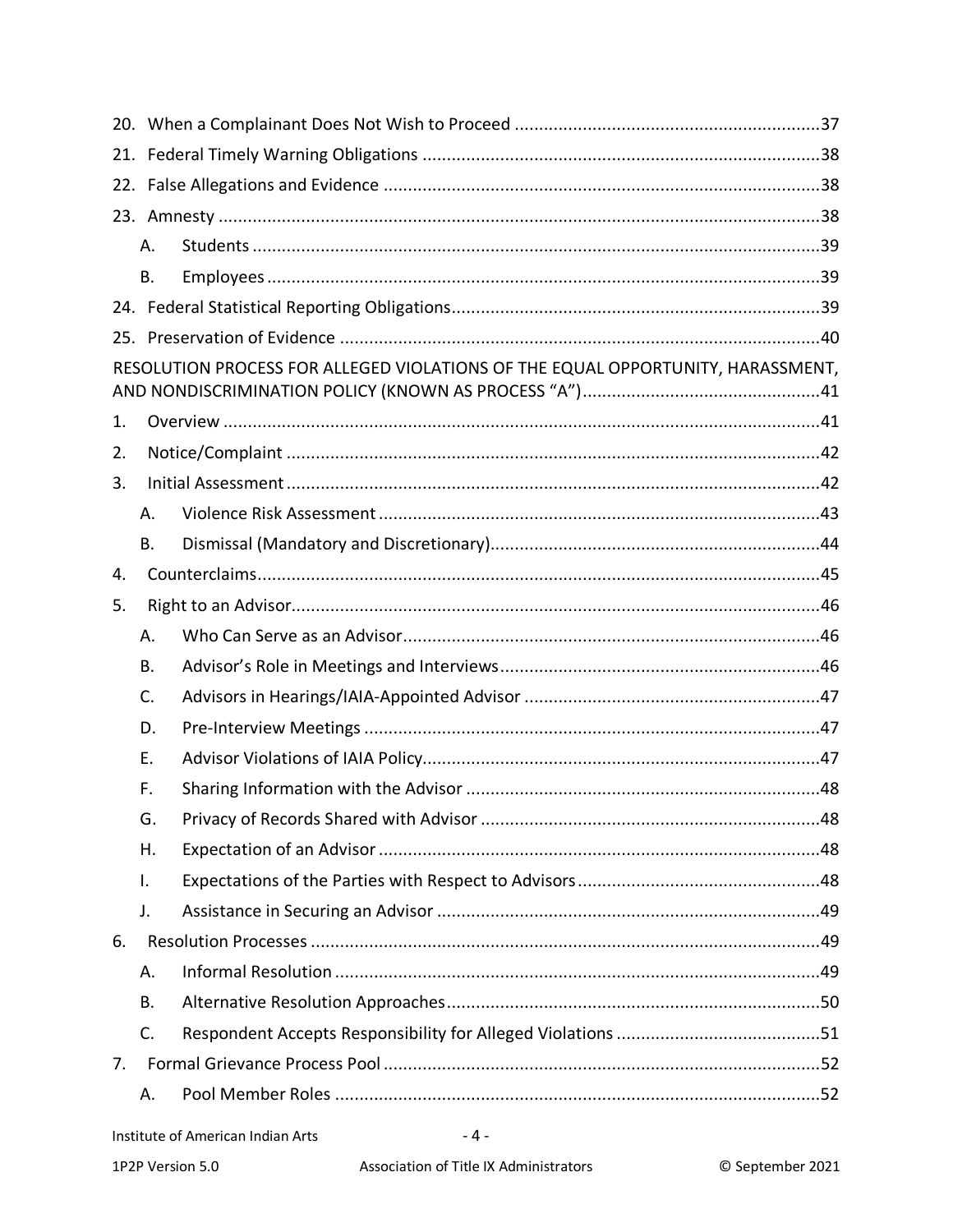20. When a Complainant Does Not Wish to Proceed ....................................................................37
21. Federal Timely Warning Obligations ...................................................................................38
22. False Allegations and Evidence ...........................................................................................38
23. Amnesty ..................................................................................................................................38
    A. Students ...............................................................................................................................39
    B. Employees ...........................................................................................................................39
24. Federal Statistical Reporting Obligations...........................................................................39
25. Preservation of Evidence ......................................................................................................40

RESOLUTION PROCESS FOR ALLEGED VIOLATIONS OF THE EQUAL OPPORTUNITY, HARASSMENT, AND NONDISCRIMINATION POLICY (KNOWN AS PROCESS "A") ..................................................41

1. Overview ...................................................................................................................................41
2. Notice/Complaint ....................................................................................................................42
3. Initial Assessment ....................................................................................................................42
    A. Violence Risk Assessment ..................................................................................................43
    B. Dismissal (Mandatory and Discretionary)..........................................................................44
4. Counterclaims............................................................................................................................45
5. Right to an Advisor...................................................................................................................46
    A. Who Can Serve as an Advisor.............................................................................................46
    B. Advisor's Role in Meetings and Interviews........................................................................46
    C. Advisors in Hearings/IAIA-Appointed Advisor ...............................................................47
    D. Pre-Interview Meetings ......................................................................................................47
    E. Advisor Violations of IAIA Policy.......................................................................................47
    F. Sharing Information with the Advisor ...............................................................................48
    G. Privacy of Records Shared with Advisor ...........................................................................48
    H. Expectation of an Advisor ..................................................................................................48
    I. Expectations of the Parties with Respect to Advisors........................................................48
    J. Assistance in Securing an Advisor .....................................................................................49
6. Resolution Processes ...............................................................................................................49
    A. Informal Resolution ............................................................................................................49
    B. Alternative Resolution Approaches...................................................................................50
    C. Respondent Accepts Responsibility for Alleged Violations ............................................51
7. Formal Grievance Process Pool ................................................................................................52
    A. Pool Member Roles ............................................................................................................52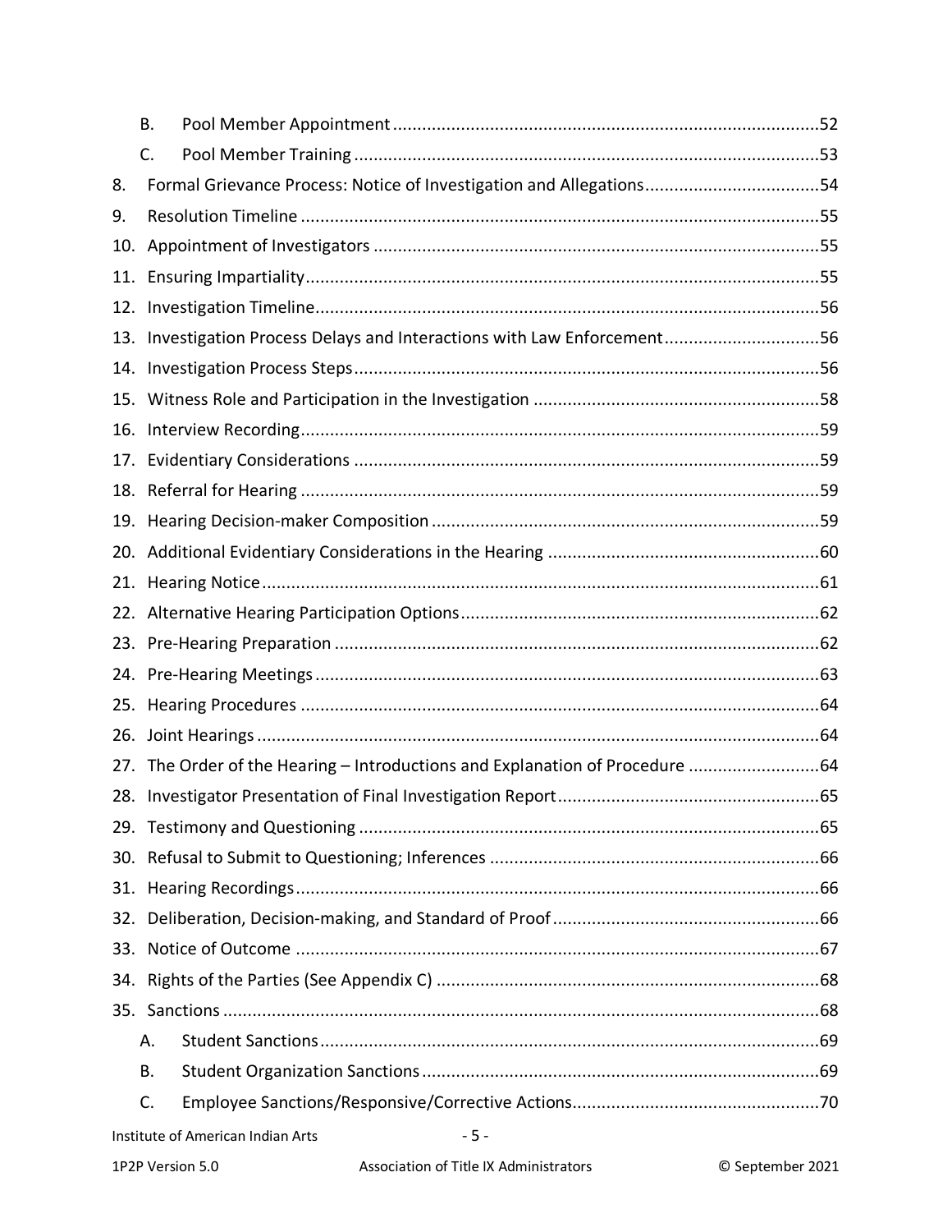- B. Pool Member Appointment ....................................................................................52
- C. Pool Member Training ..........................................................................................53

8. Formal Grievance Process: Notice of Investigation and Allegations ....................................54
9. Resolution Timeline ..........................................................................................................55
10. Appointment of Investigators ...........................................................................................55
11. Ensuring Impartiality .........................................................................................................55
12. Investigation Timeline .......................................................................................................56
13. Investigation Process Delays and Interactions with Law Enforcement ................................56
14. Investigation Process Steps ...............................................................................................56
15. Witness Role and Participation in the Investigation ...........................................................58
16. Interview Recording ..........................................................................................................59
17. Evidentiary Considerations ...............................................................................................59
18. Referral for Hearing ..........................................................................................................59
19. Hearing Decision-maker Composition ...............................................................................59
20. Additional Evidentiary Considerations in the Hearing .......................................................60
21. Hearing Notice ..................................................................................................................61
22. Alternative Hearing Participation Options .........................................................................62
23. Pre-Hearing Preparation ...................................................................................................62
24. Pre-Hearing Meetings .......................................................................................................63
25. Hearing Procedures ..........................................................................................................64
26. Joint Hearings ...................................................................................................................64
27. The Order of the Hearing – Introductions and Explanation of Procedure ...........................64
28. Investigator Presentation of Final Investigation Report .....................................................65
29. Testimony and Questioning .............................................................................................65
30. Refusal to Submit to Questioning; Inferences ...................................................................66
31. Hearing Recordings ..........................................................................................................66
32. Deliberation, Decision-making, and Standard of Proof ......................................................66
33. Notice of Outcome ...........................................................................................................67
34. Rights of the Parties (See Appendix C) ..............................................................................68
35. Sanctions ..........................................................................................................................68
    - A. Student Sanctions ......................................................................................................69
    - B. Student Organization Sanctions .................................................................................69
    - C. Employee Sanctions/Responsive/Corrective Actions ..................................................70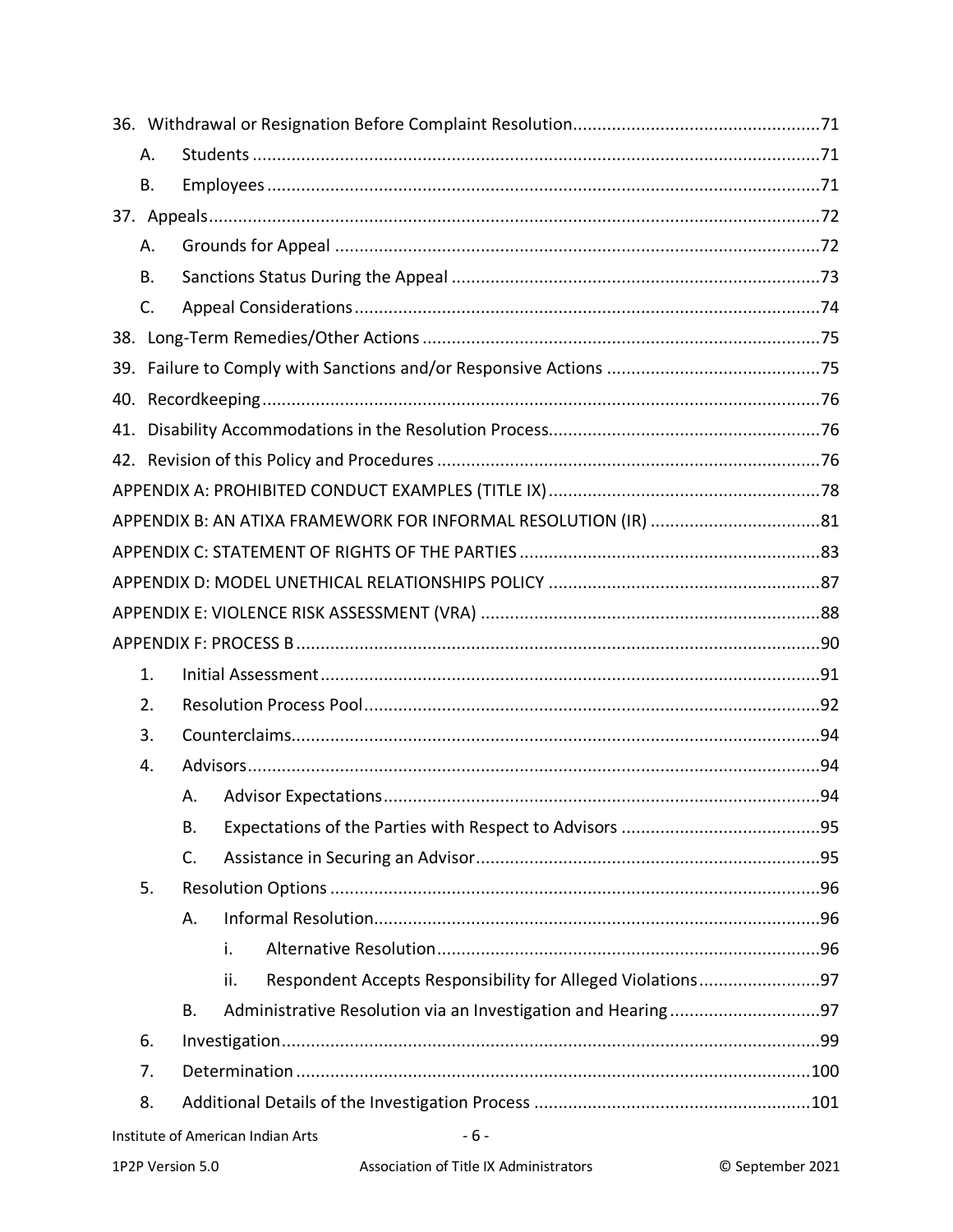36. Withdrawal or Resignation Before Complaint Resolution....71
    - A. Students....71
    - B. Employees....71
37. Appeals....72
    - A. Grounds for Appeal....72
    - B. Sanctions Status During the Appeal....73
    - C. Appeal Considerations....74
38. Long-Term Remedies/Other Actions....75
39. Failure to Comply with Sanctions and/or Responsive Actions....75
40. Recordkeeping....76
41. Disability Accommodations in the Resolution Process....76
42. Revision of this Policy and Procedures....76

APPENDIX A: PROHIBITED CONDUCT EXAMPLES (TITLE IX)....78

APPENDIX B: AN ATIXA FRAMEWORK FOR INFORMAL RESOLUTION (IR)....81

APPENDIX C: STATEMENT OF RIGHTS OF THE PARTIES....83

APPENDIX D: MODEL UNETHICAL RELATIONSHIPS POLICY....87

APPENDIX E: VIOLENCE RISK ASSESSMENT (VRA)....88

APPENDIX F: PROCESS B....90

1. Initial Assessment....91
2. Resolution Process Pool....92
3. Counterclaims....94
4. Advisors....94
    - A. Advisor Expectations....94
    - B. Expectations of the Parties with Respect to Advisors....95
    - C. Assistance in Securing an Advisor....95
5. Resolution Options....96
    - A. Informal Resolution....96
        - i. Alternative Resolution....96
        - ii. Respondent Accepts Responsibility for Alleged Violations....97
    - B. Administrative Resolution via an Investigation and Hearing....97
6. Investigation....99
7. Determination....100
8. Additional Details of the Investigation Process....101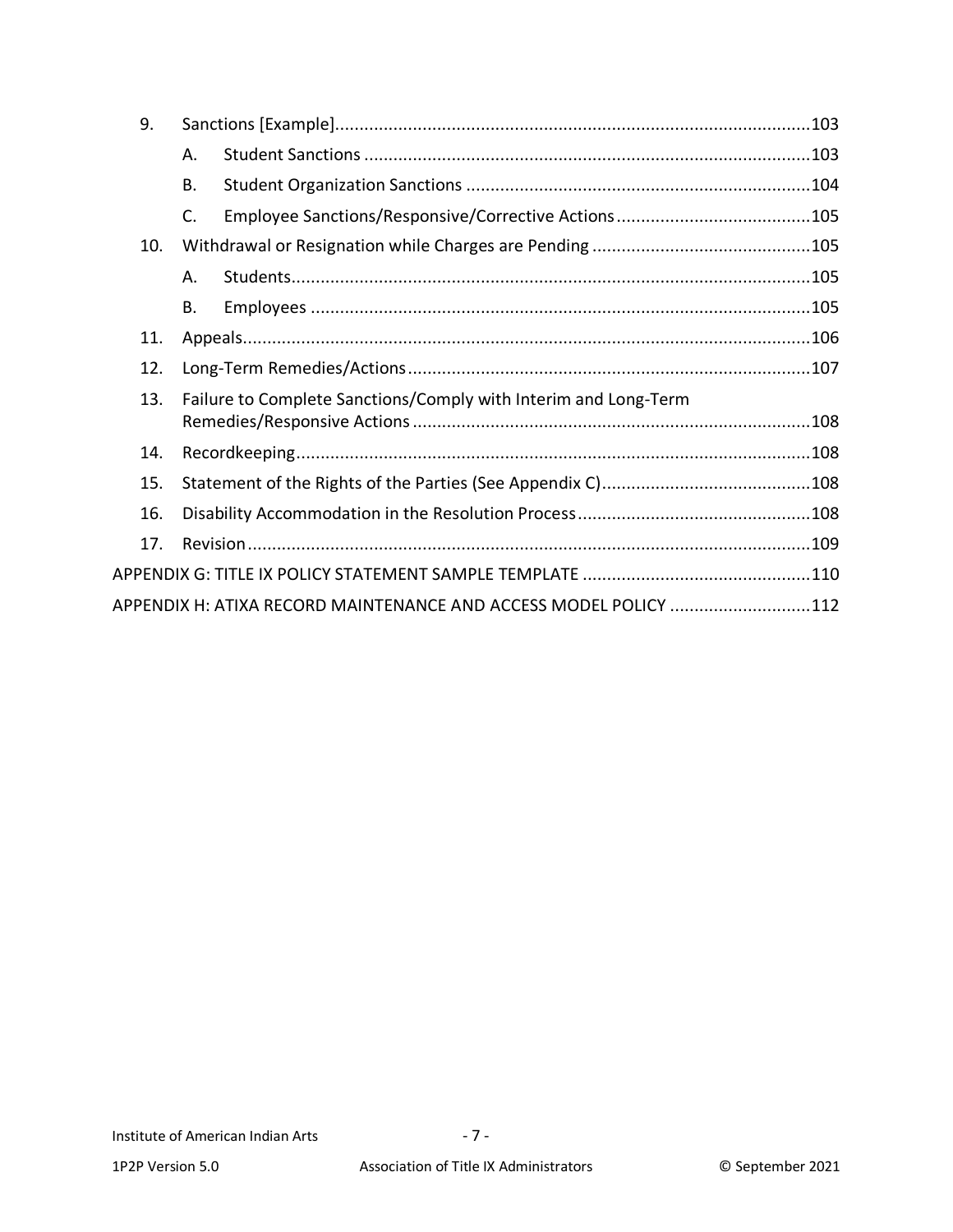9. Sanctions [Example] ... 103
   - A. Student Sanctions ... 103
   - B. Student Organization Sanctions ... 104
   - C. Employee Sanctions/Responsive/Corrective Actions ... 105
10. Withdrawal or Resignation while Charges are Pending ... 105
    - A. Students ... 105
    - B. Employees ... 105
11. Appeals ... 106
12. Long-Term Remedies/Actions ... 107
13. Failure to Complete Sanctions/Comply with Interim and Long-Term Remedies/Responsive Actions ... 108
14. Recordkeeping ... 108
15. Statement of the Rights of the Parties (See Appendix C) ... 108
16. Disability Accommodation in the Resolution Process ... 108
17. Revision ... 109

APPENDIX G: TITLE IX POLICY STATEMENT SAMPLE TEMPLATE ... 110

APPENDIX H: ATIXA RECORD MAINTENANCE AND ACCESS MODEL POLICY ... 112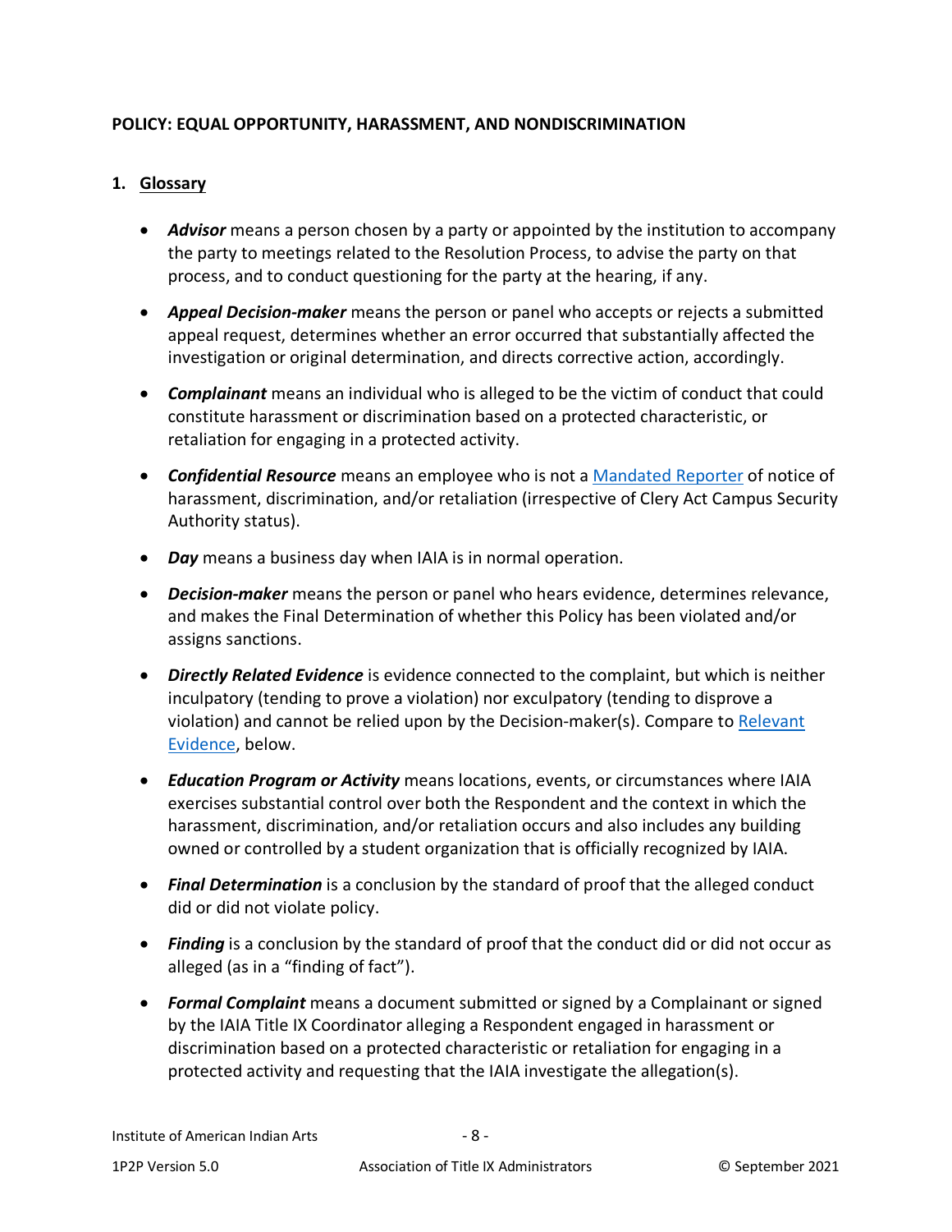**POLICY: EQUAL OPPORTUNITY, HARASSMENT, AND NONDISCRIMINATION**

## 1. Glossary

- ***Advisor*** means a person chosen by a party or appointed by the institution to accompany the party to meetings related to the Resolution Process, to advise the party on that process, and to conduct questioning for the party at the hearing, if any.
- ***Appeal Decision-maker*** means the person or panel who accepts or rejects a submitted appeal request, determines whether an error occurred that substantially affected the investigation or original determination, and directs corrective action, accordingly.
- ***Complainant*** means an individual who is alleged to be the victim of conduct that could constitute harassment or discrimination based on a protected characteristic, or retaliation for engaging in a protected activity.
- ***Confidential Resource*** means an employee who is not a Mandated Reporter of notice of harassment, discrimination, and/or retaliation (irrespective of Clery Act Campus Security Authority status).
- ***Day*** means a business day when IAIA is in normal operation.
- ***Decision-maker*** means the person or panel who hears evidence, determines relevance, and makes the Final Determination of whether this Policy has been violated and/or assigns sanctions.
- ***Directly Related Evidence*** is evidence connected to the complaint, but which is neither inculpatory (tending to prove a violation) nor exculpatory (tending to disprove a violation) and cannot be relied upon by the Decision-maker(s). Compare to Relevant Evidence, below.
- ***Education Program or Activity*** means locations, events, or circumstances where IAIA exercises substantial control over both the Respondent and the context in which the harassment, discrimination, and/or retaliation occurs and also includes any building owned or controlled by a student organization that is officially recognized by IAIA.
- ***Final Determination*** is a conclusion by the standard of proof that the alleged conduct did or did not violate policy.
- ***Finding*** is a conclusion by the standard of proof that the conduct did or did not occur as alleged (as in a "finding of fact").
- ***Formal Complaint*** means a document submitted or signed by a Complainant or signed by the IAIA Title IX Coordinator alleging a Respondent engaged in harassment or discrimination based on a protected characteristic or retaliation for engaging in a protected activity and requesting that the IAIA investigate the allegation(s).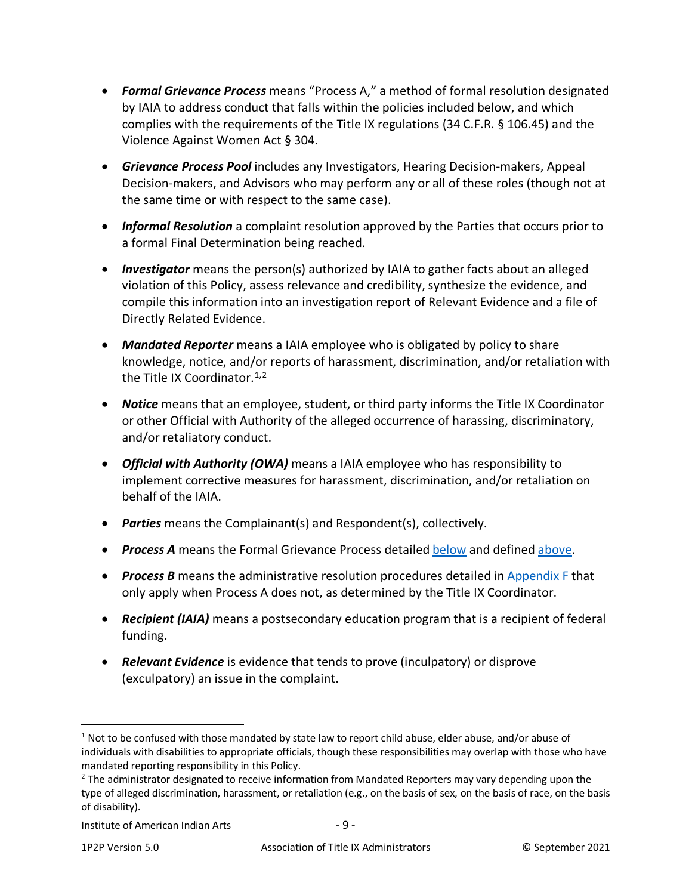- ***Formal Grievance Process*** means "Process A," a method of formal resolution designated by IAIA to address conduct that falls within the policies included below, and which complies with the requirements of the Title IX regulations (34 C.F.R. § 106.45) and the Violence Against Women Act § 304.

- ***Grievance Process Pool*** includes any Investigators, Hearing Decision-makers, Appeal Decision-makers, and Advisors who may perform any or all of these roles (though not at the same time or with respect to the same case).

- ***Informal Resolution*** a complaint resolution approved by the Parties that occurs prior to a formal Final Determination being reached.

- ***Investigator*** means the person(s) authorized by IAIA to gather facts about an alleged violation of this Policy, assess relevance and credibility, synthesize the evidence, and compile this information into an investigation report of Relevant Evidence and a file of Directly Related Evidence.

- ***Mandated Reporter*** means a IAIA employee who is obligated by policy to share knowledge, notice, and/or reports of harassment, discrimination, and/or retaliation with the Title IX Coordinator.[1,2]

- ***Notice*** means that an employee, student, or third party informs the Title IX Coordinator or other Official with Authority of the alleged occurrence of harassing, discriminatory, and/or retaliatory conduct.

- ***Official with Authority (OWA)*** means a IAIA employee who has responsibility to implement corrective measures for harassment, discrimination, and/or retaliation on behalf of the IAIA.

- ***Parties*** means the Complainant(s) and Respondent(s), collectively.

- ***Process A*** means the Formal Grievance Process detailed below and defined above.

- ***Process B*** means the administrative resolution procedures detailed in Appendix F that only apply when Process A does not, as determined by the Title IX Coordinator.

- ***Recipient (IAIA)*** means a postsecondary education program that is a recipient of federal funding.

- ***Relevant Evidence*** is evidence that tends to prove (inculpatory) or disprove (exculpatory) an issue in the complaint.

---

[1] Not to be confused with those mandated by state law to report child abuse, elder abuse, and/or abuse of individuals with disabilities to appropriate officials, though these responsibilities may overlap with those who have mandated reporting responsibility in this Policy.

[2] The administrator designated to receive information from Mandated Reporters may vary depending upon the type of alleged discrimination, harassment, or retaliation (e.g., on the basis of sex, on the basis of race, on the basis of disability).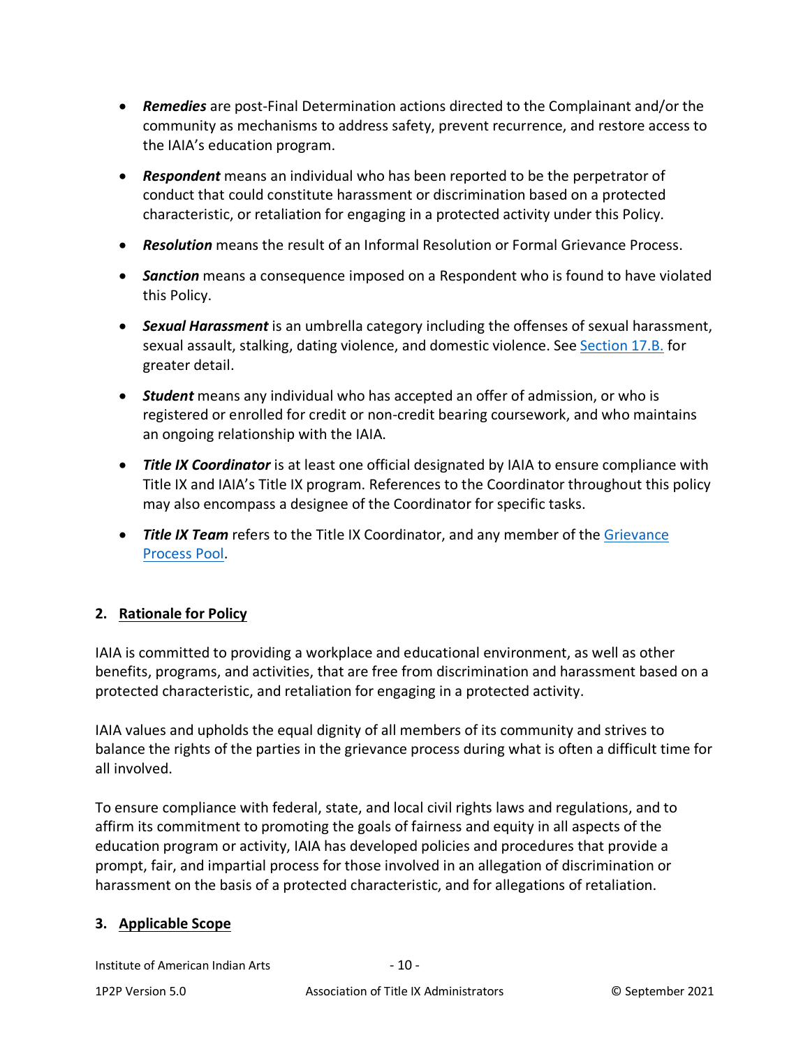- ***Remedies*** are post-Final Determination actions directed to the Complainant and/or the community as mechanisms to address safety, prevent recurrence, and restore access to the IAIA's education program.

- ***Respondent*** means an individual who has been reported to be the perpetrator of conduct that could constitute harassment or discrimination based on a protected characteristic, or retaliation for engaging in a protected activity under this Policy.

- ***Resolution*** means the result of an Informal Resolution or Formal Grievance Process.

- ***Sanction*** means a consequence imposed on a Respondent who is found to have violated this Policy.

- ***Sexual Harassment*** is an umbrella category including the offenses of sexual harassment, sexual assault, stalking, dating violence, and domestic violence. See Section 17.B. for greater detail.

- ***Student*** means any individual who has accepted an offer of admission, or who is registered or enrolled for credit or non-credit bearing coursework, and who maintains an ongoing relationship with the IAIA.

- ***Title IX Coordinator*** is at least one official designated by IAIA to ensure compliance with Title IX and IAIA's Title IX program. References to the Coordinator throughout this policy may also encompass a designee of the Coordinator for specific tasks.

- ***Title IX Team*** refers to the Title IX Coordinator, and any member of the Grievance Process Pool.

## 2. Rationale for Policy

IAIA is committed to providing a workplace and educational environment, as well as other benefits, programs, and activities, that are free from discrimination and harassment based on a protected characteristic, and retaliation for engaging in a protected activity.

IAIA values and upholds the equal dignity of all members of its community and strives to balance the rights of the parties in the grievance process during what is often a difficult time for all involved.

To ensure compliance with federal, state, and local civil rights laws and regulations, and to affirm its commitment to promoting the goals of fairness and equity in all aspects of the education program or activity, IAIA has developed policies and procedures that provide a prompt, fair, and impartial process for those involved in an allegation of discrimination or harassment on the basis of a protected characteristic, and for allegations of retaliation.

## 3. Applicable Scope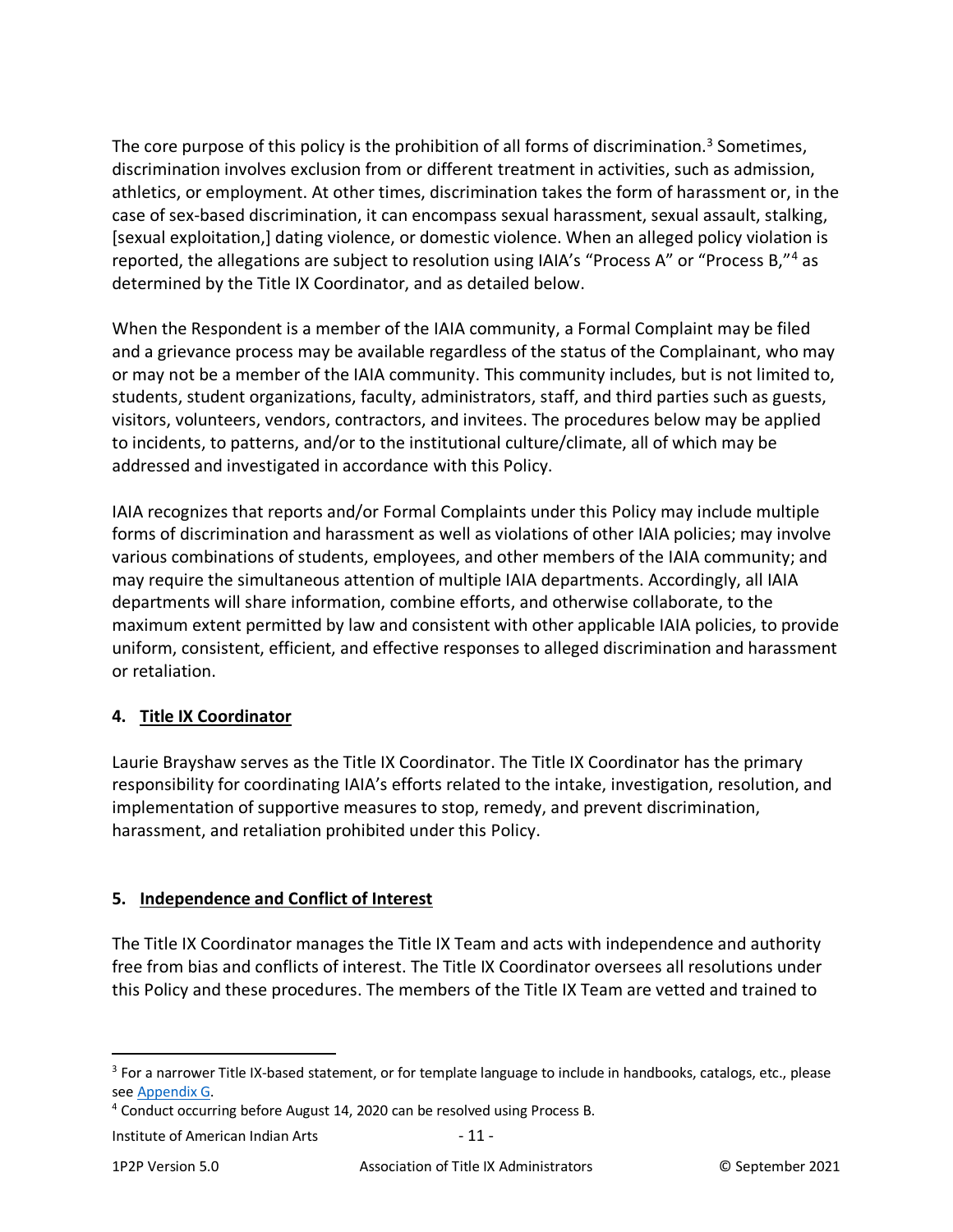The core purpose of this policy is the prohibition of all forms of discrimination.[3] Sometimes, discrimination involves exclusion from or different treatment in activities, such as admission, athletics, or employment. At other times, discrimination takes the form of harassment or, in the case of sex-based discrimination, it can encompass sexual harassment, sexual assault, stalking, [sexual exploitation,] dating violence, or domestic violence. When an alleged policy violation is reported, the allegations are subject to resolution using IAIA's "Process A" or "Process B,"[4] as determined by the Title IX Coordinator, and as detailed below.

When the Respondent is a member of the IAIA community, a Formal Complaint may be filed and a grievance process may be available regardless of the status of the Complainant, who may or may not be a member of the IAIA community. This community includes, but is not limited to, students, student organizations, faculty, administrators, staff, and third parties such as guests, visitors, volunteers, vendors, contractors, and invitees. The procedures below may be applied to incidents, to patterns, and/or to the institutional culture/climate, all of which may be addressed and investigated in accordance with this Policy.

IAIA recognizes that reports and/or Formal Complaints under this Policy may include multiple forms of discrimination and harassment as well as violations of other IAIA policies; may involve various combinations of students, employees, and other members of the IAIA community; and may require the simultaneous attention of multiple IAIA departments. Accordingly, all IAIA departments will share information, combine efforts, and otherwise collaborate, to the maximum extent permitted by law and consistent with other applicable IAIA policies, to provide uniform, consistent, efficient, and effective responses to alleged discrimination and harassment or retaliation.

## 4. Title IX Coordinator

Laurie Brayshaw serves as the Title IX Coordinator. The Title IX Coordinator has the primary responsibility for coordinating IAIA's efforts related to the intake, investigation, resolution, and implementation of supportive measures to stop, remedy, and prevent discrimination, harassment, and retaliation prohibited under this Policy.

## 5. Independence and Conflict of Interest

The Title IX Coordinator manages the Title IX Team and acts with independence and authority free from bias and conflicts of interest. The Title IX Coordinator oversees all resolutions under this Policy and these procedures. The members of the Title IX Team are vetted and trained to

---

[3] For a narrower Title IX-based statement, or for template language to include in handbooks, catalogs, etc., please see Appendix G.

[4] Conduct occurring before August 14, 2020 can be resolved using Process B.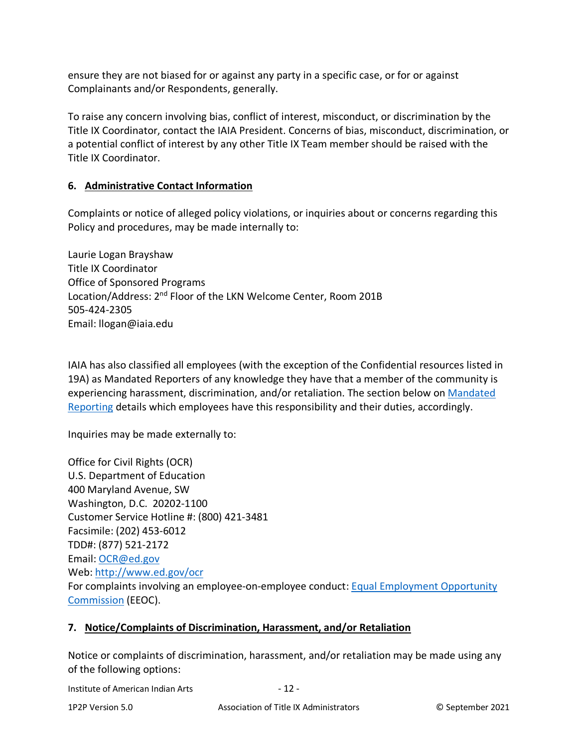ensure they are not biased for or against any party in a specific case, or for or against Complainants and/or Respondents, generally.

To raise any concern involving bias, conflict of interest, misconduct, or discrimination by the Title IX Coordinator, contact the IAIA President. Concerns of bias, misconduct, discrimination, or a potential conflict of interest by any other Title IX Team member should be raised with the Title IX Coordinator.

## 6. Administrative Contact Information

Complaints or notice of alleged policy violations, or inquiries about or concerns regarding this Policy and procedures, may be made internally to:

Laurie Logan Brayshaw
Title IX Coordinator
Office of Sponsored Programs
Location/Address: 2nd Floor of the LKN Welcome Center, Room 201B
505-424-2305
Email: llogan@iaia.edu

IAIA has also classified all employees (with the exception of the Confidential resources listed in 19A) as Mandated Reporters of any knowledge they have that a member of the community is experiencing harassment, discrimination, and/or retaliation. The section below on Mandated Reporting details which employees have this responsibility and their duties, accordingly.

Inquiries may be made externally to:

Office for Civil Rights (OCR)
U.S. Department of Education
400 Maryland Avenue, SW
Washington, D.C. 20202-1100
Customer Service Hotline #: (800) 421-3481
Facsimile: (202) 453-6012
TDD#: (877) 521-2172
Email: OCR@ed.gov
Web: http://www.ed.gov/ocr
For complaints involving an employee-on-employee conduct: Equal Employment Opportunity Commission (EEOC).

## 7. Notice/Complaints of Discrimination, Harassment, and/or Retaliation

Notice or complaints of discrimination, harassment, and/or retaliation may be made using any of the following options: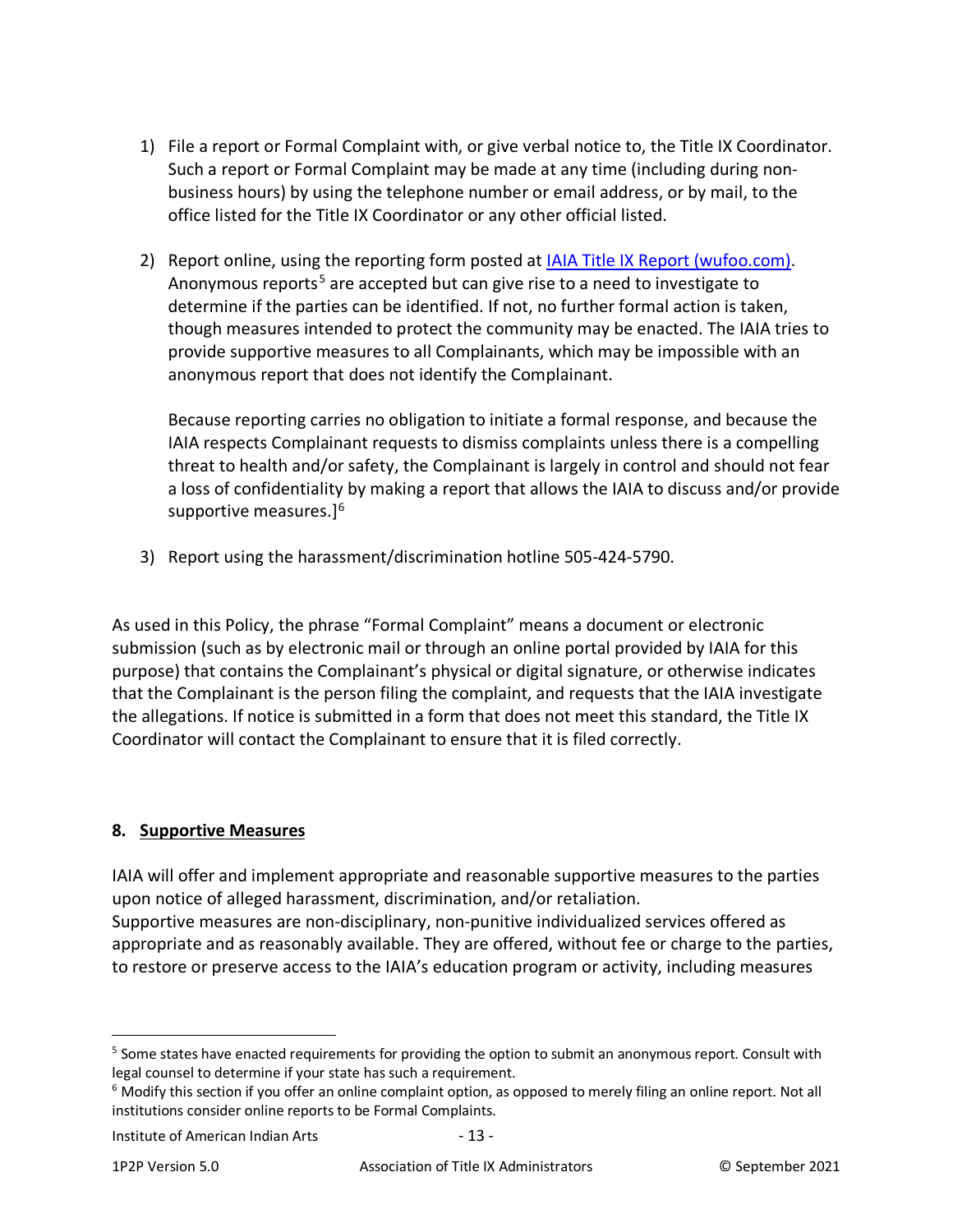1) File a report or Formal Complaint with, or give verbal notice to, the Title IX Coordinator. Such a report or Formal Complaint may be made at any time (including during non-business hours) by using the telephone number or email address, or by mail, to the office listed for the Title IX Coordinator or any other official listed.

2) Report online, using the reporting form posted at [IAIA Title IX Report (wufoo.com)](). Anonymous reports[5] are accepted but can give rise to a need to investigate to determine if the parties can be identified. If not, no further formal action is taken, though measures intended to protect the community may be enacted. The IAIA tries to provide supportive measures to all Complainants, which may be impossible with an anonymous report that does not identify the Complainant.

   Because reporting carries no obligation to initiate a formal response, and because the IAIA respects Complainant requests to dismiss complaints unless there is a compelling threat to health and/or safety, the Complainant is largely in control and should not fear a loss of confidentiality by making a report that allows the IAIA to discuss and/or provide supportive measures.][6]

3) Report using the harassment/discrimination hotline 505-424-5790.

As used in this Policy, the phrase "Formal Complaint" means a document or electronic submission (such as by electronic mail or through an online portal provided by IAIA for this purpose) that contains the Complainant's physical or digital signature, or otherwise indicates that the Complainant is the person filing the complaint, and requests that the IAIA investigate the allegations. If notice is submitted in a form that does not meet this standard, the Title IX Coordinator will contact the Complainant to ensure that it is filed correctly.

## 8. Supportive Measures

IAIA will offer and implement appropriate and reasonable supportive measures to the parties upon notice of alleged harassment, discrimination, and/or retaliation.
Supportive measures are non-disciplinary, non-punitive individualized services offered as appropriate and as reasonably available. They are offered, without fee or charge to the parties, to restore or preserve access to the IAIA's education program or activity, including measures

[5] Some states have enacted requirements for providing the option to submit an anonymous report. Consult with legal counsel to determine if your state has such a requirement.

[6] Modify this section if you offer an online complaint option, as opposed to merely filing an online report. Not all institutions consider online reports to be Formal Complaints.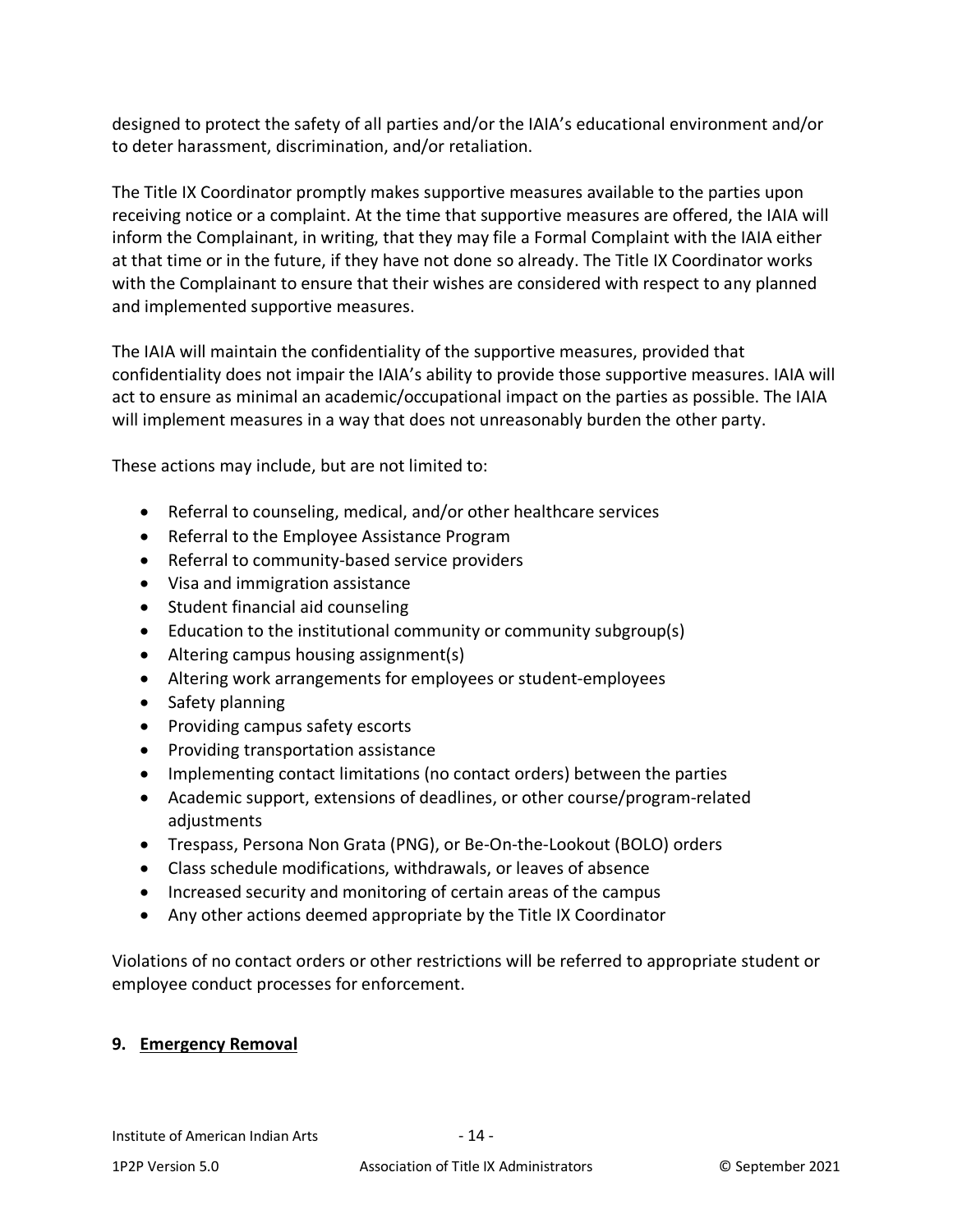designed to protect the safety of all parties and/or the IAIA's educational environment and/or to deter harassment, discrimination, and/or retaliation.

The Title IX Coordinator promptly makes supportive measures available to the parties upon receiving notice or a complaint. At the time that supportive measures are offered, the IAIA will inform the Complainant, in writing, that they may file a Formal Complaint with the IAIA either at that time or in the future, if they have not done so already. The Title IX Coordinator works with the Complainant to ensure that their wishes are considered with respect to any planned and implemented supportive measures.

The IAIA will maintain the confidentiality of the supportive measures, provided that confidentiality does not impair the IAIA's ability to provide those supportive measures. IAIA will act to ensure as minimal an academic/occupational impact on the parties as possible. The IAIA will implement measures in a way that does not unreasonably burden the other party.

These actions may include, but are not limited to:

- Referral to counseling, medical, and/or other healthcare services
- Referral to the Employee Assistance Program
- Referral to community-based service providers
- Visa and immigration assistance
- Student financial aid counseling
- Education to the institutional community or community subgroup(s)
- Altering campus housing assignment(s)
- Altering work arrangements for employees or student-employees
- Safety planning
- Providing campus safety escorts
- Providing transportation assistance
- Implementing contact limitations (no contact orders) between the parties
- Academic support, extensions of deadlines, or other course/program-related adjustments
- Trespass, Persona Non Grata (PNG), or Be-On-the-Lookout (BOLO) orders
- Class schedule modifications, withdrawals, or leaves of absence
- Increased security and monitoring of certain areas of the campus
- Any other actions deemed appropriate by the Title IX Coordinator

Violations of no contact orders or other restrictions will be referred to appropriate student or employee conduct processes for enforcement.

## 9. Emergency Removal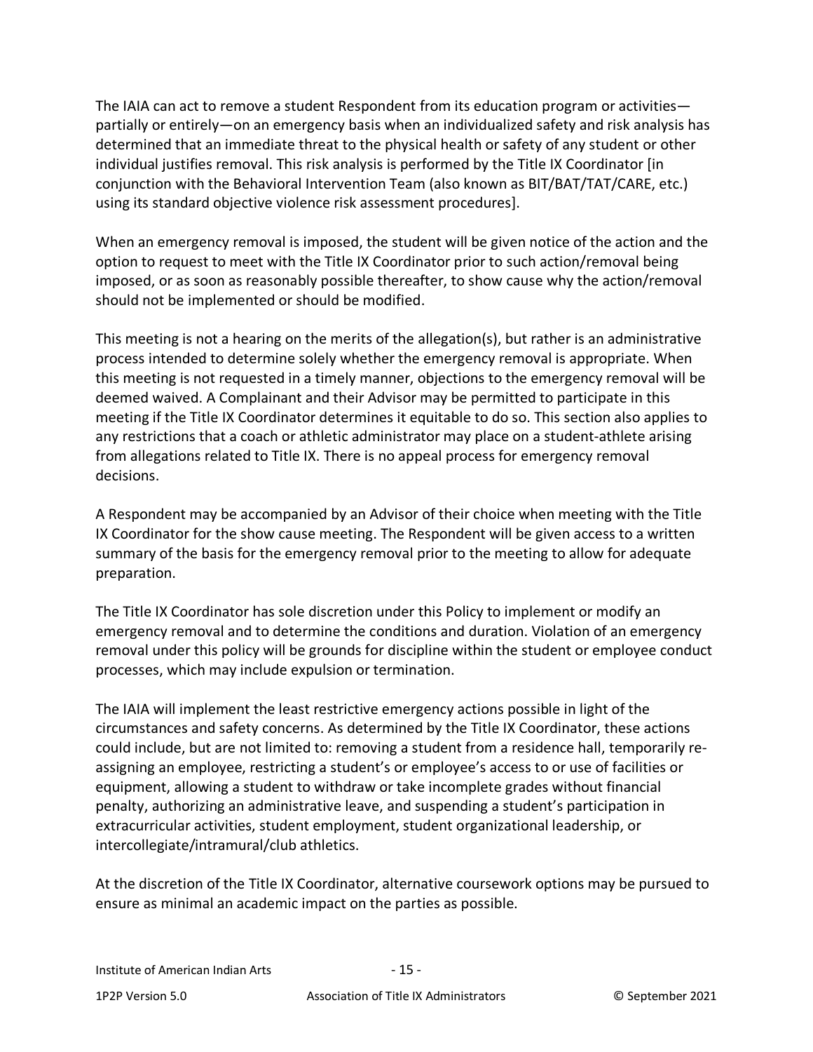The IAIA can act to remove a student Respondent from its education program or activities—partially or entirely—on an emergency basis when an individualized safety and risk analysis has determined that an immediate threat to the physical health or safety of any student or other individual justifies removal. This risk analysis is performed by the Title IX Coordinator [in conjunction with the Behavioral Intervention Team (also known as BIT/BAT/TAT/CARE, etc.) using its standard objective violence risk assessment procedures].

When an emergency removal is imposed, the student will be given notice of the action and the option to request to meet with the Title IX Coordinator prior to such action/removal being imposed, or as soon as reasonably possible thereafter, to show cause why the action/removal should not be implemented or should be modified.

This meeting is not a hearing on the merits of the allegation(s), but rather is an administrative process intended to determine solely whether the emergency removal is appropriate. When this meeting is not requested in a timely manner, objections to the emergency removal will be deemed waived. A Complainant and their Advisor may be permitted to participate in this meeting if the Title IX Coordinator determines it equitable to do so. This section also applies to any restrictions that a coach or athletic administrator may place on a student-athlete arising from allegations related to Title IX. There is no appeal process for emergency removal decisions.

A Respondent may be accompanied by an Advisor of their choice when meeting with the Title IX Coordinator for the show cause meeting. The Respondent will be given access to a written summary of the basis for the emergency removal prior to the meeting to allow for adequate preparation.

The Title IX Coordinator has sole discretion under this Policy to implement or modify an emergency removal and to determine the conditions and duration. Violation of an emergency removal under this policy will be grounds for discipline within the student or employee conduct processes, which may include expulsion or termination.

The IAIA will implement the least restrictive emergency actions possible in light of the circumstances and safety concerns. As determined by the Title IX Coordinator, these actions could include, but are not limited to: removing a student from a residence hall, temporarily re-assigning an employee, restricting a student's or employee's access to or use of facilities or equipment, allowing a student to withdraw or take incomplete grades without financial penalty, authorizing an administrative leave, and suspending a student's participation in extracurricular activities, student employment, student organizational leadership, or intercollegiate/intramural/club athletics.

At the discretion of the Title IX Coordinator, alternative coursework options may be pursued to ensure as minimal an academic impact on the parties as possible.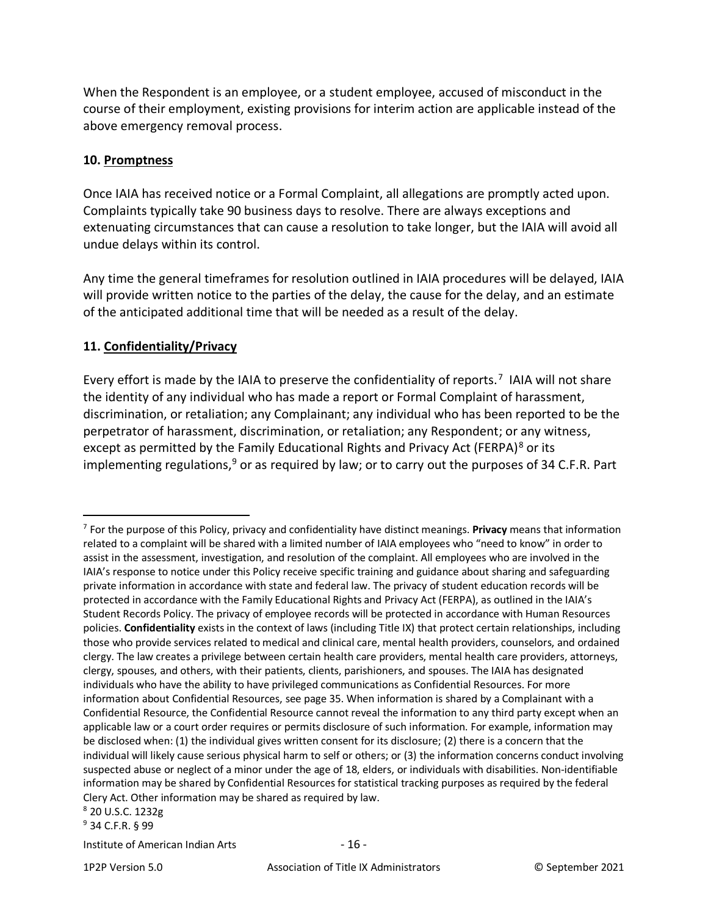When the Respondent is an employee, or a student employee, accused of misconduct in the course of their employment, existing provisions for interim action are applicable instead of the above emergency removal process.

### 10. Promptness

Once IAIA has received notice or a Formal Complaint, all allegations are promptly acted upon. Complaints typically take 90 business days to resolve. There are always exceptions and extenuating circumstances that can cause a resolution to take longer, but the IAIA will avoid all undue delays within its control.

Any time the general timeframes for resolution outlined in IAIA procedures will be delayed, IAIA will provide written notice to the parties of the delay, the cause for the delay, and an estimate of the anticipated additional time that will be needed as a result of the delay.

### 11. Confidentiality/Privacy

Every effort is made by the IAIA to preserve the confidentiality of reports.[7] IAIA will not share the identity of any individual who has made a report or Formal Complaint of harassment, discrimination, or retaliation; any Complainant; any individual who has been reported to be the perpetrator of harassment, discrimination, or retaliation; any Respondent; or any witness, except as permitted by the Family Educational Rights and Privacy Act (FERPA)[8] or its implementing regulations,[9] or as required by law; or to carry out the purposes of 34 C.F.R. Part

---

[7] For the purpose of this Policy, privacy and confidentiality have distinct meanings. **Privacy** means that information related to a complaint will be shared with a limited number of IAIA employees who "need to know" in order to assist in the assessment, investigation, and resolution of the complaint. All employees who are involved in the IAIA's response to notice under this Policy receive specific training and guidance about sharing and safeguarding private information in accordance with state and federal law. The privacy of student education records will be protected in accordance with the Family Educational Rights and Privacy Act (FERPA), as outlined in the IAIA's Student Records Policy. The privacy of employee records will be protected in accordance with Human Resources policies. **Confidentiality** exists in the context of laws (including Title IX) that protect certain relationships, including those who provide services related to medical and clinical care, mental health providers, counselors, and ordained clergy. The law creates a privilege between certain health care providers, mental health care providers, attorneys, clergy, spouses, and others, with their patients, clients, parishioners, and spouses. The IAIA has designated individuals who have the ability to have privileged communications as Confidential Resources. For more information about Confidential Resources, see page 35. When information is shared by a Complainant with a Confidential Resource, the Confidential Resource cannot reveal the information to any third party except when an applicable law or a court order requires or permits disclosure of such information. For example, information may be disclosed when: (1) the individual gives written consent for its disclosure; (2) there is a concern that the individual will likely cause serious physical harm to self or others; or (3) the information concerns conduct involving suspected abuse or neglect of a minor under the age of 18, elders, or individuals with disabilities. Non-identifiable information may be shared by Confidential Resources for statistical tracking purposes as required by the federal Clery Act. Other information may be shared as required by law.

[8] 20 U.S.C. 1232g

[9] 34 C.F.R. § 99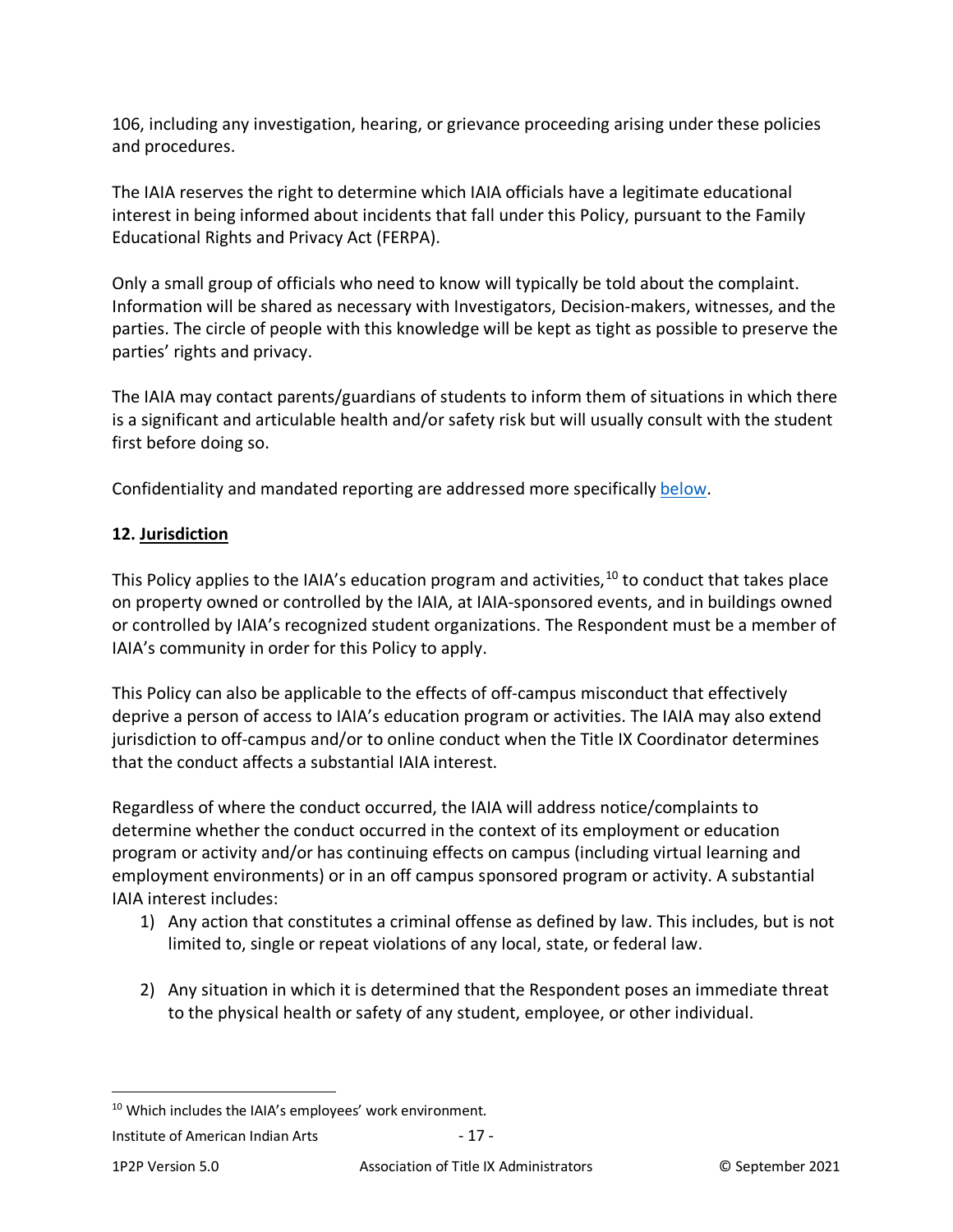106, including any investigation, hearing, or grievance proceeding arising under these policies and procedures.

The IAIA reserves the right to determine which IAIA officials have a legitimate educational interest in being informed about incidents that fall under this Policy, pursuant to the Family Educational Rights and Privacy Act (FERPA).

Only a small group of officials who need to know will typically be told about the complaint. Information will be shared as necessary with Investigators, Decision-makers, witnesses, and the parties. The circle of people with this knowledge will be kept as tight as possible to preserve the parties' rights and privacy.

The IAIA may contact parents/guardians of students to inform them of situations in which there is a significant and articulable health and/or safety risk but will usually consult with the student first before doing so.

Confidentiality and mandated reporting are addressed more specifically below.

**12. Jurisdiction**

This Policy applies to the IAIA's education program and activities,[10] to conduct that takes place on property owned or controlled by the IAIA, at IAIA-sponsored events, and in buildings owned or controlled by IAIA's recognized student organizations. The Respondent must be a member of IAIA's community in order for this Policy to apply.

This Policy can also be applicable to the effects of off-campus misconduct that effectively deprive a person of access to IAIA's education program or activities. The IAIA may also extend jurisdiction to off-campus and/or to online conduct when the Title IX Coordinator determines that the conduct affects a substantial IAIA interest.

Regardless of where the conduct occurred, the IAIA will address notice/complaints to determine whether the conduct occurred in the context of its employment or education program or activity and/or has continuing effects on campus (including virtual learning and employment environments) or in an off campus sponsored program or activity. A substantial IAIA interest includes:

1) Any action that constitutes a criminal offense as defined by law. This includes, but is not limited to, single or repeat violations of any local, state, or federal law.

2) Any situation in which it is determined that the Respondent poses an immediate threat to the physical health or safety of any student, employee, or other individual.

[10] Which includes the IAIA's employees' work environment.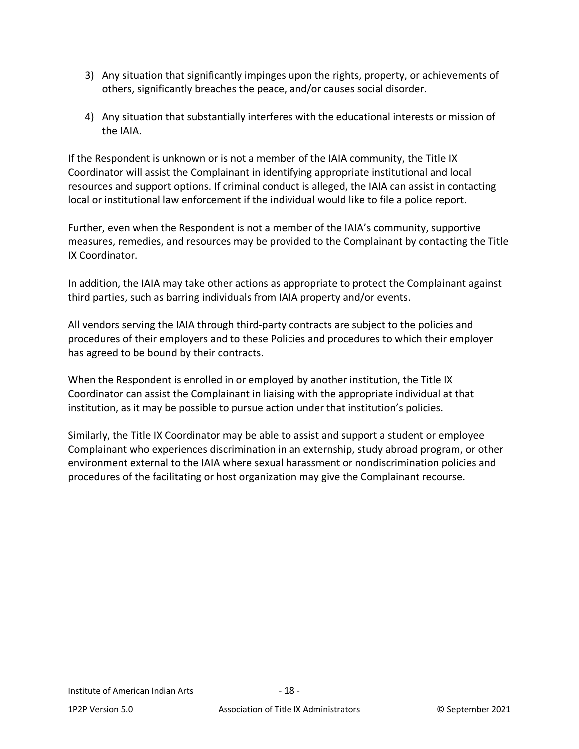3) Any situation that significantly impinges upon the rights, property, or achievements of others, significantly breaches the peace, and/or causes social disorder.

4) Any situation that substantially interferes with the educational interests or mission of the IAIA.

If the Respondent is unknown or is not a member of the IAIA community, the Title IX Coordinator will assist the Complainant in identifying appropriate institutional and local resources and support options. If criminal conduct is alleged, the IAIA can assist in contacting local or institutional law enforcement if the individual would like to file a police report.

Further, even when the Respondent is not a member of the IAIA's community, supportive measures, remedies, and resources may be provided to the Complainant by contacting the Title IX Coordinator.

In addition, the IAIA may take other actions as appropriate to protect the Complainant against third parties, such as barring individuals from IAIA property and/or events.

All vendors serving the IAIA through third-party contracts are subject to the policies and procedures of their employers and to these Policies and procedures to which their employer has agreed to be bound by their contracts.

When the Respondent is enrolled in or employed by another institution, the Title IX Coordinator can assist the Complainant in liaising with the appropriate individual at that institution, as it may be possible to pursue action under that institution's policies.

Similarly, the Title IX Coordinator may be able to assist and support a student or employee Complainant who experiences discrimination in an externship, study abroad program, or other environment external to the IAIA where sexual harassment or nondiscrimination policies and procedures of the facilitating or host organization may give the Complainant recourse.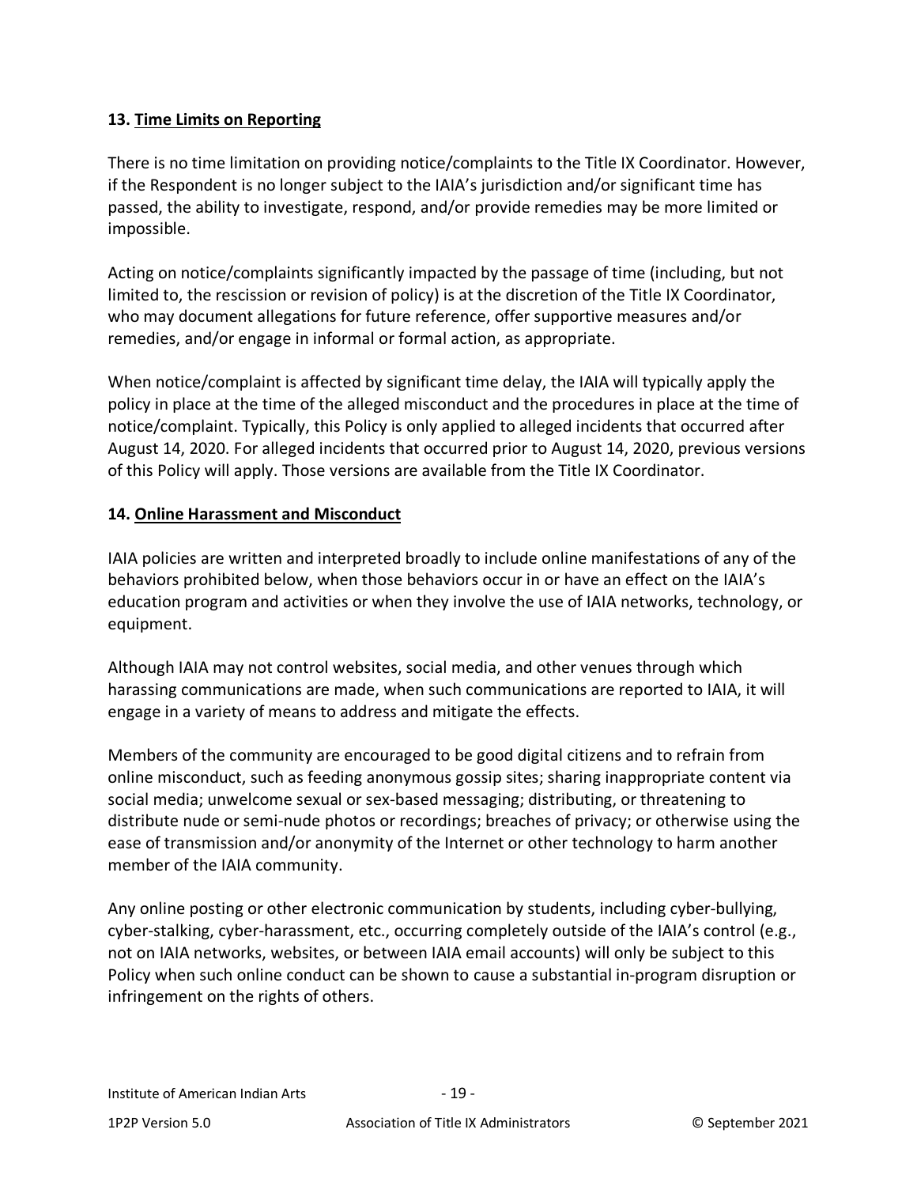### 13. <u>Time Limits on Reporting</u>

There is no time limitation on providing notice/complaints to the Title IX Coordinator. However, if the Respondent is no longer subject to the IAIA's jurisdiction and/or significant time has passed, the ability to investigate, respond, and/or provide remedies may be more limited or impossible.

Acting on notice/complaints significantly impacted by the passage of time (including, but not limited to, the rescission or revision of policy) is at the discretion of the Title IX Coordinator, who may document allegations for future reference, offer supportive measures and/or remedies, and/or engage in informal or formal action, as appropriate.

When notice/complaint is affected by significant time delay, the IAIA will typically apply the policy in place at the time of the alleged misconduct and the procedures in place at the time of notice/complaint. Typically, this Policy is only applied to alleged incidents that occurred after August 14, 2020. For alleged incidents that occurred prior to August 14, 2020, previous versions of this Policy will apply. Those versions are available from the Title IX Coordinator.

### 14. <u>Online Harassment and Misconduct</u>

IAIA policies are written and interpreted broadly to include online manifestations of any of the behaviors prohibited below, when those behaviors occur in or have an effect on the IAIA's education program and activities or when they involve the use of IAIA networks, technology, or equipment.

Although IAIA may not control websites, social media, and other venues through which harassing communications are made, when such communications are reported to IAIA, it will engage in a variety of means to address and mitigate the effects.

Members of the community are encouraged to be good digital citizens and to refrain from online misconduct, such as feeding anonymous gossip sites; sharing inappropriate content via social media; unwelcome sexual or sex-based messaging; distributing, or threatening to distribute nude or semi-nude photos or recordings; breaches of privacy; or otherwise using the ease of transmission and/or anonymity of the Internet or other technology to harm another member of the IAIA community.

Any online posting or other electronic communication by students, including cyber-bullying, cyber-stalking, cyber-harassment, etc., occurring completely outside of the IAIA's control (e.g., not on IAIA networks, websites, or between IAIA email accounts) will only be subject to this Policy when such online conduct can be shown to cause a substantial in-program disruption or infringement on the rights of others.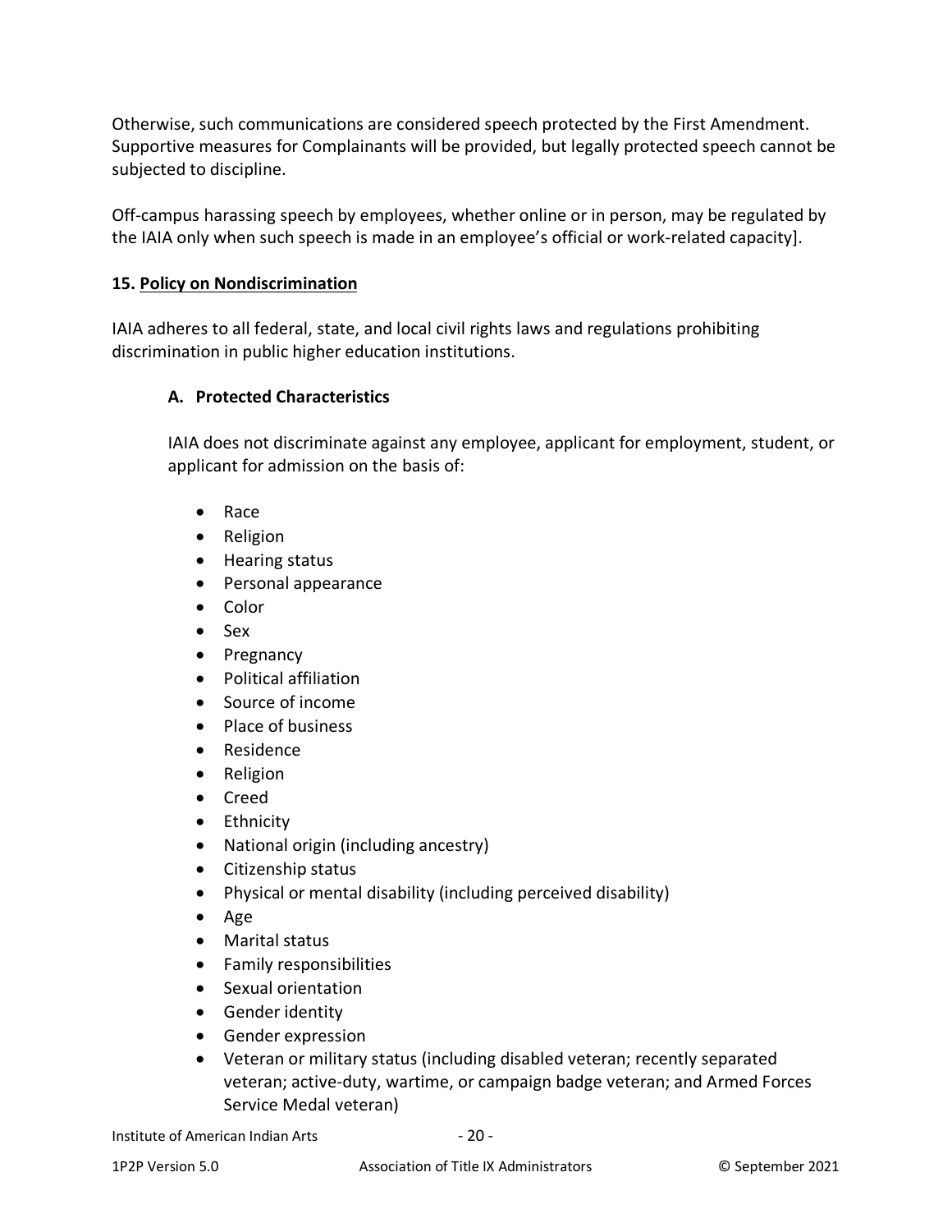Otherwise, such communications are considered speech protected by the First Amendment. Supportive measures for Complainants will be provided, but legally protected speech cannot be subjected to discipline.

Off-campus harassing speech by employees, whether online or in person, may be regulated by the IAIA only when such speech is made in an employee's official or work-related capacity].

### 15. Policy on Nondiscrimination

IAIA adheres to all federal, state, and local civil rights laws and regulations prohibiting discrimination in public higher education institutions.

#### A. Protected Characteristics

IAIA does not discriminate against any employee, applicant for employment, student, or applicant for admission on the basis of:

- Race
- Religion
- Hearing status
- Personal appearance
- Color
- Sex
- Pregnancy
- Political affiliation
- Source of income
- Place of business
- Residence
- Religion
- Creed
- Ethnicity
- National origin (including ancestry)
- Citizenship status
- Physical or mental disability (including perceived disability)
- Age
- Marital status
- Family responsibilities
- Sexual orientation
- Gender identity
- Gender expression
- Veteran or military status (including disabled veteran; recently separated veteran; active-duty, wartime, or campaign badge veteran; and Armed Forces Service Medal veteran)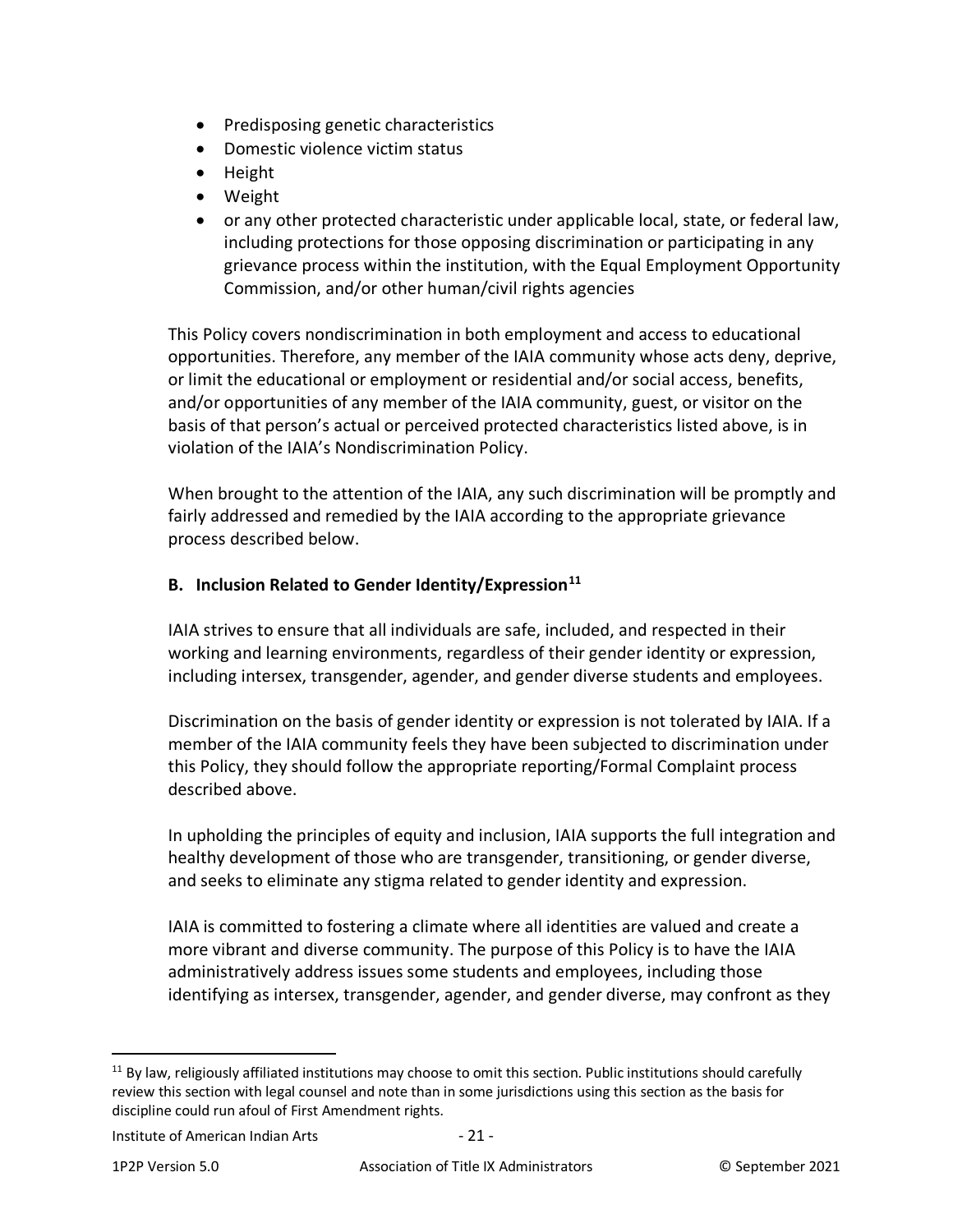- Predisposing genetic characteristics
- Domestic violence victim status
- Height
- Weight
- or any other protected characteristic under applicable local, state, or federal law, including protections for those opposing discrimination or participating in any grievance process within the institution, with the Equal Employment Opportunity Commission, and/or other human/civil rights agencies

This Policy covers nondiscrimination in both employment and access to educational opportunities. Therefore, any member of the IAIA community whose acts deny, deprive, or limit the educational or employment or residential and/or social access, benefits, and/or opportunities of any member of the IAIA community, guest, or visitor on the basis of that person's actual or perceived protected characteristics listed above, is in violation of the IAIA's Nondiscrimination Policy.

When brought to the attention of the IAIA, any such discrimination will be promptly and fairly addressed and remedied by the IAIA according to the appropriate grievance process described below.

### B. Inclusion Related to Gender Identity/Expression[11]

IAIA strives to ensure that all individuals are safe, included, and respected in their working and learning environments, regardless of their gender identity or expression, including intersex, transgender, agender, and gender diverse students and employees.

Discrimination on the basis of gender identity or expression is not tolerated by IAIA. If a member of the IAIA community feels they have been subjected to discrimination under this Policy, they should follow the appropriate reporting/Formal Complaint process described above.

In upholding the principles of equity and inclusion, IAIA supports the full integration and healthy development of those who are transgender, transitioning, or gender diverse, and seeks to eliminate any stigma related to gender identity and expression.

IAIA is committed to fostering a climate where all identities are valued and create a more vibrant and diverse community. The purpose of this Policy is to have the IAIA administratively address issues some students and employees, including those identifying as intersex, transgender, agender, and gender diverse, may confront as they

---

[11] By law, religiously affiliated institutions may choose to omit this section. Public institutions should carefully review this section with legal counsel and note than in some jurisdictions using this section as the basis for discipline could run afoul of First Amendment rights.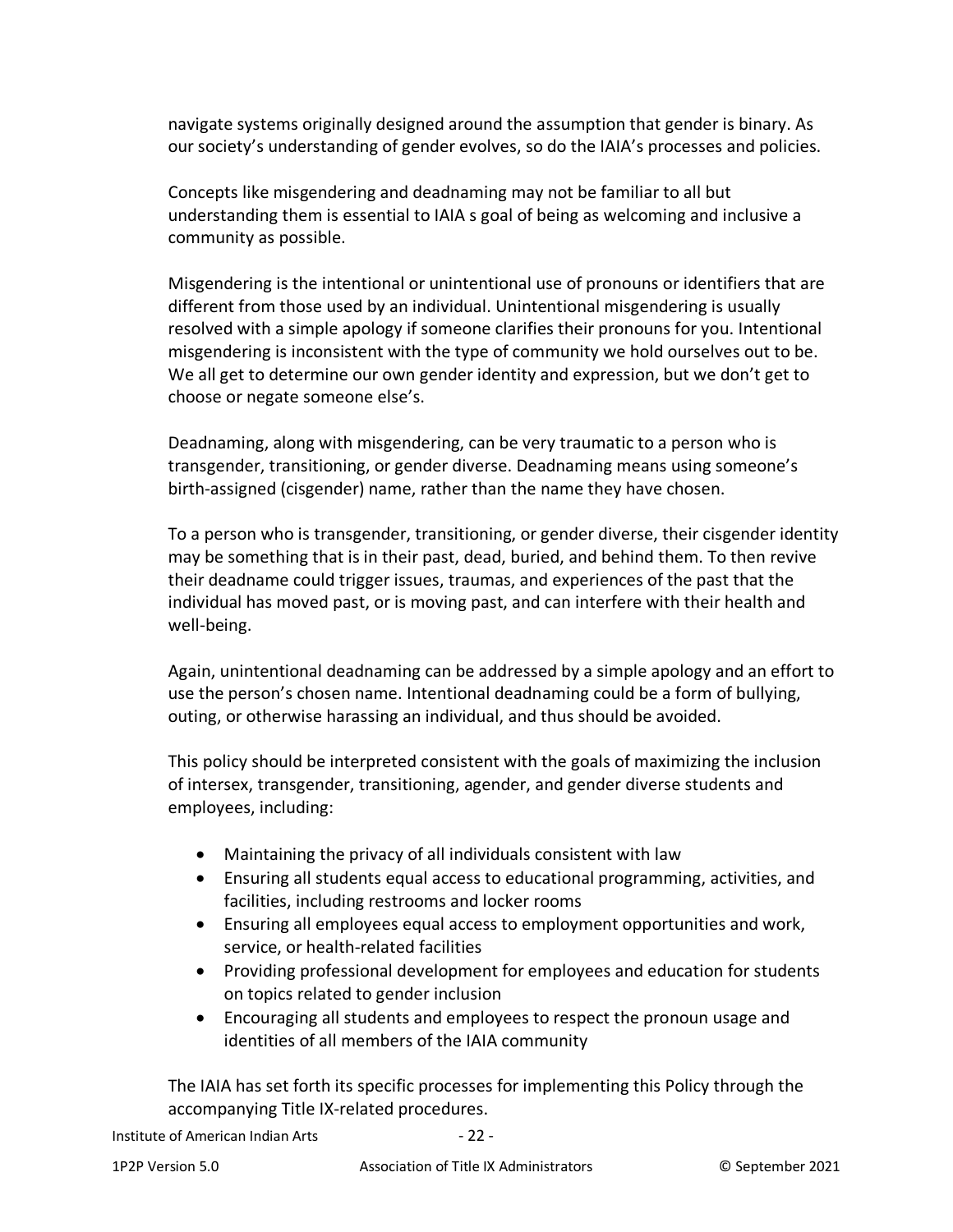navigate systems originally designed around the assumption that gender is binary. As our society's understanding of gender evolves, so do the IAIA's processes and policies.

Concepts like misgendering and deadnaming may not be familiar to all but understanding them is essential to IAIA s goal of being as welcoming and inclusive a community as possible.

Misgendering is the intentional or unintentional use of pronouns or identifiers that are different from those used by an individual. Unintentional misgendering is usually resolved with a simple apology if someone clarifies their pronouns for you. Intentional misgendering is inconsistent with the type of community we hold ourselves out to be. We all get to determine our own gender identity and expression, but we don't get to choose or negate someone else's.

Deadnaming, along with misgendering, can be very traumatic to a person who is transgender, transitioning, or gender diverse. Deadnaming means using someone's birth-assigned (cisgender) name, rather than the name they have chosen.

To a person who is transgender, transitioning, or gender diverse, their cisgender identity may be something that is in their past, dead, buried, and behind them. To then revive their deadname could trigger issues, traumas, and experiences of the past that the individual has moved past, or is moving past, and can interfere with their health and well-being.

Again, unintentional deadnaming can be addressed by a simple apology and an effort to use the person's chosen name. Intentional deadnaming could be a form of bullying, outing, or otherwise harassing an individual, and thus should be avoided.

This policy should be interpreted consistent with the goals of maximizing the inclusion of intersex, transgender, transitioning, agender, and gender diverse students and employees, including:

- Maintaining the privacy of all individuals consistent with law
- Ensuring all students equal access to educational programming, activities, and facilities, including restrooms and locker rooms
- Ensuring all employees equal access to employment opportunities and work, service, or health-related facilities
- Providing professional development for employees and education for students on topics related to gender inclusion
- Encouraging all students and employees to respect the pronoun usage and identities of all members of the IAIA community

The IAIA has set forth its specific processes for implementing this Policy through the accompanying Title IX-related procedures.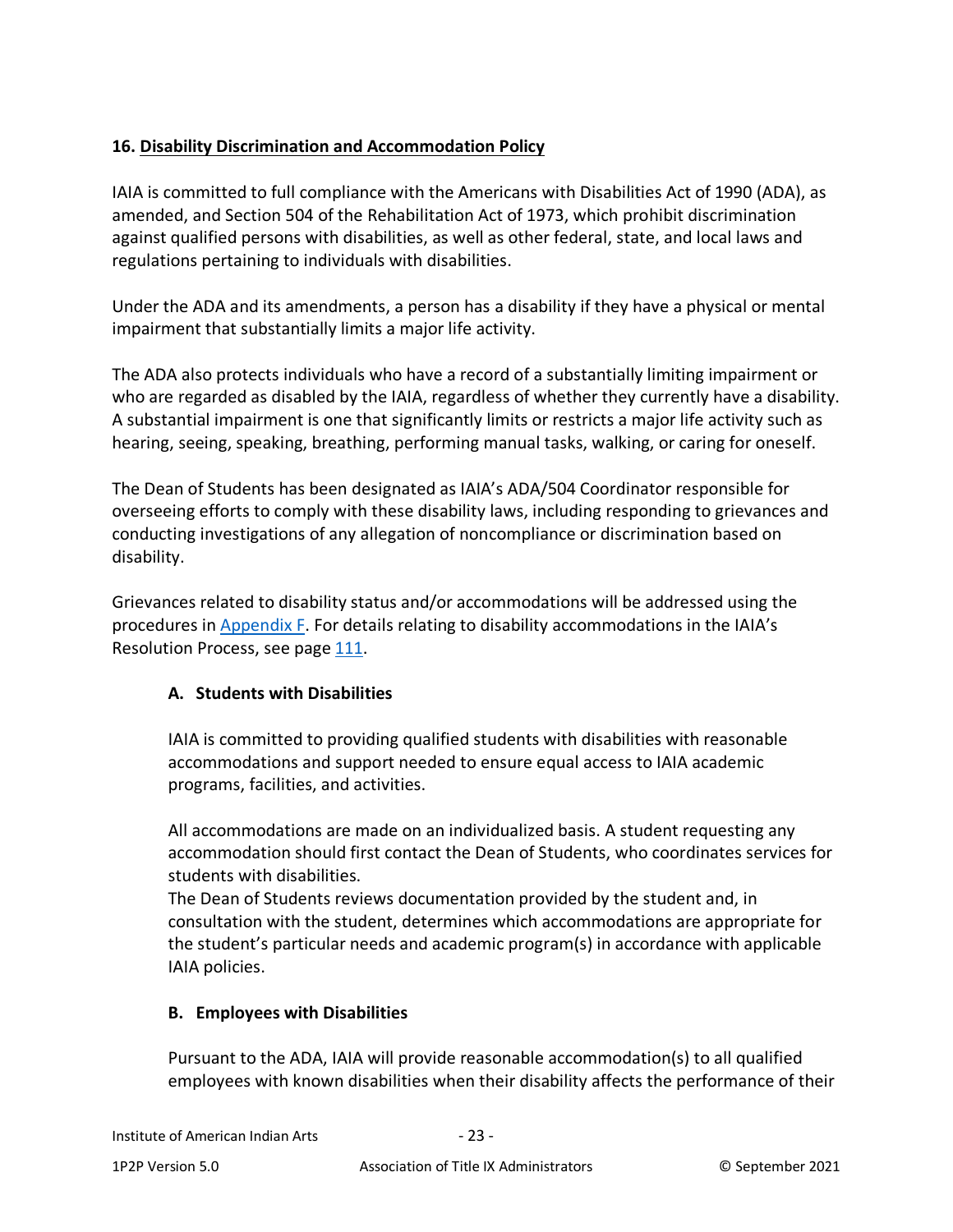## 16. Disability Discrimination and Accommodation Policy

IAIA is committed to full compliance with the Americans with Disabilities Act of 1990 (ADA), as amended, and Section 504 of the Rehabilitation Act of 1973, which prohibit discrimination against qualified persons with disabilities, as well as other federal, state, and local laws and regulations pertaining to individuals with disabilities.

Under the ADA and its amendments, a person has a disability if they have a physical or mental impairment that substantially limits a major life activity.

The ADA also protects individuals who have a record of a substantially limiting impairment or who are regarded as disabled by the IAIA, regardless of whether they currently have a disability. A substantial impairment is one that significantly limits or restricts a major life activity such as hearing, seeing, speaking, breathing, performing manual tasks, walking, or caring for oneself.

The Dean of Students has been designated as IAIA's ADA/504 Coordinator responsible for overseeing efforts to comply with these disability laws, including responding to grievances and conducting investigations of any allegation of noncompliance or discrimination based on disability.

Grievances related to disability status and/or accommodations will be addressed using the procedures in Appendix F. For details relating to disability accommodations in the IAIA's Resolution Process, see page 111.

### A. Students with Disabilities

IAIA is committed to providing qualified students with disabilities with reasonable accommodations and support needed to ensure equal access to IAIA academic programs, facilities, and activities.

All accommodations are made on an individualized basis. A student requesting any accommodation should first contact the Dean of Students, who coordinates services for students with disabilities.

The Dean of Students reviews documentation provided by the student and, in consultation with the student, determines which accommodations are appropriate for the student's particular needs and academic program(s) in accordance with applicable IAIA policies.

### B. Employees with Disabilities

Pursuant to the ADA, IAIA will provide reasonable accommodation(s) to all qualified employees with known disabilities when their disability affects the performance of their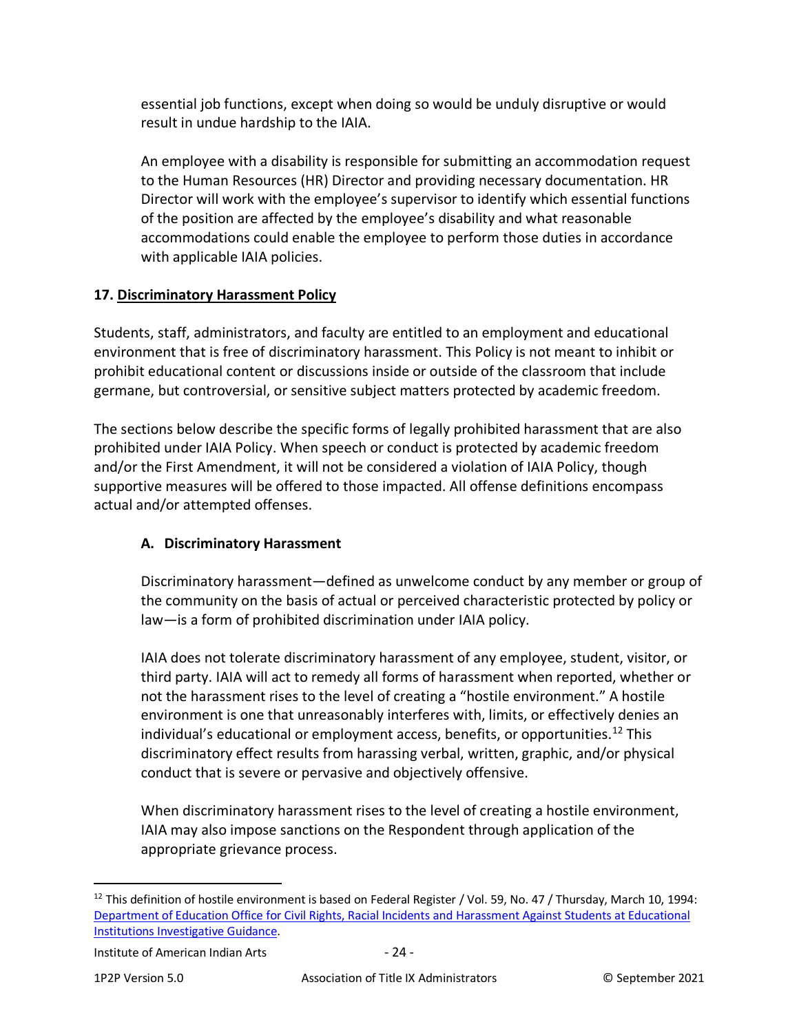essential job functions, except when doing so would be unduly disruptive or would result in undue hardship to the IAIA.

An employee with a disability is responsible for submitting an accommodation request to the Human Resources (HR) Director and providing necessary documentation. HR Director will work with the employee's supervisor to identify which essential functions of the position are affected by the employee's disability and what reasonable accommodations could enable the employee to perform those duties in accordance with applicable IAIA policies.

## 17. Discriminatory Harassment Policy

Students, staff, administrators, and faculty are entitled to an employment and educational environment that is free of discriminatory harassment. This Policy is not meant to inhibit or prohibit educational content or discussions inside or outside of the classroom that include germane, but controversial, or sensitive subject matters protected by academic freedom.

The sections below describe the specific forms of legally prohibited harassment that are also prohibited under IAIA Policy. When speech or conduct is protected by academic freedom and/or the First Amendment, it will not be considered a violation of IAIA Policy, though supportive measures will be offered to those impacted. All offense definitions encompass actual and/or attempted offenses.

### A. Discriminatory Harassment

Discriminatory harassment—defined as unwelcome conduct by any member or group of the community on the basis of actual or perceived characteristic protected by policy or law—is a form of prohibited discrimination under IAIA policy.

IAIA does not tolerate discriminatory harassment of any employee, student, visitor, or third party. IAIA will act to remedy all forms of harassment when reported, whether or not the harassment rises to the level of creating a "hostile environment." A hostile environment is one that unreasonably interferes with, limits, or effectively denies an individual's educational or employment access, benefits, or opportunities.[12] This discriminatory effect results from harassing verbal, written, graphic, and/or physical conduct that is severe or pervasive and objectively offensive.

When discriminatory harassment rises to the level of creating a hostile environment, IAIA may also impose sanctions on the Respondent through application of the appropriate grievance process.

---

[12] This definition of hostile environment is based on Federal Register / Vol. 59, No. 47 / Thursday, March 10, 1994: Department of Education Office for Civil Rights, Racial Incidents and Harassment Against Students at Educational Institutions Investigative Guidance.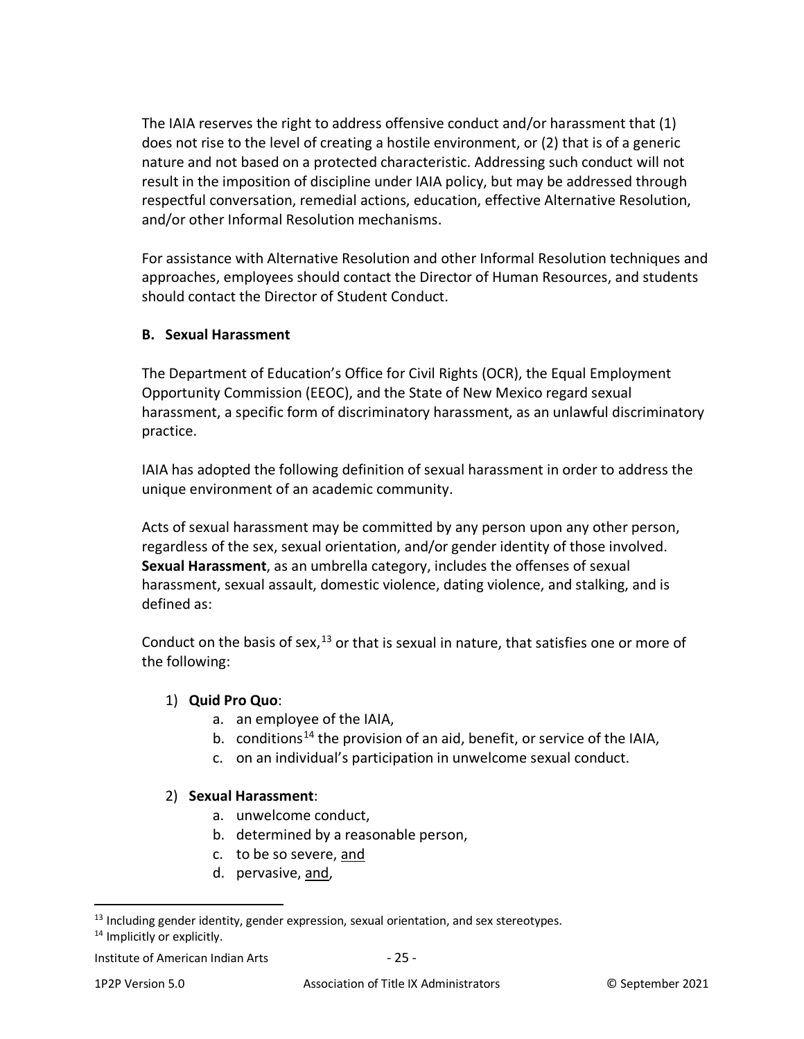The IAIA reserves the right to address offensive conduct and/or harassment that (1) does not rise to the level of creating a hostile environment, or (2) that is of a generic nature and not based on a protected characteristic. Addressing such conduct will not result in the imposition of discipline under IAIA policy, but may be addressed through respectful conversation, remedial actions, education, effective Alternative Resolution, and/or other Informal Resolution mechanisms.

For assistance with Alternative Resolution and other Informal Resolution techniques and approaches, employees should contact the Director of Human Resources, and students should contact the Director of Student Conduct.

### B. Sexual Harassment

The Department of Education's Office for Civil Rights (OCR), the Equal Employment Opportunity Commission (EEOC), and the State of New Mexico regard sexual harassment, a specific form of discriminatory harassment, as an unlawful discriminatory practice.

IAIA has adopted the following definition of sexual harassment in order to address the unique environment of an academic community.

Acts of sexual harassment may be committed by any person upon any other person, regardless of the sex, sexual orientation, and/or gender identity of those involved. **Sexual Harassment**, as an umbrella category, includes the offenses of sexual harassment, sexual assault, domestic violence, dating violence, and stalking, and is defined as:

Conduct on the basis of sex,[13] or that is sexual in nature, that satisfies one or more of the following:

1) **Quid Pro Quo**:
    a. an employee of the IAIA,
    b. conditions[14] the provision of an aid, benefit, or service of the IAIA,
    c. on an individual's participation in unwelcome sexual conduct.

2) **Sexual Harassment**:
    a. unwelcome conduct,
    b. determined by a reasonable person,
    c. to be so severe, <u>and</u>
    d. pervasive, <u>and</u>,

[13] Including gender identity, gender expression, sexual orientation, and sex stereotypes.

[14] Implicitly or explicitly.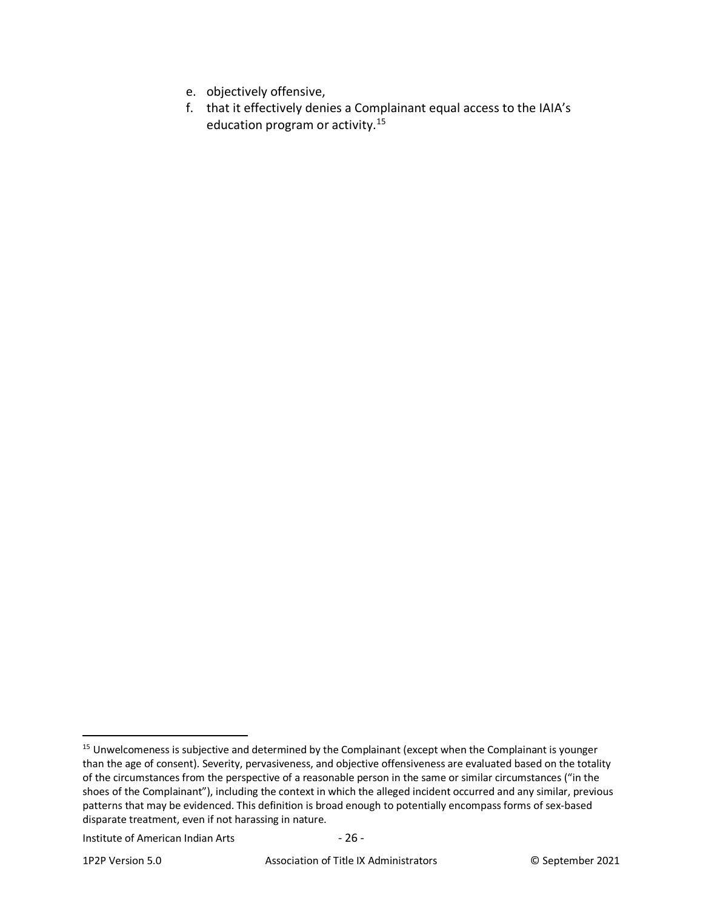e. objectively offensive,
f. that it effectively denies a Complainant equal access to the IAIA's education program or activity.[15]

[15] Unwelcomeness is subjective and determined by the Complainant (except when the Complainant is younger than the age of consent). Severity, pervasiveness, and objective offensiveness are evaluated based on the totality of the circumstances from the perspective of a reasonable person in the same or similar circumstances ("in the shoes of the Complainant"), including the context in which the alleged incident occurred and any similar, previous patterns that may be evidenced. This definition is broad enough to potentially encompass forms of sex-based disparate treatment, even if not harassing in nature.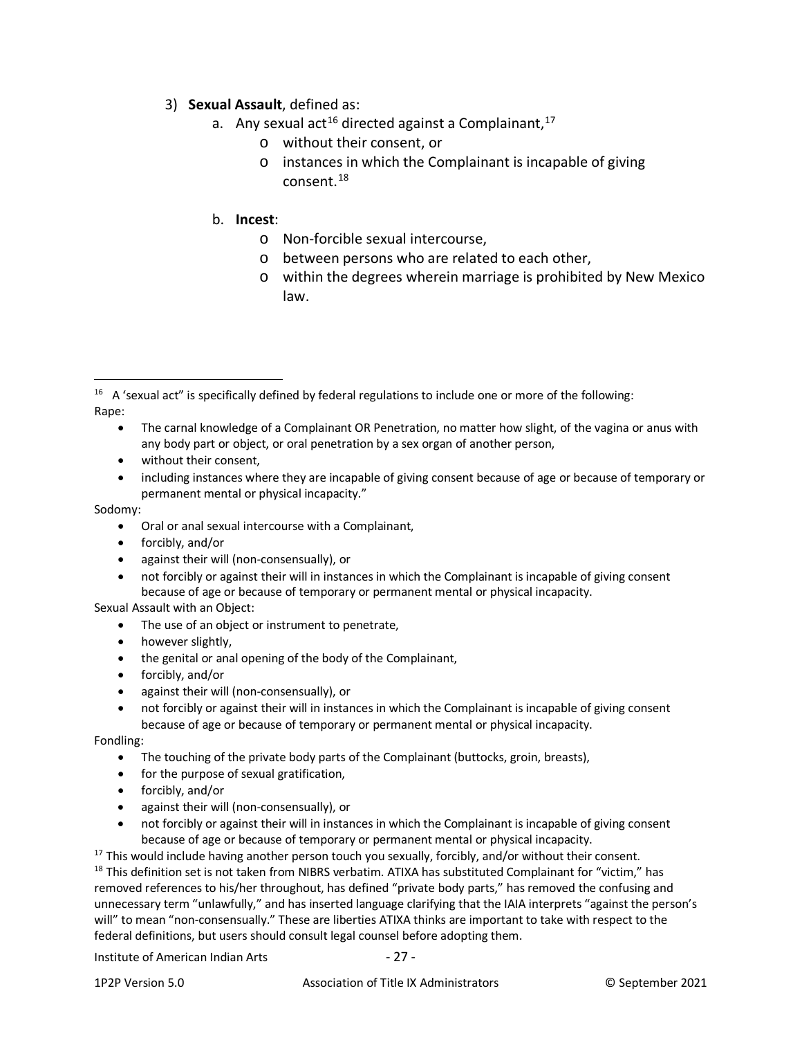3) **Sexual Assault**, defined as:
   a. Any sexual act[16] directed against a Complainant,[17]
      - without their consent, or
      - instances in which the Complainant is incapable of giving consent.[18]

   b. **Incest**:
      - Non-forcible sexual intercourse,
      - between persons who are related to each other,
      - within the degrees wherein marriage is prohibited by New Mexico law.

---

[16] A 'sexual act" is specifically defined by federal regulations to include one or more of the following:

Rape:

- The carnal knowledge of a Complainant OR Penetration, no matter how slight, of the vagina or anus with any body part or object, or oral penetration by a sex organ of another person,
- without their consent,
- including instances where they are incapable of giving consent because of age or because of temporary or permanent mental or physical incapacity."

Sodomy:

- Oral or anal sexual intercourse with a Complainant,
- forcibly, and/or
- against their will (non-consensually), or
- not forcibly or against their will in instances in which the Complainant is incapable of giving consent because of age or because of temporary or permanent mental or physical incapacity.

Sexual Assault with an Object:

- The use of an object or instrument to penetrate,
- however slightly,
- the genital or anal opening of the body of the Complainant,
- forcibly, and/or
- against their will (non-consensually), or
- not forcibly or against their will in instances in which the Complainant is incapable of giving consent because of age or because of temporary or permanent mental or physical incapacity.

Fondling:

- The touching of the private body parts of the Complainant (buttocks, groin, breasts),
- for the purpose of sexual gratification,
- forcibly, and/or
- against their will (non-consensually), or
- not forcibly or against their will in instances in which the Complainant is incapable of giving consent because of age or because of temporary or permanent mental or physical incapacity.

[17] This would include having another person touch you sexually, forcibly, and/or without their consent.

[18] This definition set is not taken from NIBRS verbatim. ATIXA has substituted Complainant for "victim," has removed references to his/her throughout, has defined "private body parts," has removed the confusing and unnecessary term "unlawfully," and has inserted language clarifying that the IAIA interprets "against the person's will" to mean "non-consensually." These are liberties ATIXA thinks are important to take with respect to the federal definitions, but users should consult legal counsel before adopting them.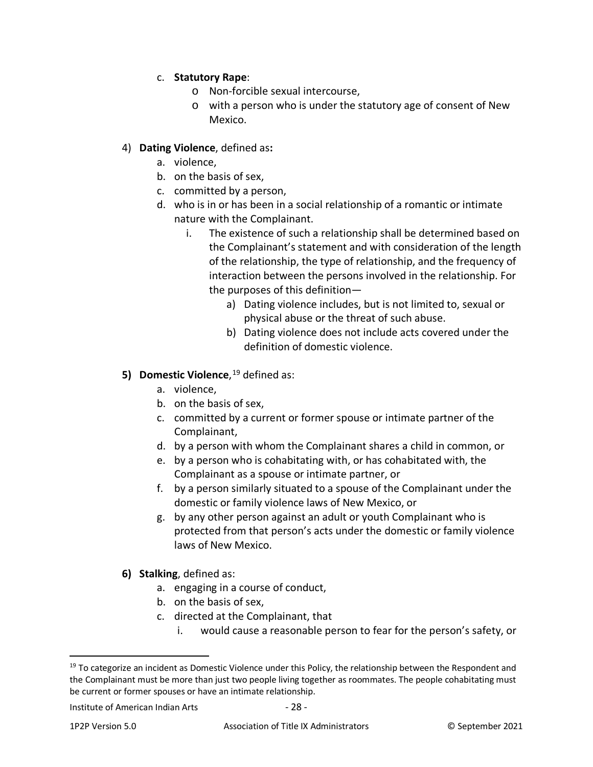c. **Statutory Rape**:
   - Non-forcible sexual intercourse,
   - with a person who is under the statutory age of consent of New Mexico.

4) **Dating Violence**, defined as**:**
   a. violence,
   b. on the basis of sex,
   c. committed by a person,
   d. who is in or has been in a social relationship of a romantic or intimate nature with the Complainant.
      i. The existence of such a relationship shall be determined based on the Complainant's statement and with consideration of the length of the relationship, the type of relationship, and the frequency of interaction between the persons involved in the relationship. For the purposes of this definition—
         a) Dating violence includes, but is not limited to, sexual or physical abuse or the threat of such abuse.
         b) Dating violence does not include acts covered under the definition of domestic violence.

5) **Domestic Violence**,[19] defined as:
   a. violence,
   b. on the basis of sex,
   c. committed by a current or former spouse or intimate partner of the Complainant,
   d. by a person with whom the Complainant shares a child in common, or
   e. by a person who is cohabitating with, or has cohabitated with, the Complainant as a spouse or intimate partner, or
   f. by a person similarly situated to a spouse of the Complainant under the domestic or family violence laws of New Mexico, or
   g. by any other person against an adult or youth Complainant who is protected from that person's acts under the domestic or family violence laws of New Mexico.

6) **Stalking**, defined as:
   a. engaging in a course of conduct,
   b. on the basis of sex,
   c. directed at the Complainant, that
      i. would cause a reasonable person to fear for the person's safety, or

---

[19] To categorize an incident as Domestic Violence under this Policy, the relationship between the Respondent and the Complainant must be more than just two people living together as roommates. The people cohabitating must be current or former spouses or have an intimate relationship.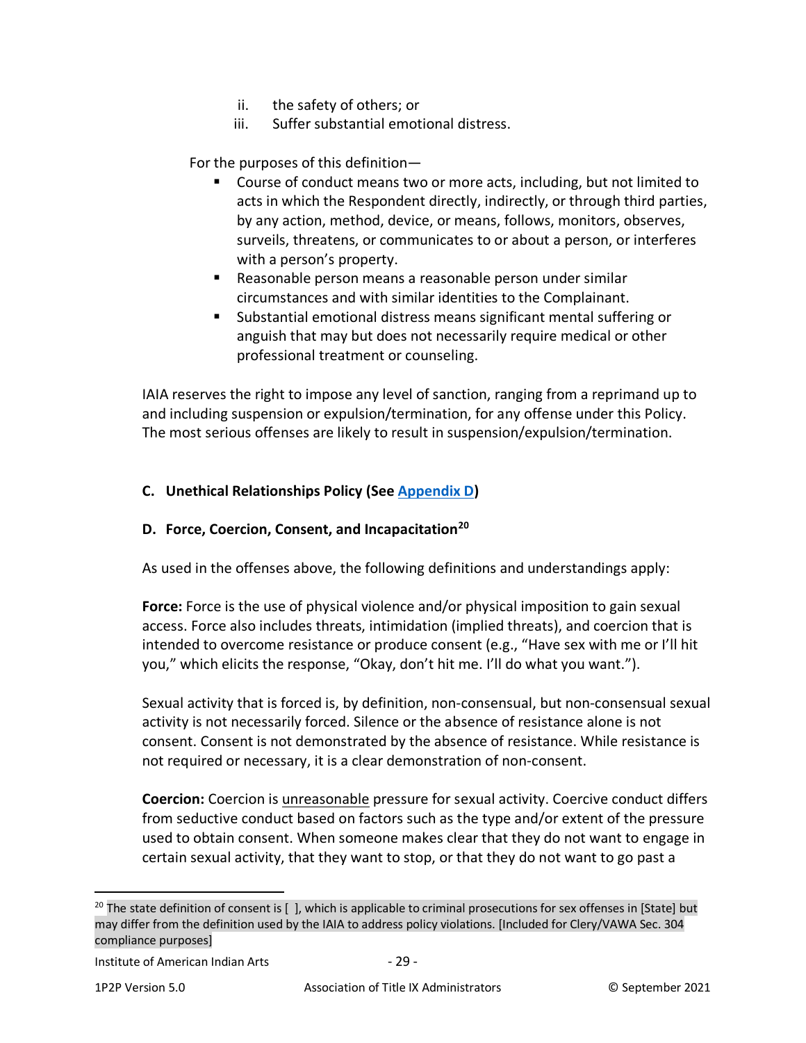ii. the safety of others; or
iii. Suffer substantial emotional distress.

For the purposes of this definition—

- Course of conduct means two or more acts, including, but not limited to acts in which the Respondent directly, indirectly, or through third parties, by any action, method, device, or means, follows, monitors, observes, surveils, threatens, or communicates to or about a person, or interferes with a person's property.
- Reasonable person means a reasonable person under similar circumstances and with similar identities to the Complainant.
- Substantial emotional distress means significant mental suffering or anguish that may but does not necessarily require medical or other professional treatment or counseling.

IAIA reserves the right to impose any level of sanction, ranging from a reprimand up to and including suspension or expulsion/termination, for any offense under this Policy. The most serious offenses are likely to result in suspension/expulsion/termination.

### C. Unethical Relationships Policy (See Appendix D)

### D. Force, Coercion, Consent, and Incapacitation[20]

As used in the offenses above, the following definitions and understandings apply:

**Force:** Force is the use of physical violence and/or physical imposition to gain sexual access. Force also includes threats, intimidation (implied threats), and coercion that is intended to overcome resistance or produce consent (e.g., "Have sex with me or I'll hit you," which elicits the response, "Okay, don't hit me. I'll do what you want.").

Sexual activity that is forced is, by definition, non-consensual, but non-consensual sexual activity is not necessarily forced. Silence or the absence of resistance alone is not consent. Consent is not demonstrated by the absence of resistance. While resistance is not required or necessary, it is a clear demonstration of non-consent.

**Coercion:** Coercion is <u>unreasonable</u> pressure for sexual activity. Coercive conduct differs from seductive conduct based on factors such as the type and/or extent of the pressure used to obtain consent. When someone makes clear that they do not want to engage in certain sexual activity, that they want to stop, or that they do not want to go past a

[20] The state definition of consent is [ ], which is applicable to criminal prosecutions for sex offenses in [State] but may differ from the definition used by the IAIA to address policy violations. [Included for Clery/VAWA Sec. 304 compliance purposes]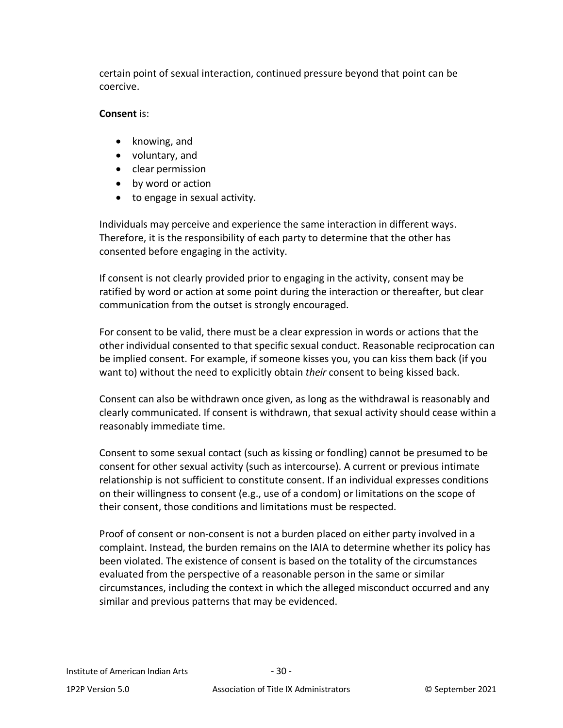certain point of sexual interaction, continued pressure beyond that point can be coercive.

**Consent** is:

- knowing, and
- voluntary, and
- clear permission
- by word or action
- to engage in sexual activity.

Individuals may perceive and experience the same interaction in different ways. Therefore, it is the responsibility of each party to determine that the other has consented before engaging in the activity.

If consent is not clearly provided prior to engaging in the activity, consent may be ratified by word or action at some point during the interaction or thereafter, but clear communication from the outset is strongly encouraged.

For consent to be valid, there must be a clear expression in words or actions that the other individual consented to that specific sexual conduct. Reasonable reciprocation can be implied consent. For example, if someone kisses you, you can kiss them back (if you want to) without the need to explicitly obtain *their* consent to being kissed back.

Consent can also be withdrawn once given, as long as the withdrawal is reasonably and clearly communicated. If consent is withdrawn, that sexual activity should cease within a reasonably immediate time.

Consent to some sexual contact (such as kissing or fondling) cannot be presumed to be consent for other sexual activity (such as intercourse). A current or previous intimate relationship is not sufficient to constitute consent. If an individual expresses conditions on their willingness to consent (e.g., use of a condom) or limitations on the scope of their consent, those conditions and limitations must be respected.

Proof of consent or non-consent is not a burden placed on either party involved in a complaint. Instead, the burden remains on the IAIA to determine whether its policy has been violated. The existence of consent is based on the totality of the circumstances evaluated from the perspective of a reasonable person in the same or similar circumstances, including the context in which the alleged misconduct occurred and any similar and previous patterns that may be evidenced.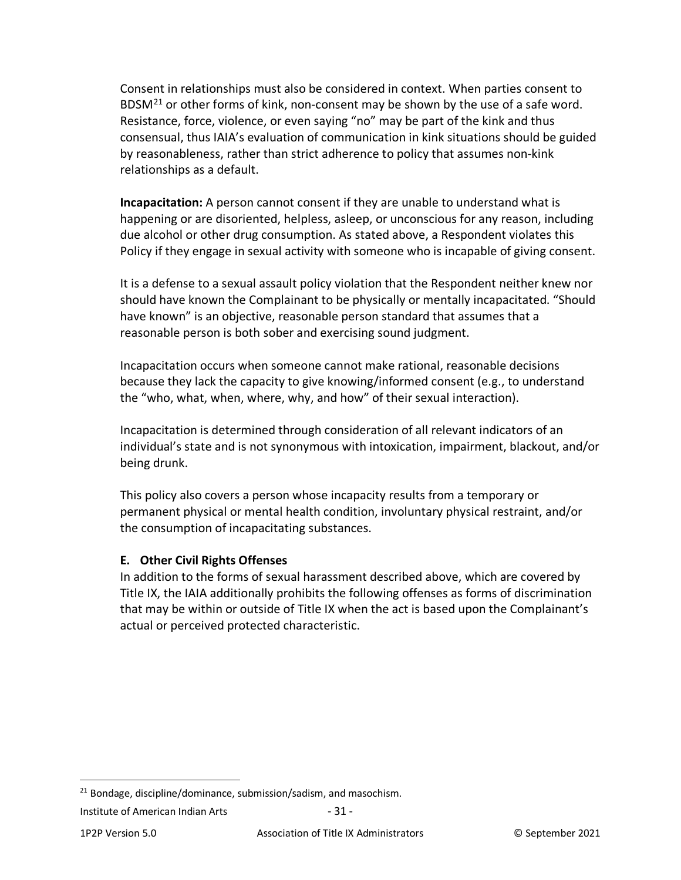Consent in relationships must also be considered in context. When parties consent to BDSM[21] or other forms of kink, non-consent may be shown by the use of a safe word. Resistance, force, violence, or even saying "no" may be part of the kink and thus consensual, thus IAIA's evaluation of communication in kink situations should be guided by reasonableness, rather than strict adherence to policy that assumes non-kink relationships as a default.

**Incapacitation:** A person cannot consent if they are unable to understand what is happening or are disoriented, helpless, asleep, or unconscious for any reason, including due alcohol or other drug consumption. As stated above, a Respondent violates this Policy if they engage in sexual activity with someone who is incapable of giving consent.

It is a defense to a sexual assault policy violation that the Respondent neither knew nor should have known the Complainant to be physically or mentally incapacitated. "Should have known" is an objective, reasonable person standard that assumes that a reasonable person is both sober and exercising sound judgment.

Incapacitation occurs when someone cannot make rational, reasonable decisions because they lack the capacity to give knowing/informed consent (e.g., to understand the "who, what, when, where, why, and how" of their sexual interaction).

Incapacitation is determined through consideration of all relevant indicators of an individual's state and is not synonymous with intoxication, impairment, blackout, and/or being drunk.

This policy also covers a person whose incapacity results from a temporary or permanent physical or mental health condition, involuntary physical restraint, and/or the consumption of incapacitating substances.

### E. Other Civil Rights Offenses

In addition to the forms of sexual harassment described above, which are covered by Title IX, the IAIA additionally prohibits the following offenses as forms of discrimination that may be within or outside of Title IX when the act is based upon the Complainant's actual or perceived protected characteristic.

[21] Bondage, discipline/dominance, submission/sadism, and masochism.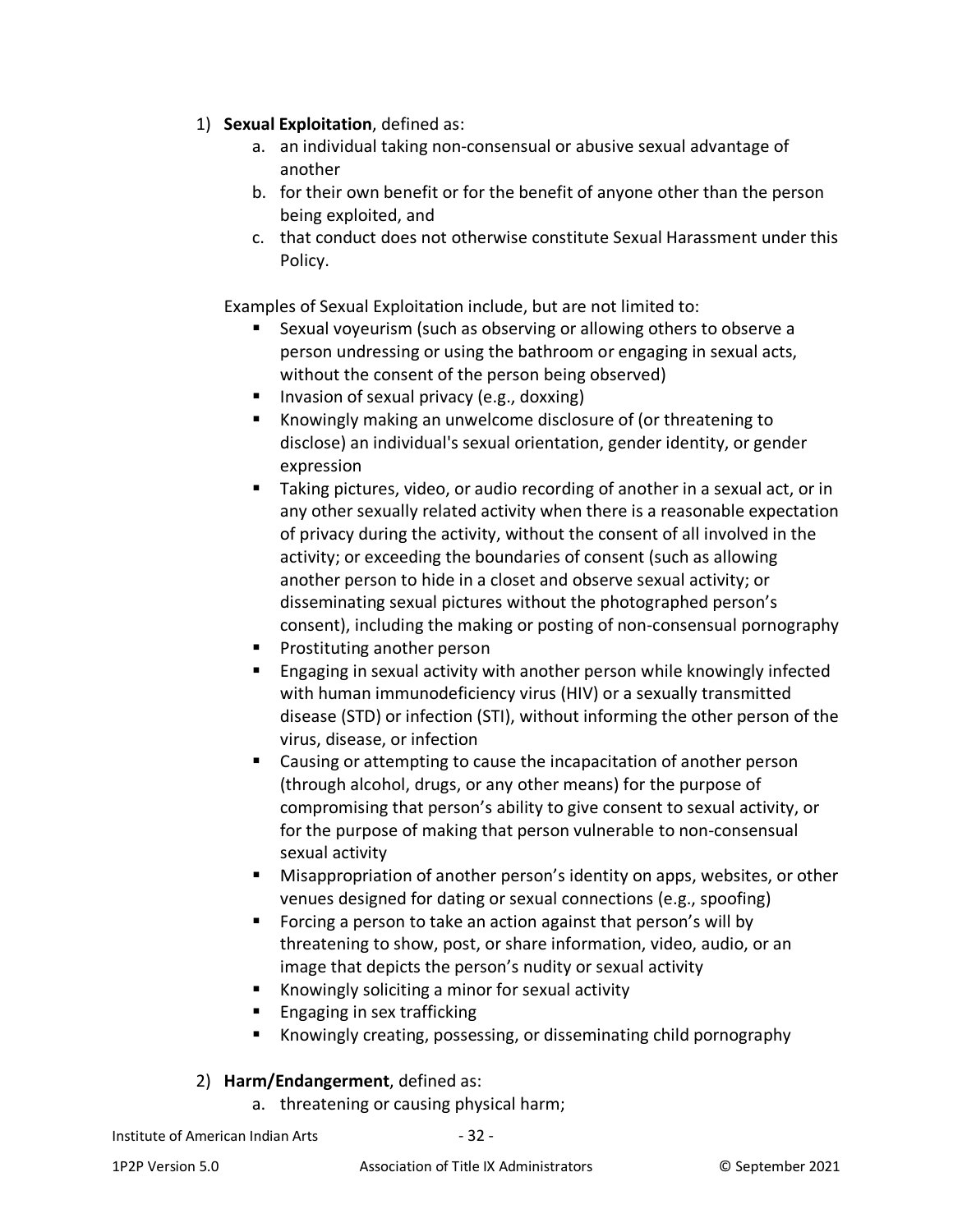1) **Sexual Exploitation**, defined as:
    a. an individual taking non-consensual or abusive sexual advantage of another
    b. for their own benefit or for the benefit of anyone other than the person being exploited, and
    c. that conduct does not otherwise constitute Sexual Harassment under this Policy.

    Examples of Sexual Exploitation include, but are not limited to:

    - Sexual voyeurism (such as observing or allowing others to observe a person undressing or using the bathroom or engaging in sexual acts, without the consent of the person being observed)
    - Invasion of sexual privacy (e.g., doxxing)
    - Knowingly making an unwelcome disclosure of (or threatening to disclose) an individual's sexual orientation, gender identity, or gender expression
    - Taking pictures, video, or audio recording of another in a sexual act, or in any other sexually related activity when there is a reasonable expectation of privacy during the activity, without the consent of all involved in the activity; or exceeding the boundaries of consent (such as allowing another person to hide in a closet and observe sexual activity; or disseminating sexual pictures without the photographed person's consent), including the making or posting of non-consensual pornography
    - Prostituting another person
    - Engaging in sexual activity with another person while knowingly infected with human immunodeficiency virus (HIV) or a sexually transmitted disease (STD) or infection (STI), without informing the other person of the virus, disease, or infection
    - Causing or attempting to cause the incapacitation of another person (through alcohol, drugs, or any other means) for the purpose of compromising that person's ability to give consent to sexual activity, or for the purpose of making that person vulnerable to non-consensual sexual activity
    - Misappropriation of another person's identity on apps, websites, or other venues designed for dating or sexual connections (e.g., spoofing)
    - Forcing a person to take an action against that person's will by threatening to show, post, or share information, video, audio, or an image that depicts the person's nudity or sexual activity
    - Knowingly soliciting a minor for sexual activity
    - Engaging in sex trafficking
    - Knowingly creating, possessing, or disseminating child pornography

2) **Harm/Endangerment**, defined as:
    a. threatening or causing physical harm;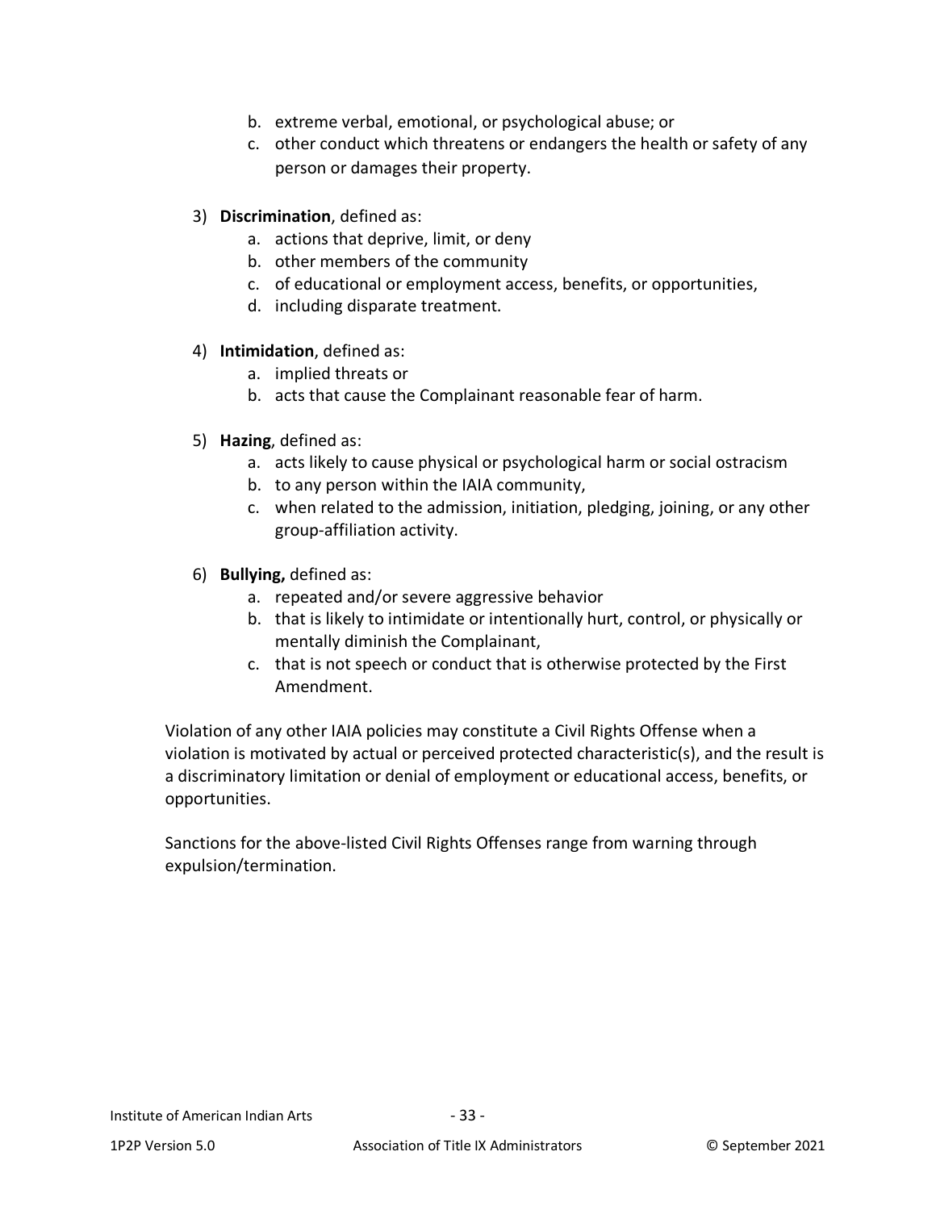b. extreme verbal, emotional, or psychological abuse; or
   c. other conduct which threatens or endangers the health or safety of any person or damages their property.

3) **Discrimination**, defined as:
   a. actions that deprive, limit, or deny
   b. other members of the community
   c. of educational or employment access, benefits, or opportunities,
   d. including disparate treatment.

4) **Intimidation**, defined as:
   a. implied threats or
   b. acts that cause the Complainant reasonable fear of harm.

5) **Hazing**, defined as:
   a. acts likely to cause physical or psychological harm or social ostracism
   b. to any person within the IAIA community,
   c. when related to the admission, initiation, pledging, joining, or any other group-affiliation activity.

6) **Bullying,** defined as:
   a. repeated and/or severe aggressive behavior
   b. that is likely to intimidate or intentionally hurt, control, or physically or mentally diminish the Complainant,
   c. that is not speech or conduct that is otherwise protected by the First Amendment.

Violation of any other IAIA policies may constitute a Civil Rights Offense when a violation is motivated by actual or perceived protected characteristic(s), and the result is a discriminatory limitation or denial of employment or educational access, benefits, or opportunities.

Sanctions for the above-listed Civil Rights Offenses range from warning through expulsion/termination.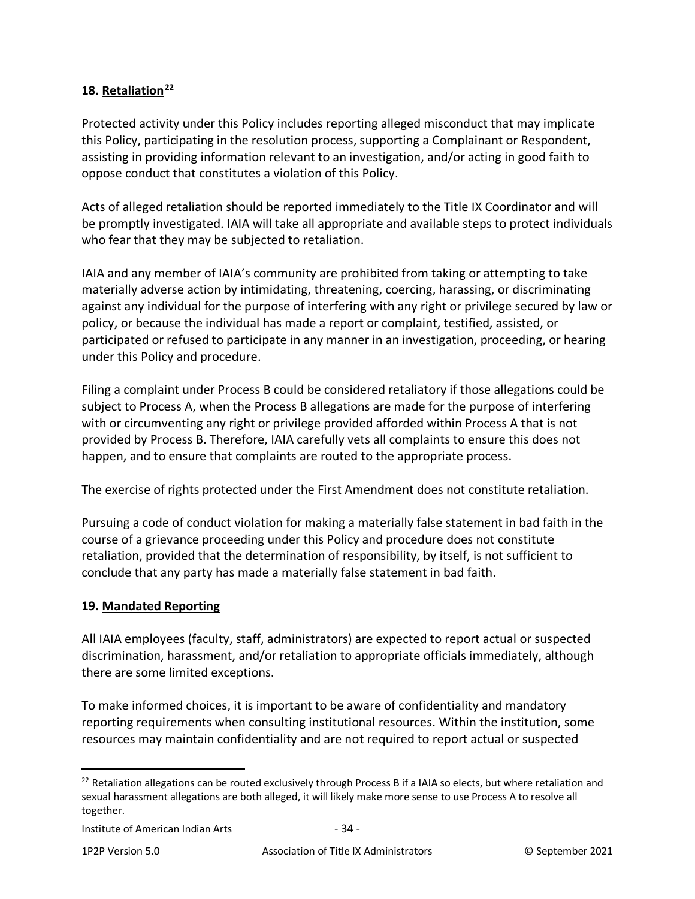## 18. Retaliation[22]

Protected activity under this Policy includes reporting alleged misconduct that may implicate this Policy, participating in the resolution process, supporting a Complainant or Respondent, assisting in providing information relevant to an investigation, and/or acting in good faith to oppose conduct that constitutes a violation of this Policy.

Acts of alleged retaliation should be reported immediately to the Title IX Coordinator and will be promptly investigated. IAIA will take all appropriate and available steps to protect individuals who fear that they may be subjected to retaliation.

IAIA and any member of IAIA's community are prohibited from taking or attempting to take materially adverse action by intimidating, threatening, coercing, harassing, or discriminating against any individual for the purpose of interfering with any right or privilege secured by law or policy, or because the individual has made a report or complaint, testified, assisted, or participated or refused to participate in any manner in an investigation, proceeding, or hearing under this Policy and procedure.

Filing a complaint under Process B could be considered retaliatory if those allegations could be subject to Process A, when the Process B allegations are made for the purpose of interfering with or circumventing any right or privilege provided afforded within Process A that is not provided by Process B. Therefore, IAIA carefully vets all complaints to ensure this does not happen, and to ensure that complaints are routed to the appropriate process.

The exercise of rights protected under the First Amendment does not constitute retaliation.

Pursuing a code of conduct violation for making a materially false statement in bad faith in the course of a grievance proceeding under this Policy and procedure does not constitute retaliation, provided that the determination of responsibility, by itself, is not sufficient to conclude that any party has made a materially false statement in bad faith.

## 19. Mandated Reporting

All IAIA employees (faculty, staff, administrators) are expected to report actual or suspected discrimination, harassment, and/or retaliation to appropriate officials immediately, although there are some limited exceptions.

To make informed choices, it is important to be aware of confidentiality and mandatory reporting requirements when consulting institutional resources. Within the institution, some resources may maintain confidentiality and are not required to report actual or suspected

[22] Retaliation allegations can be routed exclusively through Process B if a IAIA so elects, but where retaliation and sexual harassment allegations are both alleged, it will likely make more sense to use Process A to resolve all together.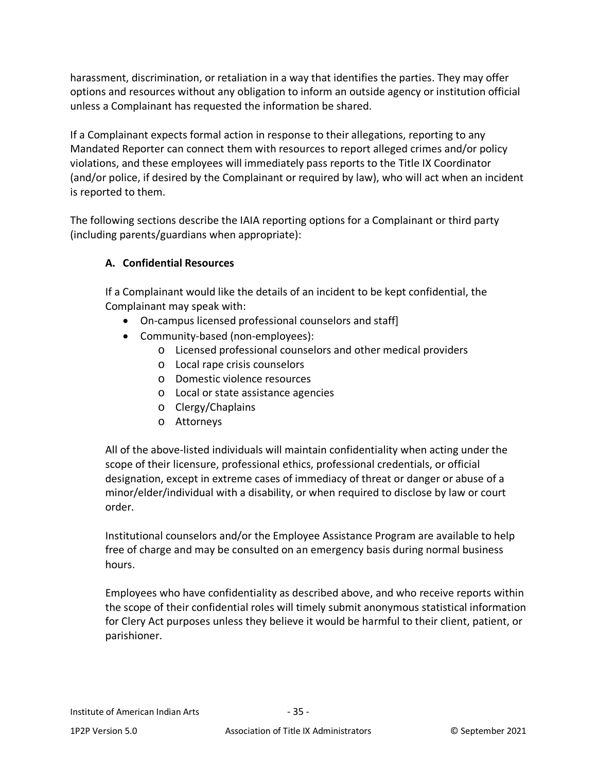harassment, discrimination, or retaliation in a way that identifies the parties. They may offer options and resources without any obligation to inform an outside agency or institution official unless a Complainant has requested the information be shared.

If a Complainant expects formal action in response to their allegations, reporting to any Mandated Reporter can connect them with resources to report alleged crimes and/or policy violations, and these employees will immediately pass reports to the Title IX Coordinator (and/or police, if desired by the Complainant or required by law), who will act when an incident is reported to them.

The following sections describe the IAIA reporting options for a Complainant or third party (including parents/guardians when appropriate):

### A. Confidential Resources

If a Complainant would like the details of an incident to be kept confidential, the Complainant may speak with:

- On-campus licensed professional counselors and staff]
- Community-based (non-employees):
  - Licensed professional counselors and other medical providers
  - Local rape crisis counselors
  - Domestic violence resources
  - Local or state assistance agencies
  - Clergy/Chaplains
  - Attorneys

All of the above-listed individuals will maintain confidentiality when acting under the scope of their licensure, professional ethics, professional credentials, or official designation, except in extreme cases of immediacy of threat or danger or abuse of a minor/elder/individual with a disability, or when required to disclose by law or court order.

Institutional counselors and/or the Employee Assistance Program are available to help free of charge and may be consulted on an emergency basis during normal business hours.

Employees who have confidentiality as described above, and who receive reports within the scope of their confidential roles will timely submit anonymous statistical information for Clery Act purposes unless they believe it would be harmful to their client, patient, or parishioner.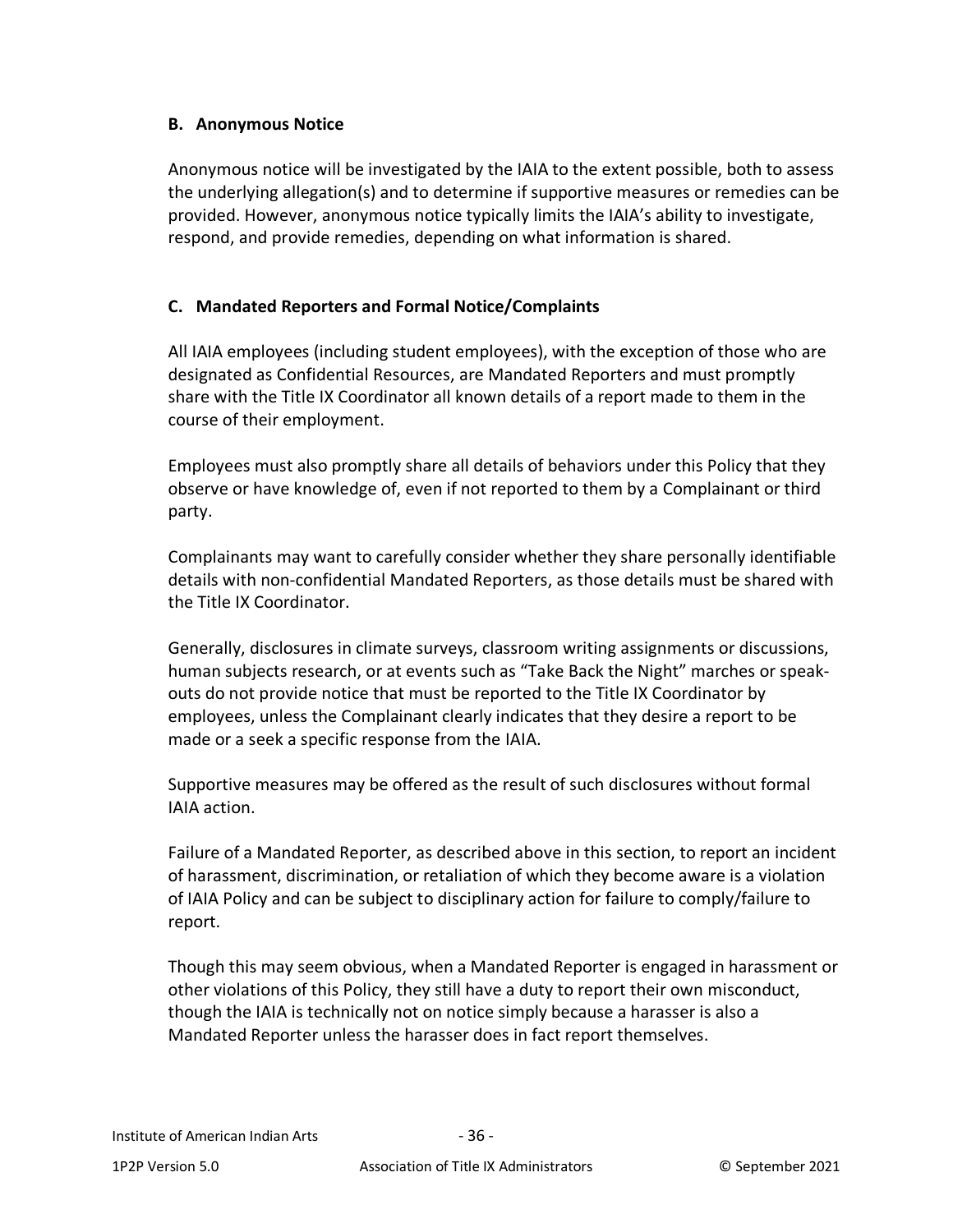### B. Anonymous Notice

Anonymous notice will be investigated by the IAIA to the extent possible, both to assess the underlying allegation(s) and to determine if supportive measures or remedies can be provided. However, anonymous notice typically limits the IAIA's ability to investigate, respond, and provide remedies, depending on what information is shared.

### C. Mandated Reporters and Formal Notice/Complaints

All IAIA employees (including student employees), with the exception of those who are designated as Confidential Resources, are Mandated Reporters and must promptly share with the Title IX Coordinator all known details of a report made to them in the course of their employment.

Employees must also promptly share all details of behaviors under this Policy that they observe or have knowledge of, even if not reported to them by a Complainant or third party.

Complainants may want to carefully consider whether they share personally identifiable details with non-confidential Mandated Reporters, as those details must be shared with the Title IX Coordinator.

Generally, disclosures in climate surveys, classroom writing assignments or discussions, human subjects research, or at events such as "Take Back the Night" marches or speak-outs do not provide notice that must be reported to the Title IX Coordinator by employees, unless the Complainant clearly indicates that they desire a report to be made or a seek a specific response from the IAIA.

Supportive measures may be offered as the result of such disclosures without formal IAIA action.

Failure of a Mandated Reporter, as described above in this section, to report an incident of harassment, discrimination, or retaliation of which they become aware is a violation of IAIA Policy and can be subject to disciplinary action for failure to comply/failure to report.

Though this may seem obvious, when a Mandated Reporter is engaged in harassment or other violations of this Policy, they still have a duty to report their own misconduct, though the IAIA is technically not on notice simply because a harasser is also a Mandated Reporter unless the harasser does in fact report themselves.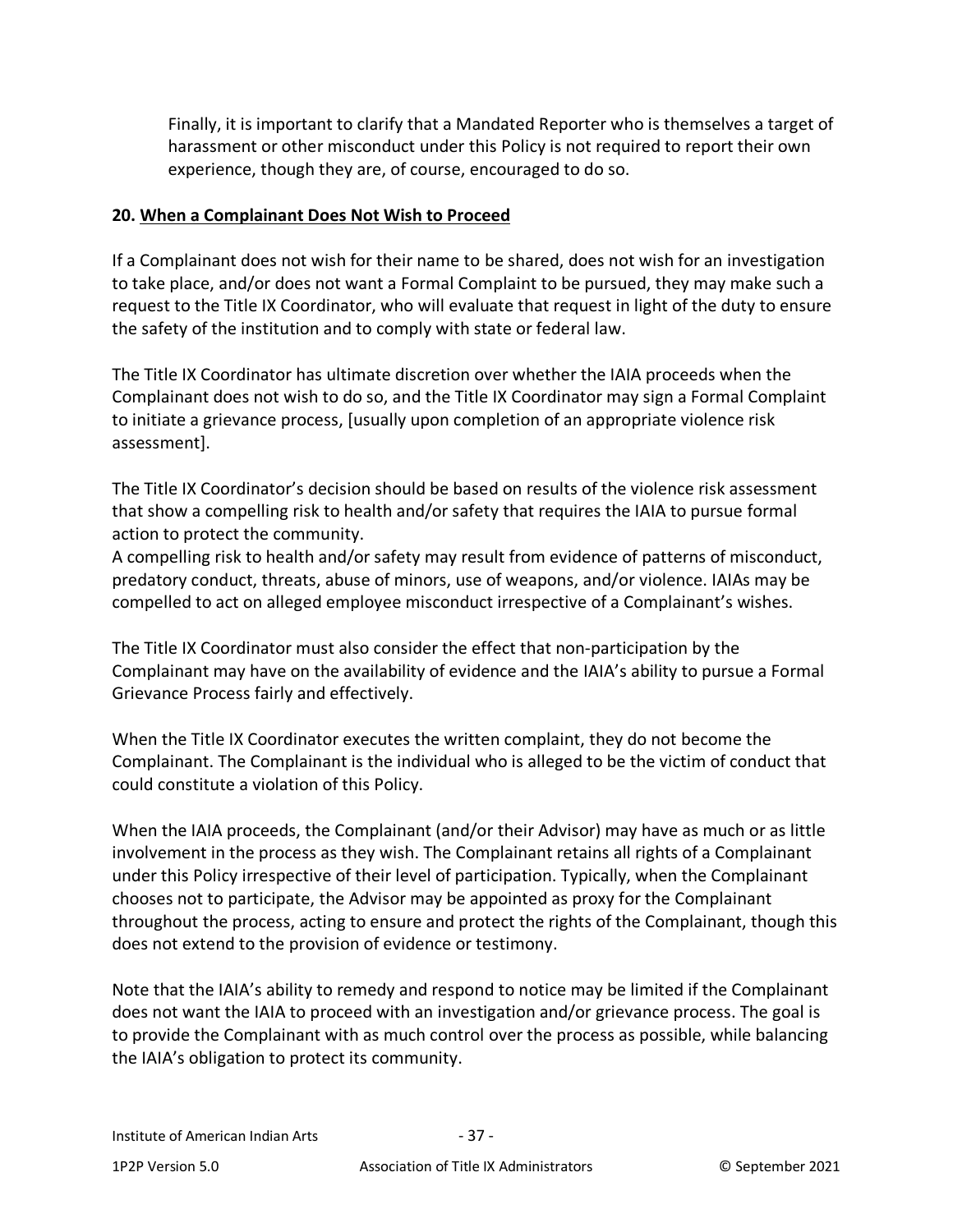Finally, it is important to clarify that a Mandated Reporter who is themselves a target of harassment or other misconduct under this Policy is not required to report their own experience, though they are, of course, encouraged to do so.

## 20. When a Complainant Does Not Wish to Proceed

If a Complainant does not wish for their name to be shared, does not wish for an investigation to take place, and/or does not want a Formal Complaint to be pursued, they may make such a request to the Title IX Coordinator, who will evaluate that request in light of the duty to ensure the safety of the institution and to comply with state or federal law.

The Title IX Coordinator has ultimate discretion over whether the IAIA proceeds when the Complainant does not wish to do so, and the Title IX Coordinator may sign a Formal Complaint to initiate a grievance process, [usually upon completion of an appropriate violence risk assessment].

The Title IX Coordinator's decision should be based on results of the violence risk assessment that show a compelling risk to health and/or safety that requires the IAIA to pursue formal action to protect the community.
A compelling risk to health and/or safety may result from evidence of patterns of misconduct, predatory conduct, threats, abuse of minors, use of weapons, and/or violence. IAIAs may be compelled to act on alleged employee misconduct irrespective of a Complainant's wishes.

The Title IX Coordinator must also consider the effect that non-participation by the Complainant may have on the availability of evidence and the IAIA's ability to pursue a Formal Grievance Process fairly and effectively.

When the Title IX Coordinator executes the written complaint, they do not become the Complainant. The Complainant is the individual who is alleged to be the victim of conduct that could constitute a violation of this Policy.

When the IAIA proceeds, the Complainant (and/or their Advisor) may have as much or as little involvement in the process as they wish. The Complainant retains all rights of a Complainant under this Policy irrespective of their level of participation. Typically, when the Complainant chooses not to participate, the Advisor may be appointed as proxy for the Complainant throughout the process, acting to ensure and protect the rights of the Complainant, though this does not extend to the provision of evidence or testimony.

Note that the IAIA's ability to remedy and respond to notice may be limited if the Complainant does not want the IAIA to proceed with an investigation and/or grievance process. The goal is to provide the Complainant with as much control over the process as possible, while balancing the IAIA's obligation to protect its community.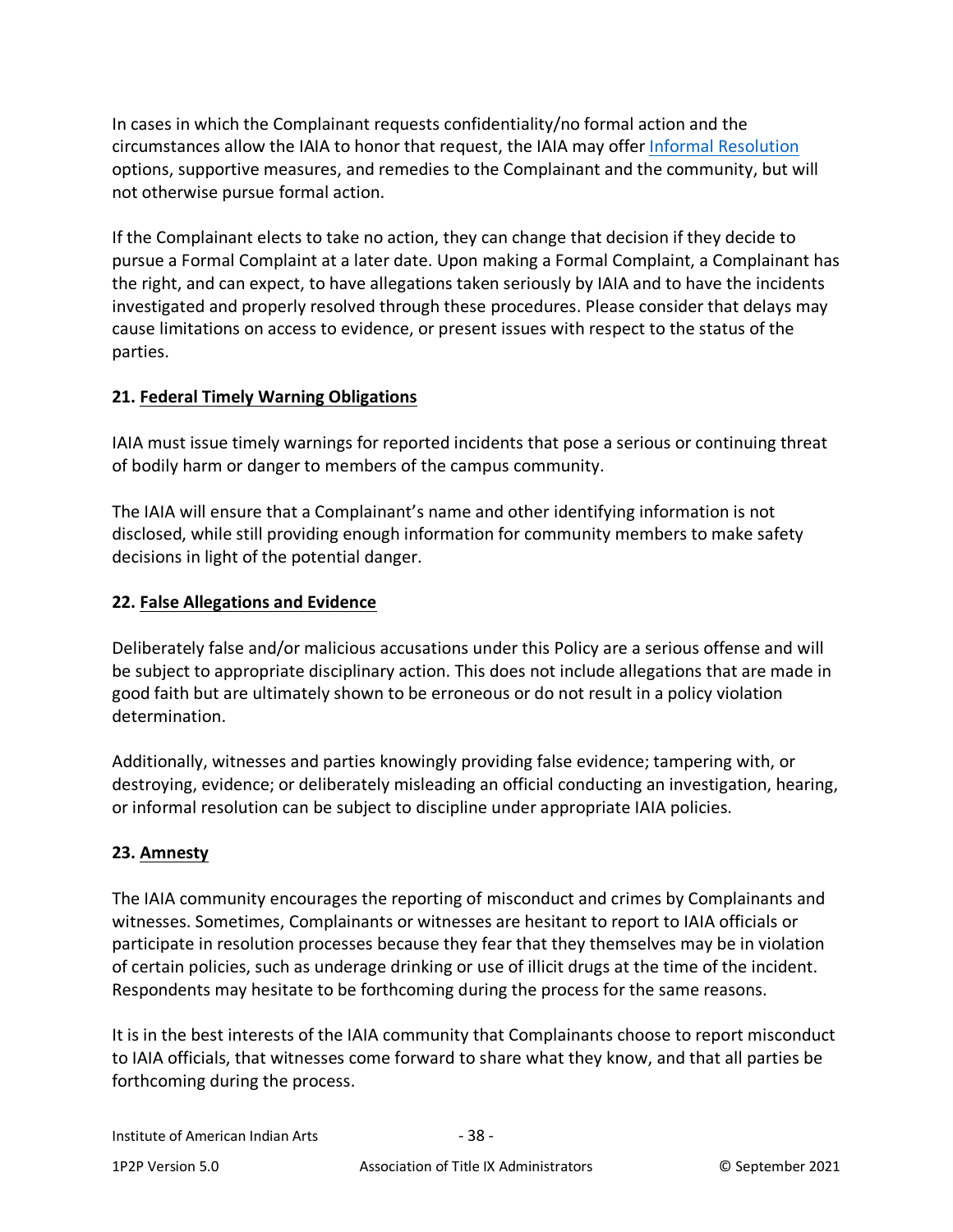In cases in which the Complainant requests confidentiality/no formal action and the circumstances allow the IAIA to honor that request, the IAIA may offer Informal Resolution options, supportive measures, and remedies to the Complainant and the community, but will not otherwise pursue formal action.

If the Complainant elects to take no action, they can change that decision if they decide to pursue a Formal Complaint at a later date. Upon making a Formal Complaint, a Complainant has the right, and can expect, to have allegations taken seriously by IAIA and to have the incidents investigated and properly resolved through these procedures. Please consider that delays may cause limitations on access to evidence, or present issues with respect to the status of the parties.

## 21. Federal Timely Warning Obligations

IAIA must issue timely warnings for reported incidents that pose a serious or continuing threat of bodily harm or danger to members of the campus community.

The IAIA will ensure that a Complainant's name and other identifying information is not disclosed, while still providing enough information for community members to make safety decisions in light of the potential danger.

## 22. False Allegations and Evidence

Deliberately false and/or malicious accusations under this Policy are a serious offense and will be subject to appropriate disciplinary action. This does not include allegations that are made in good faith but are ultimately shown to be erroneous or do not result in a policy violation determination.

Additionally, witnesses and parties knowingly providing false evidence; tampering with, or destroying, evidence; or deliberately misleading an official conducting an investigation, hearing, or informal resolution can be subject to discipline under appropriate IAIA policies.

## 23. Amnesty

The IAIA community encourages the reporting of misconduct and crimes by Complainants and witnesses. Sometimes, Complainants or witnesses are hesitant to report to IAIA officials or participate in resolution processes because they fear that they themselves may be in violation of certain policies, such as underage drinking or use of illicit drugs at the time of the incident. Respondents may hesitate to be forthcoming during the process for the same reasons.

It is in the best interests of the IAIA community that Complainants choose to report misconduct to IAIA officials, that witnesses come forward to share what they know, and that all parties be forthcoming during the process.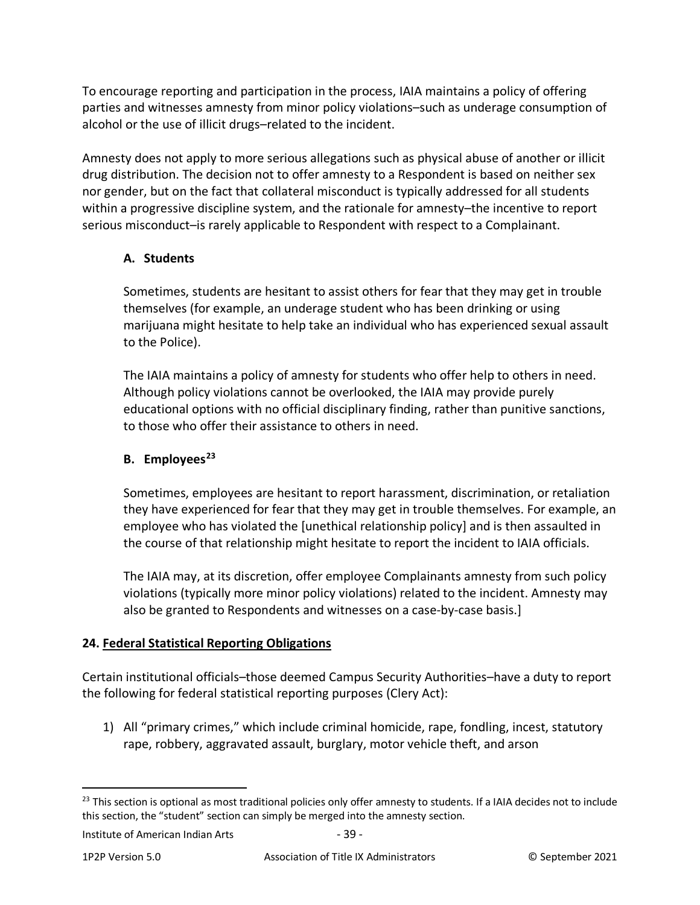To encourage reporting and participation in the process, IAIA maintains a policy of offering parties and witnesses amnesty from minor policy violations–such as underage consumption of alcohol or the use of illicit drugs–related to the incident.

Amnesty does not apply to more serious allegations such as physical abuse of another or illicit drug distribution. The decision not to offer amnesty to a Respondent is based on neither sex nor gender, but on the fact that collateral misconduct is typically addressed for all students within a progressive discipline system, and the rationale for amnesty–the incentive to report serious misconduct–is rarely applicable to Respondent with respect to a Complainant.

### A. Students

Sometimes, students are hesitant to assist others for fear that they may get in trouble themselves (for example, an underage student who has been drinking or using marijuana might hesitate to help take an individual who has experienced sexual assault to the Police).

The IAIA maintains a policy of amnesty for students who offer help to others in need. Although policy violations cannot be overlooked, the IAIA may provide purely educational options with no official disciplinary finding, rather than punitive sanctions, to those who offer their assistance to others in need.

### B. Employees[23]

Sometimes, employees are hesitant to report harassment, discrimination, or retaliation they have experienced for fear that they may get in trouble themselves. For example, an employee who has violated the [unethical relationship policy] and is then assaulted in the course of that relationship might hesitate to report the incident to IAIA officials.

The IAIA may, at its discretion, offer employee Complainants amnesty from such policy violations (typically more minor policy violations) related to the incident. Amnesty may also be granted to Respondents and witnesses on a case-by-case basis.]

## 24. Federal Statistical Reporting Obligations

Certain institutional officials–those deemed Campus Security Authorities–have a duty to report the following for federal statistical reporting purposes (Clery Act):

1) All "primary crimes," which include criminal homicide, rape, fondling, incest, statutory rape, robbery, aggravated assault, burglary, motor vehicle theft, and arson

[23] This section is optional as most traditional policies only offer amnesty to students. If a IAIA decides not to include this section, the "student" section can simply be merged into the amnesty section.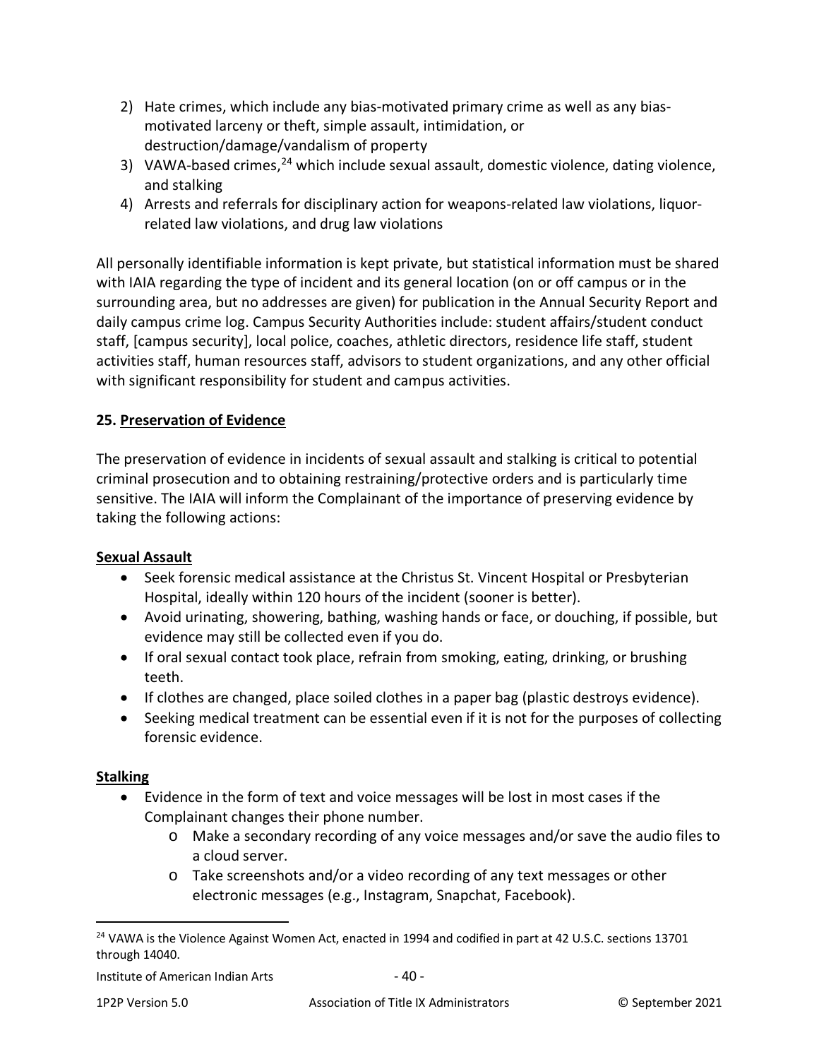2) Hate crimes, which include any bias-motivated primary crime as well as any bias-motivated larceny or theft, simple assault, intimidation, or destruction/damage/vandalism of property
3) VAWA-based crimes,[24] which include sexual assault, domestic violence, dating violence, and stalking
4) Arrests and referrals for disciplinary action for weapons-related law violations, liquor-related law violations, and drug law violations

All personally identifiable information is kept private, but statistical information must be shared with IAIA regarding the type of incident and its general location (on or off campus or in the surrounding area, but no addresses are given) for publication in the Annual Security Report and daily campus crime log. Campus Security Authorities include: student affairs/student conduct staff, [campus security], local police, coaches, athletic directors, residence life staff, student activities staff, human resources staff, advisors to student organizations, and any other official with significant responsibility for student and campus activities.

**25. <u>Preservation of Evidence</u>**

The preservation of evidence in incidents of sexual assault and stalking is critical to potential criminal prosecution and to obtaining restraining/protective orders and is particularly time sensitive. The IAIA will inform the Complainant of the importance of preserving evidence by taking the following actions:

**<u>Sexual Assault</u>**

- Seek forensic medical assistance at the Christus St. Vincent Hospital or Presbyterian Hospital, ideally within 120 hours of the incident (sooner is better).
- Avoid urinating, showering, bathing, washing hands or face, or douching, if possible, but evidence may still be collected even if you do.
- If oral sexual contact took place, refrain from smoking, eating, drinking, or brushing teeth.
- If clothes are changed, place soiled clothes in a paper bag (plastic destroys evidence).
- Seeking medical treatment can be essential even if it is not for the purposes of collecting forensic evidence.

**<u>Stalking</u>**

- Evidence in the form of text and voice messages will be lost in most cases if the Complainant changes their phone number.
    - Make a secondary recording of any voice messages and/or save the audio files to a cloud server.
    - Take screenshots and/or a video recording of any text messages or other electronic messages (e.g., Instagram, Snapchat, Facebook).

---

[24] VAWA is the Violence Against Women Act, enacted in 1994 and codified in part at 42 U.S.C. sections 13701 through 14040.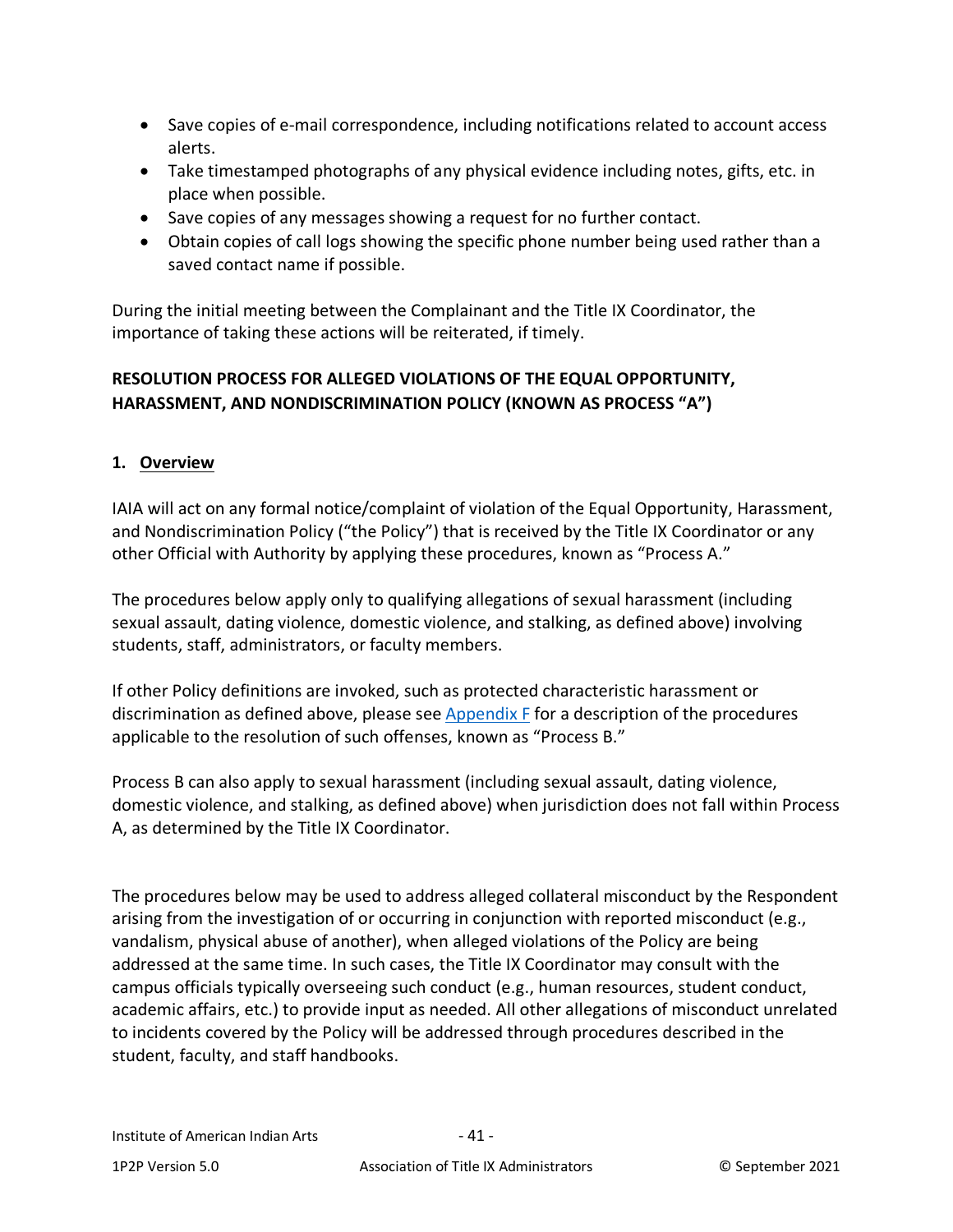- Save copies of e-mail correspondence, including notifications related to account access alerts.
- Take timestamped photographs of any physical evidence including notes, gifts, etc. in place when possible.
- Save copies of any messages showing a request for no further contact.
- Obtain copies of call logs showing the specific phone number being used rather than a saved contact name if possible.

During the initial meeting between the Complainant and the Title IX Coordinator, the importance of taking these actions will be reiterated, if timely.

## RESOLUTION PROCESS FOR ALLEGED VIOLATIONS OF THE EQUAL OPPORTUNITY, HARASSMENT, AND NONDISCRIMINATION POLICY (KNOWN AS PROCESS "A")

### 1. Overview

IAIA will act on any formal notice/complaint of violation of the Equal Opportunity, Harassment, and Nondiscrimination Policy ("the Policy") that is received by the Title IX Coordinator or any other Official with Authority by applying these procedures, known as "Process A."

The procedures below apply only to qualifying allegations of sexual harassment (including sexual assault, dating violence, domestic violence, and stalking, as defined above) involving students, staff, administrators, or faculty members.

If other Policy definitions are invoked, such as protected characteristic harassment or discrimination as defined above, please see Appendix F for a description of the procedures applicable to the resolution of such offenses, known as "Process B."

Process B can also apply to sexual harassment (including sexual assault, dating violence, domestic violence, and stalking, as defined above) when jurisdiction does not fall within Process A, as determined by the Title IX Coordinator.

The procedures below may be used to address alleged collateral misconduct by the Respondent arising from the investigation of or occurring in conjunction with reported misconduct (e.g., vandalism, physical abuse of another), when alleged violations of the Policy are being addressed at the same time. In such cases, the Title IX Coordinator may consult with the campus officials typically overseeing such conduct (e.g., human resources, student conduct, academic affairs, etc.) to provide input as needed. All other allegations of misconduct unrelated to incidents covered by the Policy will be addressed through procedures described in the student, faculty, and staff handbooks.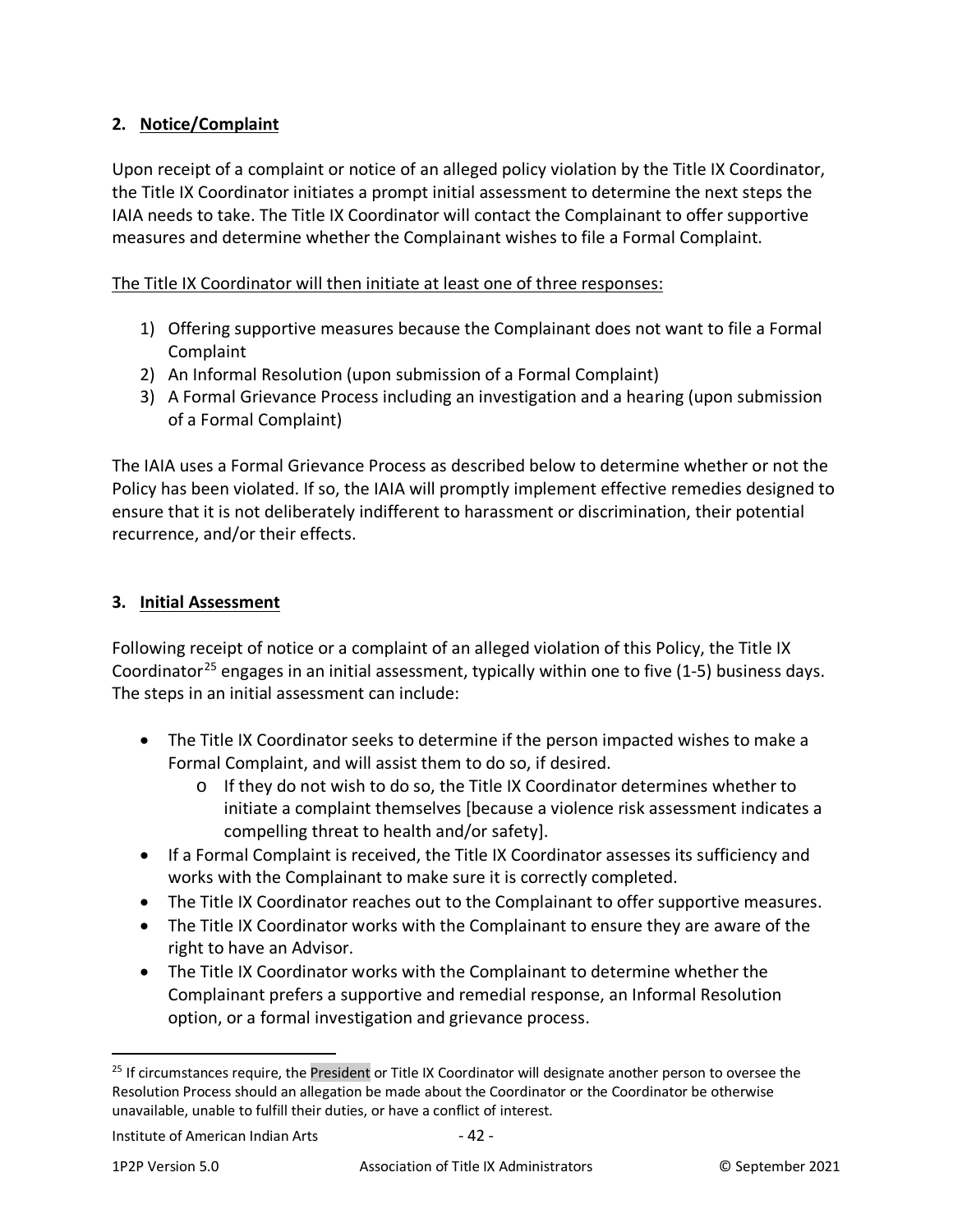## 2. Notice/Complaint

Upon receipt of a complaint or notice of an alleged policy violation by the Title IX Coordinator, the Title IX Coordinator initiates a prompt initial assessment to determine the next steps the IAIA needs to take. The Title IX Coordinator will contact the Complainant to offer supportive measures and determine whether the Complainant wishes to file a Formal Complaint.

The Title IX Coordinator will then initiate at least one of three responses:

1) Offering supportive measures because the Complainant does not want to file a Formal Complaint
2) An Informal Resolution (upon submission of a Formal Complaint)
3) A Formal Grievance Process including an investigation and a hearing (upon submission of a Formal Complaint)

The IAIA uses a Formal Grievance Process as described below to determine whether or not the Policy has been violated. If so, the IAIA will promptly implement effective remedies designed to ensure that it is not deliberately indifferent to harassment or discrimination, their potential recurrence, and/or their effects.

## 3. Initial Assessment

Following receipt of notice or a complaint of an alleged violation of this Policy, the Title IX Coordinator[25] engages in an initial assessment, typically within one to five (1-5) business days. The steps in an initial assessment can include:

- The Title IX Coordinator seeks to determine if the person impacted wishes to make a Formal Complaint, and will assist them to do so, if desired.
  - If they do not wish to do so, the Title IX Coordinator determines whether to initiate a complaint themselves [because a violence risk assessment indicates a compelling threat to health and/or safety].
- If a Formal Complaint is received, the Title IX Coordinator assesses its sufficiency and works with the Complainant to make sure it is correctly completed.
- The Title IX Coordinator reaches out to the Complainant to offer supportive measures.
- The Title IX Coordinator works with the Complainant to ensure they are aware of the right to have an Advisor.
- The Title IX Coordinator works with the Complainant to determine whether the Complainant prefers a supportive and remedial response, an Informal Resolution option, or a formal investigation and grievance process.

[25] If circumstances require, the President or Title IX Coordinator will designate another person to oversee the Resolution Process should an allegation be made about the Coordinator or the Coordinator be otherwise unavailable, unable to fulfill their duties, or have a conflict of interest.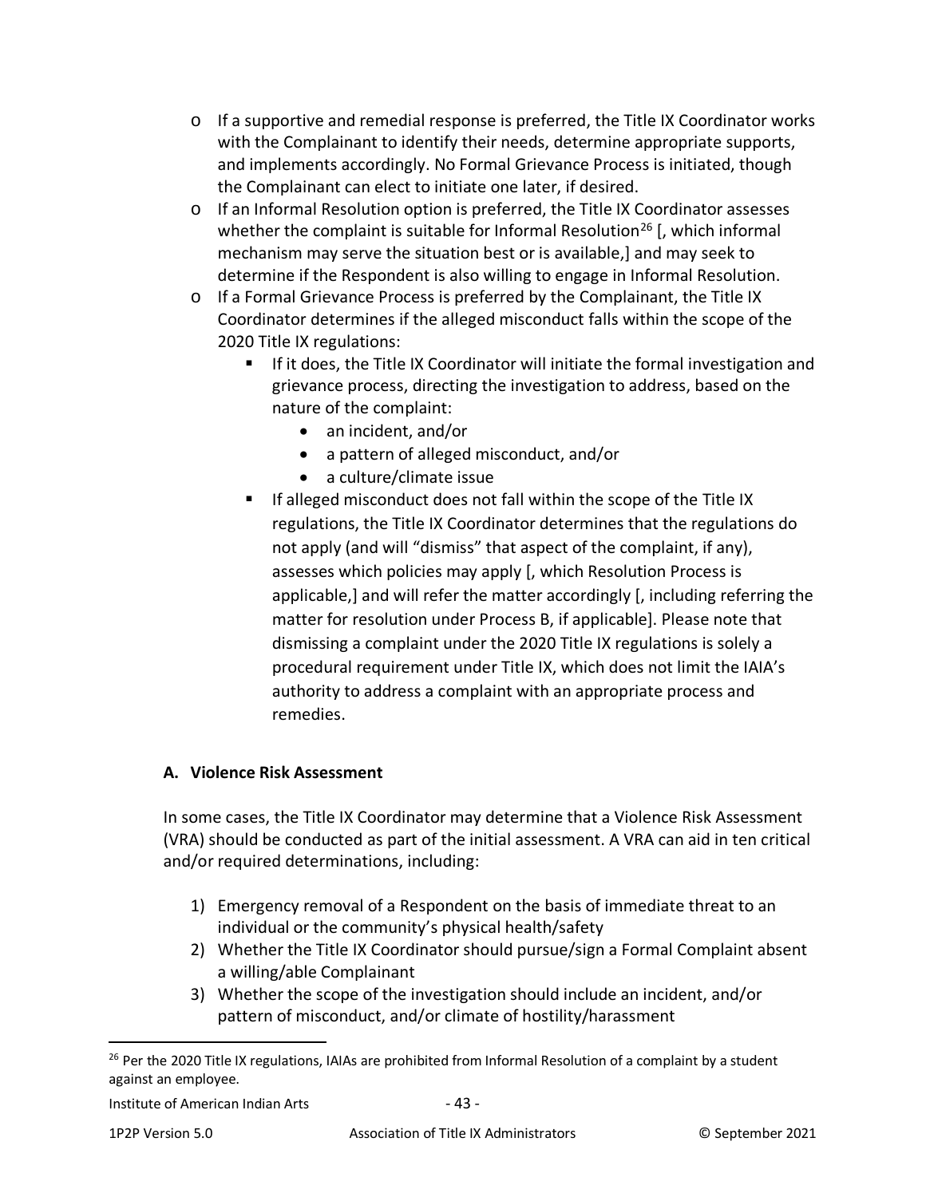- If a supportive and remedial response is preferred, the Title IX Coordinator works with the Complainant to identify their needs, determine appropriate supports, and implements accordingly. No Formal Grievance Process is initiated, though the Complainant can elect to initiate one later, if desired.
- If an Informal Resolution option is preferred, the Title IX Coordinator assesses whether the complaint is suitable for Informal Resolution[26] [, which informal mechanism may serve the situation best or is available,] and may seek to determine if the Respondent is also willing to engage in Informal Resolution.
- If a Formal Grievance Process is preferred by the Complainant, the Title IX Coordinator determines if the alleged misconduct falls within the scope of the 2020 Title IX regulations:
  - If it does, the Title IX Coordinator will initiate the formal investigation and grievance process, directing the investigation to address, based on the nature of the complaint:
    - an incident, and/or
    - a pattern of alleged misconduct, and/or
    - a culture/climate issue
  - If alleged misconduct does not fall within the scope of the Title IX regulations, the Title IX Coordinator determines that the regulations do not apply (and will "dismiss" that aspect of the complaint, if any), assesses which policies may apply [, which Resolution Process is applicable,] and will refer the matter accordingly [, including referring the matter for resolution under Process B, if applicable]. Please note that dismissing a complaint under the 2020 Title IX regulations is solely a procedural requirement under Title IX, which does not limit the IAIA's authority to address a complaint with an appropriate process and remedies.

### A. Violence Risk Assessment

In some cases, the Title IX Coordinator may determine that a Violence Risk Assessment (VRA) should be conducted as part of the initial assessment. A VRA can aid in ten critical and/or required determinations, including:

1) Emergency removal of a Respondent on the basis of immediate threat to an individual or the community's physical health/safety
2) Whether the Title IX Coordinator should pursue/sign a Formal Complaint absent a willing/able Complainant
3) Whether the scope of the investigation should include an incident, and/or pattern of misconduct, and/or climate of hostility/harassment

[26] Per the 2020 Title IX regulations, IAIAs are prohibited from Informal Resolution of a complaint by a student against an employee.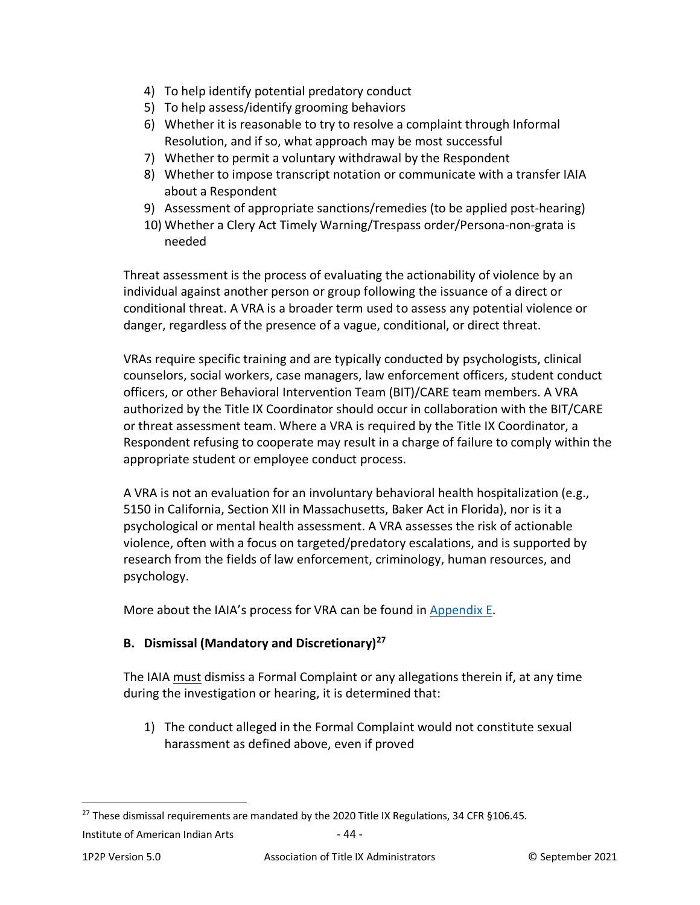4) To help identify potential predatory conduct
5) To help assess/identify grooming behaviors
6) Whether it is reasonable to try to resolve a complaint through Informal Resolution, and if so, what approach may be most successful
7) Whether to permit a voluntary withdrawal by the Respondent
8) Whether to impose transcript notation or communicate with a transfer IAIA about a Respondent
9) Assessment of appropriate sanctions/remedies (to be applied post-hearing)
10) Whether a Clery Act Timely Warning/Trespass order/Persona-non-grata is needed

Threat assessment is the process of evaluating the actionability of violence by an individual against another person or group following the issuance of a direct or conditional threat. A VRA is a broader term used to assess any potential violence or danger, regardless of the presence of a vague, conditional, or direct threat.

VRAs require specific training and are typically conducted by psychologists, clinical counselors, social workers, case managers, law enforcement officers, student conduct officers, or other Behavioral Intervention Team (BIT)/CARE team members. A VRA authorized by the Title IX Coordinator should occur in collaboration with the BIT/CARE or threat assessment team. Where a VRA is required by the Title IX Coordinator, a Respondent refusing to cooperate may result in a charge of failure to comply within the appropriate student or employee conduct process.

A VRA is not an evaluation for an involuntary behavioral health hospitalization (e.g., 5150 in California, Section XII in Massachusetts, Baker Act in Florida), nor is it a psychological or mental health assessment. A VRA assesses the risk of actionable violence, often with a focus on targeted/predatory escalations, and is supported by research from the fields of law enforcement, criminology, human resources, and psychology.

More about the IAIA's process for VRA can be found in Appendix E.

### B. Dismissal (Mandatory and Discretionary)[27]

The IAIA must dismiss a Formal Complaint or any allegations therein if, at any time during the investigation or hearing, it is determined that:

1) The conduct alleged in the Formal Complaint would not constitute sexual harassment as defined above, even if proved

[27] These dismissal requirements are mandated by the 2020 Title IX Regulations, 34 CFR §106.45.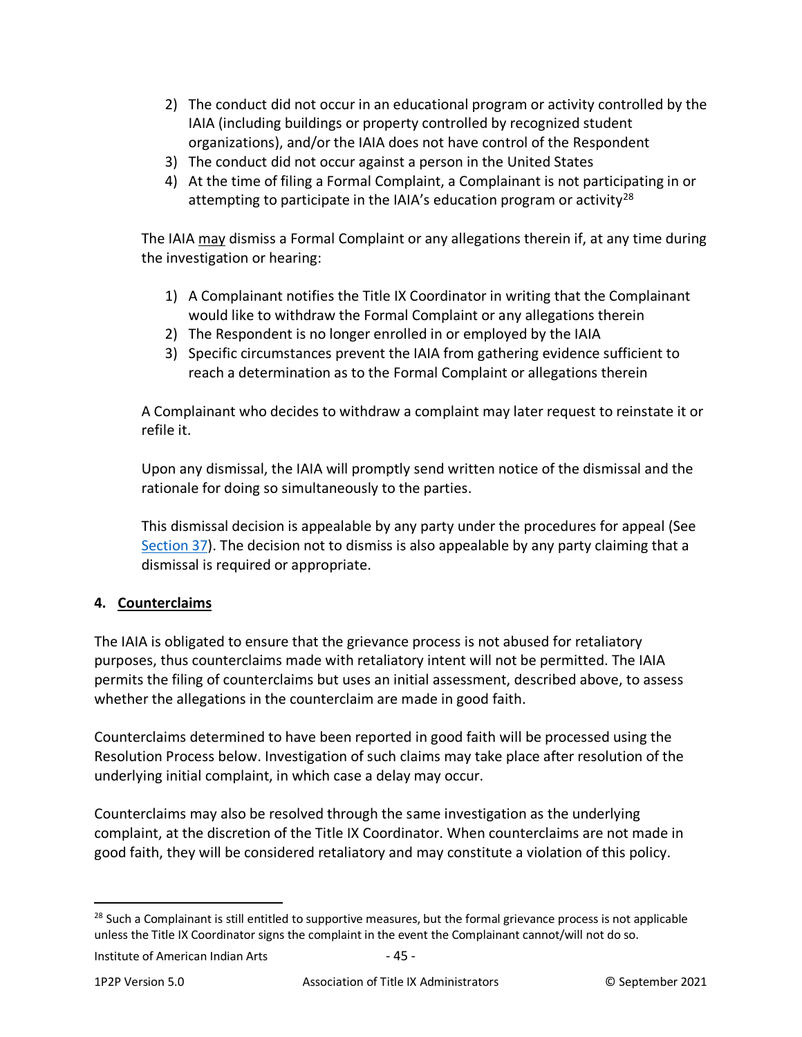2) The conduct did not occur in an educational program or activity controlled by the IAIA (including buildings or property controlled by recognized student organizations), and/or the IAIA does not have control of the Respondent
3) The conduct did not occur against a person in the United States
4) At the time of filing a Formal Complaint, a Complainant is not participating in or attempting to participate in the IAIA's education program or activity[28]

The IAIA <u>may</u> dismiss a Formal Complaint or any allegations therein if, at any time during the investigation or hearing:

1) A Complainant notifies the Title IX Coordinator in writing that the Complainant would like to withdraw the Formal Complaint or any allegations therein
2) The Respondent is no longer enrolled in or employed by the IAIA
3) Specific circumstances prevent the IAIA from gathering evidence sufficient to reach a determination as to the Formal Complaint or allegations therein

A Complainant who decides to withdraw a complaint may later request to reinstate it or refile it.

Upon any dismissal, the IAIA will promptly send written notice of the dismissal and the rationale for doing so simultaneously to the parties.

This dismissal decision is appealable by any party under the procedures for appeal (See Section 37). The decision not to dismiss is also appealable by any party claiming that a dismissal is required or appropriate.

## 4. Counterclaims

The IAIA is obligated to ensure that the grievance process is not abused for retaliatory purposes, thus counterclaims made with retaliatory intent will not be permitted. The IAIA permits the filing of counterclaims but uses an initial assessment, described above, to assess whether the allegations in the counterclaim are made in good faith.

Counterclaims determined to have been reported in good faith will be processed using the Resolution Process below. Investigation of such claims may take place after resolution of the underlying initial complaint, in which case a delay may occur.

Counterclaims may also be resolved through the same investigation as the underlying complaint, at the discretion of the Title IX Coordinator. When counterclaims are not made in good faith, they will be considered retaliatory and may constitute a violation of this policy.

[28] Such a Complainant is still entitled to supportive measures, but the formal grievance process is not applicable unless the Title IX Coordinator signs the complaint in the event the Complainant cannot/will not do so.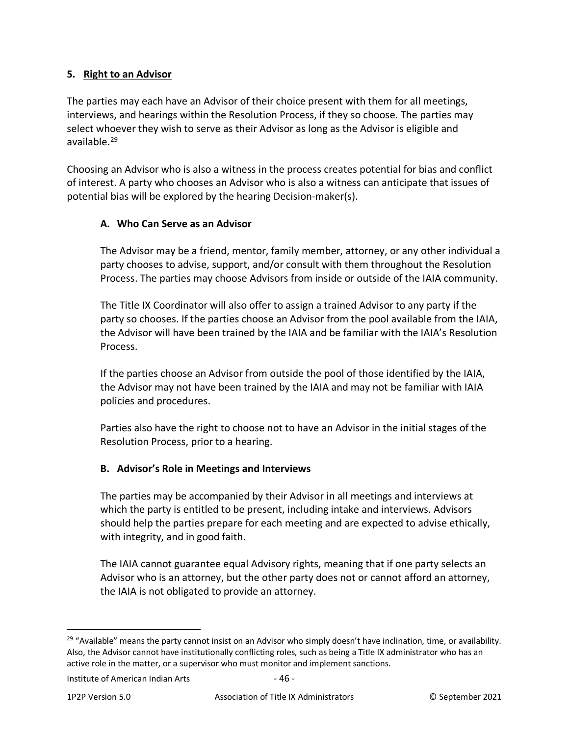## 5. Right to an Advisor

The parties may each have an Advisor of their choice present with them for all meetings, interviews, and hearings within the Resolution Process, if they so choose. The parties may select whoever they wish to serve as their Advisor as long as the Advisor is eligible and available.[29]

Choosing an Advisor who is also a witness in the process creates potential for bias and conflict of interest. A party who chooses an Advisor who is also a witness can anticipate that issues of potential bias will be explored by the hearing Decision-maker(s).

### A. Who Can Serve as an Advisor

The Advisor may be a friend, mentor, family member, attorney, or any other individual a party chooses to advise, support, and/or consult with them throughout the Resolution Process. The parties may choose Advisors from inside or outside of the IAIA community.

The Title IX Coordinator will also offer to assign a trained Advisor to any party if the party so chooses. If the parties choose an Advisor from the pool available from the IAIA, the Advisor will have been trained by the IAIA and be familiar with the IAIA's Resolution Process.

If the parties choose an Advisor from outside the pool of those identified by the IAIA, the Advisor may not have been trained by the IAIA and may not be familiar with IAIA policies and procedures.

Parties also have the right to choose not to have an Advisor in the initial stages of the Resolution Process, prior to a hearing.

### B. Advisor's Role in Meetings and Interviews

The parties may be accompanied by their Advisor in all meetings and interviews at which the party is entitled to be present, including intake and interviews. Advisors should help the parties prepare for each meeting and are expected to advise ethically, with integrity, and in good faith.

The IAIA cannot guarantee equal Advisory rights, meaning that if one party selects an Advisor who is an attorney, but the other party does not or cannot afford an attorney, the IAIA is not obligated to provide an attorney.

---

[29] "Available" means the party cannot insist on an Advisor who simply doesn't have inclination, time, or availability. Also, the Advisor cannot have institutionally conflicting roles, such as being a Title IX administrator who has an active role in the matter, or a supervisor who must monitor and implement sanctions.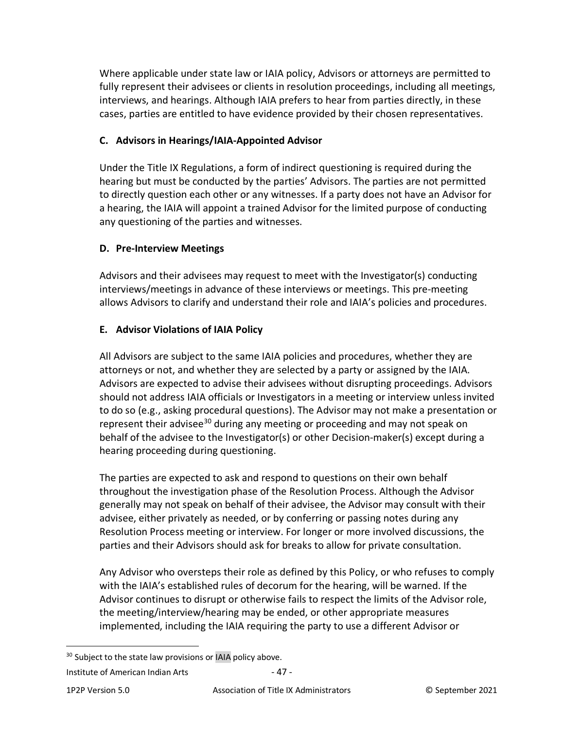Where applicable under state law or IAIA policy, Advisors or attorneys are permitted to fully represent their advisees or clients in resolution proceedings, including all meetings, interviews, and hearings. Although IAIA prefers to hear from parties directly, in these cases, parties are entitled to have evidence provided by their chosen representatives.

### C. Advisors in Hearings/IAIA-Appointed Advisor

Under the Title IX Regulations, a form of indirect questioning is required during the hearing but must be conducted by the parties' Advisors. The parties are not permitted to directly question each other or any witnesses. If a party does not have an Advisor for a hearing, the IAIA will appoint a trained Advisor for the limited purpose of conducting any questioning of the parties and witnesses.

### D. Pre-Interview Meetings

Advisors and their advisees may request to meet with the Investigator(s) conducting interviews/meetings in advance of these interviews or meetings. This pre-meeting allows Advisors to clarify and understand their role and IAIA's policies and procedures.

### E. Advisor Violations of IAIA Policy

All Advisors are subject to the same IAIA policies and procedures, whether they are attorneys or not, and whether they are selected by a party or assigned by the IAIA. Advisors are expected to advise their advisees without disrupting proceedings. Advisors should not address IAIA officials or Investigators in a meeting or interview unless invited to do so (e.g., asking procedural questions). The Advisor may not make a presentation or represent their advisee[30] during any meeting or proceeding and may not speak on behalf of the advisee to the Investigator(s) or other Decision-maker(s) except during a hearing proceeding during questioning.

The parties are expected to ask and respond to questions on their own behalf throughout the investigation phase of the Resolution Process. Although the Advisor generally may not speak on behalf of their advisee, the Advisor may consult with their advisee, either privately as needed, or by conferring or passing notes during any Resolution Process meeting or interview. For longer or more involved discussions, the parties and their Advisors should ask for breaks to allow for private consultation.

Any Advisor who oversteps their role as defined by this Policy, or who refuses to comply with the IAIA's established rules of decorum for the hearing, will be warned. If the Advisor continues to disrupt or otherwise fails to respect the limits of the Advisor role, the meeting/interview/hearing may be ended, or other appropriate measures implemented, including the IAIA requiring the party to use a different Advisor or

[30] Subject to the state law provisions or IAIA policy above.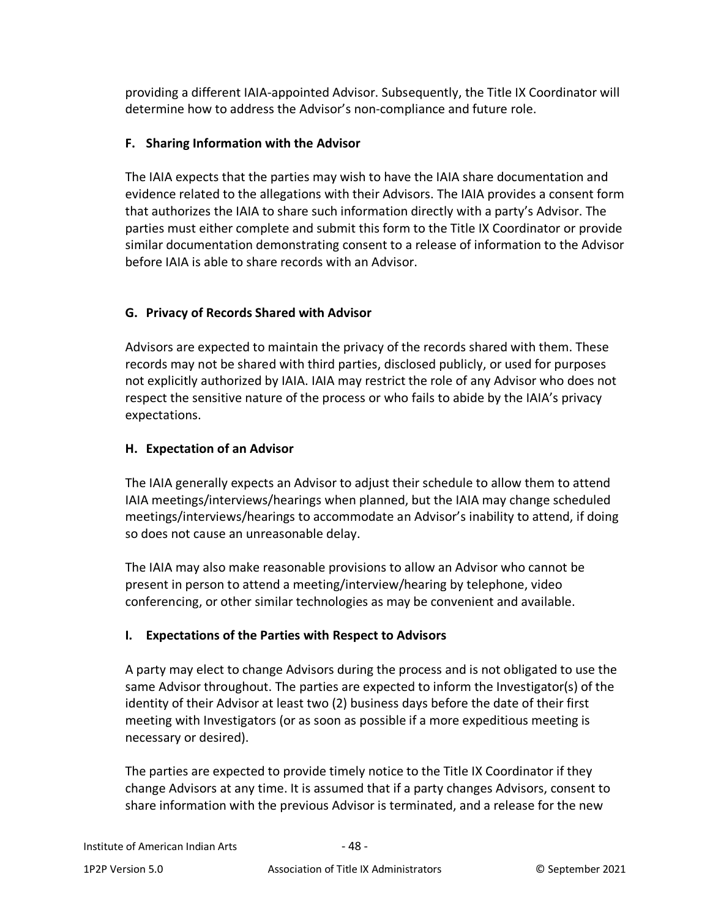providing a different IAIA-appointed Advisor. Subsequently, the Title IX Coordinator will determine how to address the Advisor's non-compliance and future role.

### F. Sharing Information with the Advisor

The IAIA expects that the parties may wish to have the IAIA share documentation and evidence related to the allegations with their Advisors. The IAIA provides a consent form that authorizes the IAIA to share such information directly with a party's Advisor. The parties must either complete and submit this form to the Title IX Coordinator or provide similar documentation demonstrating consent to a release of information to the Advisor before IAIA is able to share records with an Advisor.

### G. Privacy of Records Shared with Advisor

Advisors are expected to maintain the privacy of the records shared with them. These records may not be shared with third parties, disclosed publicly, or used for purposes not explicitly authorized by IAIA. IAIA may restrict the role of any Advisor who does not respect the sensitive nature of the process or who fails to abide by the IAIA's privacy expectations.

### H. Expectation of an Advisor

The IAIA generally expects an Advisor to adjust their schedule to allow them to attend IAIA meetings/interviews/hearings when planned, but the IAIA may change scheduled meetings/interviews/hearings to accommodate an Advisor's inability to attend, if doing so does not cause an unreasonable delay.

The IAIA may also make reasonable provisions to allow an Advisor who cannot be present in person to attend a meeting/interview/hearing by telephone, video conferencing, or other similar technologies as may be convenient and available.

### I. Expectations of the Parties with Respect to Advisors

A party may elect to change Advisors during the process and is not obligated to use the same Advisor throughout. The parties are expected to inform the Investigator(s) of the identity of their Advisor at least two (2) business days before the date of their first meeting with Investigators (or as soon as possible if a more expeditious meeting is necessary or desired).

The parties are expected to provide timely notice to the Title IX Coordinator if they change Advisors at any time. It is assumed that if a party changes Advisors, consent to share information with the previous Advisor is terminated, and a release for the new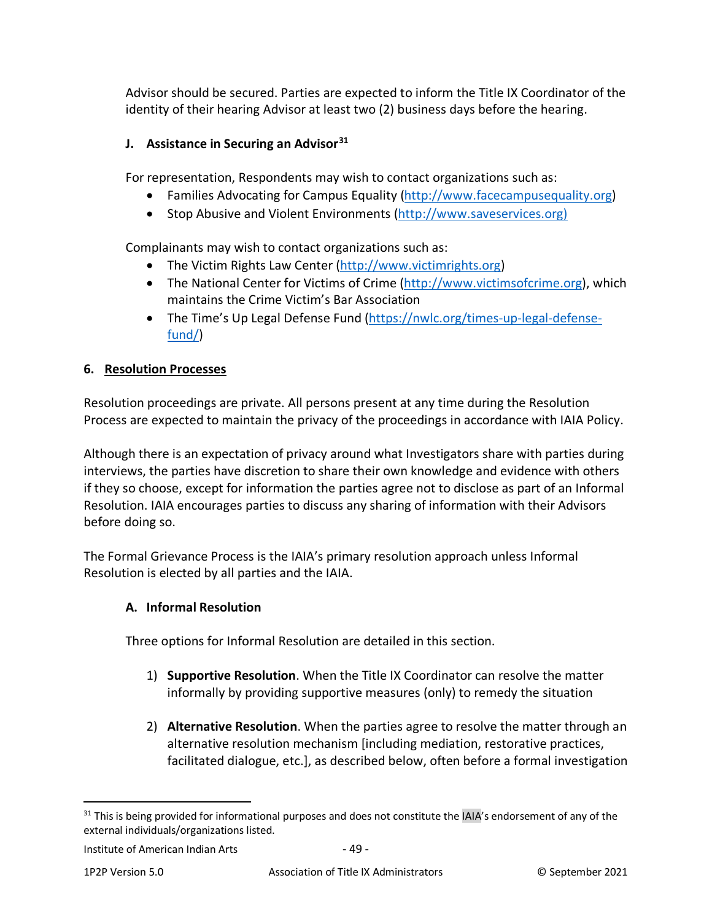Advisor should be secured. Parties are expected to inform the Title IX Coordinator of the identity of their hearing Advisor at least two (2) business days before the hearing.

#### J. Assistance in Securing an Advisor[31]

For representation, Respondents may wish to contact organizations such as:

- Families Advocating for Campus Equality (http://www.facecampusequality.org)
- Stop Abusive and Violent Environments (http://www.saveservices.org)

Complainants may wish to contact organizations such as:

- The Victim Rights Law Center (http://www.victimrights.org)
- The National Center for Victims of Crime (http://www.victimsofcrime.org), which maintains the Crime Victim's Bar Association
- The Time's Up Legal Defense Fund (https://nwlc.org/times-up-legal-defense-fund/)

### 6. Resolution Processes

Resolution proceedings are private. All persons present at any time during the Resolution Process are expected to maintain the privacy of the proceedings in accordance with IAIA Policy.

Although there is an expectation of privacy around what Investigators share with parties during interviews, the parties have discretion to share their own knowledge and evidence with others if they so choose, except for information the parties agree not to disclose as part of an Informal Resolution. IAIA encourages parties to discuss any sharing of information with their Advisors before doing so.

The Formal Grievance Process is the IAIA's primary resolution approach unless Informal Resolution is elected by all parties and the IAIA.

#### A. Informal Resolution

Three options for Informal Resolution are detailed in this section.

1) **Supportive Resolution**. When the Title IX Coordinator can resolve the matter informally by providing supportive measures (only) to remedy the situation

2) **Alternative Resolution**. When the parties agree to resolve the matter through an alternative resolution mechanism [including mediation, restorative practices, facilitated dialogue, etc.], as described below, often before a formal investigation

---

[31] This is being provided for informational purposes and does not constitute the IAIA's endorsement of any of the external individuals/organizations listed.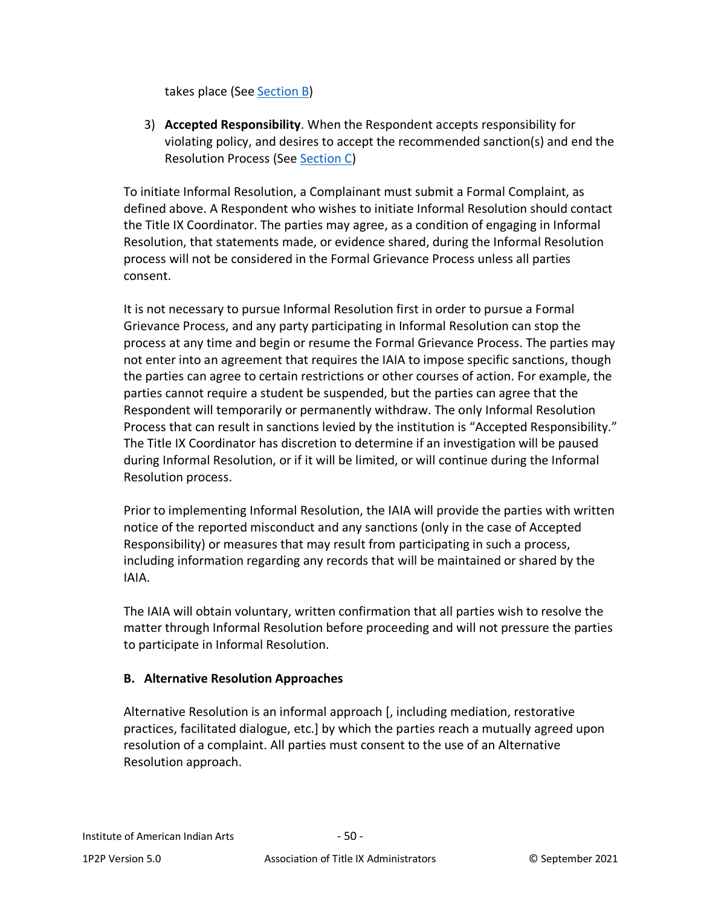takes place (See Section B)

3) **Accepted Responsibility**. When the Respondent accepts responsibility for violating policy, and desires to accept the recommended sanction(s) and end the Resolution Process (See Section C)

To initiate Informal Resolution, a Complainant must submit a Formal Complaint, as defined above. A Respondent who wishes to initiate Informal Resolution should contact the Title IX Coordinator. The parties may agree, as a condition of engaging in Informal Resolution, that statements made, or evidence shared, during the Informal Resolution process will not be considered in the Formal Grievance Process unless all parties consent.

It is not necessary to pursue Informal Resolution first in order to pursue a Formal Grievance Process, and any party participating in Informal Resolution can stop the process at any time and begin or resume the Formal Grievance Process. The parties may not enter into an agreement that requires the IAIA to impose specific sanctions, though the parties can agree to certain restrictions or other courses of action. For example, the parties cannot require a student be suspended, but the parties can agree that the Respondent will temporarily or permanently withdraw. The only Informal Resolution Process that can result in sanctions levied by the institution is "Accepted Responsibility." The Title IX Coordinator has discretion to determine if an investigation will be paused during Informal Resolution, or if it will be limited, or will continue during the Informal Resolution process.

Prior to implementing Informal Resolution, the IAIA will provide the parties with written notice of the reported misconduct and any sanctions (only in the case of Accepted Responsibility) or measures that may result from participating in such a process, including information regarding any records that will be maintained or shared by the IAIA.

The IAIA will obtain voluntary, written confirmation that all parties wish to resolve the matter through Informal Resolution before proceeding and will not pressure the parties to participate in Informal Resolution.

### B. Alternative Resolution Approaches

Alternative Resolution is an informal approach [, including mediation, restorative practices, facilitated dialogue, etc.] by which the parties reach a mutually agreed upon resolution of a complaint. All parties must consent to the use of an Alternative Resolution approach.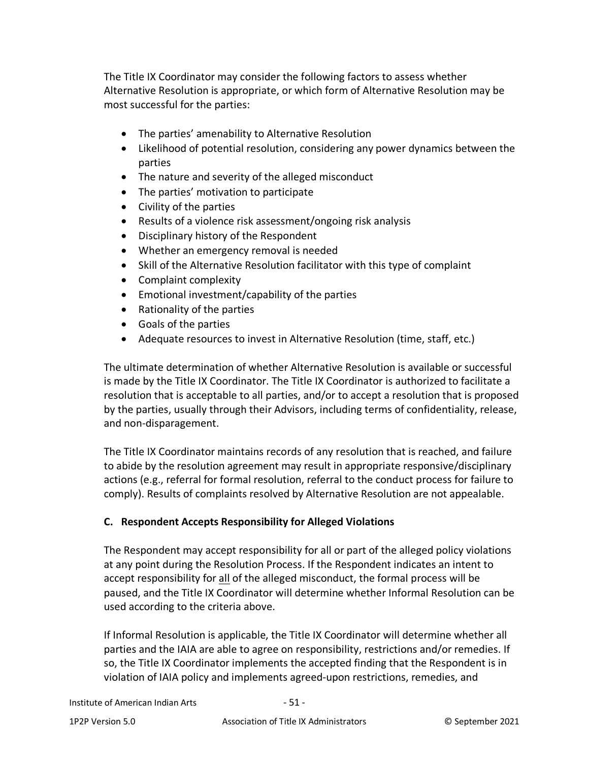The Title IX Coordinator may consider the following factors to assess whether Alternative Resolution is appropriate, or which form of Alternative Resolution may be most successful for the parties:

- The parties' amenability to Alternative Resolution
- Likelihood of potential resolution, considering any power dynamics between the parties
- The nature and severity of the alleged misconduct
- The parties' motivation to participate
- Civility of the parties
- Results of a violence risk assessment/ongoing risk analysis
- Disciplinary history of the Respondent
- Whether an emergency removal is needed
- Skill of the Alternative Resolution facilitator with this type of complaint
- Complaint complexity
- Emotional investment/capability of the parties
- Rationality of the parties
- Goals of the parties
- Adequate resources to invest in Alternative Resolution (time, staff, etc.)

The ultimate determination of whether Alternative Resolution is available or successful is made by the Title IX Coordinator. The Title IX Coordinator is authorized to facilitate a resolution that is acceptable to all parties, and/or to accept a resolution that is proposed by the parties, usually through their Advisors, including terms of confidentiality, release, and non-disparagement.

The Title IX Coordinator maintains records of any resolution that is reached, and failure to abide by the resolution agreement may result in appropriate responsive/disciplinary actions (e.g., referral for formal resolution, referral to the conduct process for failure to comply). Results of complaints resolved by Alternative Resolution are not appealable.

### C. Respondent Accepts Responsibility for Alleged Violations

The Respondent may accept responsibility for all or part of the alleged policy violations at any point during the Resolution Process. If the Respondent indicates an intent to accept responsibility for <u>all</u> of the alleged misconduct, the formal process will be paused, and the Title IX Coordinator will determine whether Informal Resolution can be used according to the criteria above.

If Informal Resolution is applicable, the Title IX Coordinator will determine whether all parties and the IAIA are able to agree on responsibility, restrictions and/or remedies. If so, the Title IX Coordinator implements the accepted finding that the Respondent is in violation of IAIA policy and implements agreed-upon restrictions, remedies, and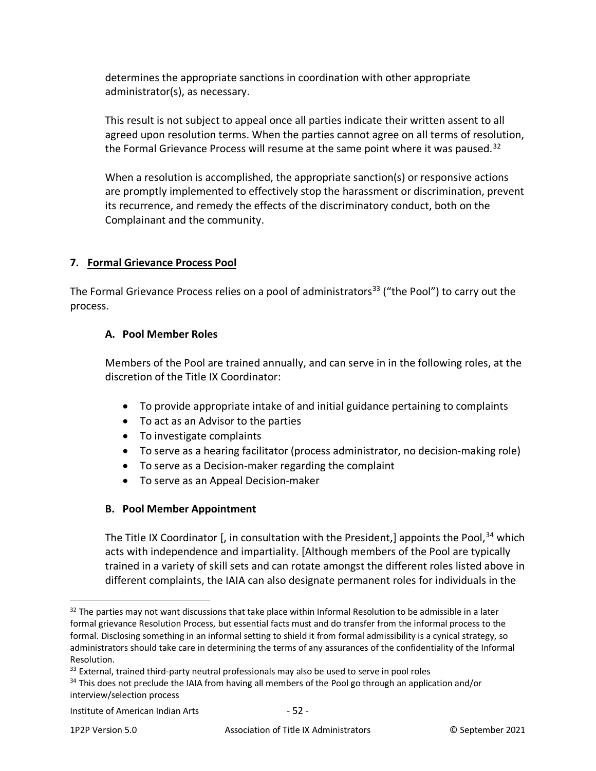determines the appropriate sanctions in coordination with other appropriate administrator(s), as necessary.

This result is not subject to appeal once all parties indicate their written assent to all agreed upon resolution terms. When the parties cannot agree on all terms of resolution, the Formal Grievance Process will resume at the same point where it was paused.[32]

When a resolution is accomplished, the appropriate sanction(s) or responsive actions are promptly implemented to effectively stop the harassment or discrimination, prevent its recurrence, and remedy the effects of the discriminatory conduct, both on the Complainant and the community.

## 7. Formal Grievance Process Pool

The Formal Grievance Process relies on a pool of administrators[33] ("the Pool") to carry out the process.

### A. Pool Member Roles

Members of the Pool are trained annually, and can serve in in the following roles, at the discretion of the Title IX Coordinator:

- To provide appropriate intake of and initial guidance pertaining to complaints
- To act as an Advisor to the parties
- To investigate complaints
- To serve as a hearing facilitator (process administrator, no decision-making role)
- To serve as a Decision-maker regarding the complaint
- To serve as an Appeal Decision-maker

### B. Pool Member Appointment

The Title IX Coordinator [, in consultation with the President,] appoints the Pool,[34] which acts with independence and impartiality. [Although members of the Pool are typically trained in a variety of skill sets and can rotate amongst the different roles listed above in different complaints, the IAIA can also designate permanent roles for individuals in the

---

[32] The parties may not want discussions that take place within Informal Resolution to be admissible in a later formal grievance Resolution Process, but essential facts must and do transfer from the informal process to the formal. Disclosing something in an informal setting to shield it from formal admissibility is a cynical strategy, so administrators should take care in determining the terms of any assurances of the confidentiality of the Informal Resolution.

[33] External, trained third-party neutral professionals may also be used to serve in pool roles

[34] This does not preclude the IAIA from having all members of the Pool go through an application and/or interview/selection process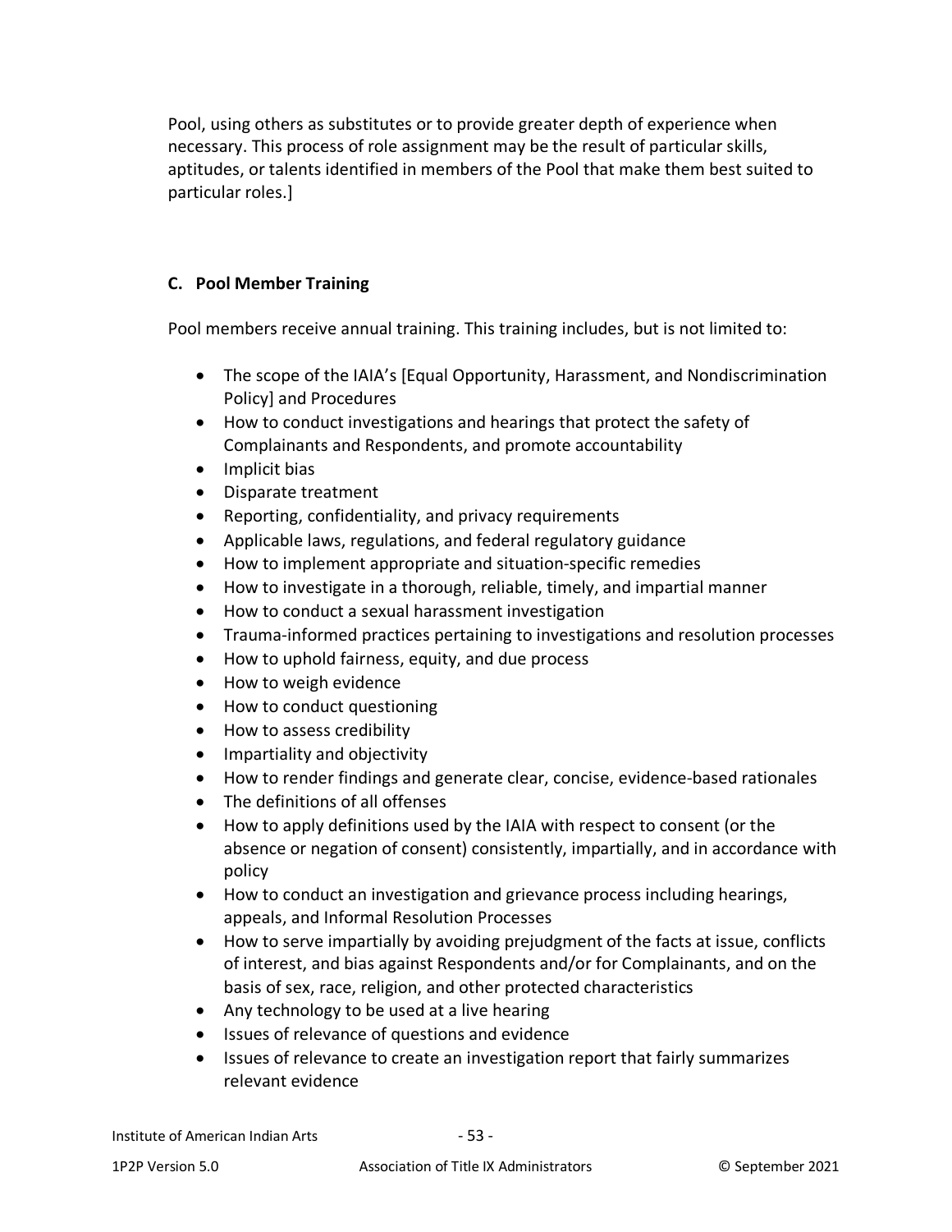Pool, using others as substitutes or to provide greater depth of experience when necessary. This process of role assignment may be the result of particular skills, aptitudes, or talents identified in members of the Pool that make them best suited to particular roles.]

### C. Pool Member Training

Pool members receive annual training. This training includes, but is not limited to:

- The scope of the IAIA's [Equal Opportunity, Harassment, and Nondiscrimination Policy] and Procedures
- How to conduct investigations and hearings that protect the safety of Complainants and Respondents, and promote accountability
- Implicit bias
- Disparate treatment
- Reporting, confidentiality, and privacy requirements
- Applicable laws, regulations, and federal regulatory guidance
- How to implement appropriate and situation-specific remedies
- How to investigate in a thorough, reliable, timely, and impartial manner
- How to conduct a sexual harassment investigation
- Trauma-informed practices pertaining to investigations and resolution processes
- How to uphold fairness, equity, and due process
- How to weigh evidence
- How to conduct questioning
- How to assess credibility
- Impartiality and objectivity
- How to render findings and generate clear, concise, evidence-based rationales
- The definitions of all offenses
- How to apply definitions used by the IAIA with respect to consent (or the absence or negation of consent) consistently, impartially, and in accordance with policy
- How to conduct an investigation and grievance process including hearings, appeals, and Informal Resolution Processes
- How to serve impartially by avoiding prejudgment of the facts at issue, conflicts of interest, and bias against Respondents and/or for Complainants, and on the basis of sex, race, religion, and other protected characteristics
- Any technology to be used at a live hearing
- Issues of relevance of questions and evidence
- Issues of relevance to create an investigation report that fairly summarizes relevant evidence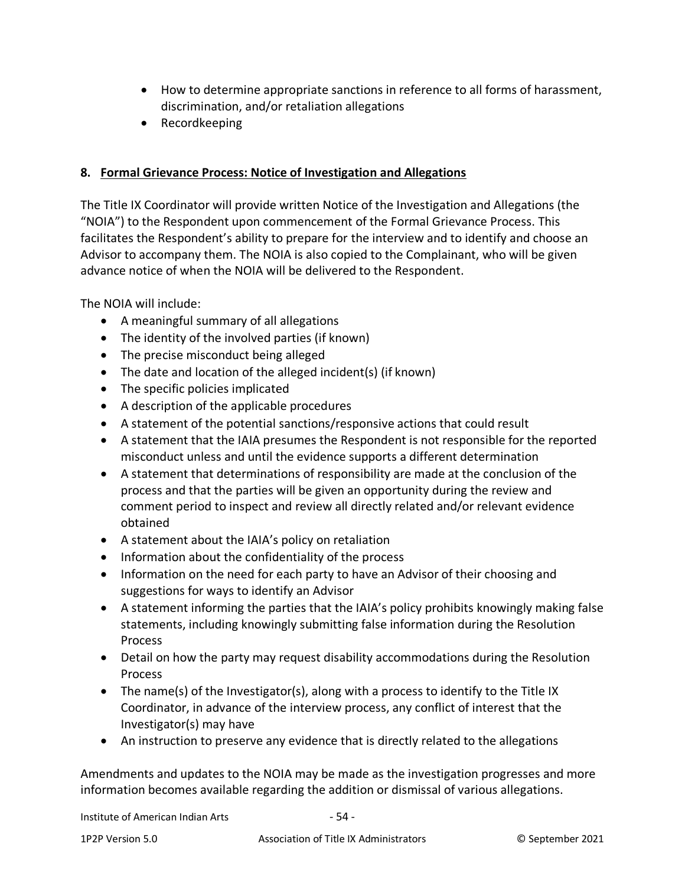- How to determine appropriate sanctions in reference to all forms of harassment, discrimination, and/or retaliation allegations
- Recordkeeping

## 8. Formal Grievance Process: Notice of Investigation and Allegations

The Title IX Coordinator will provide written Notice of the Investigation and Allegations (the "NOIA") to the Respondent upon commencement of the Formal Grievance Process. This facilitates the Respondent's ability to prepare for the interview and to identify and choose an Advisor to accompany them. The NOIA is also copied to the Complainant, who will be given advance notice of when the NOIA will be delivered to the Respondent.

The NOIA will include:

- A meaningful summary of all allegations
- The identity of the involved parties (if known)
- The precise misconduct being alleged
- The date and location of the alleged incident(s) (if known)
- The specific policies implicated
- A description of the applicable procedures
- A statement of the potential sanctions/responsive actions that could result
- A statement that the IAIA presumes the Respondent is not responsible for the reported misconduct unless and until the evidence supports a different determination
- A statement that determinations of responsibility are made at the conclusion of the process and that the parties will be given an opportunity during the review and comment period to inspect and review all directly related and/or relevant evidence obtained
- A statement about the IAIA's policy on retaliation
- Information about the confidentiality of the process
- Information on the need for each party to have an Advisor of their choosing and suggestions for ways to identify an Advisor
- A statement informing the parties that the IAIA's policy prohibits knowingly making false statements, including knowingly submitting false information during the Resolution Process
- Detail on how the party may request disability accommodations during the Resolution Process
- The name(s) of the Investigator(s), along with a process to identify to the Title IX Coordinator, in advance of the interview process, any conflict of interest that the Investigator(s) may have
- An instruction to preserve any evidence that is directly related to the allegations

Amendments and updates to the NOIA may be made as the investigation progresses and more information becomes available regarding the addition or dismissal of various allegations.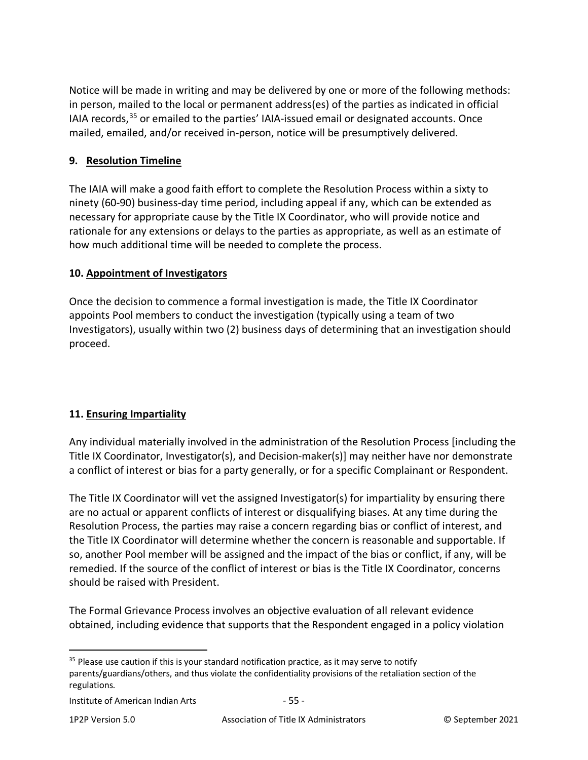Notice will be made in writing and may be delivered by one or more of the following methods: in person, mailed to the local or permanent address(es) of the parties as indicated in official IAIA records,[35] or emailed to the parties' IAIA-issued email or designated accounts. Once mailed, emailed, and/or received in-person, notice will be presumptively delivered.

### 9. Resolution Timeline

The IAIA will make a good faith effort to complete the Resolution Process within a sixty to ninety (60-90) business-day time period, including appeal if any, which can be extended as necessary for appropriate cause by the Title IX Coordinator, who will provide notice and rationale for any extensions or delays to the parties as appropriate, as well as an estimate of how much additional time will be needed to complete the process.

### 10. Appointment of Investigators

Once the decision to commence a formal investigation is made, the Title IX Coordinator appoints Pool members to conduct the investigation (typically using a team of two Investigators), usually within two (2) business days of determining that an investigation should proceed.

### 11. Ensuring Impartiality

Any individual materially involved in the administration of the Resolution Process [including the Title IX Coordinator, Investigator(s), and Decision-maker(s)] may neither have nor demonstrate a conflict of interest or bias for a party generally, or for a specific Complainant or Respondent.

The Title IX Coordinator will vet the assigned Investigator(s) for impartiality by ensuring there are no actual or apparent conflicts of interest or disqualifying biases. At any time during the Resolution Process, the parties may raise a concern regarding bias or conflict of interest, and the Title IX Coordinator will determine whether the concern is reasonable and supportable. If so, another Pool member will be assigned and the impact of the bias or conflict, if any, will be remedied. If the source of the conflict of interest or bias is the Title IX Coordinator, concerns should be raised with President.

The Formal Grievance Process involves an objective evaluation of all relevant evidence obtained, including evidence that supports that the Respondent engaged in a policy violation

[35] Please use caution if this is your standard notification practice, as it may serve to notify parents/guardians/others, and thus violate the confidentiality provisions of the retaliation section of the regulations.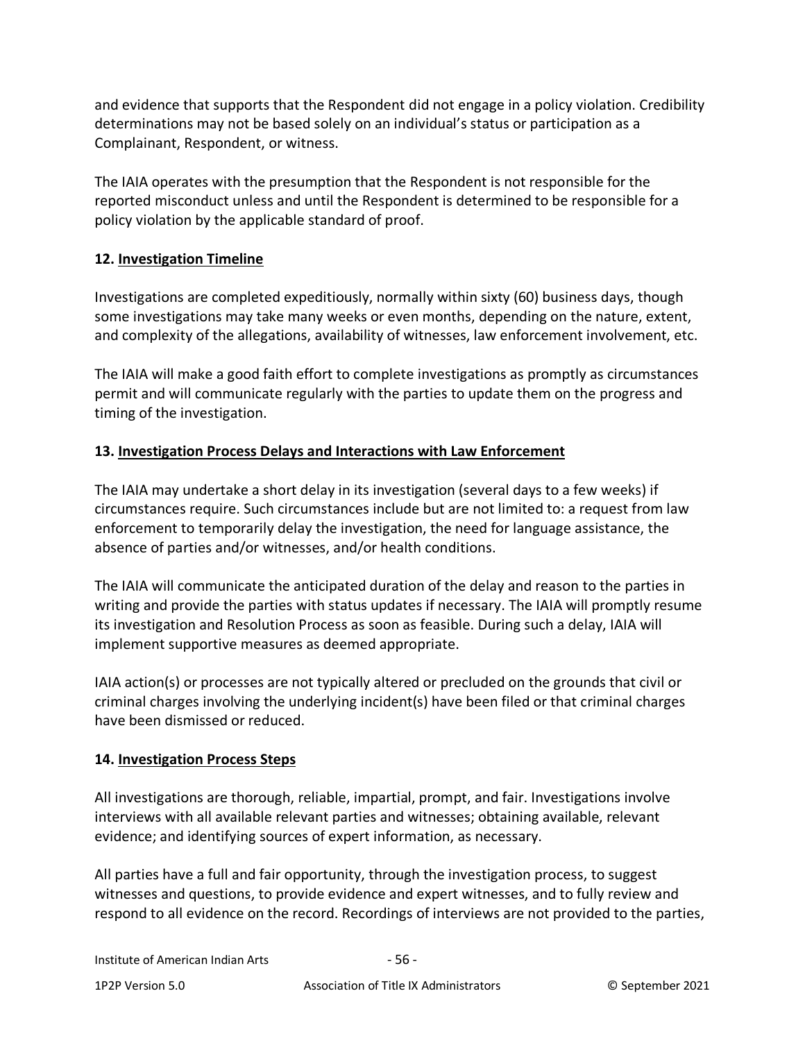and evidence that supports that the Respondent did not engage in a policy violation. Credibility determinations may not be based solely on an individual's status or participation as a Complainant, Respondent, or witness.

The IAIA operates with the presumption that the Respondent is not responsible for the reported misconduct unless and until the Respondent is determined to be responsible for a policy violation by the applicable standard of proof.

### 12. Investigation Timeline

Investigations are completed expeditiously, normally within sixty (60) business days, though some investigations may take many weeks or even months, depending on the nature, extent, and complexity of the allegations, availability of witnesses, law enforcement involvement, etc.

The IAIA will make a good faith effort to complete investigations as promptly as circumstances permit and will communicate regularly with the parties to update them on the progress and timing of the investigation.

### 13. Investigation Process Delays and Interactions with Law Enforcement

The IAIA may undertake a short delay in its investigation (several days to a few weeks) if circumstances require. Such circumstances include but are not limited to: a request from law enforcement to temporarily delay the investigation, the need for language assistance, the absence of parties and/or witnesses, and/or health conditions.

The IAIA will communicate the anticipated duration of the delay and reason to the parties in writing and provide the parties with status updates if necessary. The IAIA will promptly resume its investigation and Resolution Process as soon as feasible. During such a delay, IAIA will implement supportive measures as deemed appropriate.

IAIA action(s) or processes are not typically altered or precluded on the grounds that civil or criminal charges involving the underlying incident(s) have been filed or that criminal charges have been dismissed or reduced.

### 14. Investigation Process Steps

All investigations are thorough, reliable, impartial, prompt, and fair. Investigations involve interviews with all available relevant parties and witnesses; obtaining available, relevant evidence; and identifying sources of expert information, as necessary.

All parties have a full and fair opportunity, through the investigation process, to suggest witnesses and questions, to provide evidence and expert witnesses, and to fully review and respond to all evidence on the record. Recordings of interviews are not provided to the parties,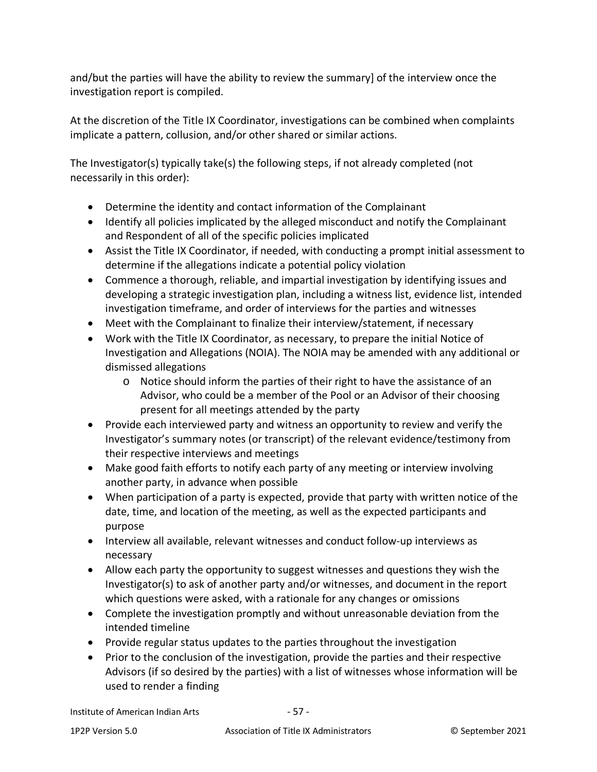and/but the parties will have the ability to review the summary] of the interview once the investigation report is compiled.

At the discretion of the Title IX Coordinator, investigations can be combined when complaints implicate a pattern, collusion, and/or other shared or similar actions.

The Investigator(s) typically take(s) the following steps, if not already completed (not necessarily in this order):

- Determine the identity and contact information of the Complainant
- Identify all policies implicated by the alleged misconduct and notify the Complainant and Respondent of all of the specific policies implicated
- Assist the Title IX Coordinator, if needed, with conducting a prompt initial assessment to determine if the allegations indicate a potential policy violation
- Commence a thorough, reliable, and impartial investigation by identifying issues and developing a strategic investigation plan, including a witness list, evidence list, intended investigation timeframe, and order of interviews for the parties and witnesses
- Meet with the Complainant to finalize their interview/statement, if necessary
- Work with the Title IX Coordinator, as necessary, to prepare the initial Notice of Investigation and Allegations (NOIA). The NOIA may be amended with any additional or dismissed allegations
  - Notice should inform the parties of their right to have the assistance of an Advisor, who could be a member of the Pool or an Advisor of their choosing present for all meetings attended by the party
- Provide each interviewed party and witness an opportunity to review and verify the Investigator's summary notes (or transcript) of the relevant evidence/testimony from their respective interviews and meetings
- Make good faith efforts to notify each party of any meeting or interview involving another party, in advance when possible
- When participation of a party is expected, provide that party with written notice of the date, time, and location of the meeting, as well as the expected participants and purpose
- Interview all available, relevant witnesses and conduct follow-up interviews as necessary
- Allow each party the opportunity to suggest witnesses and questions they wish the Investigator(s) to ask of another party and/or witnesses, and document in the report which questions were asked, with a rationale for any changes or omissions
- Complete the investigation promptly and without unreasonable deviation from the intended timeline
- Provide regular status updates to the parties throughout the investigation
- Prior to the conclusion of the investigation, provide the parties and their respective Advisors (if so desired by the parties) with a list of witnesses whose information will be used to render a finding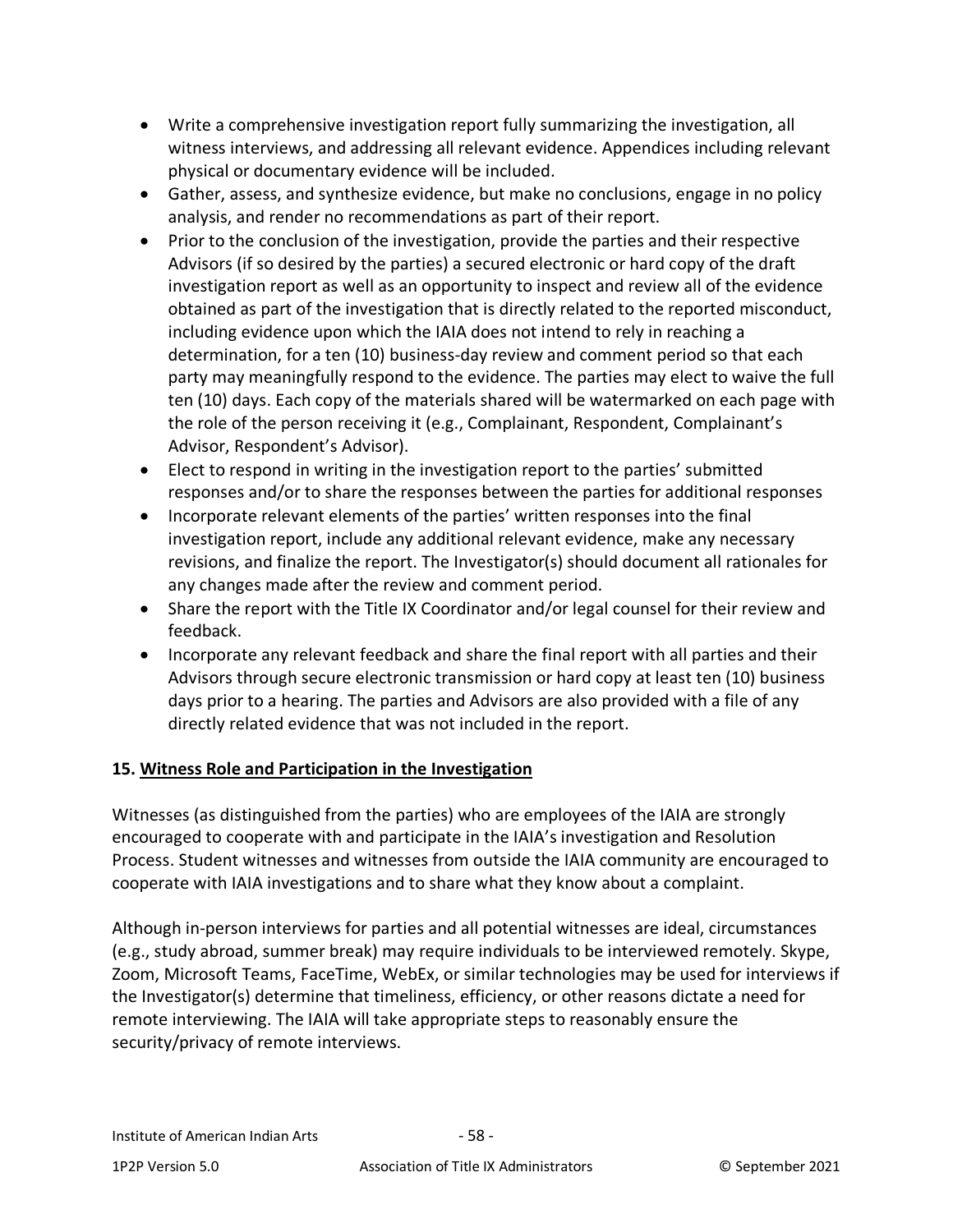- Write a comprehensive investigation report fully summarizing the investigation, all witness interviews, and addressing all relevant evidence. Appendices including relevant physical or documentary evidence will be included.
- Gather, assess, and synthesize evidence, but make no conclusions, engage in no policy analysis, and render no recommendations as part of their report.
- Prior to the conclusion of the investigation, provide the parties and their respective Advisors (if so desired by the parties) a secured electronic or hard copy of the draft investigation report as well as an opportunity to inspect and review all of the evidence obtained as part of the investigation that is directly related to the reported misconduct, including evidence upon which the IAIA does not intend to rely in reaching a determination, for a ten (10) business-day review and comment period so that each party may meaningfully respond to the evidence. The parties may elect to waive the full ten (10) days. Each copy of the materials shared will be watermarked on each page with the role of the person receiving it (e.g., Complainant, Respondent, Complainant's Advisor, Respondent's Advisor).
- Elect to respond in writing in the investigation report to the parties' submitted responses and/or to share the responses between the parties for additional responses
- Incorporate relevant elements of the parties' written responses into the final investigation report, include any additional relevant evidence, make any necessary revisions, and finalize the report. The Investigator(s) should document all rationales for any changes made after the review and comment period.
- Share the report with the Title IX Coordinator and/or legal counsel for their review and feedback.
- Incorporate any relevant feedback and share the final report with all parties and their Advisors through secure electronic transmission or hard copy at least ten (10) business days prior to a hearing. The parties and Advisors are also provided with a file of any directly related evidence that was not included in the report.

## 15. Witness Role and Participation in the Investigation

Witnesses (as distinguished from the parties) who are employees of the IAIA are strongly encouraged to cooperate with and participate in the IAIA's investigation and Resolution Process. Student witnesses and witnesses from outside the IAIA community are encouraged to cooperate with IAIA investigations and to share what they know about a complaint.

Although in-person interviews for parties and all potential witnesses are ideal, circumstances (e.g., study abroad, summer break) may require individuals to be interviewed remotely. Skype, Zoom, Microsoft Teams, FaceTime, WebEx, or similar technologies may be used for interviews if the Investigator(s) determine that timeliness, efficiency, or other reasons dictate a need for remote interviewing. The IAIA will take appropriate steps to reasonably ensure the security/privacy of remote interviews.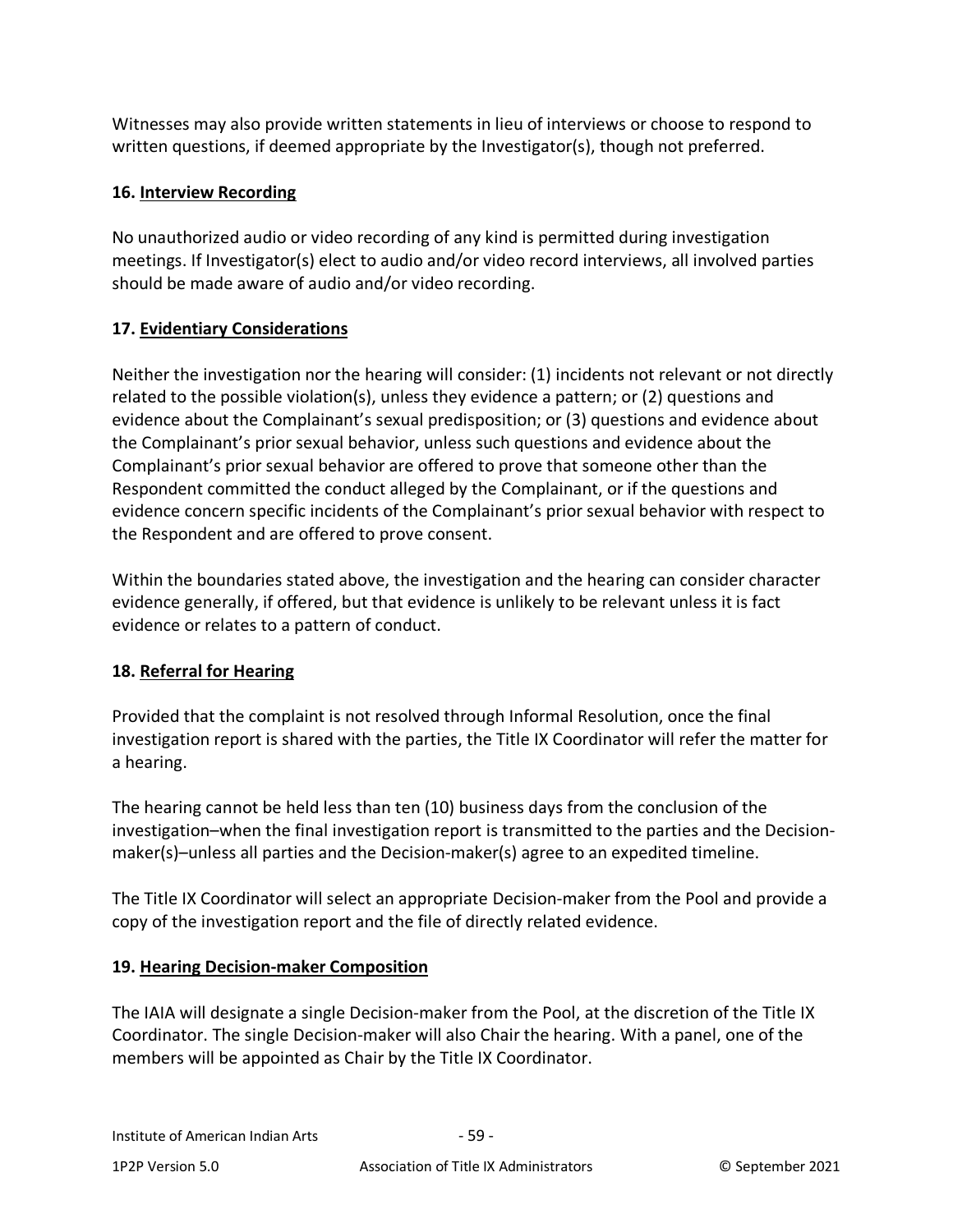Witnesses may also provide written statements in lieu of interviews or choose to respond to written questions, if deemed appropriate by the Investigator(s), though not preferred.

**16. Interview Recording**

No unauthorized audio or video recording of any kind is permitted during investigation meetings. If Investigator(s) elect to audio and/or video record interviews, all involved parties should be made aware of audio and/or video recording.

**17. Evidentiary Considerations**

Neither the investigation nor the hearing will consider: (1) incidents not relevant or not directly related to the possible violation(s), unless they evidence a pattern; or (2) questions and evidence about the Complainant's sexual predisposition; or (3) questions and evidence about the Complainant's prior sexual behavior, unless such questions and evidence about the Complainant's prior sexual behavior are offered to prove that someone other than the Respondent committed the conduct alleged by the Complainant, or if the questions and evidence concern specific incidents of the Complainant's prior sexual behavior with respect to the Respondent and are offered to prove consent.

Within the boundaries stated above, the investigation and the hearing can consider character evidence generally, if offered, but that evidence is unlikely to be relevant unless it is fact evidence or relates to a pattern of conduct.

**18. Referral for Hearing**

Provided that the complaint is not resolved through Informal Resolution, once the final investigation report is shared with the parties, the Title IX Coordinator will refer the matter for a hearing.

The hearing cannot be held less than ten (10) business days from the conclusion of the investigation–when the final investigation report is transmitted to the parties and the Decision-maker(s)–unless all parties and the Decision-maker(s) agree to an expedited timeline.

The Title IX Coordinator will select an appropriate Decision-maker from the Pool and provide a copy of the investigation report and the file of directly related evidence.

**19. Hearing Decision-maker Composition**

The IAIA will designate a single Decision-maker from the Pool, at the discretion of the Title IX Coordinator. The single Decision-maker will also Chair the hearing. With a panel, one of the members will be appointed as Chair by the Title IX Coordinator.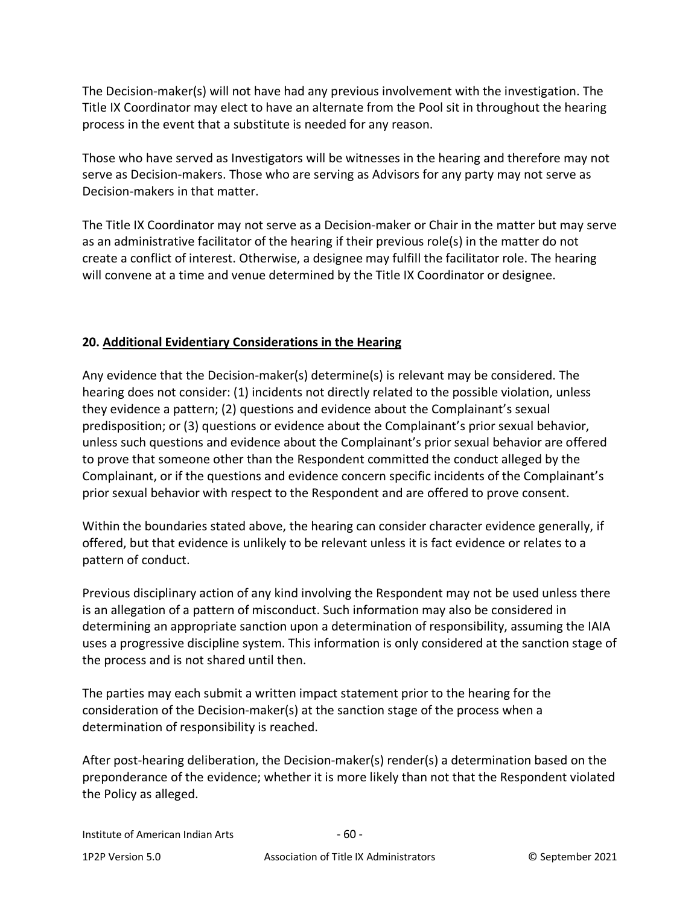The Decision-maker(s) will not have had any previous involvement with the investigation. The Title IX Coordinator may elect to have an alternate from the Pool sit in throughout the hearing process in the event that a substitute is needed for any reason.

Those who have served as Investigators will be witnesses in the hearing and therefore may not serve as Decision-makers. Those who are serving as Advisors for any party may not serve as Decision-makers in that matter.

The Title IX Coordinator may not serve as a Decision-maker or Chair in the matter but may serve as an administrative facilitator of the hearing if their previous role(s) in the matter do not create a conflict of interest. Otherwise, a designee may fulfill the facilitator role. The hearing will convene at a time and venue determined by the Title IX Coordinator or designee.

## 20. <u>Additional Evidentiary Considerations in the Hearing</u>

Any evidence that the Decision-maker(s) determine(s) is relevant may be considered. The hearing does not consider: (1) incidents not directly related to the possible violation, unless they evidence a pattern; (2) questions and evidence about the Complainant's sexual predisposition; or (3) questions or evidence about the Complainant's prior sexual behavior, unless such questions and evidence about the Complainant's prior sexual behavior are offered to prove that someone other than the Respondent committed the conduct alleged by the Complainant, or if the questions and evidence concern specific incidents of the Complainant's prior sexual behavior with respect to the Respondent and are offered to prove consent.

Within the boundaries stated above, the hearing can consider character evidence generally, if offered, but that evidence is unlikely to be relevant unless it is fact evidence or relates to a pattern of conduct.

Previous disciplinary action of any kind involving the Respondent may not be used unless there is an allegation of a pattern of misconduct. Such information may also be considered in determining an appropriate sanction upon a determination of responsibility, assuming the IAIA uses a progressive discipline system. This information is only considered at the sanction stage of the process and is not shared until then.

The parties may each submit a written impact statement prior to the hearing for the consideration of the Decision-maker(s) at the sanction stage of the process when a determination of responsibility is reached.

After post-hearing deliberation, the Decision-maker(s) render(s) a determination based on the preponderance of the evidence; whether it is more likely than not that the Respondent violated the Policy as alleged.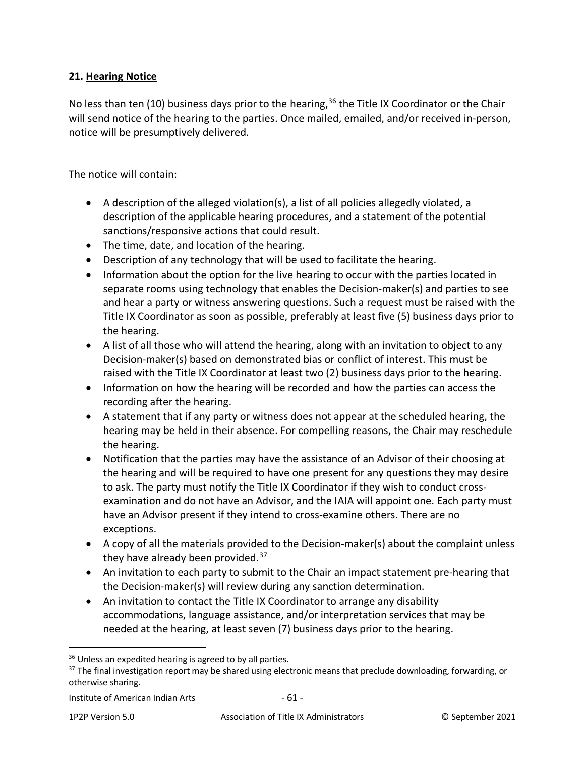### 21. Hearing Notice

No less than ten (10) business days prior to the hearing,[36] the Title IX Coordinator or the Chair will send notice of the hearing to the parties. Once mailed, emailed, and/or received in-person, notice will be presumptively delivered.

The notice will contain:

- A description of the alleged violation(s), a list of all policies allegedly violated, a description of the applicable hearing procedures, and a statement of the potential sanctions/responsive actions that could result.
- The time, date, and location of the hearing.
- Description of any technology that will be used to facilitate the hearing.
- Information about the option for the live hearing to occur with the parties located in separate rooms using technology that enables the Decision-maker(s) and parties to see and hear a party or witness answering questions. Such a request must be raised with the Title IX Coordinator as soon as possible, preferably at least five (5) business days prior to the hearing.
- A list of all those who will attend the hearing, along with an invitation to object to any Decision-maker(s) based on demonstrated bias or conflict of interest. This must be raised with the Title IX Coordinator at least two (2) business days prior to the hearing.
- Information on how the hearing will be recorded and how the parties can access the recording after the hearing.
- A statement that if any party or witness does not appear at the scheduled hearing, the hearing may be held in their absence. For compelling reasons, the Chair may reschedule the hearing.
- Notification that the parties may have the assistance of an Advisor of their choosing at the hearing and will be required to have one present for any questions they may desire to ask. The party must notify the Title IX Coordinator if they wish to conduct cross-examination and do not have an Advisor, and the IAIA will appoint one. Each party must have an Advisor present if they intend to cross-examine others. There are no exceptions.
- A copy of all the materials provided to the Decision-maker(s) about the complaint unless they have already been provided.[37]
- An invitation to each party to submit to the Chair an impact statement pre-hearing that the Decision-maker(s) will review during any sanction determination.
- An invitation to contact the Title IX Coordinator to arrange any disability accommodations, language assistance, and/or interpretation services that may be needed at the hearing, at least seven (7) business days prior to the hearing.

---

[36] Unless an expedited hearing is agreed to by all parties.

[37] The final investigation report may be shared using electronic means that preclude downloading, forwarding, or otherwise sharing.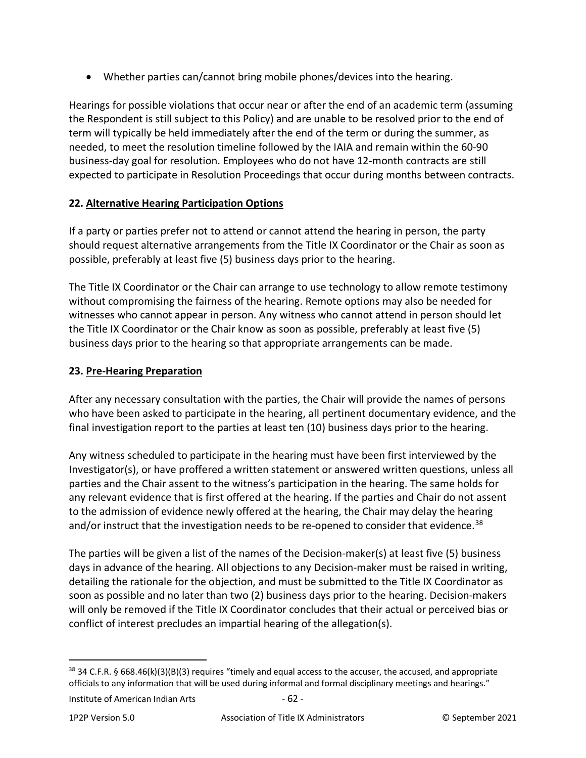- Whether parties can/cannot bring mobile phones/devices into the hearing.

Hearings for possible violations that occur near or after the end of an academic term (assuming the Respondent is still subject to this Policy) and are unable to be resolved prior to the end of term will typically be held immediately after the end of the term or during the summer, as needed, to meet the resolution timeline followed by the IAIA and remain within the 60-90 business-day goal for resolution. Employees who do not have 12-month contracts are still expected to participate in Resolution Proceedings that occur during months between contracts.

### 22. <u>Alternative Hearing Participation Options</u>

If a party or parties prefer not to attend or cannot attend the hearing in person, the party should request alternative arrangements from the Title IX Coordinator or the Chair as soon as possible, preferably at least five (5) business days prior to the hearing.

The Title IX Coordinator or the Chair can arrange to use technology to allow remote testimony without compromising the fairness of the hearing. Remote options may also be needed for witnesses who cannot appear in person. Any witness who cannot attend in person should let the Title IX Coordinator or the Chair know as soon as possible, preferably at least five (5) business days prior to the hearing so that appropriate arrangements can be made.

### 23. <u>Pre-Hearing Preparation</u>

After any necessary consultation with the parties, the Chair will provide the names of persons who have been asked to participate in the hearing, all pertinent documentary evidence, and the final investigation report to the parties at least ten (10) business days prior to the hearing.

Any witness scheduled to participate in the hearing must have been first interviewed by the Investigator(s), or have proffered a written statement or answered written questions, unless all parties and the Chair assent to the witness's participation in the hearing. The same holds for any relevant evidence that is first offered at the hearing. If the parties and Chair do not assent to the admission of evidence newly offered at the hearing, the Chair may delay the hearing and/or instruct that the investigation needs to be re-opened to consider that evidence.[38]

The parties will be given a list of the names of the Decision-maker(s) at least five (5) business days in advance of the hearing. All objections to any Decision-maker must be raised in writing, detailing the rationale for the objection, and must be submitted to the Title IX Coordinator as soon as possible and no later than two (2) business days prior to the hearing. Decision-makers will only be removed if the Title IX Coordinator concludes that their actual or perceived bias or conflict of interest precludes an impartial hearing of the allegation(s).

---

[38] 34 C.F.R. § 668.46(k)(3)(B)(3) requires "timely and equal access to the accuser, the accused, and appropriate officials to any information that will be used during informal and formal disciplinary meetings and hearings."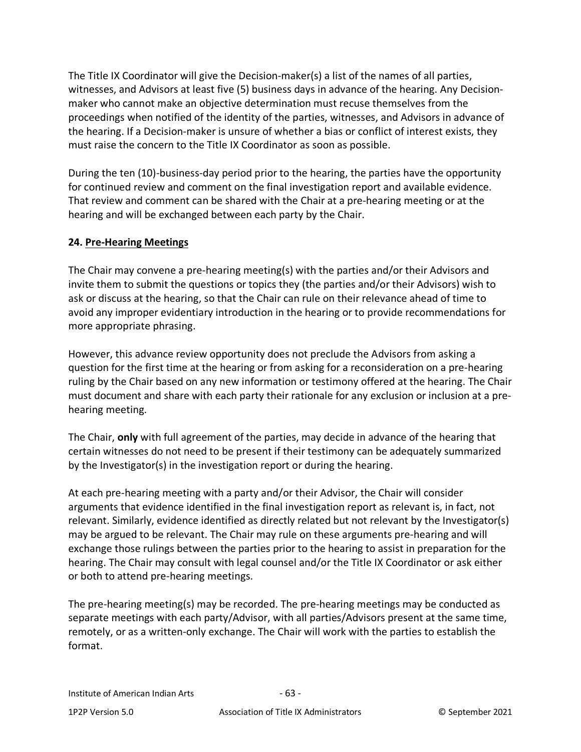The Title IX Coordinator will give the Decision-maker(s) a list of the names of all parties, witnesses, and Advisors at least five (5) business days in advance of the hearing. Any Decision-maker who cannot make an objective determination must recuse themselves from the proceedings when notified of the identity of the parties, witnesses, and Advisors in advance of the hearing. If a Decision-maker is unsure of whether a bias or conflict of interest exists, they must raise the concern to the Title IX Coordinator as soon as possible.

During the ten (10)-business-day period prior to the hearing, the parties have the opportunity for continued review and comment on the final investigation report and available evidence. That review and comment can be shared with the Chair at a pre-hearing meeting or at the hearing and will be exchanged between each party by the Chair.

### 24. Pre-Hearing Meetings

The Chair may convene a pre-hearing meeting(s) with the parties and/or their Advisors and invite them to submit the questions or topics they (the parties and/or their Advisors) wish to ask or discuss at the hearing, so that the Chair can rule on their relevance ahead of time to avoid any improper evidentiary introduction in the hearing or to provide recommendations for more appropriate phrasing.

However, this advance review opportunity does not preclude the Advisors from asking a question for the first time at the hearing or from asking for a reconsideration on a pre-hearing ruling by the Chair based on any new information or testimony offered at the hearing. The Chair must document and share with each party their rationale for any exclusion or inclusion at a pre-hearing meeting.

The Chair, **only** with full agreement of the parties, may decide in advance of the hearing that certain witnesses do not need to be present if their testimony can be adequately summarized by the Investigator(s) in the investigation report or during the hearing.

At each pre-hearing meeting with a party and/or their Advisor, the Chair will consider arguments that evidence identified in the final investigation report as relevant is, in fact, not relevant. Similarly, evidence identified as directly related but not relevant by the Investigator(s) may be argued to be relevant. The Chair may rule on these arguments pre-hearing and will exchange those rulings between the parties prior to the hearing to assist in preparation for the hearing. The Chair may consult with legal counsel and/or the Title IX Coordinator or ask either or both to attend pre-hearing meetings.

The pre-hearing meeting(s) may be recorded. The pre-hearing meetings may be conducted as separate meetings with each party/Advisor, with all parties/Advisors present at the same time, remotely, or as a written-only exchange. The Chair will work with the parties to establish the format.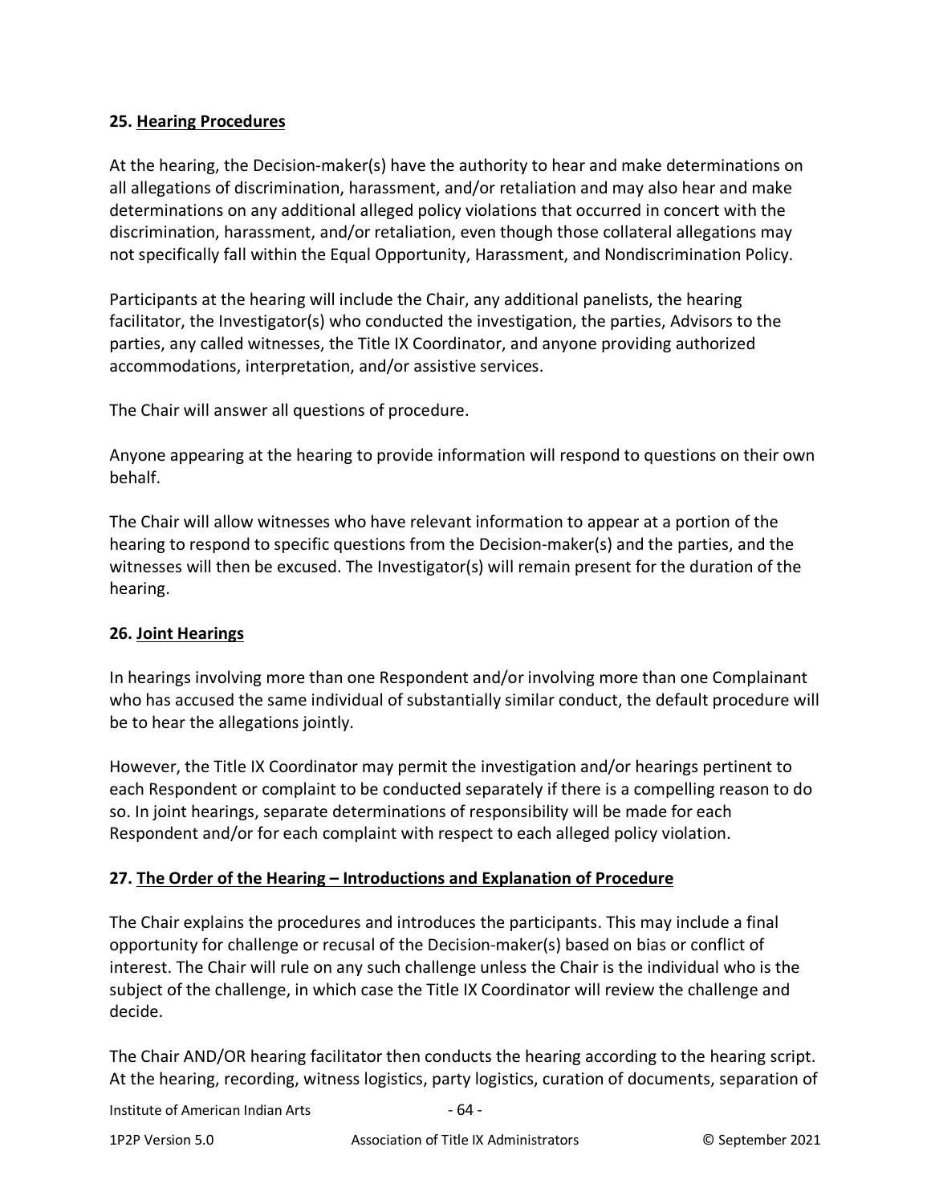**25. Hearing Procedures**

At the hearing, the Decision-maker(s) have the authority to hear and make determinations on all allegations of discrimination, harassment, and/or retaliation and may also hear and make determinations on any additional alleged policy violations that occurred in concert with the discrimination, harassment, and/or retaliation, even though those collateral allegations may not specifically fall within the Equal Opportunity, Harassment, and Nondiscrimination Policy.

Participants at the hearing will include the Chair, any additional panelists, the hearing facilitator, the Investigator(s) who conducted the investigation, the parties, Advisors to the parties, any called witnesses, the Title IX Coordinator, and anyone providing authorized accommodations, interpretation, and/or assistive services.

The Chair will answer all questions of procedure.

Anyone appearing at the hearing to provide information will respond to questions on their own behalf.

The Chair will allow witnesses who have relevant information to appear at a portion of the hearing to respond to specific questions from the Decision-maker(s) and the parties, and the witnesses will then be excused. The Investigator(s) will remain present for the duration of the hearing.

**26. Joint Hearings**

In hearings involving more than one Respondent and/or involving more than one Complainant who has accused the same individual of substantially similar conduct, the default procedure will be to hear the allegations jointly.

However, the Title IX Coordinator may permit the investigation and/or hearings pertinent to each Respondent or complaint to be conducted separately if there is a compelling reason to do so. In joint hearings, separate determinations of responsibility will be made for each Respondent and/or for each complaint with respect to each alleged policy violation.

**27. The Order of the Hearing – Introductions and Explanation of Procedure**

The Chair explains the procedures and introduces the participants. This may include a final opportunity for challenge or recusal of the Decision-maker(s) based on bias or conflict of interest. The Chair will rule on any such challenge unless the Chair is the individual who is the subject of the challenge, in which case the Title IX Coordinator will review the challenge and decide.

The Chair AND/OR hearing facilitator then conducts the hearing according to the hearing script. At the hearing, recording, witness logistics, party logistics, curation of documents, separation of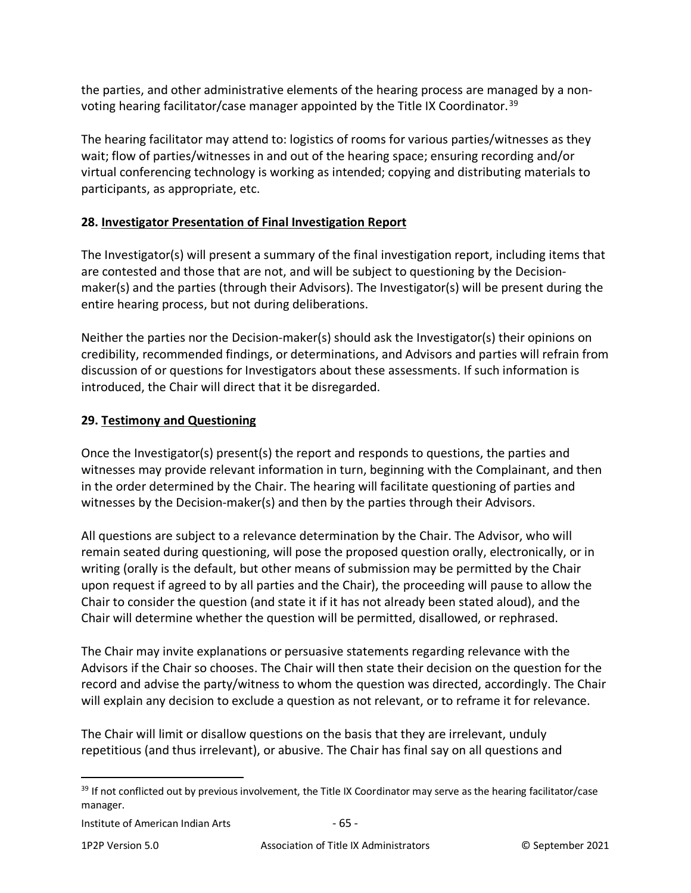the parties, and other administrative elements of the hearing process are managed by a non-voting hearing facilitator/case manager appointed by the Title IX Coordinator.[39]

The hearing facilitator may attend to: logistics of rooms for various parties/witnesses as they wait; flow of parties/witnesses in and out of the hearing space; ensuring recording and/or virtual conferencing technology is working as intended; copying and distributing materials to participants, as appropriate, etc.

**28. <u>Investigator Presentation of Final Investigation Report</u>**

The Investigator(s) will present a summary of the final investigation report, including items that are contested and those that are not, and will be subject to questioning by the Decision-maker(s) and the parties (through their Advisors). The Investigator(s) will be present during the entire hearing process, but not during deliberations.

Neither the parties nor the Decision-maker(s) should ask the Investigator(s) their opinions on credibility, recommended findings, or determinations, and Advisors and parties will refrain from discussion of or questions for Investigators about these assessments. If such information is introduced, the Chair will direct that it be disregarded.

**29. <u>Testimony and Questioning</u>**

Once the Investigator(s) present(s) the report and responds to questions, the parties and witnesses may provide relevant information in turn, beginning with the Complainant, and then in the order determined by the Chair. The hearing will facilitate questioning of parties and witnesses by the Decision-maker(s) and then by the parties through their Advisors.

All questions are subject to a relevance determination by the Chair. The Advisor, who will remain seated during questioning, will pose the proposed question orally, electronically, or in writing (orally is the default, but other means of submission may be permitted by the Chair upon request if agreed to by all parties and the Chair), the proceeding will pause to allow the Chair to consider the question (and state it if it has not already been stated aloud), and the Chair will determine whether the question will be permitted, disallowed, or rephrased.

The Chair may invite explanations or persuasive statements regarding relevance with the Advisors if the Chair so chooses. The Chair will then state their decision on the question for the record and advise the party/witness to whom the question was directed, accordingly. The Chair will explain any decision to exclude a question as not relevant, or to reframe it for relevance.

The Chair will limit or disallow questions on the basis that they are irrelevant, unduly repetitious (and thus irrelevant), or abusive. The Chair has final say on all questions and

---

[39] If not conflicted out by previous involvement, the Title IX Coordinator may serve as the hearing facilitator/case manager.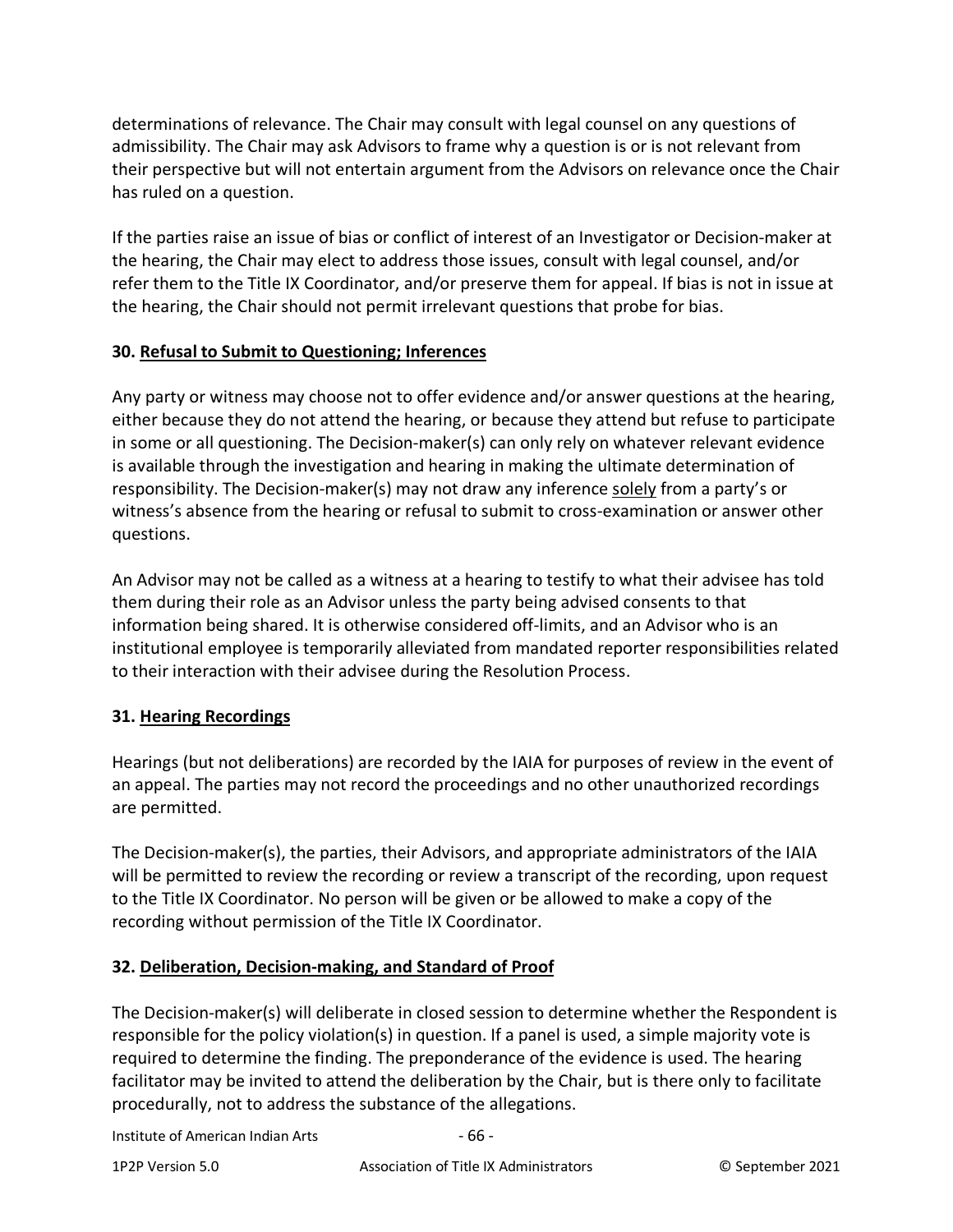determinations of relevance. The Chair may consult with legal counsel on any questions of admissibility. The Chair may ask Advisors to frame why a question is or is not relevant from their perspective but will not entertain argument from the Advisors on relevance once the Chair has ruled on a question.

If the parties raise an issue of bias or conflict of interest of an Investigator or Decision-maker at the hearing, the Chair may elect to address those issues, consult with legal counsel, and/or refer them to the Title IX Coordinator, and/or preserve them for appeal. If bias is not in issue at the hearing, the Chair should not permit irrelevant questions that probe for bias.

### 30. Refusal to Submit to Questioning; Inferences

Any party or witness may choose not to offer evidence and/or answer questions at the hearing, either because they do not attend the hearing, or because they attend but refuse to participate in some or all questioning. The Decision-maker(s) can only rely on whatever relevant evidence is available through the investigation and hearing in making the ultimate determination of responsibility. The Decision-maker(s) may not draw any inference solely from a party's or witness's absence from the hearing or refusal to submit to cross-examination or answer other questions.

An Advisor may not be called as a witness at a hearing to testify to what their advisee has told them during their role as an Advisor unless the party being advised consents to that information being shared. It is otherwise considered off-limits, and an Advisor who is an institutional employee is temporarily alleviated from mandated reporter responsibilities related to their interaction with their advisee during the Resolution Process.

### 31. Hearing Recordings

Hearings (but not deliberations) are recorded by the IAIA for purposes of review in the event of an appeal. The parties may not record the proceedings and no other unauthorized recordings are permitted.

The Decision-maker(s), the parties, their Advisors, and appropriate administrators of the IAIA will be permitted to review the recording or review a transcript of the recording, upon request to the Title IX Coordinator. No person will be given or be allowed to make a copy of the recording without permission of the Title IX Coordinator.

### 32. Deliberation, Decision-making, and Standard of Proof

The Decision-maker(s) will deliberate in closed session to determine whether the Respondent is responsible for the policy violation(s) in question. If a panel is used, a simple majority vote is required to determine the finding. The preponderance of the evidence is used. The hearing facilitator may be invited to attend the deliberation by the Chair, but is there only to facilitate procedurally, not to address the substance of the allegations.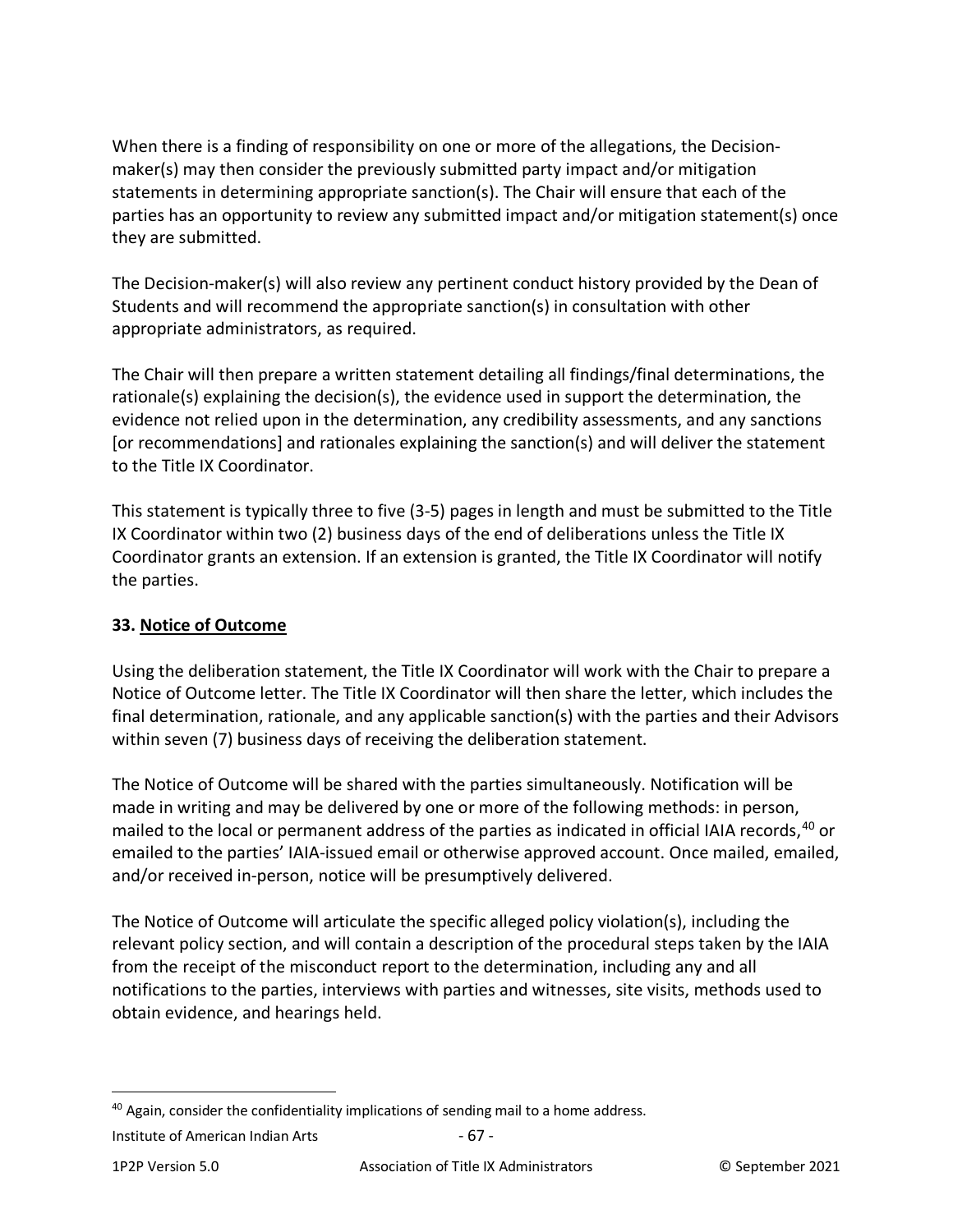When there is a finding of responsibility on one or more of the allegations, the Decision-maker(s) may then consider the previously submitted party impact and/or mitigation statements in determining appropriate sanction(s). The Chair will ensure that each of the parties has an opportunity to review any submitted impact and/or mitigation statement(s) once they are submitted.

The Decision-maker(s) will also review any pertinent conduct history provided by the Dean of Students and will recommend the appropriate sanction(s) in consultation with other appropriate administrators, as required.

The Chair will then prepare a written statement detailing all findings/final determinations, the rationale(s) explaining the decision(s), the evidence used in support the determination, the evidence not relied upon in the determination, any credibility assessments, and any sanctions [or recommendations] and rationales explaining the sanction(s) and will deliver the statement to the Title IX Coordinator.

This statement is typically three to five (3-5) pages in length and must be submitted to the Title IX Coordinator within two (2) business days of the end of deliberations unless the Title IX Coordinator grants an extension. If an extension is granted, the Title IX Coordinator will notify the parties.

**33. <u>Notice of Outcome</u>**

Using the deliberation statement, the Title IX Coordinator will work with the Chair to prepare a Notice of Outcome letter. The Title IX Coordinator will then share the letter, which includes the final determination, rationale, and any applicable sanction(s) with the parties and their Advisors within seven (7) business days of receiving the deliberation statement.

The Notice of Outcome will be shared with the parties simultaneously. Notification will be made in writing and may be delivered by one or more of the following methods: in person, mailed to the local or permanent address of the parties as indicated in official IAIA records,[40] or emailed to the parties' IAIA-issued email or otherwise approved account. Once mailed, emailed, and/or received in-person, notice will be presumptively delivered.

The Notice of Outcome will articulate the specific alleged policy violation(s), including the relevant policy section, and will contain a description of the procedural steps taken by the IAIA from the receipt of the misconduct report to the determination, including any and all notifications to the parties, interviews with parties and witnesses, site visits, methods used to obtain evidence, and hearings held.

---

[40] Again, consider the confidentiality implications of sending mail to a home address.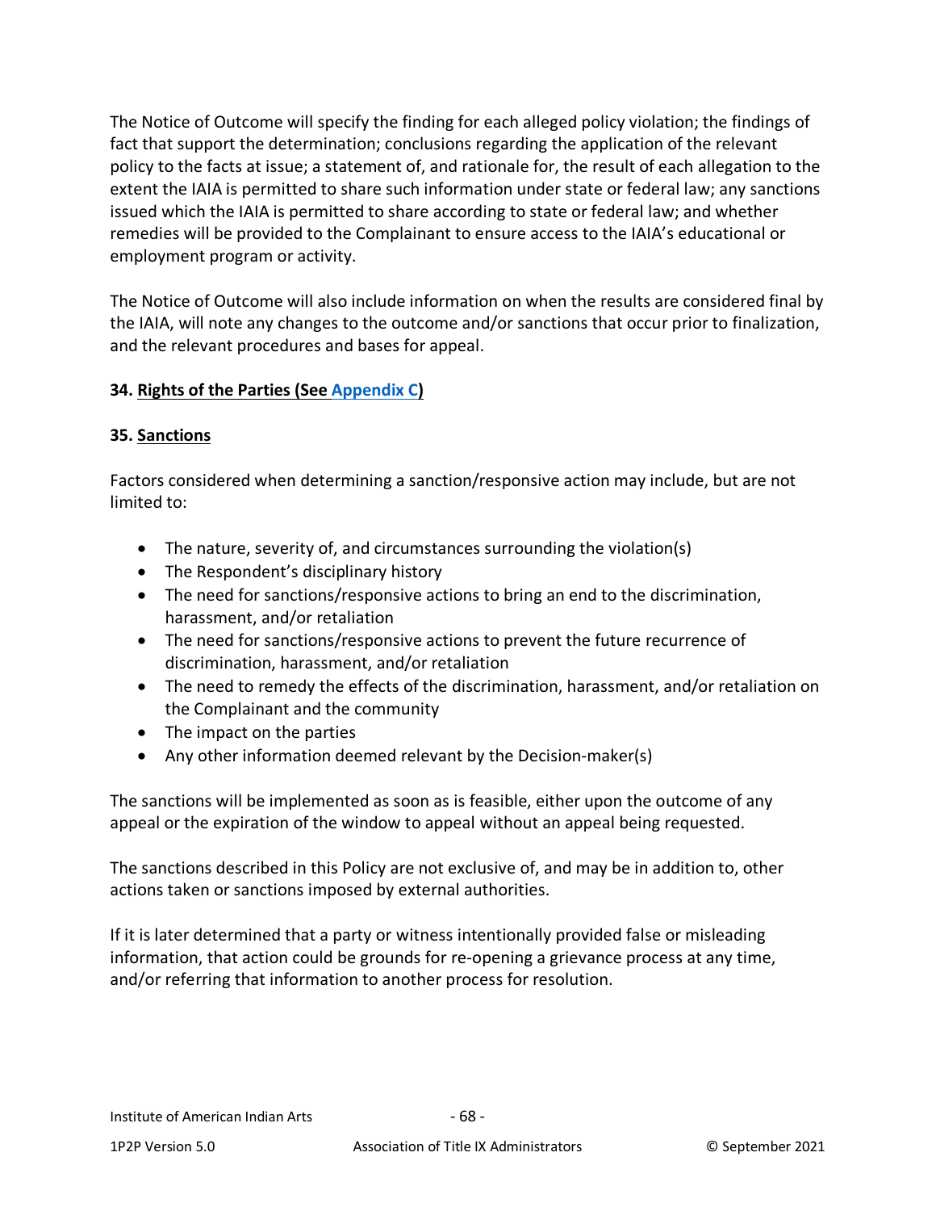The Notice of Outcome will specify the finding for each alleged policy violation; the findings of fact that support the determination; conclusions regarding the application of the relevant policy to the facts at issue; a statement of, and rationale for, the result of each allegation to the extent the IAIA is permitted to share such information under state or federal law; any sanctions issued which the IAIA is permitted to share according to state or federal law; and whether remedies will be provided to the Complainant to ensure access to the IAIA's educational or employment program or activity.

The Notice of Outcome will also include information on when the results are considered final by the IAIA, will note any changes to the outcome and/or sanctions that occur prior to finalization, and the relevant procedures and bases for appeal.

**34. Rights of the Parties (See Appendix C)**

**35. Sanctions**

Factors considered when determining a sanction/responsive action may include, but are not limited to:

- The nature, severity of, and circumstances surrounding the violation(s)
- The Respondent's disciplinary history
- The need for sanctions/responsive actions to bring an end to the discrimination, harassment, and/or retaliation
- The need for sanctions/responsive actions to prevent the future recurrence of discrimination, harassment, and/or retaliation
- The need to remedy the effects of the discrimination, harassment, and/or retaliation on the Complainant and the community
- The impact on the parties
- Any other information deemed relevant by the Decision-maker(s)

The sanctions will be implemented as soon as is feasible, either upon the outcome of any appeal or the expiration of the window to appeal without an appeal being requested.

The sanctions described in this Policy are not exclusive of, and may be in addition to, other actions taken or sanctions imposed by external authorities.

If it is later determined that a party or witness intentionally provided false or misleading information, that action could be grounds for re-opening a grievance process at any time, and/or referring that information to another process for resolution.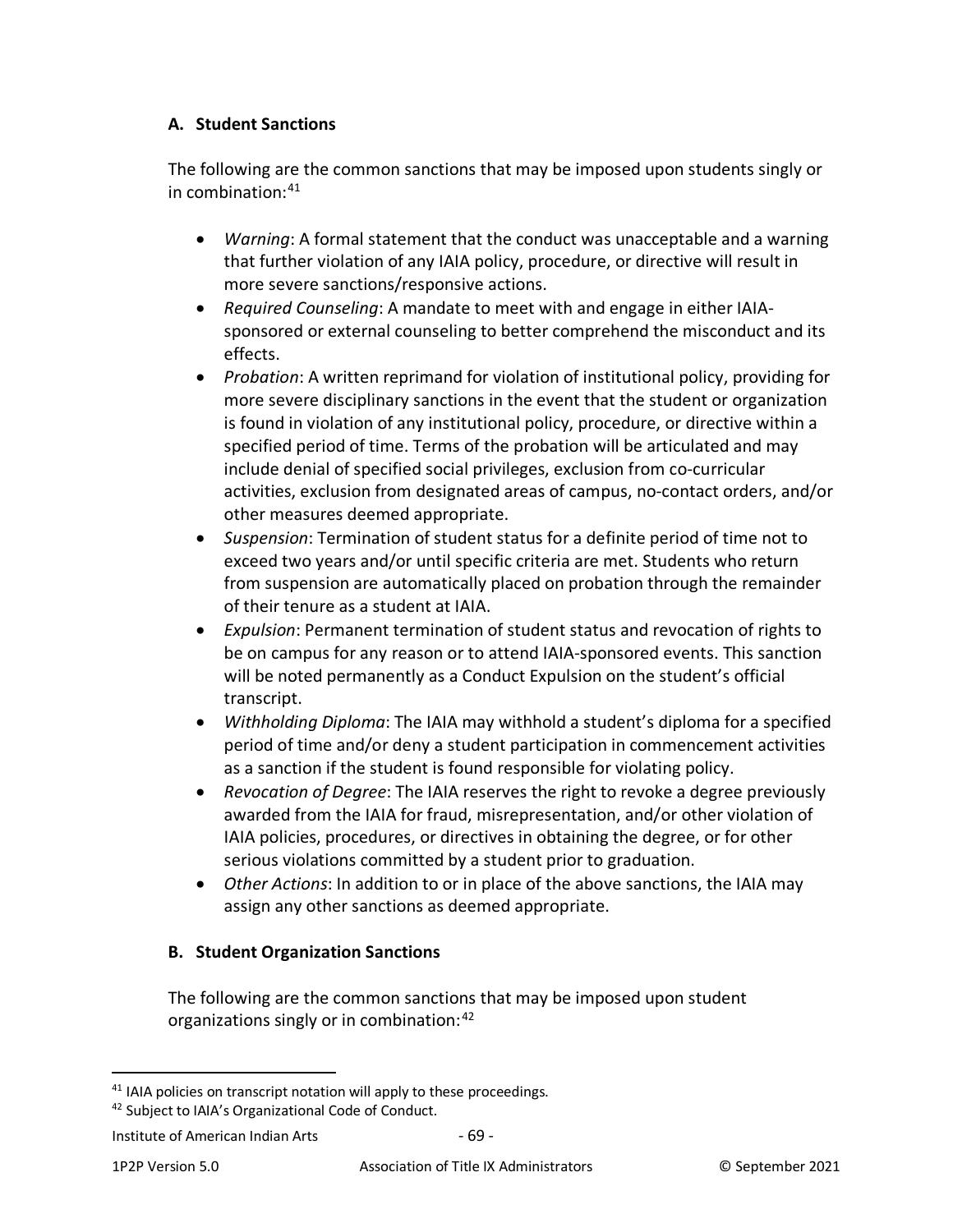### A. Student Sanctions

The following are the common sanctions that may be imposed upon students singly or in combination:[41]

- *Warning*: A formal statement that the conduct was unacceptable and a warning that further violation of any IAIA policy, procedure, or directive will result in more severe sanctions/responsive actions.
- *Required Counseling*: A mandate to meet with and engage in either IAIA-sponsored or external counseling to better comprehend the misconduct and its effects.
- *Probation*: A written reprimand for violation of institutional policy, providing for more severe disciplinary sanctions in the event that the student or organization is found in violation of any institutional policy, procedure, or directive within a specified period of time. Terms of the probation will be articulated and may include denial of specified social privileges, exclusion from co-curricular activities, exclusion from designated areas of campus, no-contact orders, and/or other measures deemed appropriate.
- *Suspension*: Termination of student status for a definite period of time not to exceed two years and/or until specific criteria are met. Students who return from suspension are automatically placed on probation through the remainder of their tenure as a student at IAIA.
- *Expulsion*: Permanent termination of student status and revocation of rights to be on campus for any reason or to attend IAIA-sponsored events. This sanction will be noted permanently as a Conduct Expulsion on the student's official transcript.
- *Withholding Diploma*: The IAIA may withhold a student's diploma for a specified period of time and/or deny a student participation in commencement activities as a sanction if the student is found responsible for violating policy.
- *Revocation of Degree*: The IAIA reserves the right to revoke a degree previously awarded from the IAIA for fraud, misrepresentation, and/or other violation of IAIA policies, procedures, or directives in obtaining the degree, or for other serious violations committed by a student prior to graduation.
- *Other Actions*: In addition to or in place of the above sanctions, the IAIA may assign any other sanctions as deemed appropriate.

### B. Student Organization Sanctions

The following are the common sanctions that may be imposed upon student organizations singly or in combination:[42]

---

[41] IAIA policies on transcript notation will apply to these proceedings.

[42] Subject to IAIA's Organizational Code of Conduct.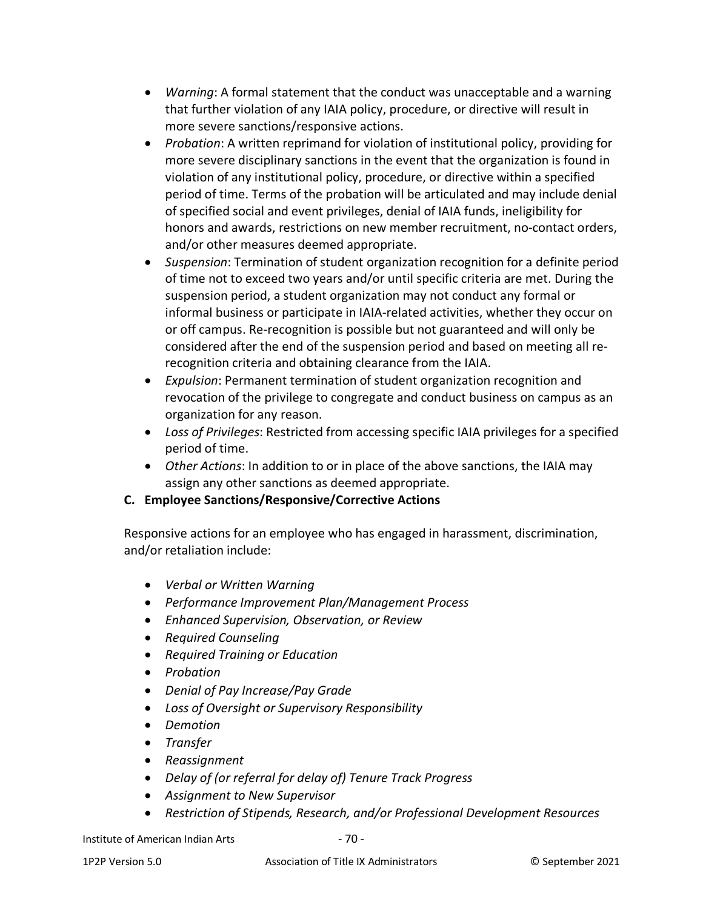- *Warning*: A formal statement that the conduct was unacceptable and a warning that further violation of any IAIA policy, procedure, or directive will result in more severe sanctions/responsive actions.
- *Probation*: A written reprimand for violation of institutional policy, providing for more severe disciplinary sanctions in the event that the organization is found in violation of any institutional policy, procedure, or directive within a specified period of time. Terms of the probation will be articulated and may include denial of specified social and event privileges, denial of IAIA funds, ineligibility for honors and awards, restrictions on new member recruitment, no-contact orders, and/or other measures deemed appropriate.
- *Suspension*: Termination of student organization recognition for a definite period of time not to exceed two years and/or until specific criteria are met. During the suspension period, a student organization may not conduct any formal or informal business or participate in IAIA-related activities, whether they occur on or off campus. Re-recognition is possible but not guaranteed and will only be considered after the end of the suspension period and based on meeting all re-recognition criteria and obtaining clearance from the IAIA.
- *Expulsion*: Permanent termination of student organization recognition and revocation of the privilege to congregate and conduct business on campus as an organization for any reason.
- *Loss of Privileges*: Restricted from accessing specific IAIA privileges for a specified period of time.
- *Other Actions*: In addition to or in place of the above sanctions, the IAIA may assign any other sanctions as deemed appropriate.

**C. Employee Sanctions/Responsive/Corrective Actions**

Responsive actions for an employee who has engaged in harassment, discrimination, and/or retaliation include:

- *Verbal or Written Warning*
- *Performance Improvement Plan/Management Process*
- *Enhanced Supervision, Observation, or Review*
- *Required Counseling*
- *Required Training or Education*
- *Probation*
- *Denial of Pay Increase/Pay Grade*
- *Loss of Oversight or Supervisory Responsibility*
- *Demotion*
- *Transfer*
- *Reassignment*
- *Delay of (or referral for delay of) Tenure Track Progress*
- *Assignment to New Supervisor*
- *Restriction of Stipends, Research, and/or Professional Development Resources*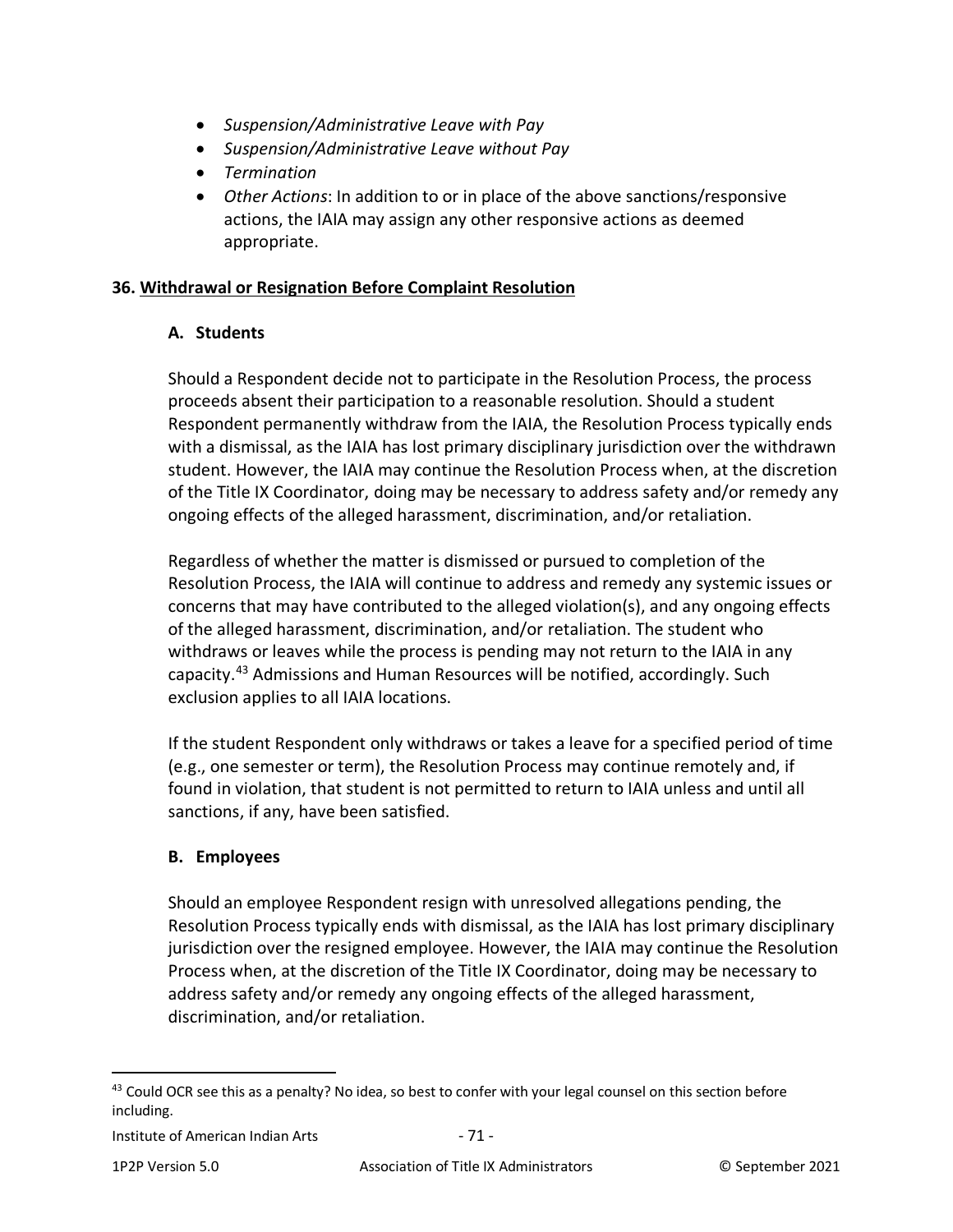- *Suspension/Administrative Leave with Pay*
- *Suspension/Administrative Leave without Pay*
- *Termination*
- *Other Actions*: In addition to or in place of the above sanctions/responsive actions, the IAIA may assign any other responsive actions as deemed appropriate.

**36. Withdrawal or Resignation Before Complaint Resolution**

**A. Students**

Should a Respondent decide not to participate in the Resolution Process, the process proceeds absent their participation to a reasonable resolution. Should a student Respondent permanently withdraw from the IAIA, the Resolution Process typically ends with a dismissal, as the IAIA has lost primary disciplinary jurisdiction over the withdrawn student. However, the IAIA may continue the Resolution Process when, at the discretion of the Title IX Coordinator, doing may be necessary to address safety and/or remedy any ongoing effects of the alleged harassment, discrimination, and/or retaliation.

Regardless of whether the matter is dismissed or pursued to completion of the Resolution Process, the IAIA will continue to address and remedy any systemic issues or concerns that may have contributed to the alleged violation(s), and any ongoing effects of the alleged harassment, discrimination, and/or retaliation. The student who withdraws or leaves while the process is pending may not return to the IAIA in any capacity.[43] Admissions and Human Resources will be notified, accordingly. Such exclusion applies to all IAIA locations.

If the student Respondent only withdraws or takes a leave for a specified period of time (e.g., one semester or term), the Resolution Process may continue remotely and, if found in violation, that student is not permitted to return to IAIA unless and until all sanctions, if any, have been satisfied.

**B. Employees**

Should an employee Respondent resign with unresolved allegations pending, the Resolution Process typically ends with dismissal, as the IAIA has lost primary disciplinary jurisdiction over the resigned employee. However, the IAIA may continue the Resolution Process when, at the discretion of the Title IX Coordinator, doing may be necessary to address safety and/or remedy any ongoing effects of the alleged harassment, discrimination, and/or retaliation.

[43] Could OCR see this as a penalty? No idea, so best to confer with your legal counsel on this section before including.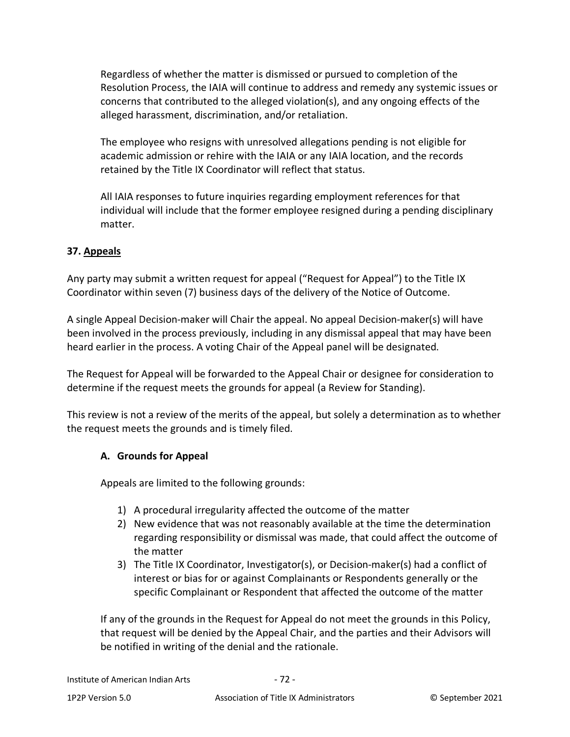Regardless of whether the matter is dismissed or pursued to completion of the Resolution Process, the IAIA will continue to address and remedy any systemic issues or concerns that contributed to the alleged violation(s), and any ongoing effects of the alleged harassment, discrimination, and/or retaliation.

The employee who resigns with unresolved allegations pending is not eligible for academic admission or rehire with the IAIA or any IAIA location, and the records retained by the Title IX Coordinator will reflect that status.

All IAIA responses to future inquiries regarding employment references for that individual will include that the former employee resigned during a pending disciplinary matter.

## 37. Appeals

Any party may submit a written request for appeal ("Request for Appeal") to the Title IX Coordinator within seven (7) business days of the delivery of the Notice of Outcome.

A single Appeal Decision-maker will Chair the appeal. No appeal Decision-maker(s) will have been involved in the process previously, including in any dismissal appeal that may have been heard earlier in the process. A voting Chair of the Appeal panel will be designated.

The Request for Appeal will be forwarded to the Appeal Chair or designee for consideration to determine if the request meets the grounds for appeal (a Review for Standing).

This review is not a review of the merits of the appeal, but solely a determination as to whether the request meets the grounds and is timely filed.

### A. Grounds for Appeal

Appeals are limited to the following grounds:

1) A procedural irregularity affected the outcome of the matter
2) New evidence that was not reasonably available at the time the determination regarding responsibility or dismissal was made, that could affect the outcome of the matter
3) The Title IX Coordinator, Investigator(s), or Decision-maker(s) had a conflict of interest or bias for or against Complainants or Respondents generally or the specific Complainant or Respondent that affected the outcome of the matter

If any of the grounds in the Request for Appeal do not meet the grounds in this Policy, that request will be denied by the Appeal Chair, and the parties and their Advisors will be notified in writing of the denial and the rationale.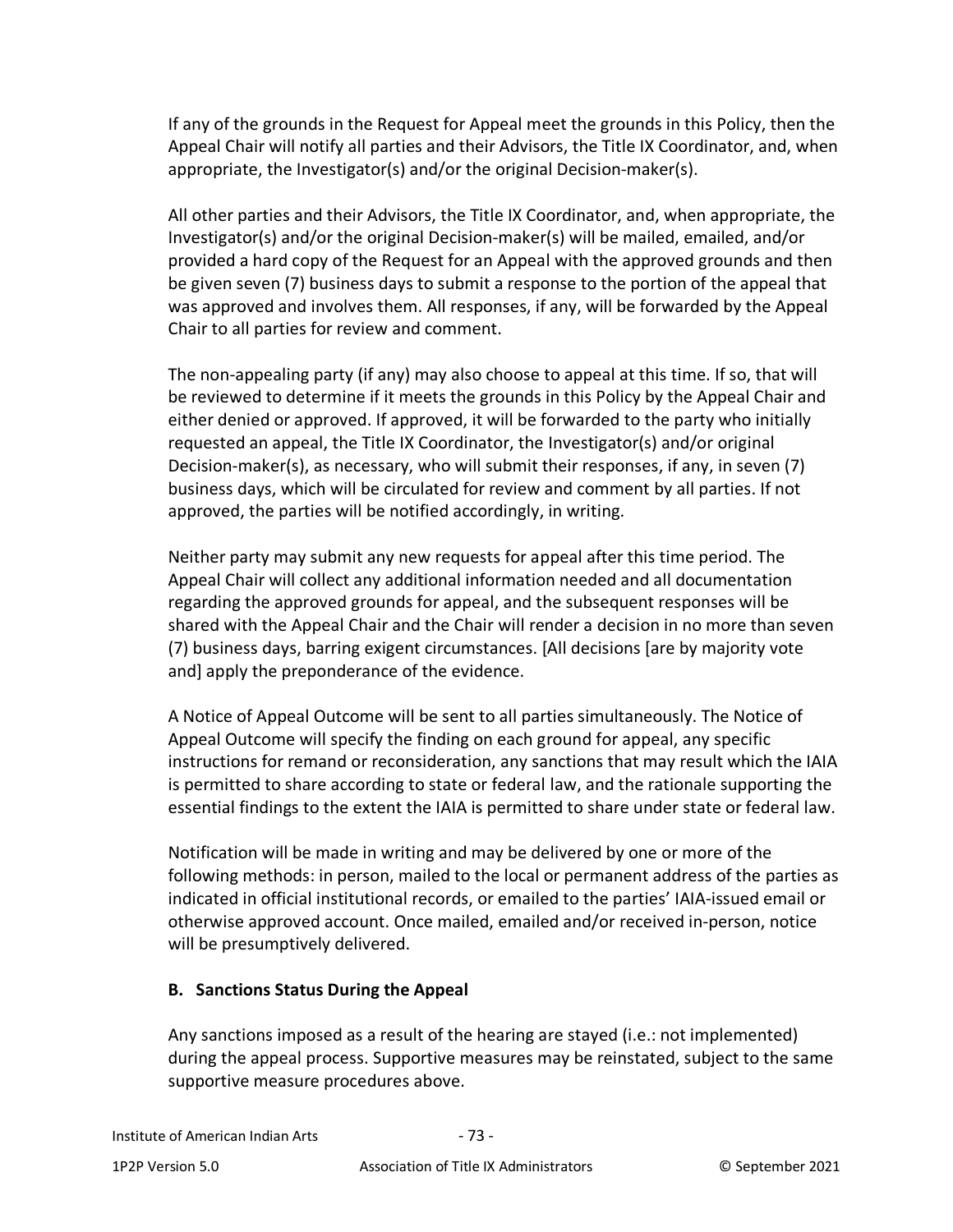If any of the grounds in the Request for Appeal meet the grounds in this Policy, then the Appeal Chair will notify all parties and their Advisors, the Title IX Coordinator, and, when appropriate, the Investigator(s) and/or the original Decision-maker(s).

All other parties and their Advisors, the Title IX Coordinator, and, when appropriate, the Investigator(s) and/or the original Decision-maker(s) will be mailed, emailed, and/or provided a hard copy of the Request for an Appeal with the approved grounds and then be given seven (7) business days to submit a response to the portion of the appeal that was approved and involves them. All responses, if any, will be forwarded by the Appeal Chair to all parties for review and comment.

The non-appealing party (if any) may also choose to appeal at this time. If so, that will be reviewed to determine if it meets the grounds in this Policy by the Appeal Chair and either denied or approved. If approved, it will be forwarded to the party who initially requested an appeal, the Title IX Coordinator, the Investigator(s) and/or original Decision-maker(s), as necessary, who will submit their responses, if any, in seven (7) business days, which will be circulated for review and comment by all parties. If not approved, the parties will be notified accordingly, in writing.

Neither party may submit any new requests for appeal after this time period. The Appeal Chair will collect any additional information needed and all documentation regarding the approved grounds for appeal, and the subsequent responses will be shared with the Appeal Chair and the Chair will render a decision in no more than seven (7) business days, barring exigent circumstances. [All decisions [are by majority vote and] apply the preponderance of the evidence.

A Notice of Appeal Outcome will be sent to all parties simultaneously. The Notice of Appeal Outcome will specify the finding on each ground for appeal, any specific instructions for remand or reconsideration, any sanctions that may result which the IAIA is permitted to share according to state or federal law, and the rationale supporting the essential findings to the extent the IAIA is permitted to share under state or federal law.

Notification will be made in writing and may be delivered by one or more of the following methods: in person, mailed to the local or permanent address of the parties as indicated in official institutional records, or emailed to the parties' IAIA-issued email or otherwise approved account. Once mailed, emailed and/or received in-person, notice will be presumptively delivered.

### B. Sanctions Status During the Appeal

Any sanctions imposed as a result of the hearing are stayed (i.e.: not implemented) during the appeal process. Supportive measures may be reinstated, subject to the same supportive measure procedures above.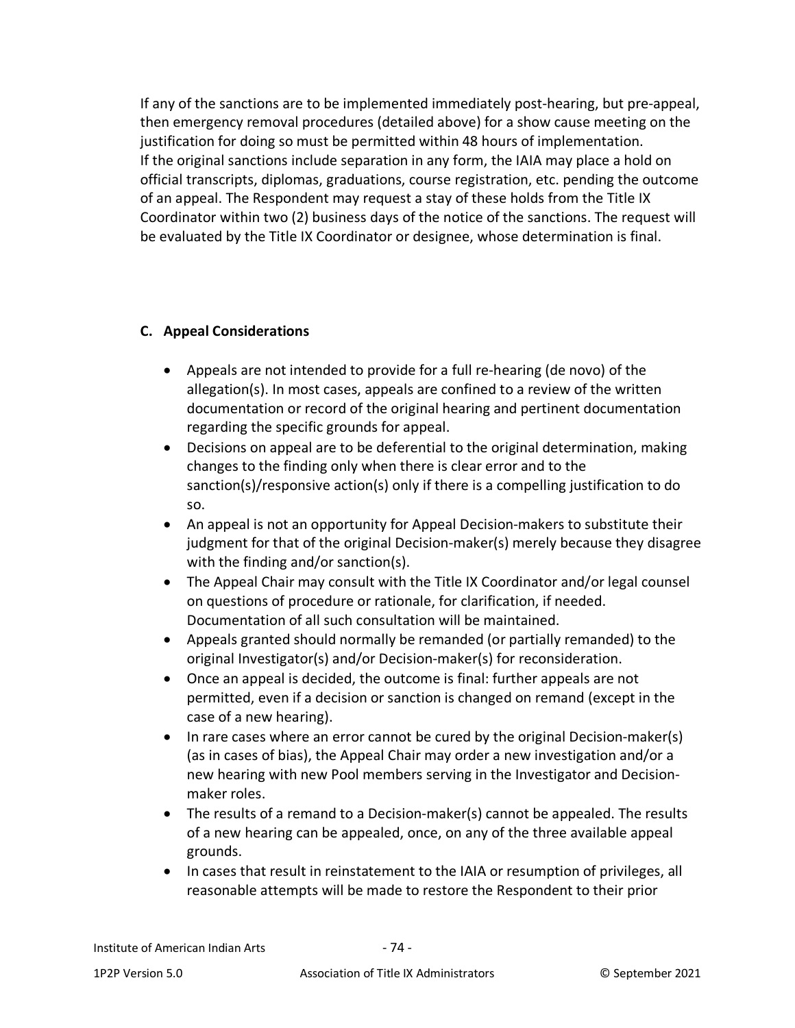If any of the sanctions are to be implemented immediately post-hearing, but pre-appeal, then emergency removal procedures (detailed above) for a show cause meeting on the justification for doing so must be permitted within 48 hours of implementation. If the original sanctions include separation in any form, the IAIA may place a hold on official transcripts, diplomas, graduations, course registration, etc. pending the outcome of an appeal. The Respondent may request a stay of these holds from the Title IX Coordinator within two (2) business days of the notice of the sanctions. The request will be evaluated by the Title IX Coordinator or designee, whose determination is final.

### C. Appeal Considerations

- Appeals are not intended to provide for a full re-hearing (de novo) of the allegation(s). In most cases, appeals are confined to a review of the written documentation or record of the original hearing and pertinent documentation regarding the specific grounds for appeal.
- Decisions on appeal are to be deferential to the original determination, making changes to the finding only when there is clear error and to the sanction(s)/responsive action(s) only if there is a compelling justification to do so.
- An appeal is not an opportunity for Appeal Decision-makers to substitute their judgment for that of the original Decision-maker(s) merely because they disagree with the finding and/or sanction(s).
- The Appeal Chair may consult with the Title IX Coordinator and/or legal counsel on questions of procedure or rationale, for clarification, if needed. Documentation of all such consultation will be maintained.
- Appeals granted should normally be remanded (or partially remanded) to the original Investigator(s) and/or Decision-maker(s) for reconsideration.
- Once an appeal is decided, the outcome is final: further appeals are not permitted, even if a decision or sanction is changed on remand (except in the case of a new hearing).
- In rare cases where an error cannot be cured by the original Decision-maker(s) (as in cases of bias), the Appeal Chair may order a new investigation and/or a new hearing with new Pool members serving in the Investigator and Decision-maker roles.
- The results of a remand to a Decision-maker(s) cannot be appealed. The results of a new hearing can be appealed, once, on any of the three available appeal grounds.
- In cases that result in reinstatement to the IAIA or resumption of privileges, all reasonable attempts will be made to restore the Respondent to their prior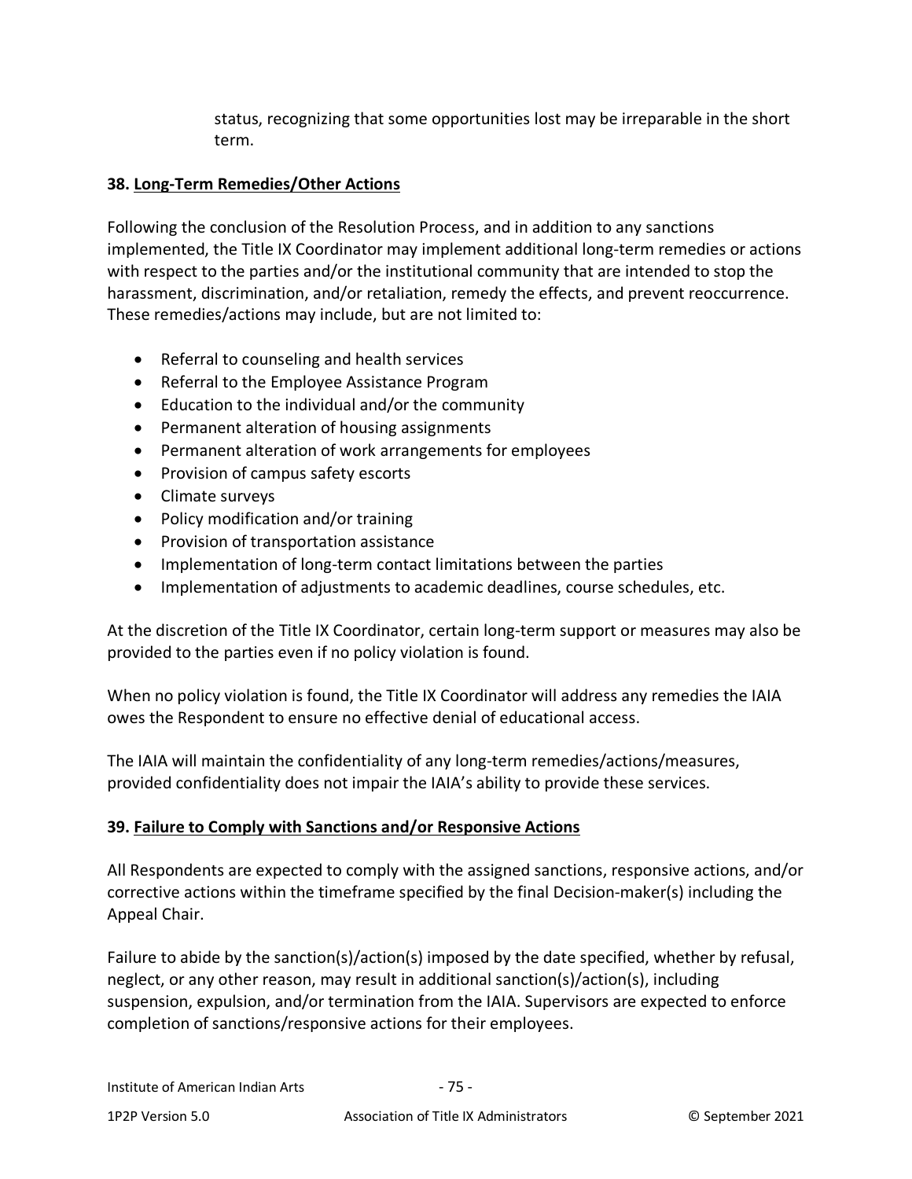status, recognizing that some opportunities lost may be irreparable in the short term.

### 38. Long-Term Remedies/Other Actions

Following the conclusion of the Resolution Process, and in addition to any sanctions implemented, the Title IX Coordinator may implement additional long-term remedies or actions with respect to the parties and/or the institutional community that are intended to stop the harassment, discrimination, and/or retaliation, remedy the effects, and prevent reoccurrence. These remedies/actions may include, but are not limited to:

- Referral to counseling and health services
- Referral to the Employee Assistance Program
- Education to the individual and/or the community
- Permanent alteration of housing assignments
- Permanent alteration of work arrangements for employees
- Provision of campus safety escorts
- Climate surveys
- Policy modification and/or training
- Provision of transportation assistance
- Implementation of long-term contact limitations between the parties
- Implementation of adjustments to academic deadlines, course schedules, etc.

At the discretion of the Title IX Coordinator, certain long-term support or measures may also be provided to the parties even if no policy violation is found.

When no policy violation is found, the Title IX Coordinator will address any remedies the IAIA owes the Respondent to ensure no effective denial of educational access.

The IAIA will maintain the confidentiality of any long-term remedies/actions/measures, provided confidentiality does not impair the IAIA's ability to provide these services.

### 39. Failure to Comply with Sanctions and/or Responsive Actions

All Respondents are expected to comply with the assigned sanctions, responsive actions, and/or corrective actions within the timeframe specified by the final Decision-maker(s) including the Appeal Chair.

Failure to abide by the sanction(s)/action(s) imposed by the date specified, whether by refusal, neglect, or any other reason, may result in additional sanction(s)/action(s), including suspension, expulsion, and/or termination from the IAIA. Supervisors are expected to enforce completion of sanctions/responsive actions for their employees.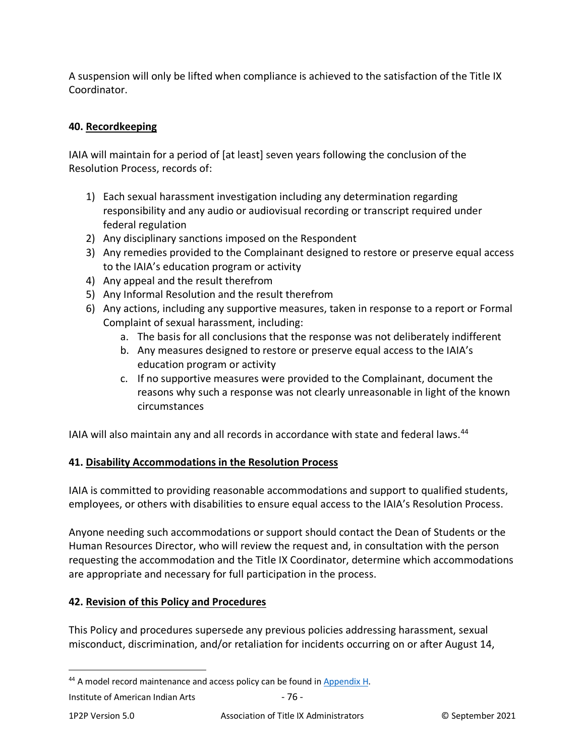A suspension will only be lifted when compliance is achieved to the satisfaction of the Title IX Coordinator.

## 40. Recordkeeping

IAIA will maintain for a period of [at least] seven years following the conclusion of the Resolution Process, records of:

1) Each sexual harassment investigation including any determination regarding responsibility and any audio or audiovisual recording or transcript required under federal regulation
2) Any disciplinary sanctions imposed on the Respondent
3) Any remedies provided to the Complainant designed to restore or preserve equal access to the IAIA's education program or activity
4) Any appeal and the result therefrom
5) Any Informal Resolution and the result therefrom
6) Any actions, including any supportive measures, taken in response to a report or Formal Complaint of sexual harassment, including:
    a. The basis for all conclusions that the response was not deliberately indifferent
    b. Any measures designed to restore or preserve equal access to the IAIA's education program or activity
    c. If no supportive measures were provided to the Complainant, document the reasons why such a response was not clearly unreasonable in light of the known circumstances

IAIA will also maintain any and all records in accordance with state and federal laws.[44]

## 41. Disability Accommodations in the Resolution Process

IAIA is committed to providing reasonable accommodations and support to qualified students, employees, or others with disabilities to ensure equal access to the IAIA's Resolution Process.

Anyone needing such accommodations or support should contact the Dean of Students or the Human Resources Director, who will review the request and, in consultation with the person requesting the accommodation and the Title IX Coordinator, determine which accommodations are appropriate and necessary for full participation in the process.

## 42. Revision of this Policy and Procedures

This Policy and procedures supersede any previous policies addressing harassment, sexual misconduct, discrimination, and/or retaliation for incidents occurring on or after August 14,

[44] A model record maintenance and access policy can be found in Appendix H.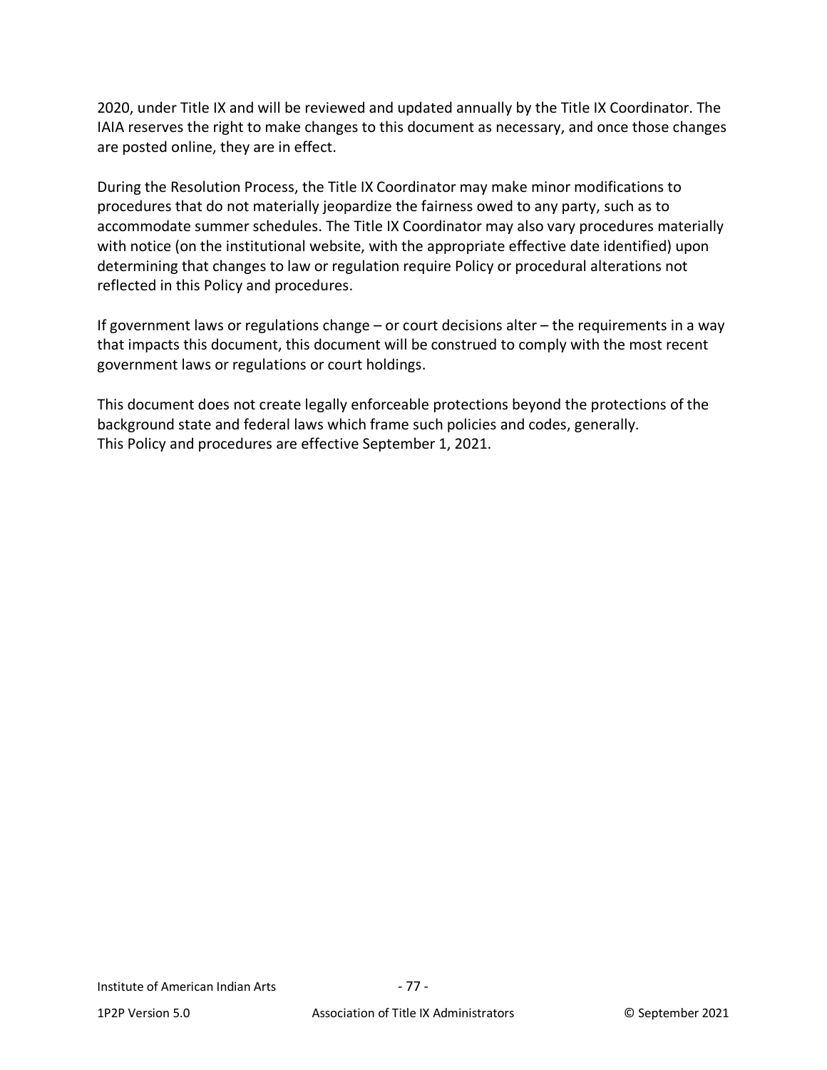2020, under Title IX and will be reviewed and updated annually by the Title IX Coordinator. The IAIA reserves the right to make changes to this document as necessary, and once those changes are posted online, they are in effect.

During the Resolution Process, the Title IX Coordinator may make minor modifications to procedures that do not materially jeopardize the fairness owed to any party, such as to accommodate summer schedules. The Title IX Coordinator may also vary procedures materially with notice (on the institutional website, with the appropriate effective date identified) upon determining that changes to law or regulation require Policy or procedural alterations not reflected in this Policy and procedures.

If government laws or regulations change – or court decisions alter – the requirements in a way that impacts this document, this document will be construed to comply with the most recent government laws or regulations or court holdings.

This document does not create legally enforceable protections beyond the protections of the background state and federal laws which frame such policies and codes, generally.
This Policy and procedures are effective September 1, 2021.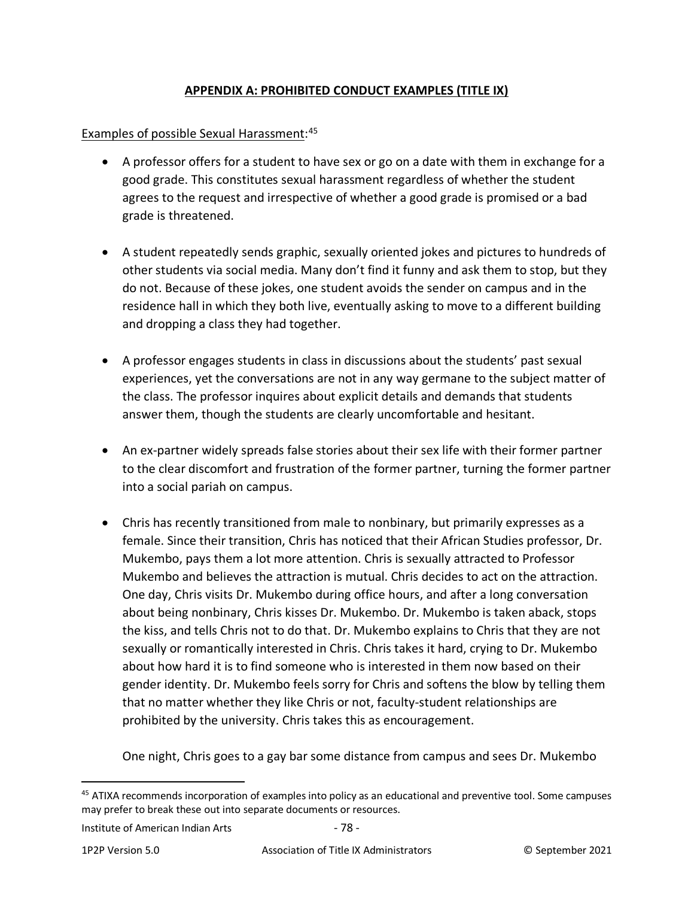## APPENDIX A: PROHIBITED CONDUCT EXAMPLES (TITLE IX)

Examples of possible Sexual Harassment:[45]

- A professor offers for a student to have sex or go on a date with them in exchange for a good grade. This constitutes sexual harassment regardless of whether the student agrees to the request and irrespective of whether a good grade is promised or a bad grade is threatened.

- A student repeatedly sends graphic, sexually oriented jokes and pictures to hundreds of other students via social media. Many don't find it funny and ask them to stop, but they do not. Because of these jokes, one student avoids the sender on campus and in the residence hall in which they both live, eventually asking to move to a different building and dropping a class they had together.

- A professor engages students in class in discussions about the students' past sexual experiences, yet the conversations are not in any way germane to the subject matter of the class. The professor inquires about explicit details and demands that students answer them, though the students are clearly uncomfortable and hesitant.

- An ex-partner widely spreads false stories about their sex life with their former partner to the clear discomfort and frustration of the former partner, turning the former partner into a social pariah on campus.

- Chris has recently transitioned from male to nonbinary, but primarily expresses as a female. Since their transition, Chris has noticed that their African Studies professor, Dr. Mukembo, pays them a lot more attention. Chris is sexually attracted to Professor Mukembo and believes the attraction is mutual. Chris decides to act on the attraction. One day, Chris visits Dr. Mukembo during office hours, and after a long conversation about being nonbinary, Chris kisses Dr. Mukembo. Dr. Mukembo is taken aback, stops the kiss, and tells Chris not to do that. Dr. Mukembo explains to Chris that they are not sexually or romantically interested in Chris. Chris takes it hard, crying to Dr. Mukembo about how hard it is to find someone who is interested in them now based on their gender identity. Dr. Mukembo feels sorry for Chris and softens the blow by telling them that no matter whether they like Chris or not, faculty-student relationships are prohibited by the university. Chris takes this as encouragement.

  One night, Chris goes to a gay bar some distance from campus and sees Dr. Mukembo

---

[45] ATIXA recommends incorporation of examples into policy as an educational and preventive tool. Some campuses may prefer to break these out into separate documents or resources.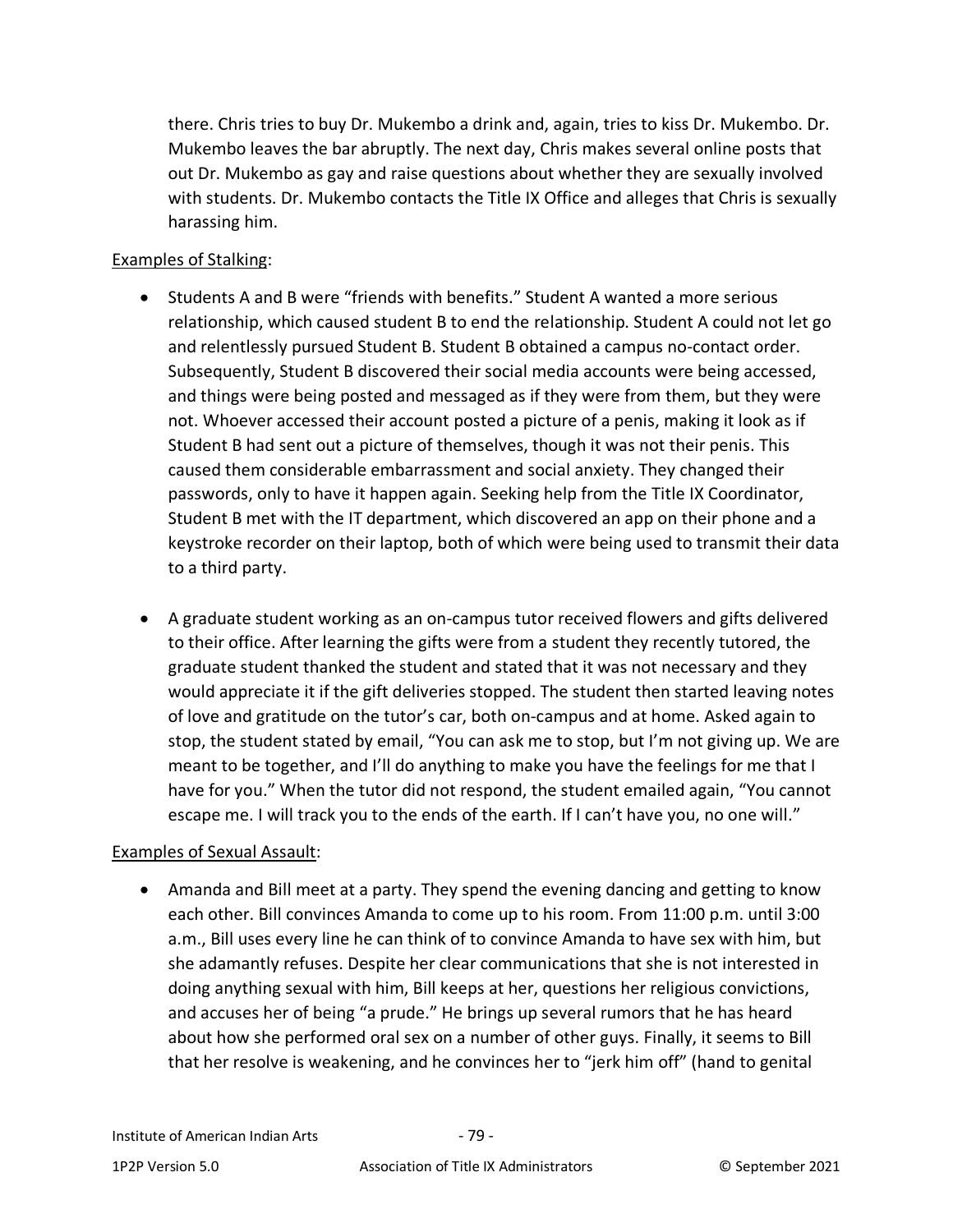there. Chris tries to buy Dr. Mukembo a drink and, again, tries to kiss Dr. Mukembo. Dr. Mukembo leaves the bar abruptly. The next day, Chris makes several online posts that out Dr. Mukembo as gay and raise questions about whether they are sexually involved with students. Dr. Mukembo contacts the Title IX Office and alleges that Chris is sexually harassing him.

Examples of Stalking:

- Students A and B were "friends with benefits." Student A wanted a more serious relationship, which caused student B to end the relationship. Student A could not let go and relentlessly pursued Student B. Student B obtained a campus no-contact order. Subsequently, Student B discovered their social media accounts were being accessed, and things were being posted and messaged as if they were from them, but they were not. Whoever accessed their account posted a picture of a penis, making it look as if Student B had sent out a picture of themselves, though it was not their penis. This caused them considerable embarrassment and social anxiety. They changed their passwords, only to have it happen again. Seeking help from the Title IX Coordinator, Student B met with the IT department, which discovered an app on their phone and a keystroke recorder on their laptop, both of which were being used to transmit their data to a third party.

- A graduate student working as an on-campus tutor received flowers and gifts delivered to their office. After learning the gifts were from a student they recently tutored, the graduate student thanked the student and stated that it was not necessary and they would appreciate it if the gift deliveries stopped. The student then started leaving notes of love and gratitude on the tutor's car, both on-campus and at home. Asked again to stop, the student stated by email, "You can ask me to stop, but I'm not giving up. We are meant to be together, and I'll do anything to make you have the feelings for me that I have for you." When the tutor did not respond, the student emailed again, "You cannot escape me. I will track you to the ends of the earth. If I can't have you, no one will."

Examples of Sexual Assault:

- Amanda and Bill meet at a party. They spend the evening dancing and getting to know each other. Bill convinces Amanda to come up to his room. From 11:00 p.m. until 3:00 a.m., Bill uses every line he can think of to convince Amanda to have sex with him, but she adamantly refuses. Despite her clear communications that she is not interested in doing anything sexual with him, Bill keeps at her, questions her religious convictions, and accuses her of being "a prude." He brings up several rumors that he has heard about how she performed oral sex on a number of other guys. Finally, it seems to Bill that her resolve is weakening, and he convinces her to "jerk him off" (hand to genital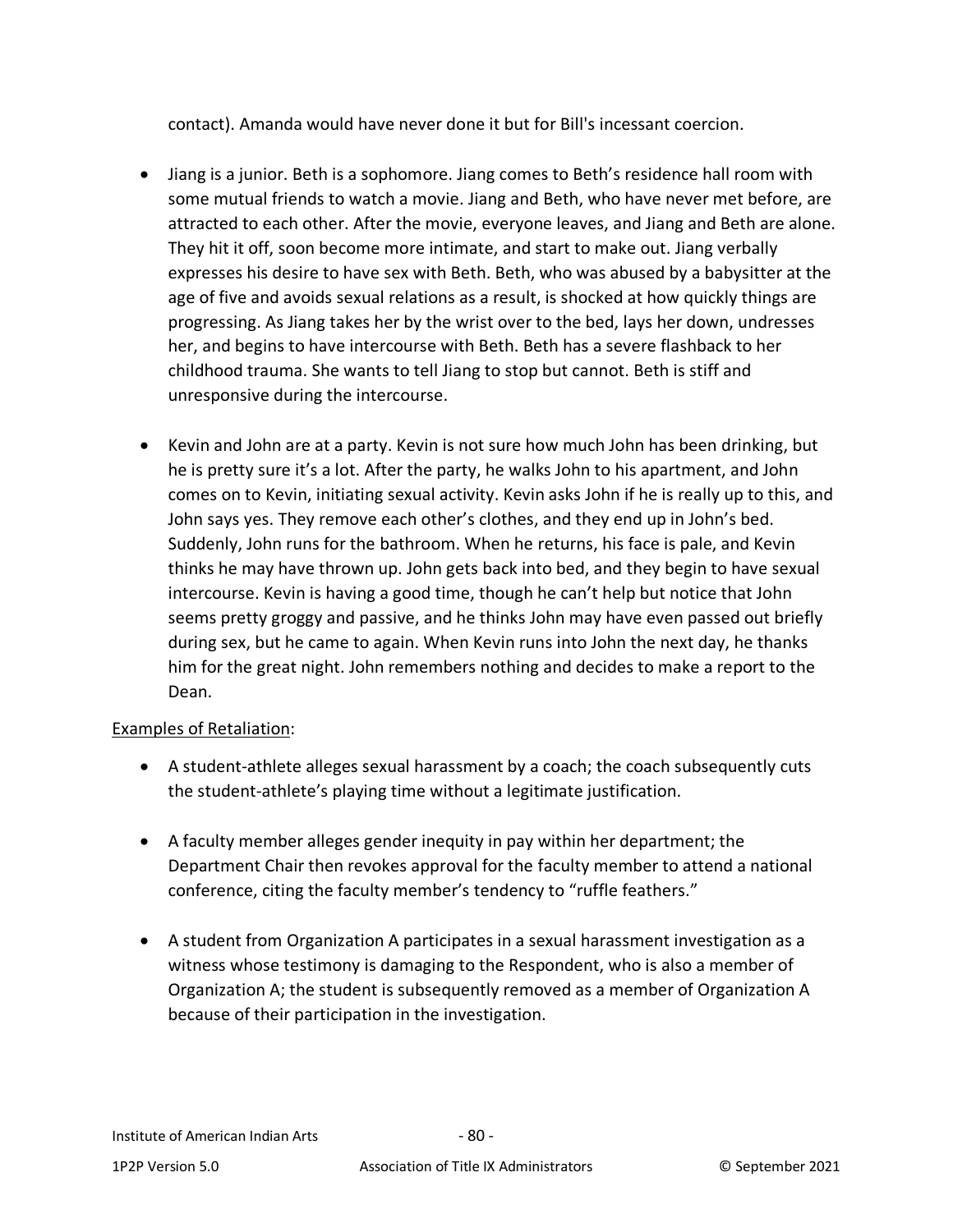contact). Amanda would have never done it but for Bill's incessant coercion.

- Jiang is a junior. Beth is a sophomore. Jiang comes to Beth's residence hall room with some mutual friends to watch a movie. Jiang and Beth, who have never met before, are attracted to each other. After the movie, everyone leaves, and Jiang and Beth are alone. They hit it off, soon become more intimate, and start to make out. Jiang verbally expresses his desire to have sex with Beth. Beth, who was abused by a babysitter at the age of five and avoids sexual relations as a result, is shocked at how quickly things are progressing. As Jiang takes her by the wrist over to the bed, lays her down, undresses her, and begins to have intercourse with Beth. Beth has a severe flashback to her childhood trauma. She wants to tell Jiang to stop but cannot. Beth is stiff and unresponsive during the intercourse.

- Kevin and John are at a party. Kevin is not sure how much John has been drinking, but he is pretty sure it's a lot. After the party, he walks John to his apartment, and John comes on to Kevin, initiating sexual activity. Kevin asks John if he is really up to this, and John says yes. They remove each other's clothes, and they end up in John's bed. Suddenly, John runs for the bathroom. When he returns, his face is pale, and Kevin thinks he may have thrown up. John gets back into bed, and they begin to have sexual intercourse. Kevin is having a good time, though he can't help but notice that John seems pretty groggy and passive, and he thinks John may have even passed out briefly during sex, but he came to again. When Kevin runs into John the next day, he thanks him for the great night. John remembers nothing and decides to make a report to the Dean.

<u>Examples of Retaliation</u>:

- A student-athlete alleges sexual harassment by a coach; the coach subsequently cuts the student-athlete's playing time without a legitimate justification.

- A faculty member alleges gender inequity in pay within her department; the Department Chair then revokes approval for the faculty member to attend a national conference, citing the faculty member's tendency to "ruffle feathers."

- A student from Organization A participates in a sexual harassment investigation as a witness whose testimony is damaging to the Respondent, who is also a member of Organization A; the student is subsequently removed as a member of Organization A because of their participation in the investigation.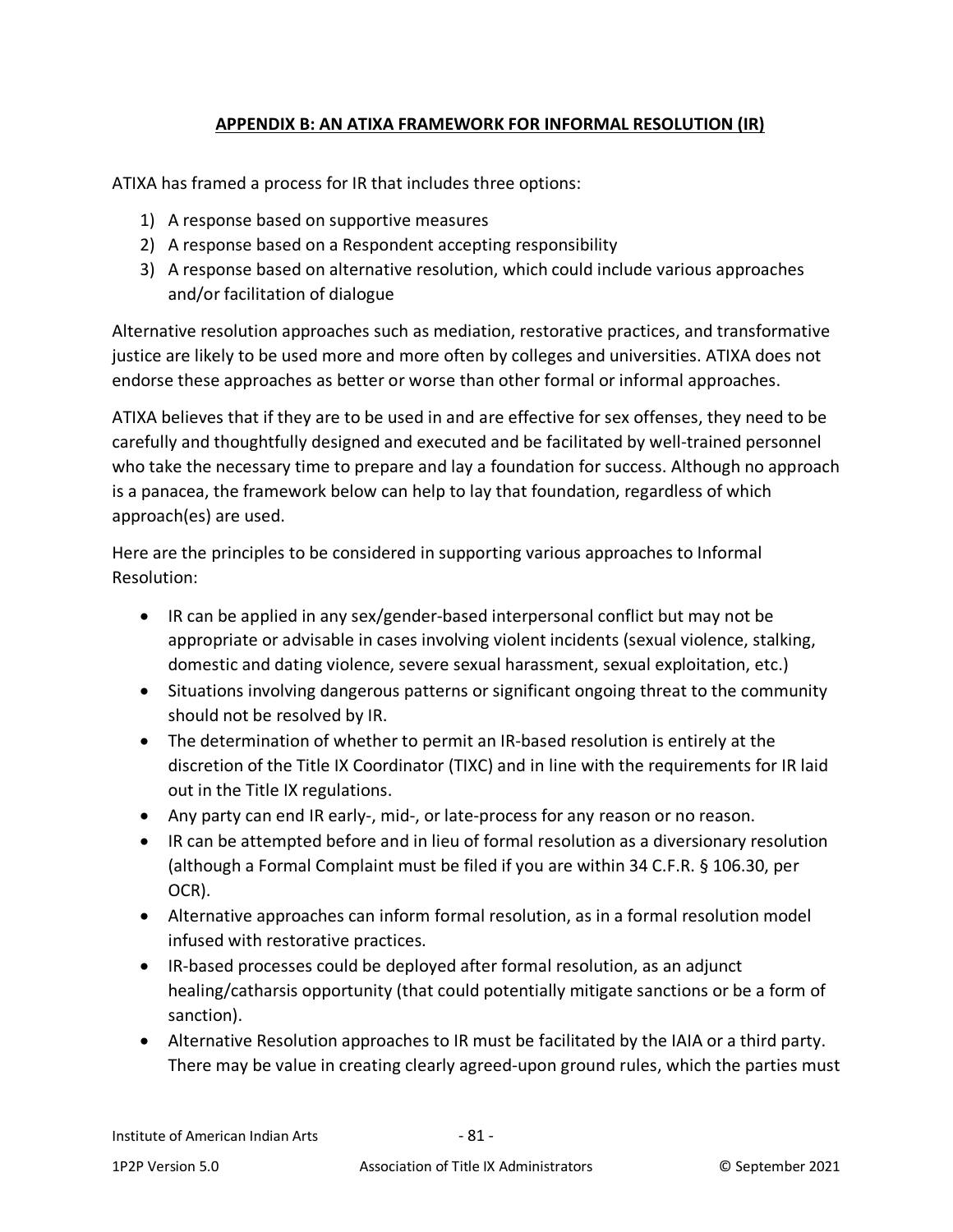## APPENDIX B: AN ATIXA FRAMEWORK FOR INFORMAL RESOLUTION (IR)

ATIXA has framed a process for IR that includes three options:

1) A response based on supportive measures
2) A response based on a Respondent accepting responsibility
3) A response based on alternative resolution, which could include various approaches and/or facilitation of dialogue

Alternative resolution approaches such as mediation, restorative practices, and transformative justice are likely to be used more and more often by colleges and universities. ATIXA does not endorse these approaches as better or worse than other formal or informal approaches.

ATIXA believes that if they are to be used in and are effective for sex offenses, they need to be carefully and thoughtfully designed and executed and be facilitated by well-trained personnel who take the necessary time to prepare and lay a foundation for success. Although no approach is a panacea, the framework below can help to lay that foundation, regardless of which approach(es) are used.

Here are the principles to be considered in supporting various approaches to Informal Resolution:

- IR can be applied in any sex/gender-based interpersonal conflict but may not be appropriate or advisable in cases involving violent incidents (sexual violence, stalking, domestic and dating violence, severe sexual harassment, sexual exploitation, etc.)
- Situations involving dangerous patterns or significant ongoing threat to the community should not be resolved by IR.
- The determination of whether to permit an IR-based resolution is entirely at the discretion of the Title IX Coordinator (TIXC) and in line with the requirements for IR laid out in the Title IX regulations.
- Any party can end IR early-, mid-, or late-process for any reason or no reason.
- IR can be attempted before and in lieu of formal resolution as a diversionary resolution (although a Formal Complaint must be filed if you are within 34 C.F.R. § 106.30, per OCR).
- Alternative approaches can inform formal resolution, as in a formal resolution model infused with restorative practices.
- IR-based processes could be deployed after formal resolution, as an adjunct healing/catharsis opportunity (that could potentially mitigate sanctions or be a form of sanction).
- Alternative Resolution approaches to IR must be facilitated by the IAIA or a third party. There may be value in creating clearly agreed-upon ground rules, which the parties must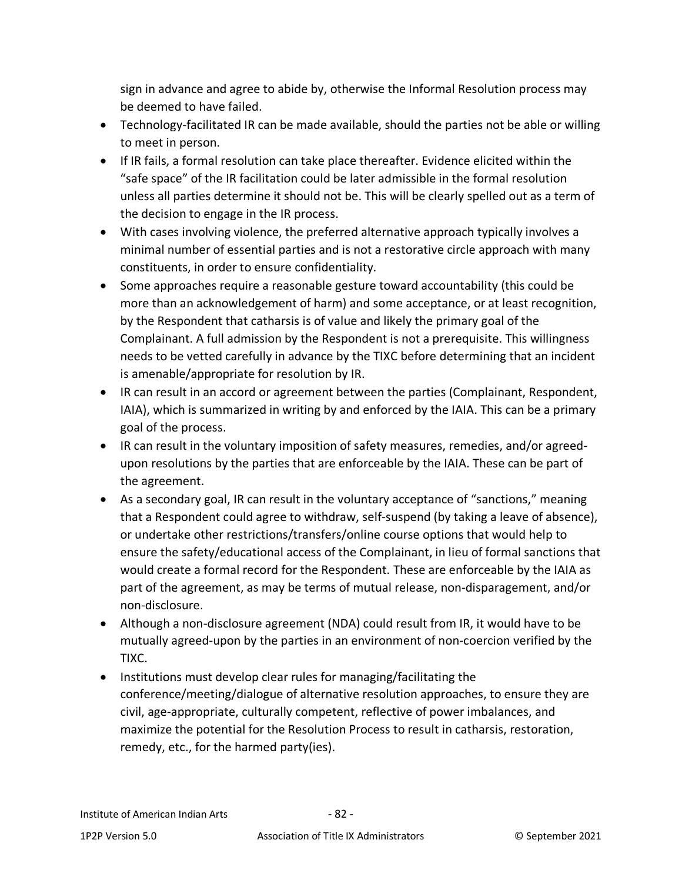sign in advance and agree to abide by, otherwise the Informal Resolution process may be deemed to have failed.

- Technology-facilitated IR can be made available, should the parties not be able or willing to meet in person.
- If IR fails, a formal resolution can take place thereafter. Evidence elicited within the "safe space" of the IR facilitation could be later admissible in the formal resolution unless all parties determine it should not be. This will be clearly spelled out as a term of the decision to engage in the IR process.
- With cases involving violence, the preferred alternative approach typically involves a minimal number of essential parties and is not a restorative circle approach with many constituents, in order to ensure confidentiality.
- Some approaches require a reasonable gesture toward accountability (this could be more than an acknowledgement of harm) and some acceptance, or at least recognition, by the Respondent that catharsis is of value and likely the primary goal of the Complainant. A full admission by the Respondent is not a prerequisite. This willingness needs to be vetted carefully in advance by the TIXC before determining that an incident is amenable/appropriate for resolution by IR.
- IR can result in an accord or agreement between the parties (Complainant, Respondent, IAIA), which is summarized in writing by and enforced by the IAIA. This can be a primary goal of the process.
- IR can result in the voluntary imposition of safety measures, remedies, and/or agreed-upon resolutions by the parties that are enforceable by the IAIA. These can be part of the agreement.
- As a secondary goal, IR can result in the voluntary acceptance of "sanctions," meaning that a Respondent could agree to withdraw, self-suspend (by taking a leave of absence), or undertake other restrictions/transfers/online course options that would help to ensure the safety/educational access of the Complainant, in lieu of formal sanctions that would create a formal record for the Respondent. These are enforceable by the IAIA as part of the agreement, as may be terms of mutual release, non-disparagement, and/or non-disclosure.
- Although a non-disclosure agreement (NDA) could result from IR, it would have to be mutually agreed-upon by the parties in an environment of non-coercion verified by the TIXC.
- Institutions must develop clear rules for managing/facilitating the conference/meeting/dialogue of alternative resolution approaches, to ensure they are civil, age-appropriate, culturally competent, reflective of power imbalances, and maximize the potential for the Resolution Process to result in catharsis, restoration, remedy, etc., for the harmed party(ies).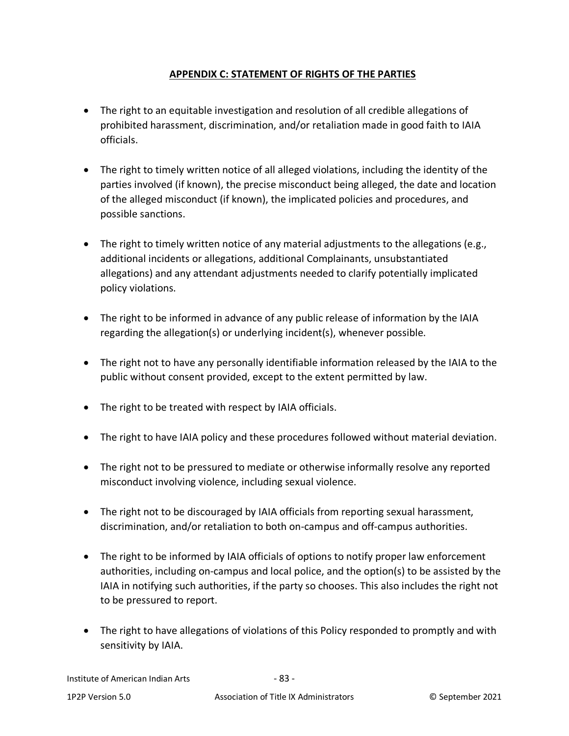## APPENDIX C: STATEMENT OF RIGHTS OF THE PARTIES

- The right to an equitable investigation and resolution of all credible allegations of prohibited harassment, discrimination, and/or retaliation made in good faith to IAIA officials.
- The right to timely written notice of all alleged violations, including the identity of the parties involved (if known), the precise misconduct being alleged, the date and location of the alleged misconduct (if known), the implicated policies and procedures, and possible sanctions.
- The right to timely written notice of any material adjustments to the allegations (e.g., additional incidents or allegations, additional Complainants, unsubstantiated allegations) and any attendant adjustments needed to clarify potentially implicated policy violations.
- The right to be informed in advance of any public release of information by the IAIA regarding the allegation(s) or underlying incident(s), whenever possible.
- The right not to have any personally identifiable information released by the IAIA to the public without consent provided, except to the extent permitted by law.
- The right to be treated with respect by IAIA officials.
- The right to have IAIA policy and these procedures followed without material deviation.
- The right not to be pressured to mediate or otherwise informally resolve any reported misconduct involving violence, including sexual violence.
- The right not to be discouraged by IAIA officials from reporting sexual harassment, discrimination, and/or retaliation to both on-campus and off-campus authorities.
- The right to be informed by IAIA officials of options to notify proper law enforcement authorities, including on-campus and local police, and the option(s) to be assisted by the IAIA in notifying such authorities, if the party so chooses. This also includes the right not to be pressured to report.
- The right to have allegations of violations of this Policy responded to promptly and with sensitivity by IAIA.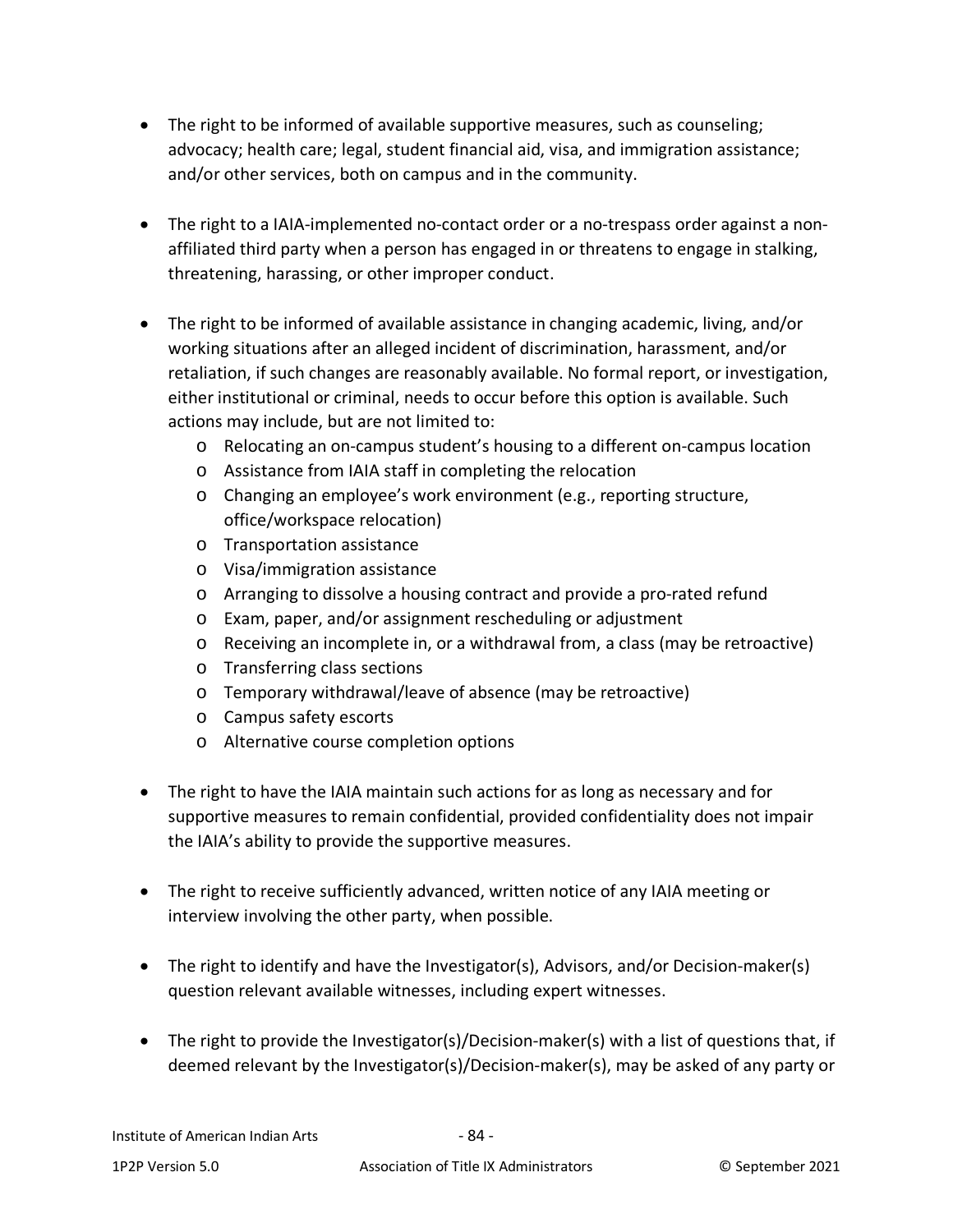- The right to be informed of available supportive measures, such as counseling; advocacy; health care; legal, student financial aid, visa, and immigration assistance; and/or other services, both on campus and in the community.

- The right to a IAIA-implemented no-contact order or a no-trespass order against a non-affiliated third party when a person has engaged in or threatens to engage in stalking, threatening, harassing, or other improper conduct.

- The right to be informed of available assistance in changing academic, living, and/or working situations after an alleged incident of discrimination, harassment, and/or retaliation, if such changes are reasonably available. No formal report, or investigation, either institutional or criminal, needs to occur before this option is available. Such actions may include, but are not limited to:
    - Relocating an on-campus student's housing to a different on-campus location
    - Assistance from IAIA staff in completing the relocation
    - Changing an employee's work environment (e.g., reporting structure, office/workspace relocation)
    - Transportation assistance
    - Visa/immigration assistance
    - Arranging to dissolve a housing contract and provide a pro-rated refund
    - Exam, paper, and/or assignment rescheduling or adjustment
    - Receiving an incomplete in, or a withdrawal from, a class (may be retroactive)
    - Transferring class sections
    - Temporary withdrawal/leave of absence (may be retroactive)
    - Campus safety escorts
    - Alternative course completion options

- The right to have the IAIA maintain such actions for as long as necessary and for supportive measures to remain confidential, provided confidentiality does not impair the IAIA's ability to provide the supportive measures.

- The right to receive sufficiently advanced, written notice of any IAIA meeting or interview involving the other party, when possible.

- The right to identify and have the Investigator(s), Advisors, and/or Decision-maker(s) question relevant available witnesses, including expert witnesses.

- The right to provide the Investigator(s)/Decision-maker(s) with a list of questions that, if deemed relevant by the Investigator(s)/Decision-maker(s), may be asked of any party or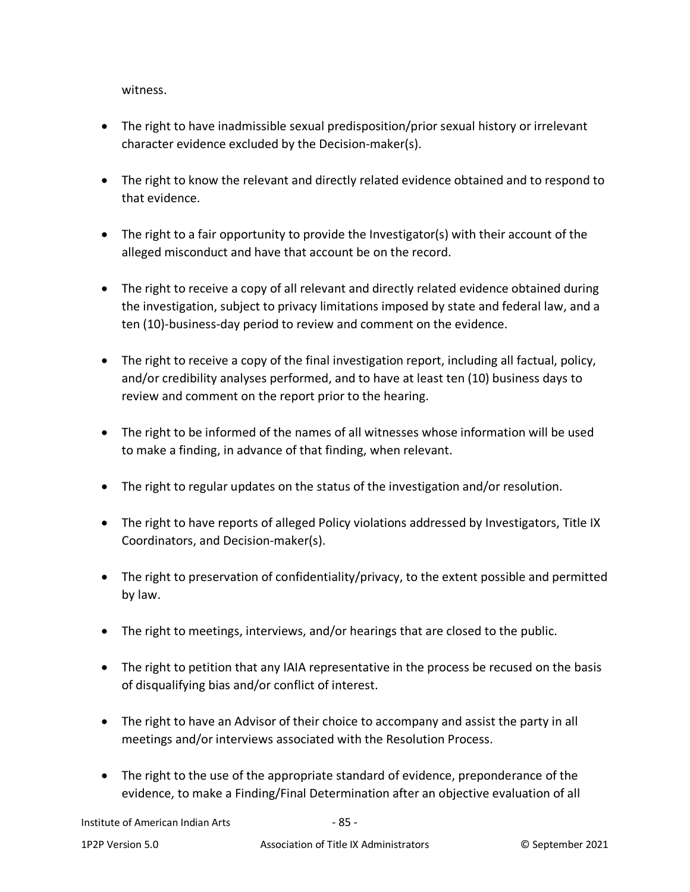witness.

- The right to have inadmissible sexual predisposition/prior sexual history or irrelevant character evidence excluded by the Decision-maker(s).

- The right to know the relevant and directly related evidence obtained and to respond to that evidence.

- The right to a fair opportunity to provide the Investigator(s) with their account of the alleged misconduct and have that account be on the record.

- The right to receive a copy of all relevant and directly related evidence obtained during the investigation, subject to privacy limitations imposed by state and federal law, and a ten (10)-business-day period to review and comment on the evidence.

- The right to receive a copy of the final investigation report, including all factual, policy, and/or credibility analyses performed, and to have at least ten (10) business days to review and comment on the report prior to the hearing.

- The right to be informed of the names of all witnesses whose information will be used to make a finding, in advance of that finding, when relevant.

- The right to regular updates on the status of the investigation and/or resolution.

- The right to have reports of alleged Policy violations addressed by Investigators, Title IX Coordinators, and Decision-maker(s).

- The right to preservation of confidentiality/privacy, to the extent possible and permitted by law.

- The right to meetings, interviews, and/or hearings that are closed to the public.

- The right to petition that any IAIA representative in the process be recused on the basis of disqualifying bias and/or conflict of interest.

- The right to have an Advisor of their choice to accompany and assist the party in all meetings and/or interviews associated with the Resolution Process.

- The right to the use of the appropriate standard of evidence, preponderance of the evidence, to make a Finding/Final Determination after an objective evaluation of all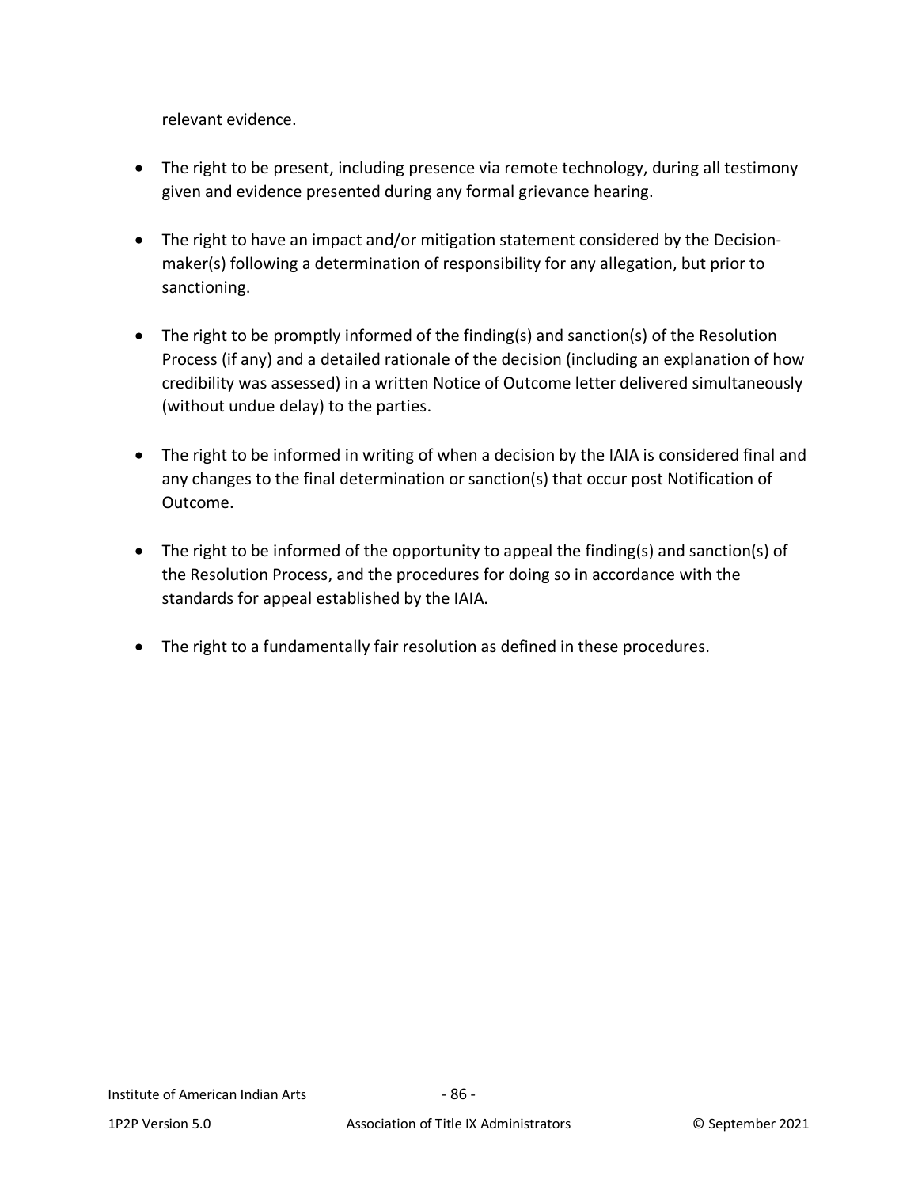relevant evidence.

- The right to be present, including presence via remote technology, during all testimony given and evidence presented during any formal grievance hearing.

- The right to have an impact and/or mitigation statement considered by the Decision-maker(s) following a determination of responsibility for any allegation, but prior to sanctioning.

- The right to be promptly informed of the finding(s) and sanction(s) of the Resolution Process (if any) and a detailed rationale of the decision (including an explanation of how credibility was assessed) in a written Notice of Outcome letter delivered simultaneously (without undue delay) to the parties.

- The right to be informed in writing of when a decision by the IAIA is considered final and any changes to the final determination or sanction(s) that occur post Notification of Outcome.

- The right to be informed of the opportunity to appeal the finding(s) and sanction(s) of the Resolution Process, and the procedures for doing so in accordance with the standards for appeal established by the IAIA.

- The right to a fundamentally fair resolution as defined in these procedures.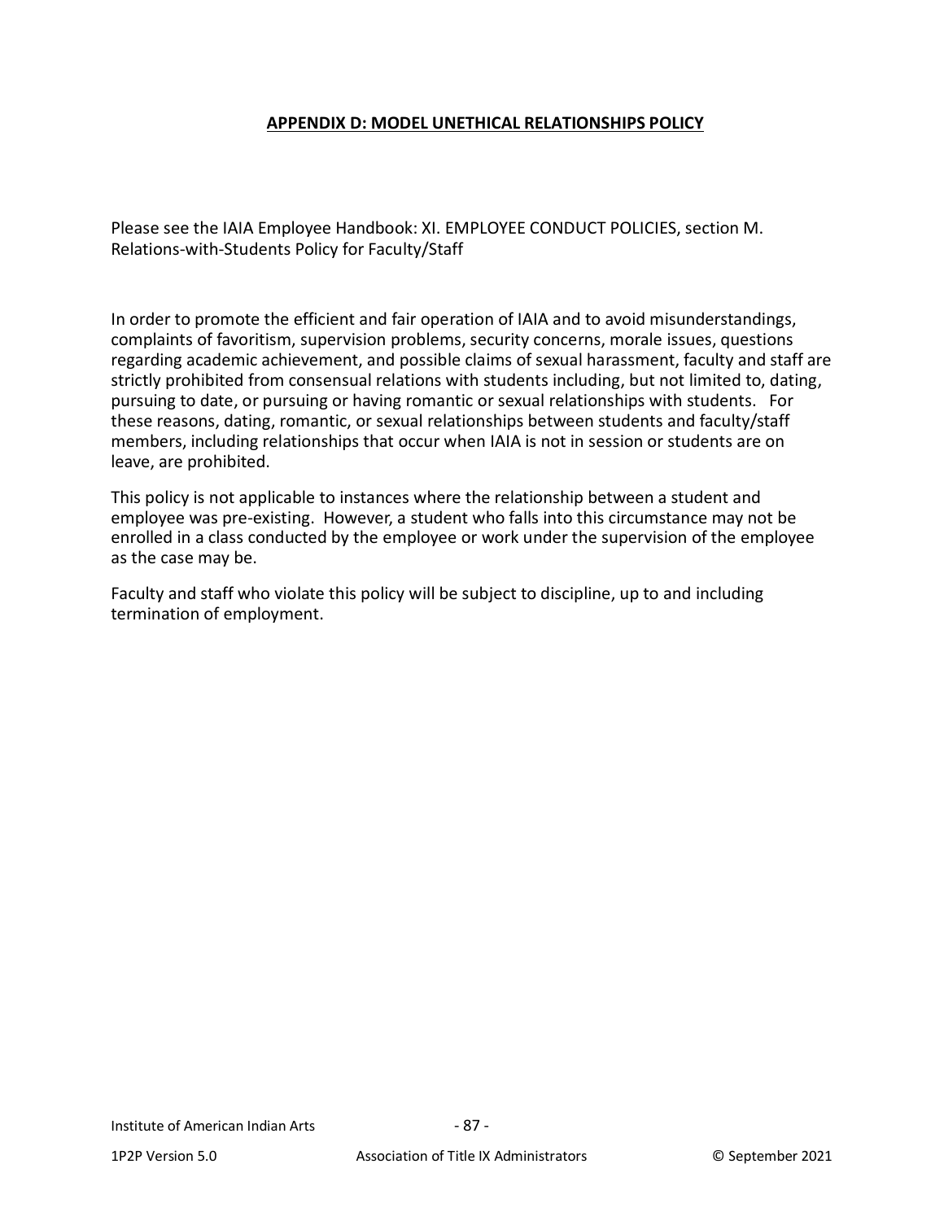## APPENDIX D: MODEL UNETHICAL RELATIONSHIPS POLICY

Please see the IAIA Employee Handbook: XI. EMPLOYEE CONDUCT POLICIES, section M. Relations-with-Students Policy for Faculty/Staff

In order to promote the efficient and fair operation of IAIA and to avoid misunderstandings, complaints of favoritism, supervision problems, security concerns, morale issues, questions regarding academic achievement, and possible claims of sexual harassment, faculty and staff are strictly prohibited from consensual relations with students including, but not limited to, dating, pursuing to date, or pursuing or having romantic or sexual relationships with students. For these reasons, dating, romantic, or sexual relationships between students and faculty/staff members, including relationships that occur when IAIA is not in session or students are on leave, are prohibited.

This policy is not applicable to instances where the relationship between a student and employee was pre-existing. However, a student who falls into this circumstance may not be enrolled in a class conducted by the employee or work under the supervision of the employee as the case may be.

Faculty and staff who violate this policy will be subject to discipline, up to and including termination of employment.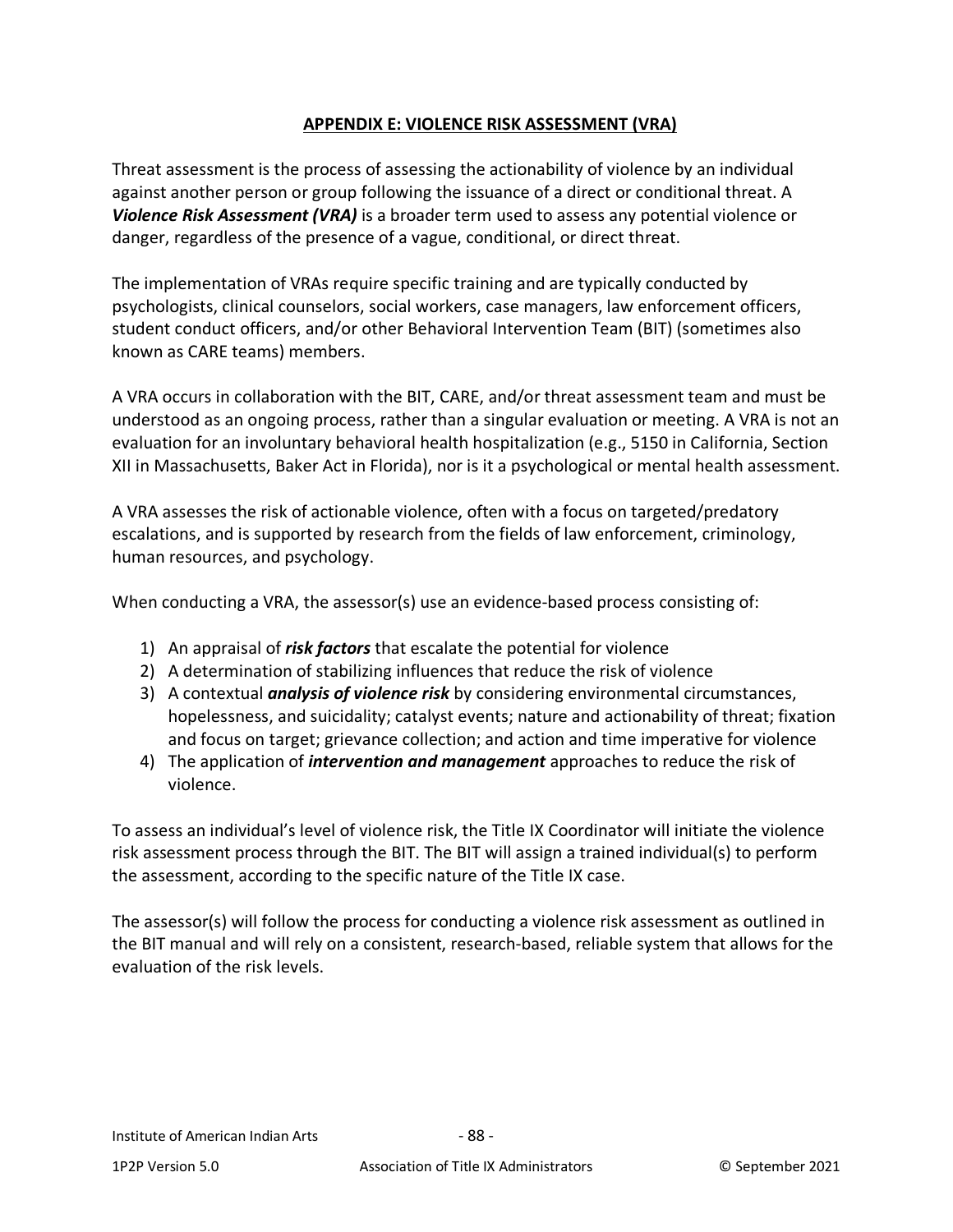## APPENDIX E: VIOLENCE RISK ASSESSMENT (VRA)

Threat assessment is the process of assessing the actionability of violence by an individual against another person or group following the issuance of a direct or conditional threat. A ***Violence Risk Assessment (VRA)*** is a broader term used to assess any potential violence or danger, regardless of the presence of a vague, conditional, or direct threat.

The implementation of VRAs require specific training and are typically conducted by psychologists, clinical counselors, social workers, case managers, law enforcement officers, student conduct officers, and/or other Behavioral Intervention Team (BIT) (sometimes also known as CARE teams) members.

A VRA occurs in collaboration with the BIT, CARE, and/or threat assessment team and must be understood as an ongoing process, rather than a singular evaluation or meeting. A VRA is not an evaluation for an involuntary behavioral health hospitalization (e.g., 5150 in California, Section XII in Massachusetts, Baker Act in Florida), nor is it a psychological or mental health assessment.

A VRA assesses the risk of actionable violence, often with a focus on targeted/predatory escalations, and is supported by research from the fields of law enforcement, criminology, human resources, and psychology.

When conducting a VRA, the assessor(s) use an evidence-based process consisting of:

1) An appraisal of ***risk factors*** that escalate the potential for violence
2) A determination of stabilizing influences that reduce the risk of violence
3) A contextual ***analysis of violence risk*** by considering environmental circumstances, hopelessness, and suicidality; catalyst events; nature and actionability of threat; fixation and focus on target; grievance collection; and action and time imperative for violence
4) The application of ***intervention and management*** approaches to reduce the risk of violence.

To assess an individual's level of violence risk, the Title IX Coordinator will initiate the violence risk assessment process through the BIT. The BIT will assign a trained individual(s) to perform the assessment, according to the specific nature of the Title IX case.

The assessor(s) will follow the process for conducting a violence risk assessment as outlined in the BIT manual and will rely on a consistent, research-based, reliable system that allows for the evaluation of the risk levels.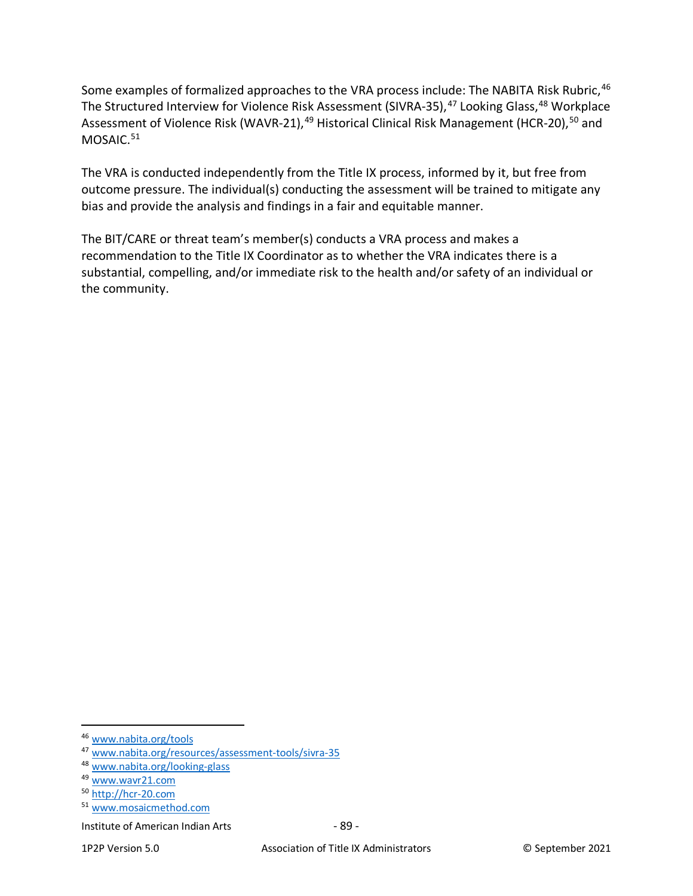Some examples of formalized approaches to the VRA process include: The NABITA Risk Rubric,[46] The Structured Interview for Violence Risk Assessment (SIVRA-35),[47] Looking Glass,[48] Workplace Assessment of Violence Risk (WAVR-21),[49] Historical Clinical Risk Management (HCR-20),[50] and MOSAIC.[51]

The VRA is conducted independently from the Title IX process, informed by it, but free from outcome pressure. The individual(s) conducting the assessment will be trained to mitigate any bias and provide the analysis and findings in a fair and equitable manner.

The BIT/CARE or threat team's member(s) conducts a VRA process and makes a recommendation to the Title IX Coordinator as to whether the VRA indicates there is a substantial, compelling, and/or immediate risk to the health and/or safety of an individual or the community.

---

[46] www.nabita.org/tools
[47] www.nabita.org/resources/assessment-tools/sivra-35
[48] www.nabita.org/looking-glass
[49] www.wavr21.com
[50] http://hcr-20.com
[51] www.mosaicmethod.com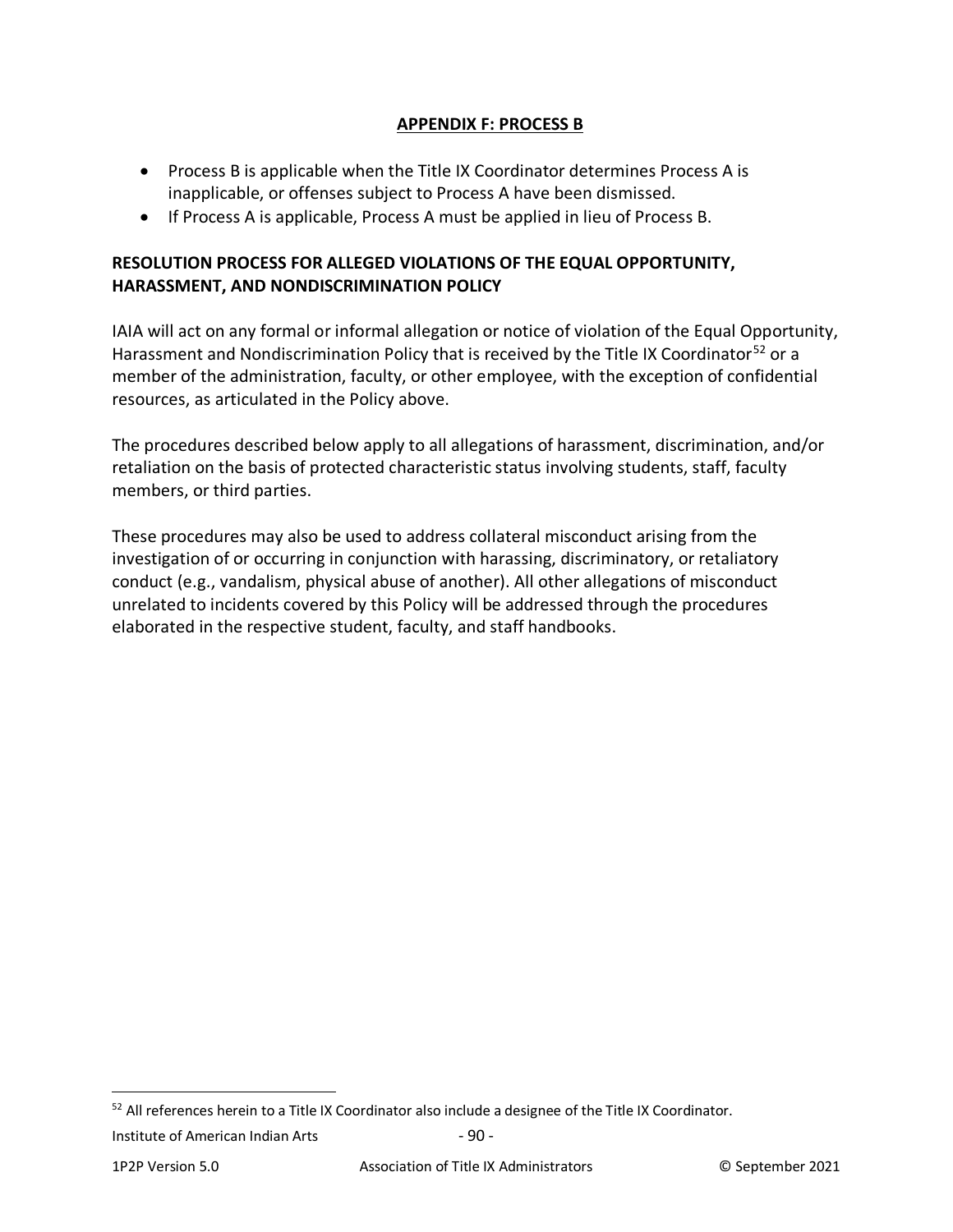## APPENDIX F: PROCESS B

- Process B is applicable when the Title IX Coordinator determines Process A is inapplicable, or offenses subject to Process A have been dismissed.
- If Process A is applicable, Process A must be applied in lieu of Process B.

**RESOLUTION PROCESS FOR ALLEGED VIOLATIONS OF THE EQUAL OPPORTUNITY, HARASSMENT, AND NONDISCRIMINATION POLICY**

IAIA will act on any formal or informal allegation or notice of violation of the Equal Opportunity, Harassment and Nondiscrimination Policy that is received by the Title IX Coordinator[52] or a member of the administration, faculty, or other employee, with the exception of confidential resources, as articulated in the Policy above.

The procedures described below apply to all allegations of harassment, discrimination, and/or retaliation on the basis of protected characteristic status involving students, staff, faculty members, or third parties.

These procedures may also be used to address collateral misconduct arising from the investigation of or occurring in conjunction with harassing, discriminatory, or retaliatory conduct (e.g., vandalism, physical abuse of another). All other allegations of misconduct unrelated to incidents covered by this Policy will be addressed through the procedures elaborated in the respective student, faculty, and staff handbooks.

[52] All references herein to a Title IX Coordinator also include a designee of the Title IX Coordinator.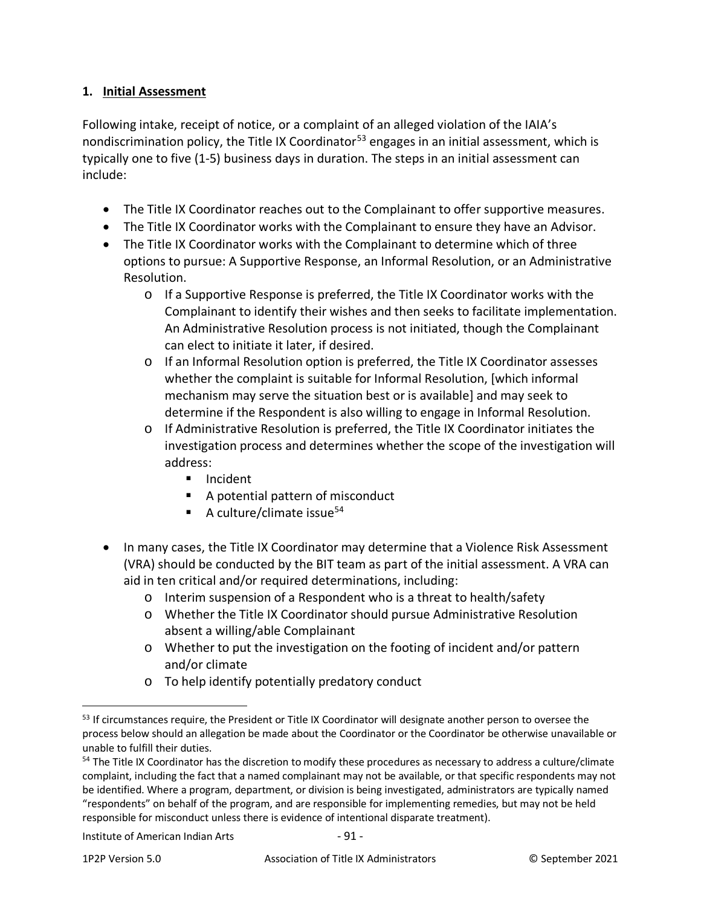## 1. Initial Assessment

Following intake, receipt of notice, or a complaint of an alleged violation of the IAIA's nondiscrimination policy, the Title IX Coordinator[53] engages in an initial assessment, which is typically one to five (1-5) business days in duration. The steps in an initial assessment can include:

- The Title IX Coordinator reaches out to the Complainant to offer supportive measures.
- The Title IX Coordinator works with the Complainant to ensure they have an Advisor.
- The Title IX Coordinator works with the Complainant to determine which of three options to pursue: A Supportive Response, an Informal Resolution, or an Administrative Resolution.
  - If a Supportive Response is preferred, the Title IX Coordinator works with the Complainant to identify their wishes and then seeks to facilitate implementation. An Administrative Resolution process is not initiated, though the Complainant can elect to initiate it later, if desired.
  - If an Informal Resolution option is preferred, the Title IX Coordinator assesses whether the complaint is suitable for Informal Resolution, [which informal mechanism may serve the situation best or is available] and may seek to determine if the Respondent is also willing to engage in Informal Resolution.
  - If Administrative Resolution is preferred, the Title IX Coordinator initiates the investigation process and determines whether the scope of the investigation will address:
    - Incident
    - A potential pattern of misconduct
    - A culture/climate issue[54]
- In many cases, the Title IX Coordinator may determine that a Violence Risk Assessment (VRA) should be conducted by the BIT team as part of the initial assessment. A VRA can aid in ten critical and/or required determinations, including:
  - Interim suspension of a Respondent who is a threat to health/safety
  - Whether the Title IX Coordinator should pursue Administrative Resolution absent a willing/able Complainant
  - Whether to put the investigation on the footing of incident and/or pattern and/or climate
  - To help identify potentially predatory conduct

---

[53] If circumstances require, the President or Title IX Coordinator will designate another person to oversee the process below should an allegation be made about the Coordinator or the Coordinator be otherwise unavailable or unable to fulfill their duties.

[54] The Title IX Coordinator has the discretion to modify these procedures as necessary to address a culture/climate complaint, including the fact that a named complainant may not be available, or that specific respondents may not be identified. Where a program, department, or division is being investigated, administrators are typically named "respondents" on behalf of the program, and are responsible for implementing remedies, but may not be held responsible for misconduct unless there is evidence of intentional disparate treatment).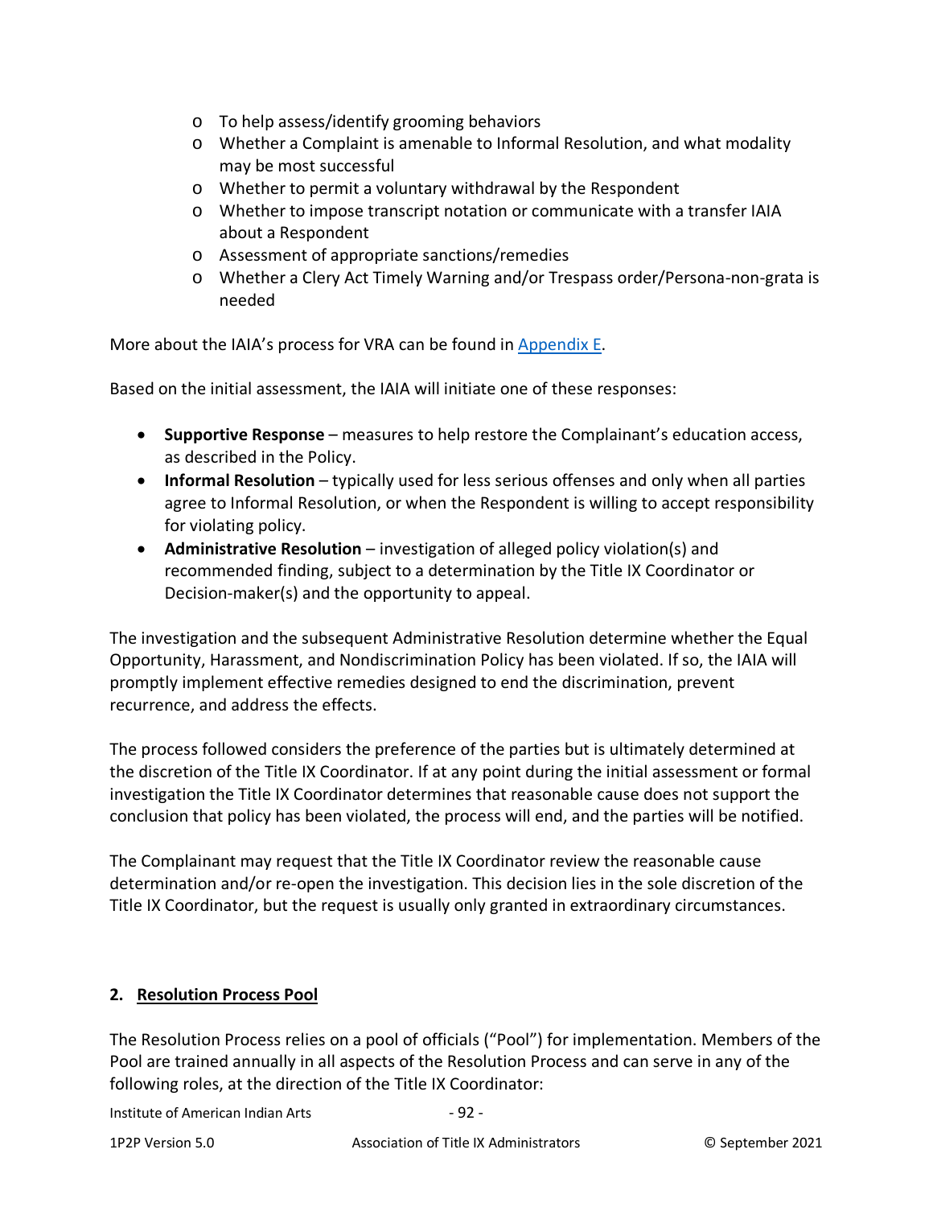- To help assess/identify grooming behaviors
- Whether a Complaint is amenable to Informal Resolution, and what modality may be most successful
- Whether to permit a voluntary withdrawal by the Respondent
- Whether to impose transcript notation or communicate with a transfer IAIA about a Respondent
- Assessment of appropriate sanctions/remedies
- Whether a Clery Act Timely Warning and/or Trespass order/Persona-non-grata is needed

More about the IAIA's process for VRA can be found in Appendix E.

Based on the initial assessment, the IAIA will initiate one of these responses:

- **Supportive Response** – measures to help restore the Complainant's education access, as described in the Policy.
- **Informal Resolution** – typically used for less serious offenses and only when all parties agree to Informal Resolution, or when the Respondent is willing to accept responsibility for violating policy.
- **Administrative Resolution** – investigation of alleged policy violation(s) and recommended finding, subject to a determination by the Title IX Coordinator or Decision-maker(s) and the opportunity to appeal.

The investigation and the subsequent Administrative Resolution determine whether the Equal Opportunity, Harassment, and Nondiscrimination Policy has been violated. If so, the IAIA will promptly implement effective remedies designed to end the discrimination, prevent recurrence, and address the effects.

The process followed considers the preference of the parties but is ultimately determined at the discretion of the Title IX Coordinator. If at any point during the initial assessment or formal investigation the Title IX Coordinator determines that reasonable cause does not support the conclusion that policy has been violated, the process will end, and the parties will be notified.

The Complainant may request that the Title IX Coordinator review the reasonable cause determination and/or re-open the investigation. This decision lies in the sole discretion of the Title IX Coordinator, but the request is usually only granted in extraordinary circumstances.

## 2. Resolution Process Pool

The Resolution Process relies on a pool of officials ("Pool") for implementation. Members of the Pool are trained annually in all aspects of the Resolution Process and can serve in any of the following roles, at the direction of the Title IX Coordinator: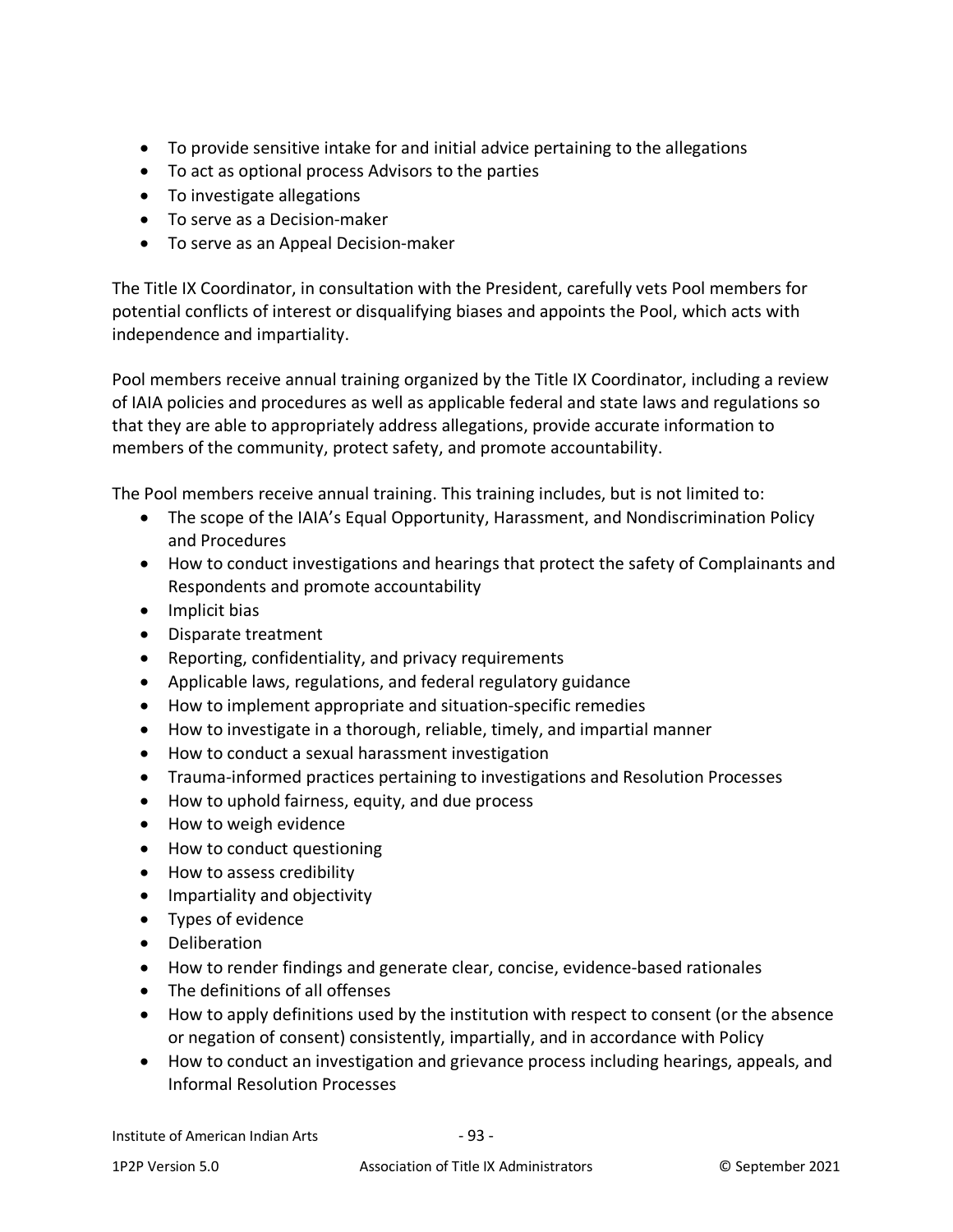- To provide sensitive intake for and initial advice pertaining to the allegations
- To act as optional process Advisors to the parties
- To investigate allegations
- To serve as a Decision-maker
- To serve as an Appeal Decision-maker

The Title IX Coordinator, in consultation with the President, carefully vets Pool members for potential conflicts of interest or disqualifying biases and appoints the Pool, which acts with independence and impartiality.

Pool members receive annual training organized by the Title IX Coordinator, including a review of IAIA policies and procedures as well as applicable federal and state laws and regulations so that they are able to appropriately address allegations, provide accurate information to members of the community, protect safety, and promote accountability.

The Pool members receive annual training. This training includes, but is not limited to:

- The scope of the IAIA's Equal Opportunity, Harassment, and Nondiscrimination Policy and Procedures
- How to conduct investigations and hearings that protect the safety of Complainants and Respondents and promote accountability
- Implicit bias
- Disparate treatment
- Reporting, confidentiality, and privacy requirements
- Applicable laws, regulations, and federal regulatory guidance
- How to implement appropriate and situation-specific remedies
- How to investigate in a thorough, reliable, timely, and impartial manner
- How to conduct a sexual harassment investigation
- Trauma-informed practices pertaining to investigations and Resolution Processes
- How to uphold fairness, equity, and due process
- How to weigh evidence
- How to conduct questioning
- How to assess credibility
- Impartiality and objectivity
- Types of evidence
- Deliberation
- How to render findings and generate clear, concise, evidence-based rationales
- The definitions of all offenses
- How to apply definitions used by the institution with respect to consent (or the absence or negation of consent) consistently, impartially, and in accordance with Policy
- How to conduct an investigation and grievance process including hearings, appeals, and Informal Resolution Processes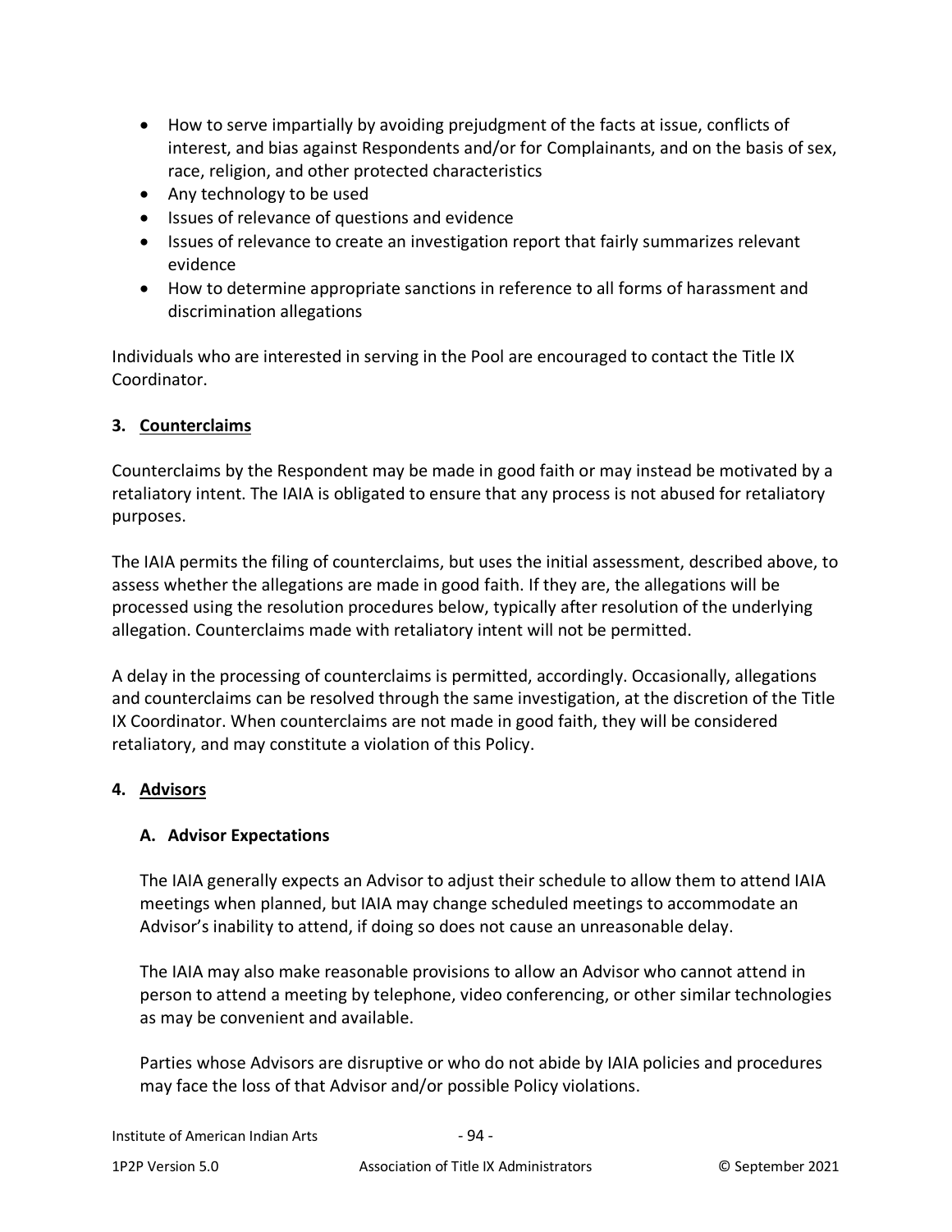- How to serve impartially by avoiding prejudgment of the facts at issue, conflicts of interest, and bias against Respondents and/or for Complainants, and on the basis of sex, race, religion, and other protected characteristics
- Any technology to be used
- Issues of relevance of questions and evidence
- Issues of relevance to create an investigation report that fairly summarizes relevant evidence
- How to determine appropriate sanctions in reference to all forms of harassment and discrimination allegations

Individuals who are interested in serving in the Pool are encouraged to contact the Title IX Coordinator.

### 3. Counterclaims

Counterclaims by the Respondent may be made in good faith or may instead be motivated by a retaliatory intent. The IAIA is obligated to ensure that any process is not abused for retaliatory purposes.

The IAIA permits the filing of counterclaims, but uses the initial assessment, described above, to assess whether the allegations are made in good faith. If they are, the allegations will be processed using the resolution procedures below, typically after resolution of the underlying allegation. Counterclaims made with retaliatory intent will not be permitted.

A delay in the processing of counterclaims is permitted, accordingly. Occasionally, allegations and counterclaims can be resolved through the same investigation, at the discretion of the Title IX Coordinator. When counterclaims are not made in good faith, they will be considered retaliatory, and may constitute a violation of this Policy.

### 4. Advisors

#### A. Advisor Expectations

The IAIA generally expects an Advisor to adjust their schedule to allow them to attend IAIA meetings when planned, but IAIA may change scheduled meetings to accommodate an Advisor's inability to attend, if doing so does not cause an unreasonable delay.

The IAIA may also make reasonable provisions to allow an Advisor who cannot attend in person to attend a meeting by telephone, video conferencing, or other similar technologies as may be convenient and available.

Parties whose Advisors are disruptive or who do not abide by IAIA policies and procedures may face the loss of that Advisor and/or possible Policy violations.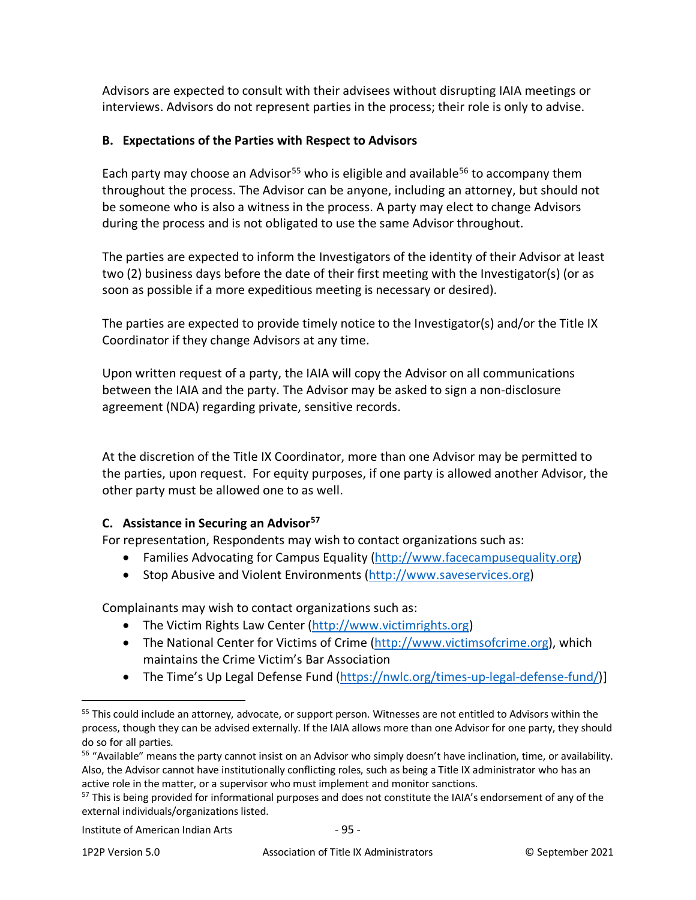Advisors are expected to consult with their advisees without disrupting IAIA meetings or interviews. Advisors do not represent parties in the process; their role is only to advise.

### B. Expectations of the Parties with Respect to Advisors

Each party may choose an Advisor[55] who is eligible and available[56] to accompany them throughout the process. The Advisor can be anyone, including an attorney, but should not be someone who is also a witness in the process. A party may elect to change Advisors during the process and is not obligated to use the same Advisor throughout.

The parties are expected to inform the Investigators of the identity of their Advisor at least two (2) business days before the date of their first meeting with the Investigator(s) (or as soon as possible if a more expeditious meeting is necessary or desired).

The parties are expected to provide timely notice to the Investigator(s) and/or the Title IX Coordinator if they change Advisors at any time.

Upon written request of a party, the IAIA will copy the Advisor on all communications between the IAIA and the party. The Advisor may be asked to sign a non-disclosure agreement (NDA) regarding private, sensitive records.

At the discretion of the Title IX Coordinator, more than one Advisor may be permitted to the parties, upon request. For equity purposes, if one party is allowed another Advisor, the other party must be allowed one to as well.

### C. Assistance in Securing an Advisor[57]

For representation, Respondents may wish to contact organizations such as:

- Families Advocating for Campus Equality (http://www.facecampusequality.org)
- Stop Abusive and Violent Environments (http://www.saveservices.org)

Complainants may wish to contact organizations such as:

- The Victim Rights Law Center (http://www.victimrights.org)
- The National Center for Victims of Crime (http://www.victimsofcrime.org), which maintains the Crime Victim's Bar Association
- The Time's Up Legal Defense Fund (https://nwlc.org/times-up-legal-defense-fund/)]

---

[55] This could include an attorney, advocate, or support person. Witnesses are not entitled to Advisors within the process, though they can be advised externally. If the IAIA allows more than one Advisor for one party, they should do so for all parties.

[56] "Available" means the party cannot insist on an Advisor who simply doesn't have inclination, time, or availability. Also, the Advisor cannot have institutionally conflicting roles, such as being a Title IX administrator who has an active role in the matter, or a supervisor who must implement and monitor sanctions.

[57] This is being provided for informational purposes and does not constitute the IAIA's endorsement of any of the external individuals/organizations listed.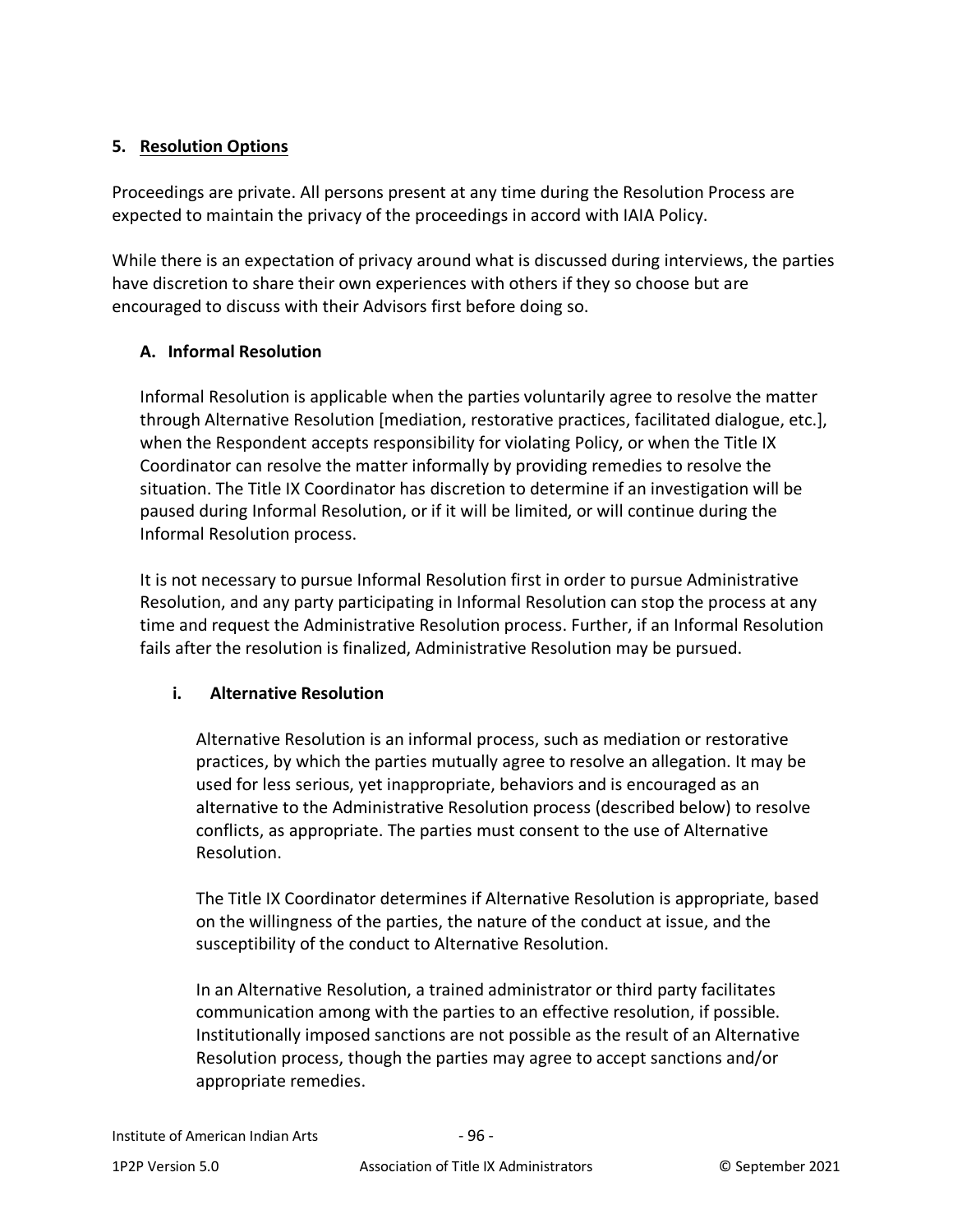## 5. <u>Resolution Options</u>

Proceedings are private. All persons present at any time during the Resolution Process are expected to maintain the privacy of the proceedings in accord with IAIA Policy.

While there is an expectation of privacy around what is discussed during interviews, the parties have discretion to share their own experiences with others if they so choose but are encouraged to discuss with their Advisors first before doing so.

### A. Informal Resolution

Informal Resolution is applicable when the parties voluntarily agree to resolve the matter through Alternative Resolution [mediation, restorative practices, facilitated dialogue, etc.], when the Respondent accepts responsibility for violating Policy, or when the Title IX Coordinator can resolve the matter informally by providing remedies to resolve the situation. The Title IX Coordinator has discretion to determine if an investigation will be paused during Informal Resolution, or if it will be limited, or will continue during the Informal Resolution process.

It is not necessary to pursue Informal Resolution first in order to pursue Administrative Resolution, and any party participating in Informal Resolution can stop the process at any time and request the Administrative Resolution process. Further, if an Informal Resolution fails after the resolution is finalized, Administrative Resolution may be pursued.

#### i. Alternative Resolution

Alternative Resolution is an informal process, such as mediation or restorative practices, by which the parties mutually agree to resolve an allegation. It may be used for less serious, yet inappropriate, behaviors and is encouraged as an alternative to the Administrative Resolution process (described below) to resolve conflicts, as appropriate. The parties must consent to the use of Alternative Resolution.

The Title IX Coordinator determines if Alternative Resolution is appropriate, based on the willingness of the parties, the nature of the conduct at issue, and the susceptibility of the conduct to Alternative Resolution.

In an Alternative Resolution, a trained administrator or third party facilitates communication among with the parties to an effective resolution, if possible. Institutionally imposed sanctions are not possible as the result of an Alternative Resolution process, though the parties may agree to accept sanctions and/or appropriate remedies.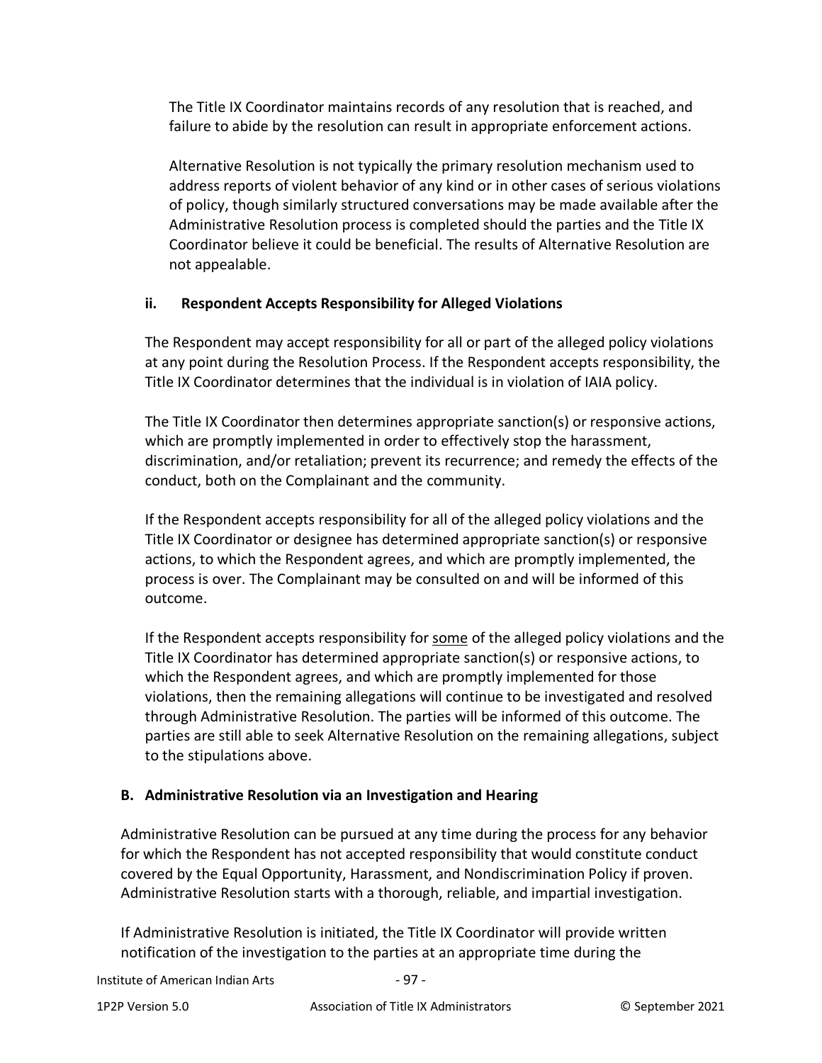The Title IX Coordinator maintains records of any resolution that is reached, and failure to abide by the resolution can result in appropriate enforcement actions.

Alternative Resolution is not typically the primary resolution mechanism used to address reports of violent behavior of any kind or in other cases of serious violations of policy, though similarly structured conversations may be made available after the Administrative Resolution process is completed should the parties and the Title IX Coordinator believe it could be beneficial. The results of Alternative Resolution are not appealable.

#### ii. Respondent Accepts Responsibility for Alleged Violations

The Respondent may accept responsibility for all or part of the alleged policy violations at any point during the Resolution Process. If the Respondent accepts responsibility, the Title IX Coordinator determines that the individual is in violation of IAIA policy.

The Title IX Coordinator then determines appropriate sanction(s) or responsive actions, which are promptly implemented in order to effectively stop the harassment, discrimination, and/or retaliation; prevent its recurrence; and remedy the effects of the conduct, both on the Complainant and the community.

If the Respondent accepts responsibility for all of the alleged policy violations and the Title IX Coordinator or designee has determined appropriate sanction(s) or responsive actions, to which the Respondent agrees, and which are promptly implemented, the process is over. The Complainant may be consulted on and will be informed of this outcome.

If the Respondent accepts responsibility for <u>some</u> of the alleged policy violations and the Title IX Coordinator has determined appropriate sanction(s) or responsive actions, to which the Respondent agrees, and which are promptly implemented for those violations, then the remaining allegations will continue to be investigated and resolved through Administrative Resolution. The parties will be informed of this outcome. The parties are still able to seek Alternative Resolution on the remaining allegations, subject to the stipulations above.

### B. Administrative Resolution via an Investigation and Hearing

Administrative Resolution can be pursued at any time during the process for any behavior for which the Respondent has not accepted responsibility that would constitute conduct covered by the Equal Opportunity, Harassment, and Nondiscrimination Policy if proven. Administrative Resolution starts with a thorough, reliable, and impartial investigation.

If Administrative Resolution is initiated, the Title IX Coordinator will provide written notification of the investigation to the parties at an appropriate time during the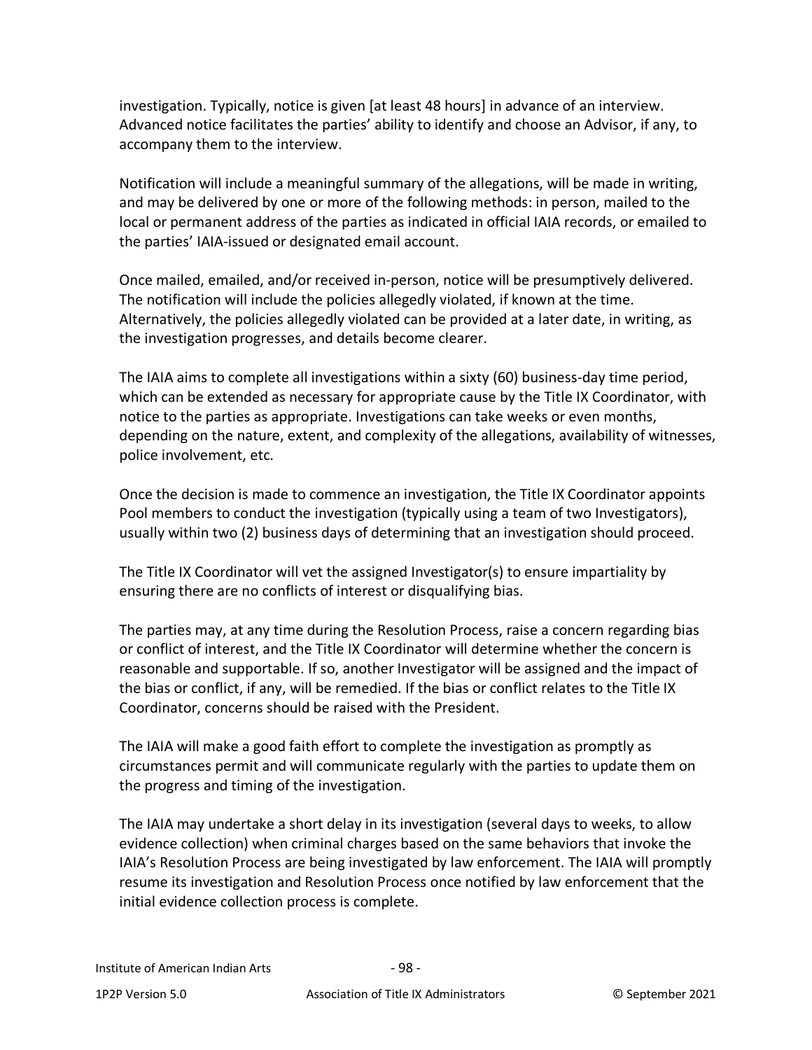investigation. Typically, notice is given [at least 48 hours] in advance of an interview. Advanced notice facilitates the parties' ability to identify and choose an Advisor, if any, to accompany them to the interview.

Notification will include a meaningful summary of the allegations, will be made in writing, and may be delivered by one or more of the following methods: in person, mailed to the local or permanent address of the parties as indicated in official IAIA records, or emailed to the parties' IAIA-issued or designated email account.

Once mailed, emailed, and/or received in-person, notice will be presumptively delivered. The notification will include the policies allegedly violated, if known at the time. Alternatively, the policies allegedly violated can be provided at a later date, in writing, as the investigation progresses, and details become clearer.

The IAIA aims to complete all investigations within a sixty (60) business-day time period, which can be extended as necessary for appropriate cause by the Title IX Coordinator, with notice to the parties as appropriate. Investigations can take weeks or even months, depending on the nature, extent, and complexity of the allegations, availability of witnesses, police involvement, etc.

Once the decision is made to commence an investigation, the Title IX Coordinator appoints Pool members to conduct the investigation (typically using a team of two Investigators), usually within two (2) business days of determining that an investigation should proceed.

The Title IX Coordinator will vet the assigned Investigator(s) to ensure impartiality by ensuring there are no conflicts of interest or disqualifying bias.

The parties may, at any time during the Resolution Process, raise a concern regarding bias or conflict of interest, and the Title IX Coordinator will determine whether the concern is reasonable and supportable. If so, another Investigator will be assigned and the impact of the bias or conflict, if any, will be remedied. If the bias or conflict relates to the Title IX Coordinator, concerns should be raised with the President.

The IAIA will make a good faith effort to complete the investigation as promptly as circumstances permit and will communicate regularly with the parties to update them on the progress and timing of the investigation.

The IAIA may undertake a short delay in its investigation (several days to weeks, to allow evidence collection) when criminal charges based on the same behaviors that invoke the IAIA's Resolution Process are being investigated by law enforcement. The IAIA will promptly resume its investigation and Resolution Process once notified by law enforcement that the initial evidence collection process is complete.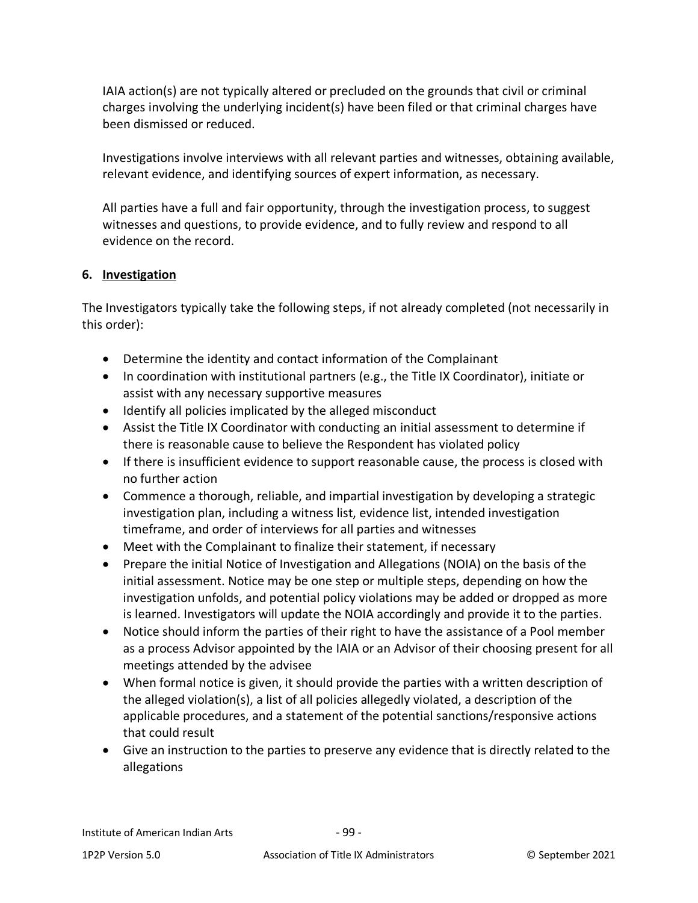IAIA action(s) are not typically altered or precluded on the grounds that civil or criminal charges involving the underlying incident(s) have been filed or that criminal charges have been dismissed or reduced.

Investigations involve interviews with all relevant parties and witnesses, obtaining available, relevant evidence, and identifying sources of expert information, as necessary.

All parties have a full and fair opportunity, through the investigation process, to suggest witnesses and questions, to provide evidence, and to fully review and respond to all evidence on the record.

**6. <u>Investigation</u>**

The Investigators typically take the following steps, if not already completed (not necessarily in this order):

- Determine the identity and contact information of the Complainant
- In coordination with institutional partners (e.g., the Title IX Coordinator), initiate or assist with any necessary supportive measures
- Identify all policies implicated by the alleged misconduct
- Assist the Title IX Coordinator with conducting an initial assessment to determine if there is reasonable cause to believe the Respondent has violated policy
- If there is insufficient evidence to support reasonable cause, the process is closed with no further action
- Commence a thorough, reliable, and impartial investigation by developing a strategic investigation plan, including a witness list, evidence list, intended investigation timeframe, and order of interviews for all parties and witnesses
- Meet with the Complainant to finalize their statement, if necessary
- Prepare the initial Notice of Investigation and Allegations (NOIA) on the basis of the initial assessment. Notice may be one step or multiple steps, depending on how the investigation unfolds, and potential policy violations may be added or dropped as more is learned. Investigators will update the NOIA accordingly and provide it to the parties.
- Notice should inform the parties of their right to have the assistance of a Pool member as a process Advisor appointed by the IAIA or an Advisor of their choosing present for all meetings attended by the advisee
- When formal notice is given, it should provide the parties with a written description of the alleged violation(s), a list of all policies allegedly violated, a description of the applicable procedures, and a statement of the potential sanctions/responsive actions that could result
- Give an instruction to the parties to preserve any evidence that is directly related to the allegations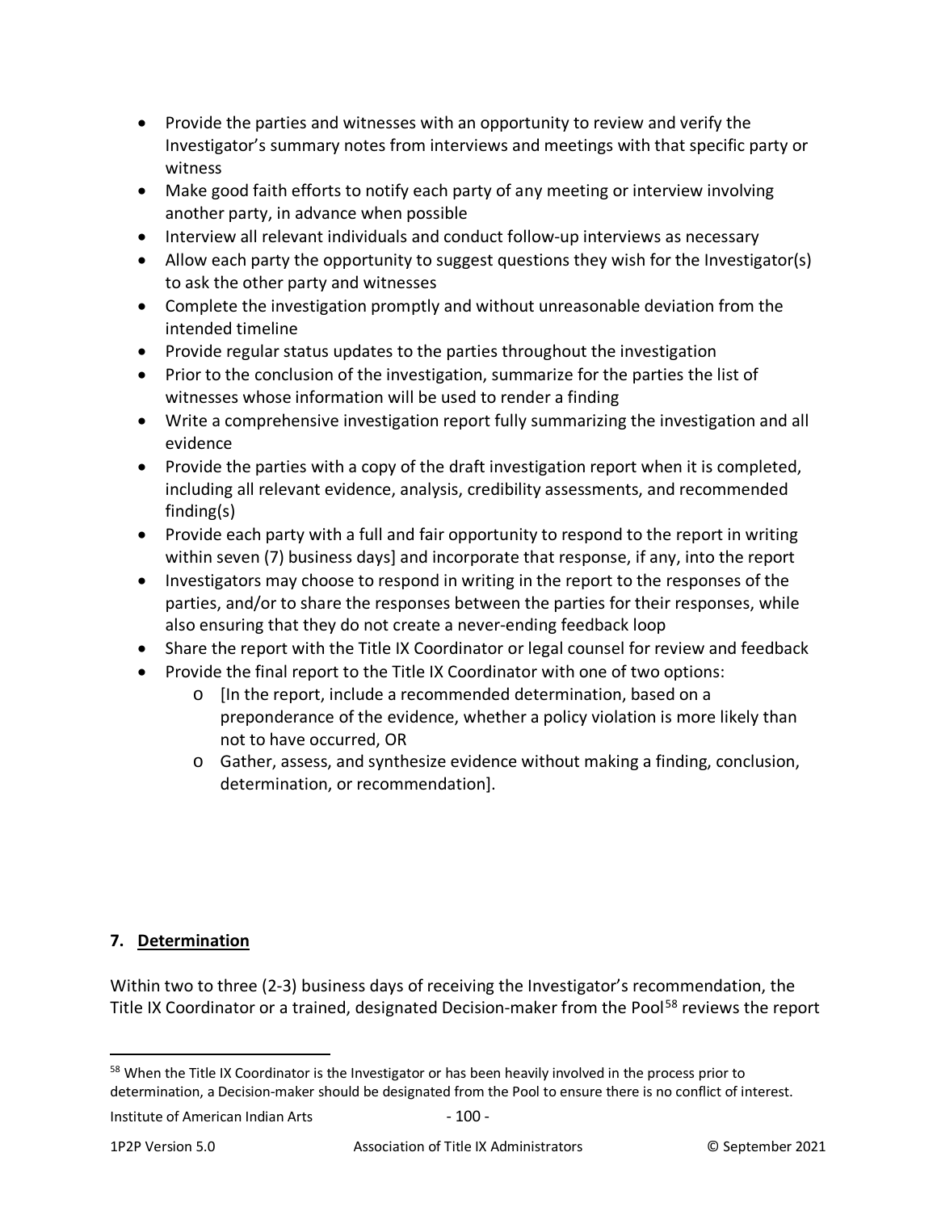- Provide the parties and witnesses with an opportunity to review and verify the Investigator's summary notes from interviews and meetings with that specific party or witness
- Make good faith efforts to notify each party of any meeting or interview involving another party, in advance when possible
- Interview all relevant individuals and conduct follow-up interviews as necessary
- Allow each party the opportunity to suggest questions they wish for the Investigator(s) to ask the other party and witnesses
- Complete the investigation promptly and without unreasonable deviation from the intended timeline
- Provide regular status updates to the parties throughout the investigation
- Prior to the conclusion of the investigation, summarize for the parties the list of witnesses whose information will be used to render a finding
- Write a comprehensive investigation report fully summarizing the investigation and all evidence
- Provide the parties with a copy of the draft investigation report when it is completed, including all relevant evidence, analysis, credibility assessments, and recommended finding(s)
- Provide each party with a full and fair opportunity to respond to the report in writing within seven (7) business days] and incorporate that response, if any, into the report
- Investigators may choose to respond in writing in the report to the responses of the parties, and/or to share the responses between the parties for their responses, while also ensuring that they do not create a never-ending feedback loop
- Share the report with the Title IX Coordinator or legal counsel for review and feedback
- Provide the final report to the Title IX Coordinator with one of two options:
    - [In the report, include a recommended determination, based on a preponderance of the evidence, whether a policy violation is more likely than not to have occurred, OR
    - Gather, assess, and synthesize evidence without making a finding, conclusion, determination, or recommendation].

**7. <u>Determination</u>**

Within two to three (2-3) business days of receiving the Investigator's recommendation, the Title IX Coordinator or a trained, designated Decision-maker from the Pool[58] reviews the report

[58] When the Title IX Coordinator is the Investigator or has been heavily involved in the process prior to determination, a Decision-maker should be designated from the Pool to ensure there is no conflict of interest.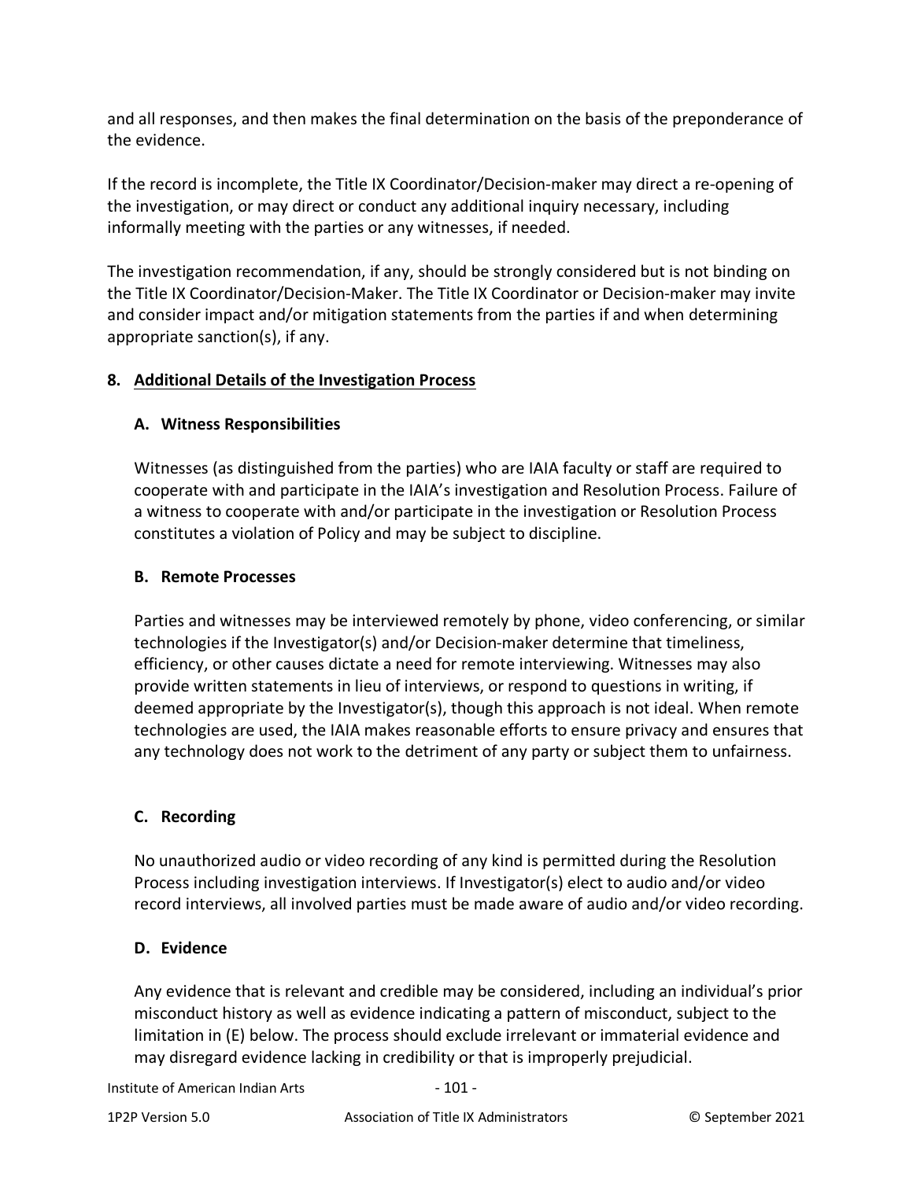and all responses, and then makes the final determination on the basis of the preponderance of the evidence.

If the record is incomplete, the Title IX Coordinator/Decision-maker may direct a re-opening of the investigation, or may direct or conduct any additional inquiry necessary, including informally meeting with the parties or any witnesses, if needed.

The investigation recommendation, if any, should be strongly considered but is not binding on the Title IX Coordinator/Decision-Maker. The Title IX Coordinator or Decision-maker may invite and consider impact and/or mitigation statements from the parties if and when determining appropriate sanction(s), if any.

## 8. Additional Details of the Investigation Process

### A. Witness Responsibilities

Witnesses (as distinguished from the parties) who are IAIA faculty or staff are required to cooperate with and participate in the IAIA's investigation and Resolution Process. Failure of a witness to cooperate with and/or participate in the investigation or Resolution Process constitutes a violation of Policy and may be subject to discipline.

### B. Remote Processes

Parties and witnesses may be interviewed remotely by phone, video conferencing, or similar technologies if the Investigator(s) and/or Decision-maker determine that timeliness, efficiency, or other causes dictate a need for remote interviewing. Witnesses may also provide written statements in lieu of interviews, or respond to questions in writing, if deemed appropriate by the Investigator(s), though this approach is not ideal. When remote technologies are used, the IAIA makes reasonable efforts to ensure privacy and ensures that any technology does not work to the detriment of any party or subject them to unfairness.

### C. Recording

No unauthorized audio or video recording of any kind is permitted during the Resolution Process including investigation interviews. If Investigator(s) elect to audio and/or video record interviews, all involved parties must be made aware of audio and/or video recording.

### D. Evidence

Any evidence that is relevant and credible may be considered, including an individual's prior misconduct history as well as evidence indicating a pattern of misconduct, subject to the limitation in (E) below. The process should exclude irrelevant or immaterial evidence and may disregard evidence lacking in credibility or that is improperly prejudicial.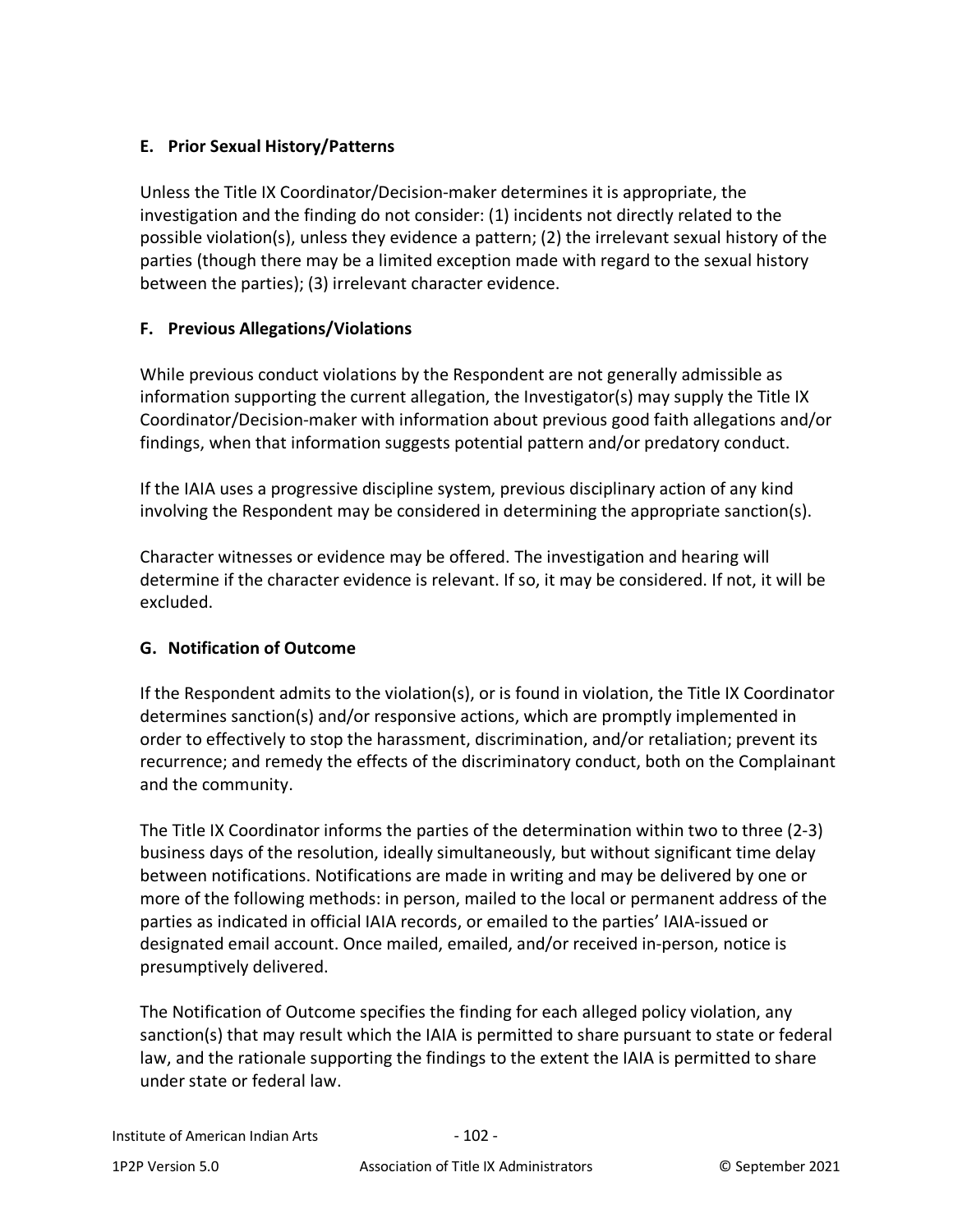### E. Prior Sexual History/Patterns

Unless the Title IX Coordinator/Decision-maker determines it is appropriate, the investigation and the finding do not consider: (1) incidents not directly related to the possible violation(s), unless they evidence a pattern; (2) the irrelevant sexual history of the parties (though there may be a limited exception made with regard to the sexual history between the parties); (3) irrelevant character evidence.

### F. Previous Allegations/Violations

While previous conduct violations by the Respondent are not generally admissible as information supporting the current allegation, the Investigator(s) may supply the Title IX Coordinator/Decision-maker with information about previous good faith allegations and/or findings, when that information suggests potential pattern and/or predatory conduct.

If the IAIA uses a progressive discipline system, previous disciplinary action of any kind involving the Respondent may be considered in determining the appropriate sanction(s).

Character witnesses or evidence may be offered. The investigation and hearing will determine if the character evidence is relevant. If so, it may be considered. If not, it will be excluded.

### G. Notification of Outcome

If the Respondent admits to the violation(s), or is found in violation, the Title IX Coordinator determines sanction(s) and/or responsive actions, which are promptly implemented in order to effectively to stop the harassment, discrimination, and/or retaliation; prevent its recurrence; and remedy the effects of the discriminatory conduct, both on the Complainant and the community.

The Title IX Coordinator informs the parties of the determination within two to three (2-3) business days of the resolution, ideally simultaneously, but without significant time delay between notifications. Notifications are made in writing and may be delivered by one or more of the following methods: in person, mailed to the local or permanent address of the parties as indicated in official IAIA records, or emailed to the parties' IAIA-issued or designated email account. Once mailed, emailed, and/or received in-person, notice is presumptively delivered.

The Notification of Outcome specifies the finding for each alleged policy violation, any sanction(s) that may result which the IAIA is permitted to share pursuant to state or federal law, and the rationale supporting the findings to the extent the IAIA is permitted to share under state or federal law.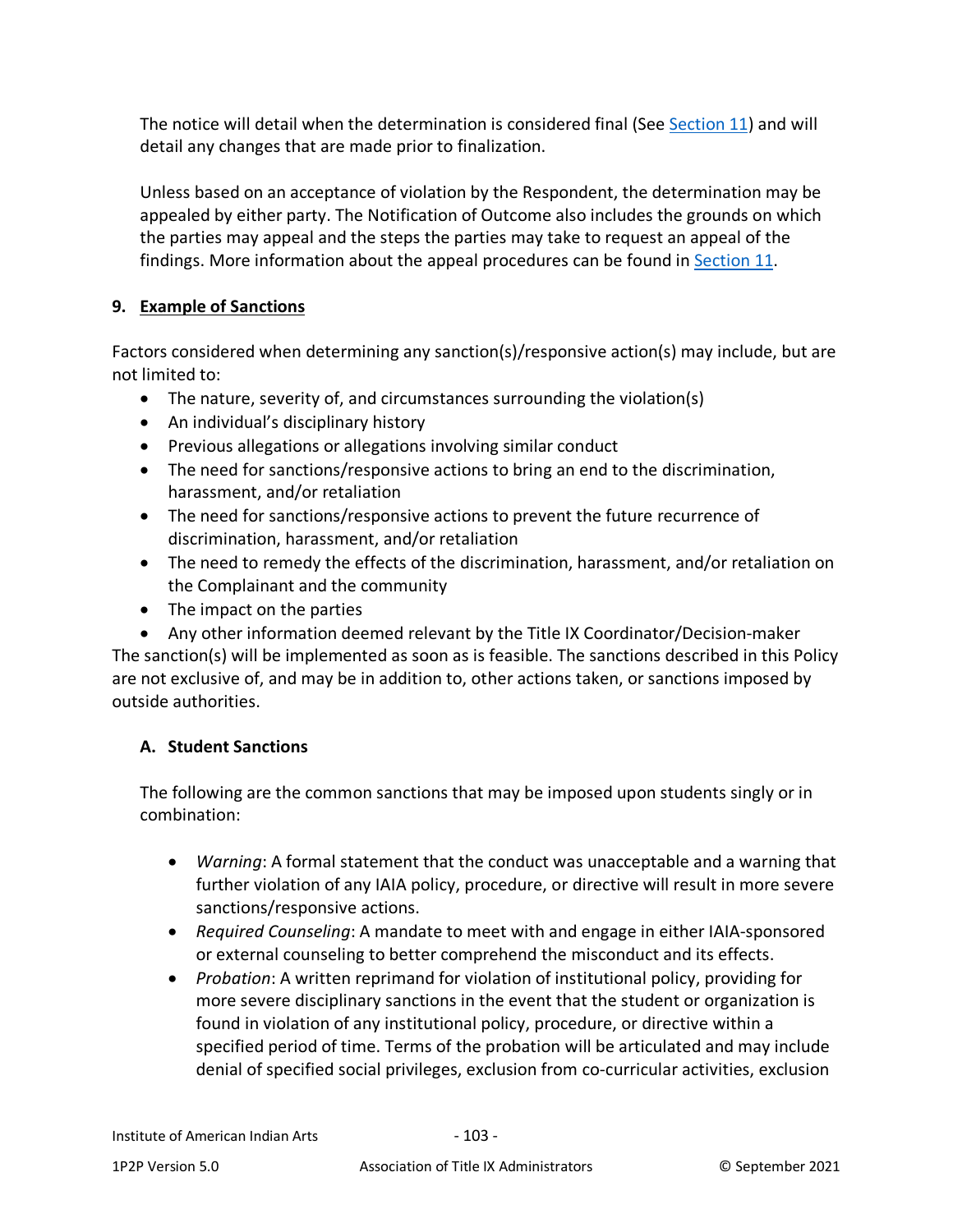The notice will detail when the determination is considered final (See Section 11) and will detail any changes that are made prior to finalization.

Unless based on an acceptance of violation by the Respondent, the determination may be appealed by either party. The Notification of Outcome also includes the grounds on which the parties may appeal and the steps the parties may take to request an appeal of the findings. More information about the appeal procedures can be found in Section 11.

## 9. Example of Sanctions

Factors considered when determining any sanction(s)/responsive action(s) may include, but are not limited to:

- The nature, severity of, and circumstances surrounding the violation(s)
- An individual's disciplinary history
- Previous allegations or allegations involving similar conduct
- The need for sanctions/responsive actions to bring an end to the discrimination, harassment, and/or retaliation
- The need for sanctions/responsive actions to prevent the future recurrence of discrimination, harassment, and/or retaliation
- The need to remedy the effects of the discrimination, harassment, and/or retaliation on the Complainant and the community
- The impact on the parties
- Any other information deemed relevant by the Title IX Coordinator/Decision-maker

The sanction(s) will be implemented as soon as is feasible. The sanctions described in this Policy are not exclusive of, and may be in addition to, other actions taken, or sanctions imposed by outside authorities.

### A. Student Sanctions

The following are the common sanctions that may be imposed upon students singly or in combination:

- *Warning*: A formal statement that the conduct was unacceptable and a warning that further violation of any IAIA policy, procedure, or directive will result in more severe sanctions/responsive actions.
- *Required Counseling*: A mandate to meet with and engage in either IAIA-sponsored or external counseling to better comprehend the misconduct and its effects.
- *Probation*: A written reprimand for violation of institutional policy, providing for more severe disciplinary sanctions in the event that the student or organization is found in violation of any institutional policy, procedure, or directive within a specified period of time. Terms of the probation will be articulated and may include denial of specified social privileges, exclusion from co-curricular activities, exclusion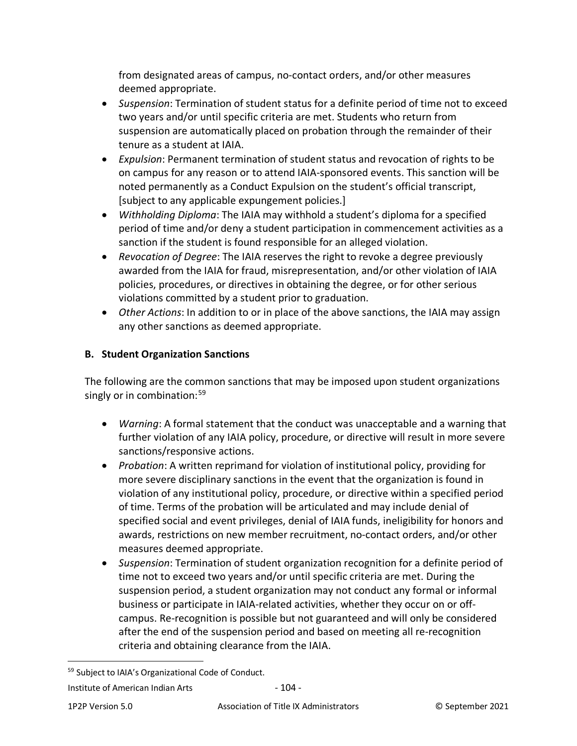from designated areas of campus, no-contact orders, and/or other measures deemed appropriate.

- *Suspension*: Termination of student status for a definite period of time not to exceed two years and/or until specific criteria are met. Students who return from suspension are automatically placed on probation through the remainder of their tenure as a student at IAIA.
- *Expulsion*: Permanent termination of student status and revocation of rights to be on campus for any reason or to attend IAIA-sponsored events. This sanction will be noted permanently as a Conduct Expulsion on the student's official transcript, [subject to any applicable expungement policies.]
- *Withholding Diploma*: The IAIA may withhold a student's diploma for a specified period of time and/or deny a student participation in commencement activities as a sanction if the student is found responsible for an alleged violation.
- *Revocation of Degree*: The IAIA reserves the right to revoke a degree previously awarded from the IAIA for fraud, misrepresentation, and/or other violation of IAIA policies, procedures, or directives in obtaining the degree, or for other serious violations committed by a student prior to graduation.
- *Other Actions*: In addition to or in place of the above sanctions, the IAIA may assign any other sanctions as deemed appropriate.

### B. Student Organization Sanctions

The following are the common sanctions that may be imposed upon student organizations singly or in combination:[59]

- *Warning*: A formal statement that the conduct was unacceptable and a warning that further violation of any IAIA policy, procedure, or directive will result in more severe sanctions/responsive actions.
- *Probation*: A written reprimand for violation of institutional policy, providing for more severe disciplinary sanctions in the event that the organization is found in violation of any institutional policy, procedure, or directive within a specified period of time. Terms of the probation will be articulated and may include denial of specified social and event privileges, denial of IAIA funds, ineligibility for honors and awards, restrictions on new member recruitment, no-contact orders, and/or other measures deemed appropriate.
- *Suspension*: Termination of student organization recognition for a definite period of time not to exceed two years and/or until specific criteria are met. During the suspension period, a student organization may not conduct any formal or informal business or participate in IAIA-related activities, whether they occur on or off-campus. Re-recognition is possible but not guaranteed and will only be considered after the end of the suspension period and based on meeting all re-recognition criteria and obtaining clearance from the IAIA.

[59] Subject to IAIA's Organizational Code of Conduct.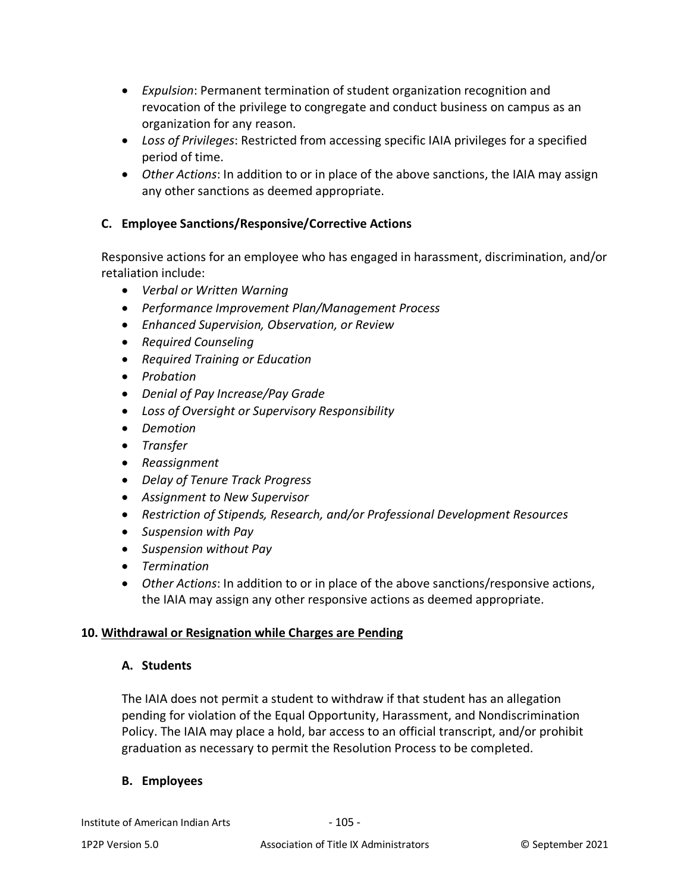- *Expulsion*: Permanent termination of student organization recognition and revocation of the privilege to congregate and conduct business on campus as an organization for any reason.
- *Loss of Privileges*: Restricted from accessing specific IAIA privileges for a specified period of time.
- *Other Actions*: In addition to or in place of the above sanctions, the IAIA may assign any other sanctions as deemed appropriate.

### C. Employee Sanctions/Responsive/Corrective Actions

Responsive actions for an employee who has engaged in harassment, discrimination, and/or retaliation include:

- *Verbal or Written Warning*
- *Performance Improvement Plan/Management Process*
- *Enhanced Supervision, Observation, or Review*
- *Required Counseling*
- *Required Training or Education*
- *Probation*
- *Denial of Pay Increase/Pay Grade*
- *Loss of Oversight or Supervisory Responsibility*
- *Demotion*
- *Transfer*
- *Reassignment*
- *Delay of Tenure Track Progress*
- *Assignment to New Supervisor*
- *Restriction of Stipends, Research, and/or Professional Development Resources*
- *Suspension with Pay*
- *Suspension without Pay*
- *Termination*
- *Other Actions*: In addition to or in place of the above sanctions/responsive actions, the IAIA may assign any other responsive actions as deemed appropriate.

## 10. Withdrawal or Resignation while Charges are Pending

### A. Students

The IAIA does not permit a student to withdraw if that student has an allegation pending for violation of the Equal Opportunity, Harassment, and Nondiscrimination Policy. The IAIA may place a hold, bar access to an official transcript, and/or prohibit graduation as necessary to permit the Resolution Process to be completed.

### B. Employees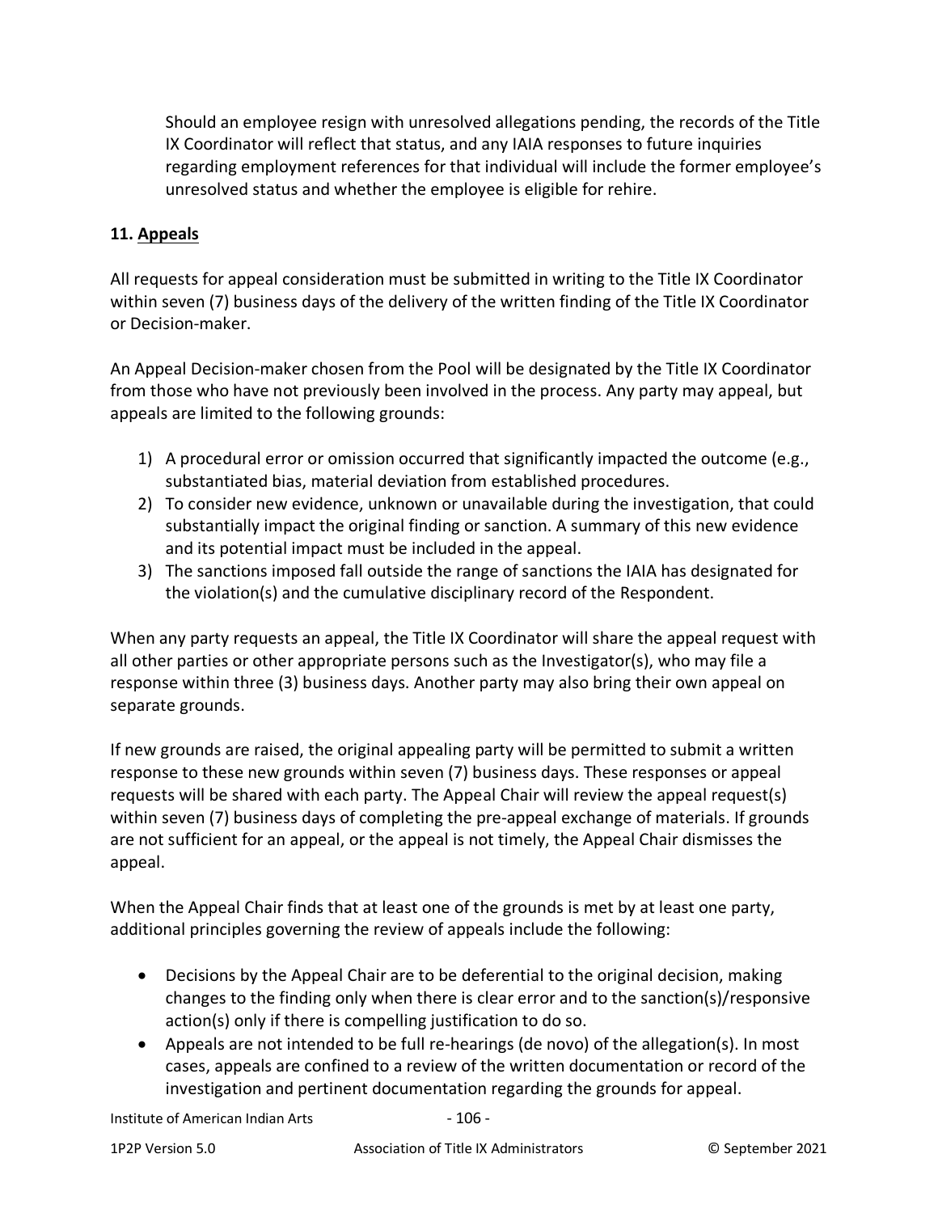Should an employee resign with unresolved allegations pending, the records of the Title IX Coordinator will reflect that status, and any IAIA responses to future inquiries regarding employment references for that individual will include the former employee's unresolved status and whether the employee is eligible for rehire.

**11. Appeals**

All requests for appeal consideration must be submitted in writing to the Title IX Coordinator within seven (7) business days of the delivery of the written finding of the Title IX Coordinator or Decision-maker.

An Appeal Decision-maker chosen from the Pool will be designated by the Title IX Coordinator from those who have not previously been involved in the process. Any party may appeal, but appeals are limited to the following grounds:

1) A procedural error or omission occurred that significantly impacted the outcome (e.g., substantiated bias, material deviation from established procedures.
2) To consider new evidence, unknown or unavailable during the investigation, that could substantially impact the original finding or sanction. A summary of this new evidence and its potential impact must be included in the appeal.
3) The sanctions imposed fall outside the range of sanctions the IAIA has designated for the violation(s) and the cumulative disciplinary record of the Respondent.

When any party requests an appeal, the Title IX Coordinator will share the appeal request with all other parties or other appropriate persons such as the Investigator(s), who may file a response within three (3) business days. Another party may also bring their own appeal on separate grounds.

If new grounds are raised, the original appealing party will be permitted to submit a written response to these new grounds within seven (7) business days. These responses or appeal requests will be shared with each party. The Appeal Chair will review the appeal request(s) within seven (7) business days of completing the pre-appeal exchange of materials. If grounds are not sufficient for an appeal, or the appeal is not timely, the Appeal Chair dismisses the appeal.

When the Appeal Chair finds that at least one of the grounds is met by at least one party, additional principles governing the review of appeals include the following:

- Decisions by the Appeal Chair are to be deferential to the original decision, making changes to the finding only when there is clear error and to the sanction(s)/responsive action(s) only if there is compelling justification to do so.
- Appeals are not intended to be full re-hearings (de novo) of the allegation(s). In most cases, appeals are confined to a review of the written documentation or record of the investigation and pertinent documentation regarding the grounds for appeal.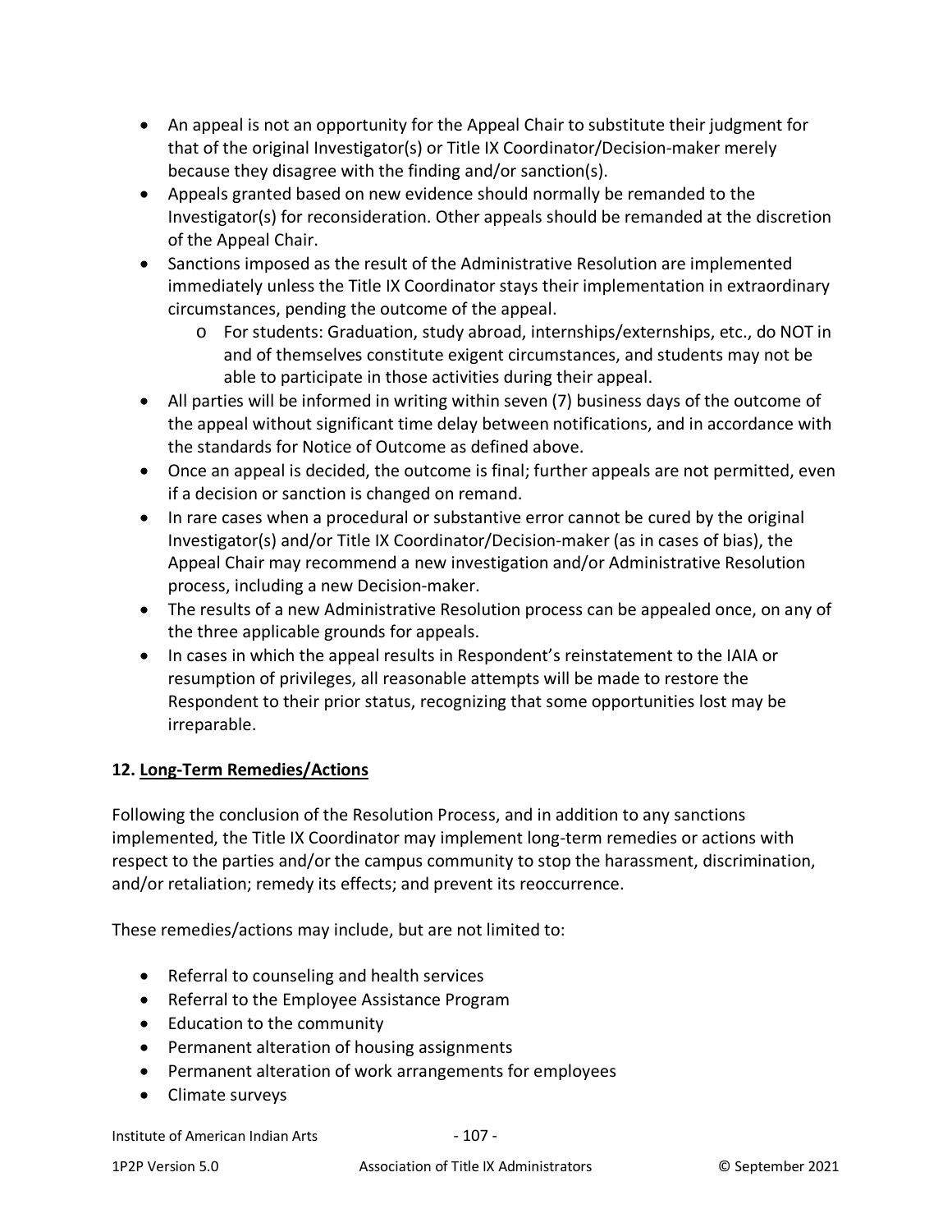- An appeal is not an opportunity for the Appeal Chair to substitute their judgment for that of the original Investigator(s) or Title IX Coordinator/Decision-maker merely because they disagree with the finding and/or sanction(s).
- Appeals granted based on new evidence should normally be remanded to the Investigator(s) for reconsideration. Other appeals should be remanded at the discretion of the Appeal Chair.
- Sanctions imposed as the result of the Administrative Resolution are implemented immediately unless the Title IX Coordinator stays their implementation in extraordinary circumstances, pending the outcome of the appeal.
  - For students: Graduation, study abroad, internships/externships, etc., do NOT in and of themselves constitute exigent circumstances, and students may not be able to participate in those activities during their appeal.
- All parties will be informed in writing within seven (7) business days of the outcome of the appeal without significant time delay between notifications, and in accordance with the standards for Notice of Outcome as defined above.
- Once an appeal is decided, the outcome is final; further appeals are not permitted, even if a decision or sanction is changed on remand.
- In rare cases when a procedural or substantive error cannot be cured by the original Investigator(s) and/or Title IX Coordinator/Decision-maker (as in cases of bias), the Appeal Chair may recommend a new investigation and/or Administrative Resolution process, including a new Decision-maker.
- The results of a new Administrative Resolution process can be appealed once, on any of the three applicable grounds for appeals.
- In cases in which the appeal results in Respondent's reinstatement to the IAIA or resumption of privileges, all reasonable attempts will be made to restore the Respondent to their prior status, recognizing that some opportunities lost may be irreparable.

**12. Long-Term Remedies/Actions**

Following the conclusion of the Resolution Process, and in addition to any sanctions implemented, the Title IX Coordinator may implement long-term remedies or actions with respect to the parties and/or the campus community to stop the harassment, discrimination, and/or retaliation; remedy its effects; and prevent its reoccurrence.

These remedies/actions may include, but are not limited to:

- Referral to counseling and health services
- Referral to the Employee Assistance Program
- Education to the community
- Permanent alteration of housing assignments
- Permanent alteration of work arrangements for employees
- Climate surveys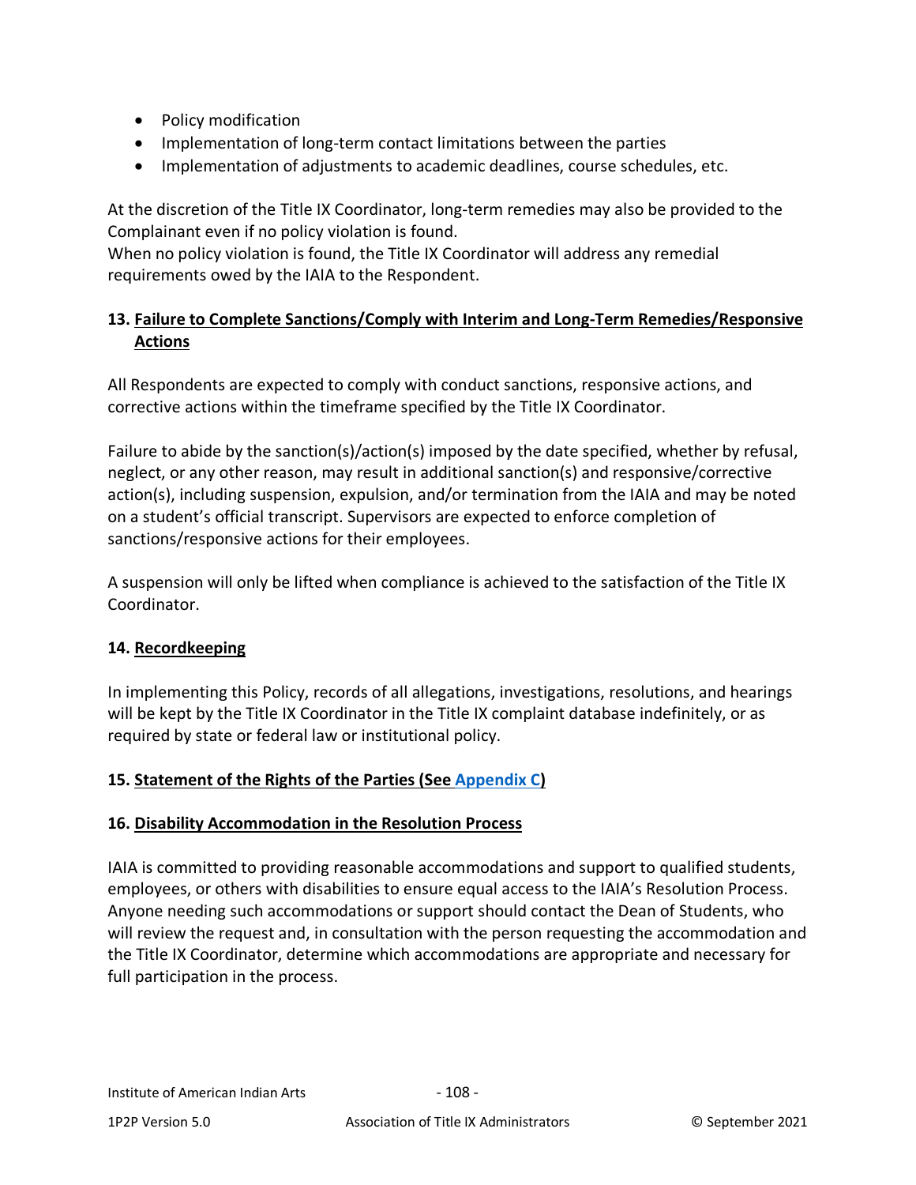- Policy modification
- Implementation of long-term contact limitations between the parties
- Implementation of adjustments to academic deadlines, course schedules, etc.

At the discretion of the Title IX Coordinator, long-term remedies may also be provided to the Complainant even if no policy violation is found.
When no policy violation is found, the Title IX Coordinator will address any remedial requirements owed by the IAIA to the Respondent.

### 13. Failure to Complete Sanctions/Comply with Interim and Long-Term Remedies/Responsive Actions

All Respondents are expected to comply with conduct sanctions, responsive actions, and corrective actions within the timeframe specified by the Title IX Coordinator.

Failure to abide by the sanction(s)/action(s) imposed by the date specified, whether by refusal, neglect, or any other reason, may result in additional sanction(s) and responsive/corrective action(s), including suspension, expulsion, and/or termination from the IAIA and may be noted on a student's official transcript. Supervisors are expected to enforce completion of sanctions/responsive actions for their employees.

A suspension will only be lifted when compliance is achieved to the satisfaction of the Title IX Coordinator.

### 14. Recordkeeping

In implementing this Policy, records of all allegations, investigations, resolutions, and hearings will be kept by the Title IX Coordinator in the Title IX complaint database indefinitely, or as required by state or federal law or institutional policy.

### 15. Statement of the Rights of the Parties (See Appendix C)

### 16. Disability Accommodation in the Resolution Process

IAIA is committed to providing reasonable accommodations and support to qualified students, employees, or others with disabilities to ensure equal access to the IAIA's Resolution Process. Anyone needing such accommodations or support should contact the Dean of Students, who will review the request and, in consultation with the person requesting the accommodation and the Title IX Coordinator, determine which accommodations are appropriate and necessary for full participation in the process.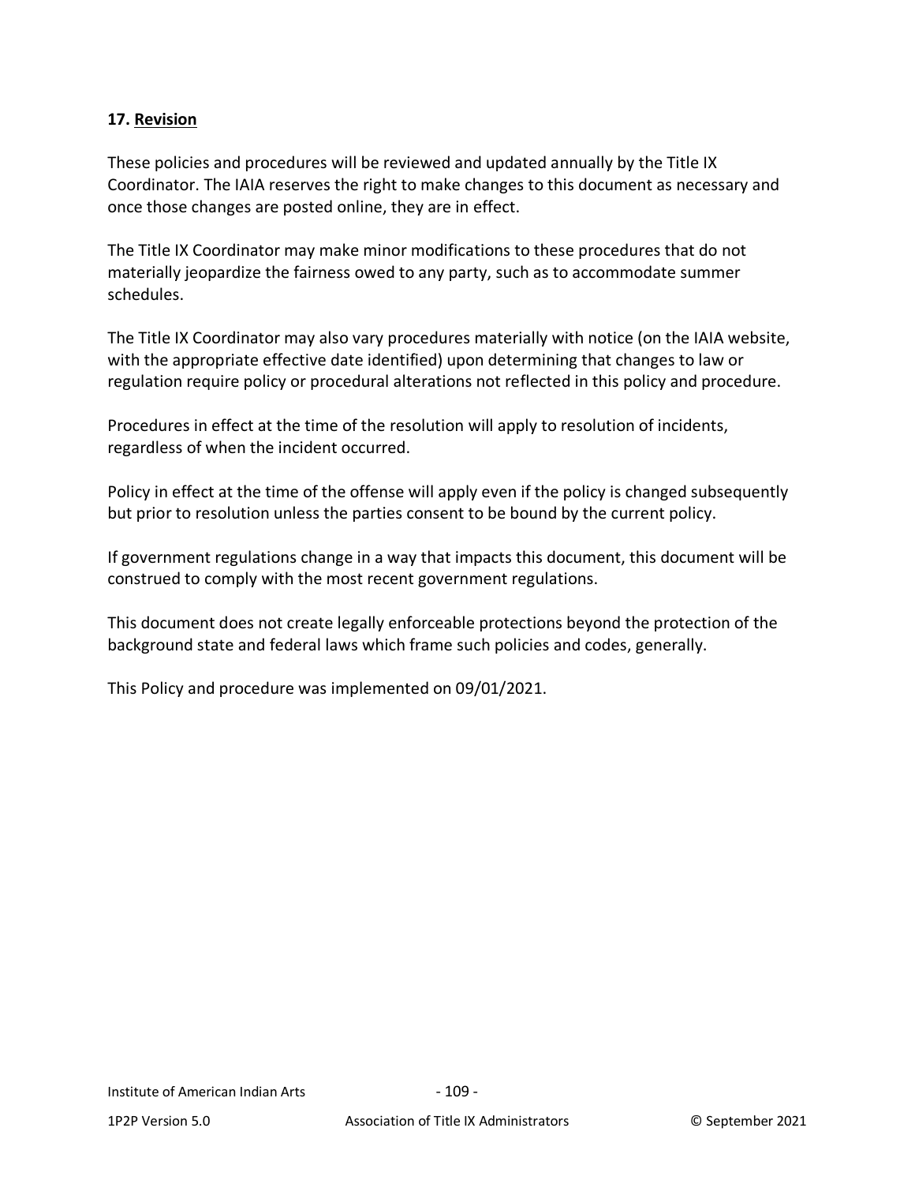## 17. Revision

These policies and procedures will be reviewed and updated annually by the Title IX Coordinator. The IAIA reserves the right to make changes to this document as necessary and once those changes are posted online, they are in effect.

The Title IX Coordinator may make minor modifications to these procedures that do not materially jeopardize the fairness owed to any party, such as to accommodate summer schedules.

The Title IX Coordinator may also vary procedures materially with notice (on the IAIA website, with the appropriate effective date identified) upon determining that changes to law or regulation require policy or procedural alterations not reflected in this policy and procedure.

Procedures in effect at the time of the resolution will apply to resolution of incidents, regardless of when the incident occurred.

Policy in effect at the time of the offense will apply even if the policy is changed subsequently but prior to resolution unless the parties consent to be bound by the current policy.

If government regulations change in a way that impacts this document, this document will be construed to comply with the most recent government regulations.

This document does not create legally enforceable protections beyond the protection of the background state and federal laws which frame such policies and codes, generally.

This Policy and procedure was implemented on 09/01/2021.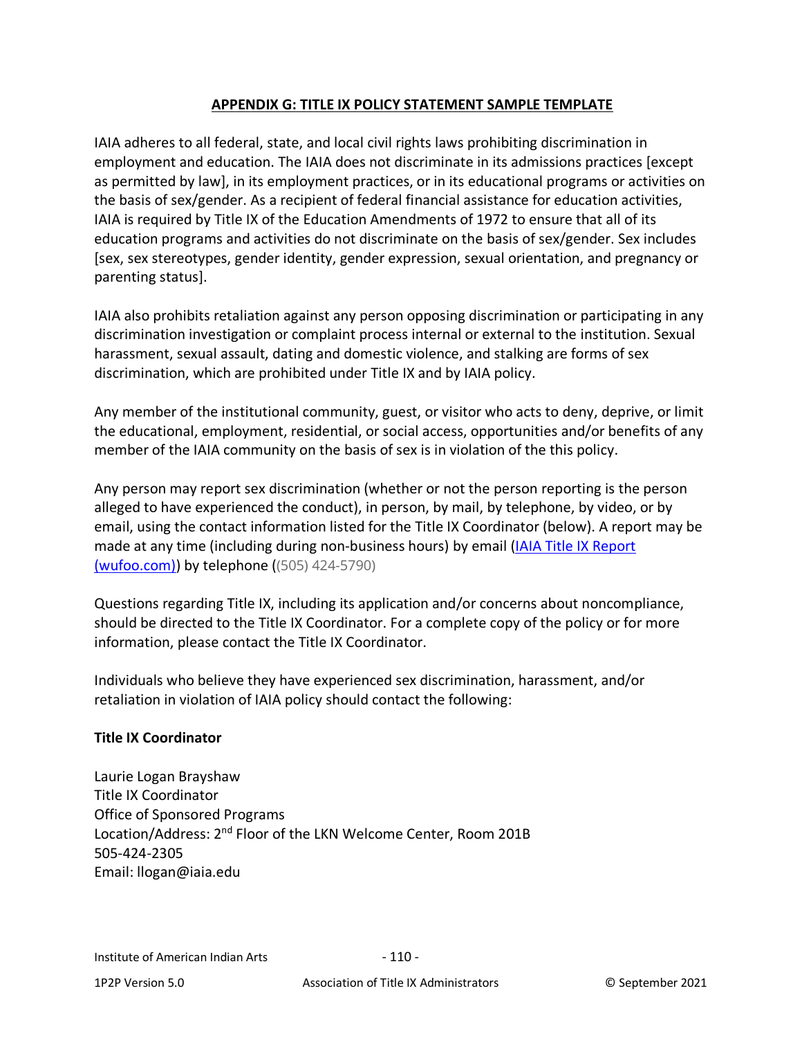## APPENDIX G: TITLE IX POLICY STATEMENT SAMPLE TEMPLATE

IAIA adheres to all federal, state, and local civil rights laws prohibiting discrimination in employment and education. The IAIA does not discriminate in its admissions practices [except as permitted by law], in its employment practices, or in its educational programs or activities on the basis of sex/gender. As a recipient of federal financial assistance for education activities, IAIA is required by Title IX of the Education Amendments of 1972 to ensure that all of its education programs and activities do not discriminate on the basis of sex/gender. Sex includes [sex, sex stereotypes, gender identity, gender expression, sexual orientation, and pregnancy or parenting status].

IAIA also prohibits retaliation against any person opposing discrimination or participating in any discrimination investigation or complaint process internal or external to the institution. Sexual harassment, sexual assault, dating and domestic violence, and stalking are forms of sex discrimination, which are prohibited under Title IX and by IAIA policy.

Any member of the institutional community, guest, or visitor who acts to deny, deprive, or limit the educational, employment, residential, or social access, opportunities and/or benefits of any member of the IAIA community on the basis of sex is in violation of the this policy.

Any person may report sex discrimination (whether or not the person reporting is the person alleged to have experienced the conduct), in person, by mail, by telephone, by video, or by email, using the contact information listed for the Title IX Coordinator (below). A report may be made at any time (including during non-business hours) by email (IAIA Title IX Report (wufoo.com)) by telephone ((505) 424-5790)

Questions regarding Title IX, including its application and/or concerns about noncompliance, should be directed to the Title IX Coordinator. For a complete copy of the policy or for more information, please contact the Title IX Coordinator.

Individuals who believe they have experienced sex discrimination, harassment, and/or retaliation in violation of IAIA policy should contact the following:

**Title IX Coordinator**

Laurie Logan Brayshaw
Title IX Coordinator
Office of Sponsored Programs
Location/Address: 2nd Floor of the LKN Welcome Center, Room 201B
505-424-2305
Email: llogan@iaia.edu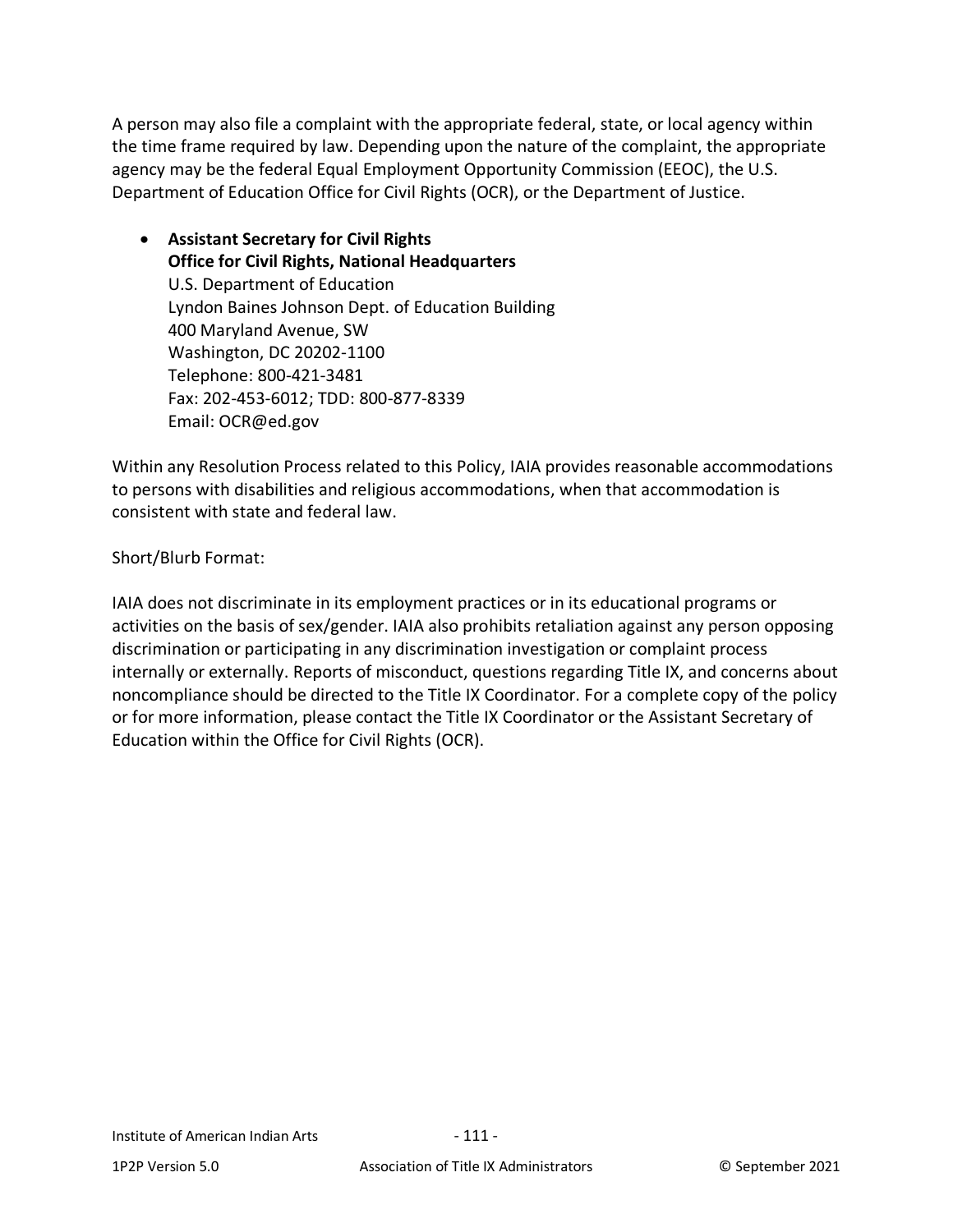A person may also file a complaint with the appropriate federal, state, or local agency within the time frame required by law. Depending upon the nature of the complaint, the appropriate agency may be the federal Equal Employment Opportunity Commission (EEOC), the U.S. Department of Education Office for Civil Rights (OCR), or the Department of Justice.

- **Assistant Secretary for Civil Rights**
  **Office for Civil Rights, National Headquarters**
  U.S. Department of Education
  Lyndon Baines Johnson Dept. of Education Building
  400 Maryland Avenue, SW
  Washington, DC 20202-1100
  Telephone: 800-421-3481
  Fax: 202-453-6012; TDD: 800-877-8339
  Email: OCR@ed.gov

Within any Resolution Process related to this Policy, IAIA provides reasonable accommodations to persons with disabilities and religious accommodations, when that accommodation is consistent with state and federal law.

Short/Blurb Format:

IAIA does not discriminate in its employment practices or in its educational programs or activities on the basis of sex/gender. IAIA also prohibits retaliation against any person opposing discrimination or participating in any discrimination investigation or complaint process internally or externally. Reports of misconduct, questions regarding Title IX, and concerns about noncompliance should be directed to the Title IX Coordinator. For a complete copy of the policy or for more information, please contact the Title IX Coordinator or the Assistant Secretary of Education within the Office for Civil Rights (OCR).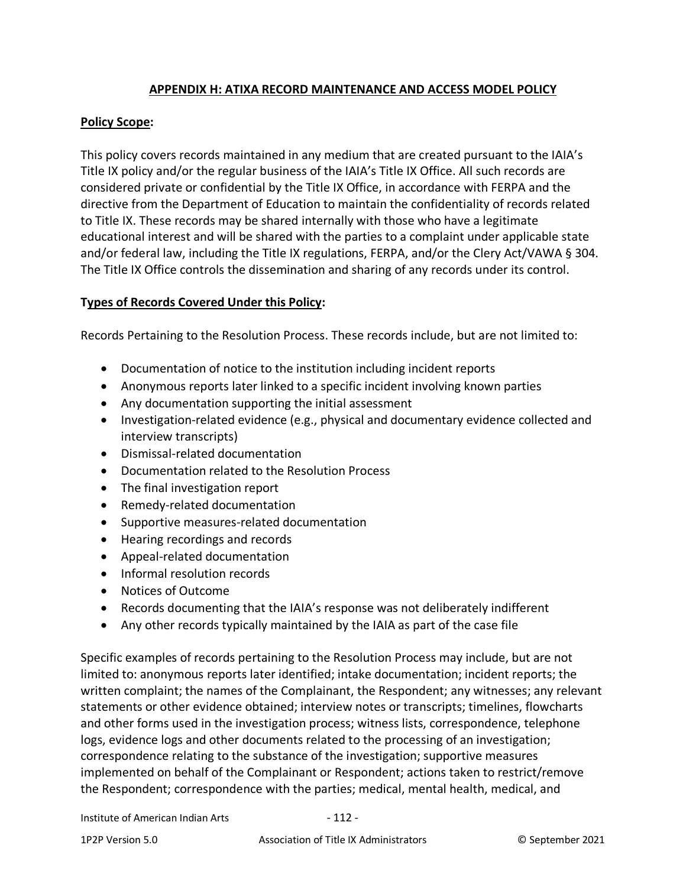## APPENDIX H: ATIXA RECORD MAINTENANCE AND ACCESS MODEL POLICY

**Policy Scope:**

This policy covers records maintained in any medium that are created pursuant to the IAIA's Title IX policy and/or the regular business of the IAIA's Title IX Office. All such records are considered private or confidential by the Title IX Office, in accordance with FERPA and the directive from the Department of Education to maintain the confidentiality of records related to Title IX. These records may be shared internally with those who have a legitimate educational interest and will be shared with the parties to a complaint under applicable state and/or federal law, including the Title IX regulations, FERPA, and/or the Clery Act/VAWA § 304. The Title IX Office controls the dissemination and sharing of any records under its control.

**Types of Records Covered Under this Policy:**

Records Pertaining to the Resolution Process. These records include, but are not limited to:

- Documentation of notice to the institution including incident reports
- Anonymous reports later linked to a specific incident involving known parties
- Any documentation supporting the initial assessment
- Investigation-related evidence (e.g., physical and documentary evidence collected and interview transcripts)
- Dismissal-related documentation
- Documentation related to the Resolution Process
- The final investigation report
- Remedy-related documentation
- Supportive measures-related documentation
- Hearing recordings and records
- Appeal-related documentation
- Informal resolution records
- Notices of Outcome
- Records documenting that the IAIA's response was not deliberately indifferent
- Any other records typically maintained by the IAIA as part of the case file

Specific examples of records pertaining to the Resolution Process may include, but are not limited to: anonymous reports later identified; intake documentation; incident reports; the written complaint; the names of the Complainant, the Respondent; any witnesses; any relevant statements or other evidence obtained; interview notes or transcripts; timelines, flowcharts and other forms used in the investigation process; witness lists, correspondence, telephone logs, evidence logs and other documents related to the processing of an investigation; correspondence relating to the substance of the investigation; supportive measures implemented on behalf of the Complainant or Respondent; actions taken to restrict/remove the Respondent; correspondence with the parties; medical, mental health, medical, and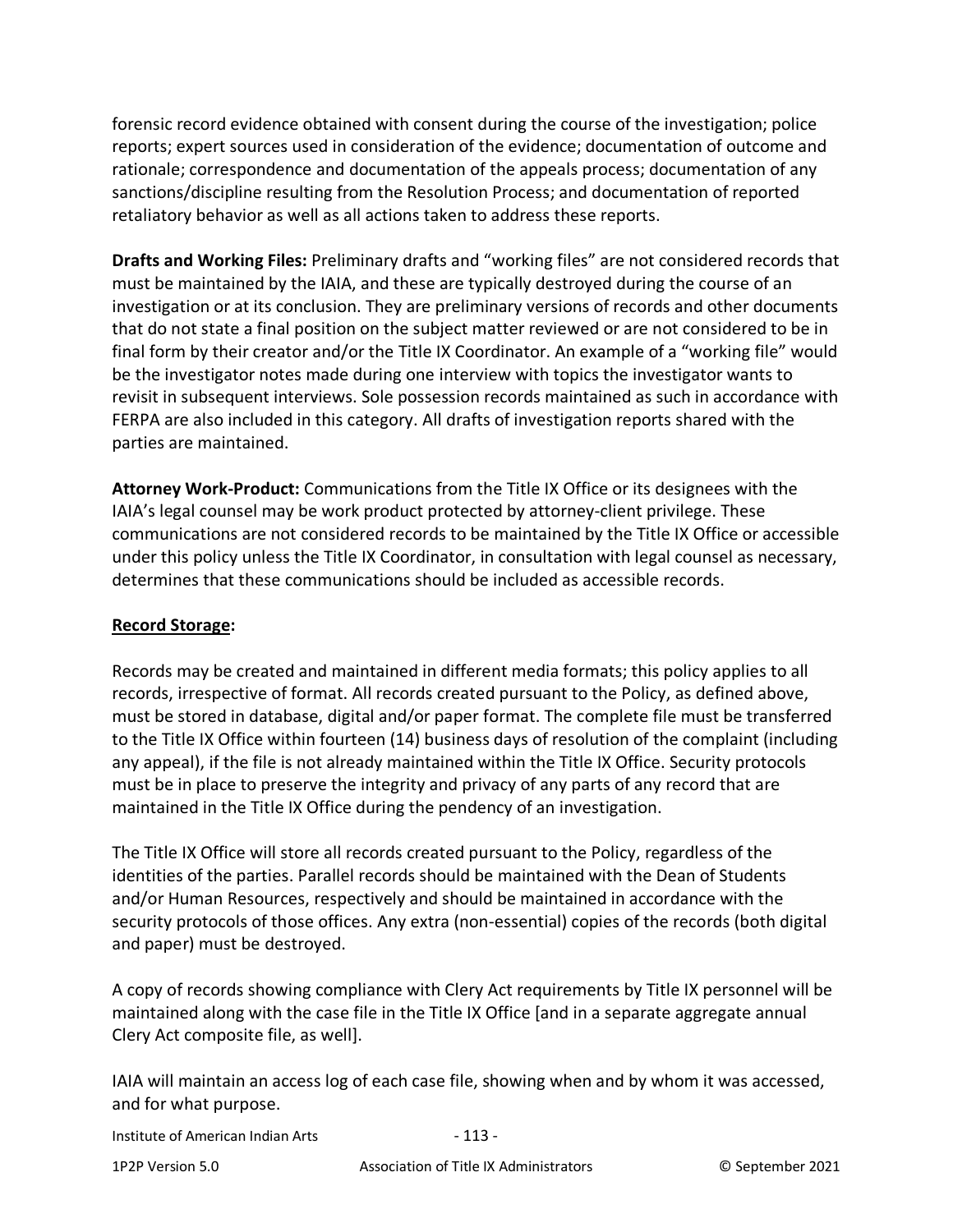forensic record evidence obtained with consent during the course of the investigation; police reports; expert sources used in consideration of the evidence; documentation of outcome and rationale; correspondence and documentation of the appeals process; documentation of any sanctions/discipline resulting from the Resolution Process; and documentation of reported retaliatory behavior as well as all actions taken to address these reports.

**Drafts and Working Files:** Preliminary drafts and "working files" are not considered records that must be maintained by the IAIA, and these are typically destroyed during the course of an investigation or at its conclusion. They are preliminary versions of records and other documents that do not state a final position on the subject matter reviewed or are not considered to be in final form by their creator and/or the Title IX Coordinator. An example of a "working file" would be the investigator notes made during one interview with topics the investigator wants to revisit in subsequent interviews. Sole possession records maintained as such in accordance with FERPA are also included in this category. All drafts of investigation reports shared with the parties are maintained.

**Attorney Work-Product:** Communications from the Title IX Office or its designees with the IAIA's legal counsel may be work product protected by attorney-client privilege. These communications are not considered records to be maintained by the Title IX Office or accessible under this policy unless the Title IX Coordinator, in consultation with legal counsel as necessary, determines that these communications should be included as accessible records.

**<u>Record Storage</u>:**

Records may be created and maintained in different media formats; this policy applies to all records, irrespective of format. All records created pursuant to the Policy, as defined above, must be stored in database, digital and/or paper format. The complete file must be transferred to the Title IX Office within fourteen (14) business days of resolution of the complaint (including any appeal), if the file is not already maintained within the Title IX Office. Security protocols must be in place to preserve the integrity and privacy of any parts of any record that are maintained in the Title IX Office during the pendency of an investigation.

The Title IX Office will store all records created pursuant to the Policy, regardless of the identities of the parties. Parallel records should be maintained with the Dean of Students and/or Human Resources, respectively and should be maintained in accordance with the security protocols of those offices. Any extra (non-essential) copies of the records (both digital and paper) must be destroyed.

A copy of records showing compliance with Clery Act requirements by Title IX personnel will be maintained along with the case file in the Title IX Office [and in a separate aggregate annual Clery Act composite file, as well].

IAIA will maintain an access log of each case file, showing when and by whom it was accessed, and for what purpose.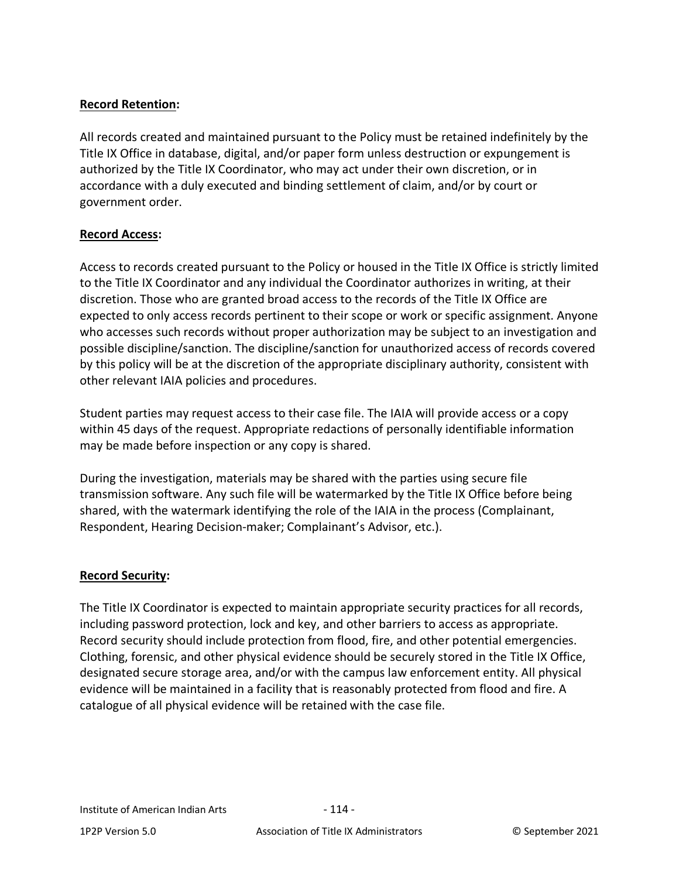**Record Retention:**

All records created and maintained pursuant to the Policy must be retained indefinitely by the Title IX Office in database, digital, and/or paper form unless destruction or expungement is authorized by the Title IX Coordinator, who may act under their own discretion, or in accordance with a duly executed and binding settlement of claim, and/or by court or government order.

**Record Access:**

Access to records created pursuant to the Policy or housed in the Title IX Office is strictly limited to the Title IX Coordinator and any individual the Coordinator authorizes in writing, at their discretion. Those who are granted broad access to the records of the Title IX Office are expected to only access records pertinent to their scope or work or specific assignment. Anyone who accesses such records without proper authorization may be subject to an investigation and possible discipline/sanction. The discipline/sanction for unauthorized access of records covered by this policy will be at the discretion of the appropriate disciplinary authority, consistent with other relevant IAIA policies and procedures.

Student parties may request access to their case file. The IAIA will provide access or a copy within 45 days of the request. Appropriate redactions of personally identifiable information may be made before inspection or any copy is shared.

During the investigation, materials may be shared with the parties using secure file transmission software. Any such file will be watermarked by the Title IX Office before being shared, with the watermark identifying the role of the IAIA in the process (Complainant, Respondent, Hearing Decision-maker; Complainant's Advisor, etc.).

**Record Security:**

The Title IX Coordinator is expected to maintain appropriate security practices for all records, including password protection, lock and key, and other barriers to access as appropriate. Record security should include protection from flood, fire, and other potential emergencies. Clothing, forensic, and other physical evidence should be securely stored in the Title IX Office, designated secure storage area, and/or with the campus law enforcement entity. All physical evidence will be maintained in a facility that is reasonably protected from flood and fire. A catalogue of all physical evidence will be retained with the case file.